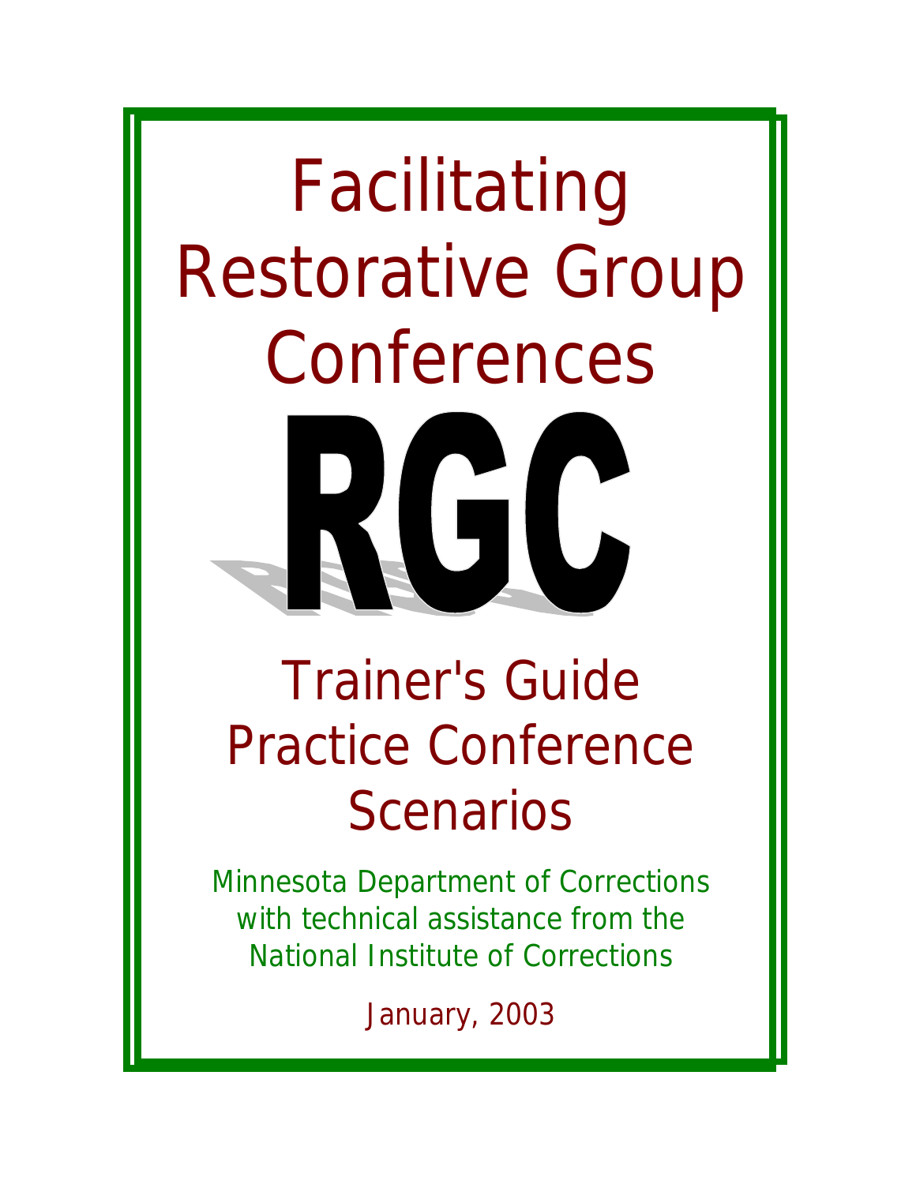# Facilitating Restorative Group Conferences

# RGC

## Trainer's Guide Practice Conference Scenarios

Minnesota Department of Corrections with technical assistance from the National Institute of Corrections

January, 2003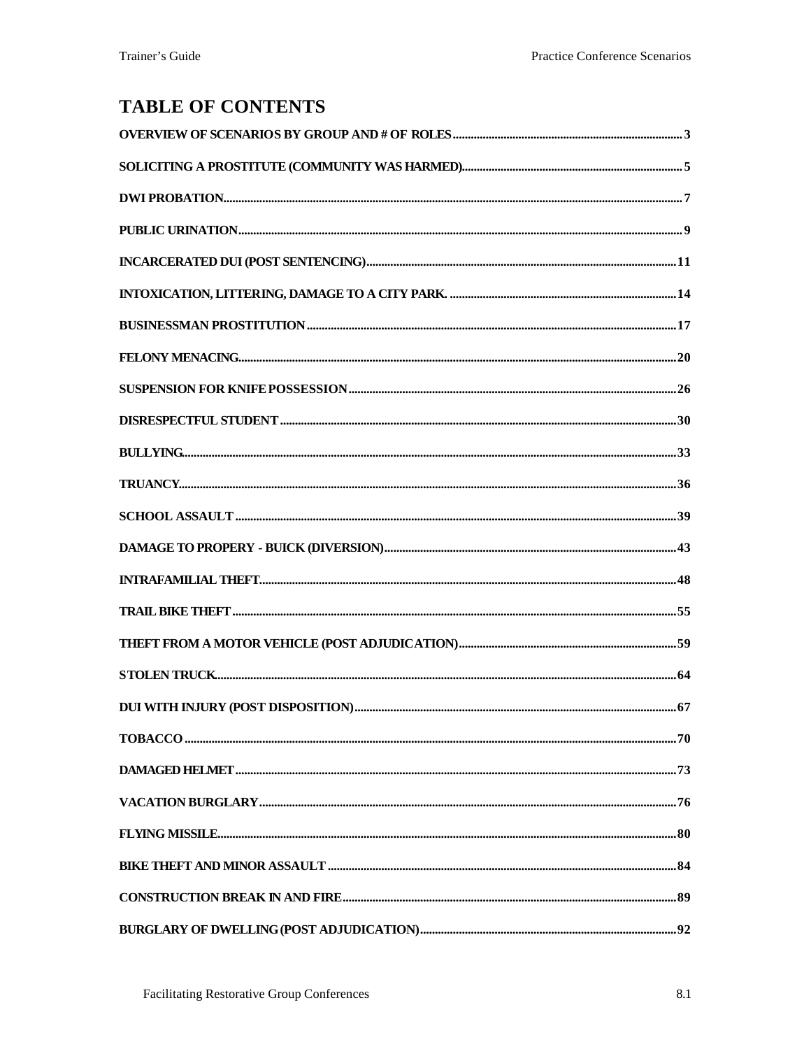# TABLE OF CONTENTS

**OVERVIEW OF SCENARIOS BY GROUP AND # OF ROLES** ... 3

**SOLICITING A PROSTITUTE (COMMUNITY WAS HARMED)** ... 5

**DWI PROBATION** ... 7

**PUBLIC URINATION** ... 9

**INCARCERATED DUI (POST SENTENCING)** ... 11

**INTOXICATION, LITTERING, DAMAGE TO A CITY PARK.** ... 14

**BUSINESSMAN PROSTITUTION** ... 17

**FELONY MENACING** ... 20

**SUSPENSION FOR KNIFE POSSESSION** ... 26

**DISRESPECTFUL STUDENT** ... 30

**BULLYING** ... 33

**TRUANCY** ... 36

**SCHOOL ASSAULT** ... 39

**DAMAGE TO PROPERY - BUICK (DIVERSION)** ... 43

**INTRAFAMILIAL THEFT** ... 48

**TRAIL BIKE THEFT** ... 55

**THEFT FROM A MOTOR VEHICLE (POST ADJUDICATION)** ... 59

**STOLEN TRUCK** ... 64

**DUI WITH INJURY (POST DISPOSITION)** ... 67

**TOBACCO** ... 70

**DAMAGED HELMET** ... 73

**VACATION BURGLARY** ... 76

**FLYING MISSILE** ... 80

**BIKE THEFT AND MINOR ASSAULT** ... 84

**CONSTRUCTION BREAK IN AND FIRE** ... 89

**BURGLARY OF DWELLING (POST ADJUDICATION)** ... 92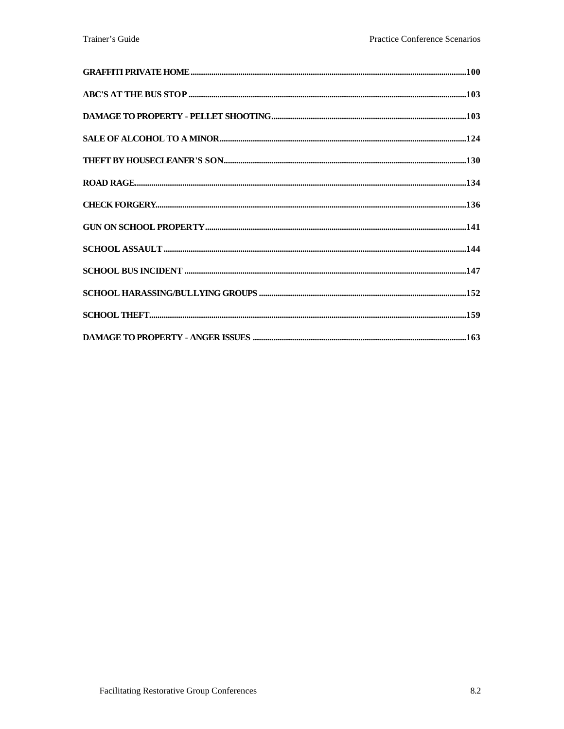**GRAFFITI PRIVATE HOME** .......................................................................................................................... **100**

**ABC'S AT THE BUS STOP** .......................................................................................................................... **103**

**DAMAGE TO PROPERTY - PELLET SHOOTING** ........................................................................................ **103**

**SALE OF ALCOHOL TO A MINOR** .............................................................................................................. **124**

**THEFT BY HOUSECLEANER'S SON** ........................................................................................................... **130**

**ROAD RAGE** ................................................................................................................................................ **134**

**CHECK FORGERY** ........................................................................................................................................ **136**

**GUN ON SCHOOL PROPERTY** ..................................................................................................................... **141**

**SCHOOL ASSAULT** ..................................................................................................................................... **144**

**SCHOOL BUS INCIDENT** ............................................................................................................................. **147**

**SCHOOL HARASSING/BULLYING GROUPS** ................................................................................................ **152**

**SCHOOL THEFT** ........................................................................................................................................... **159**

**DAMAGE TO PROPERTY - ANGER ISSUES** ................................................................................................. **163**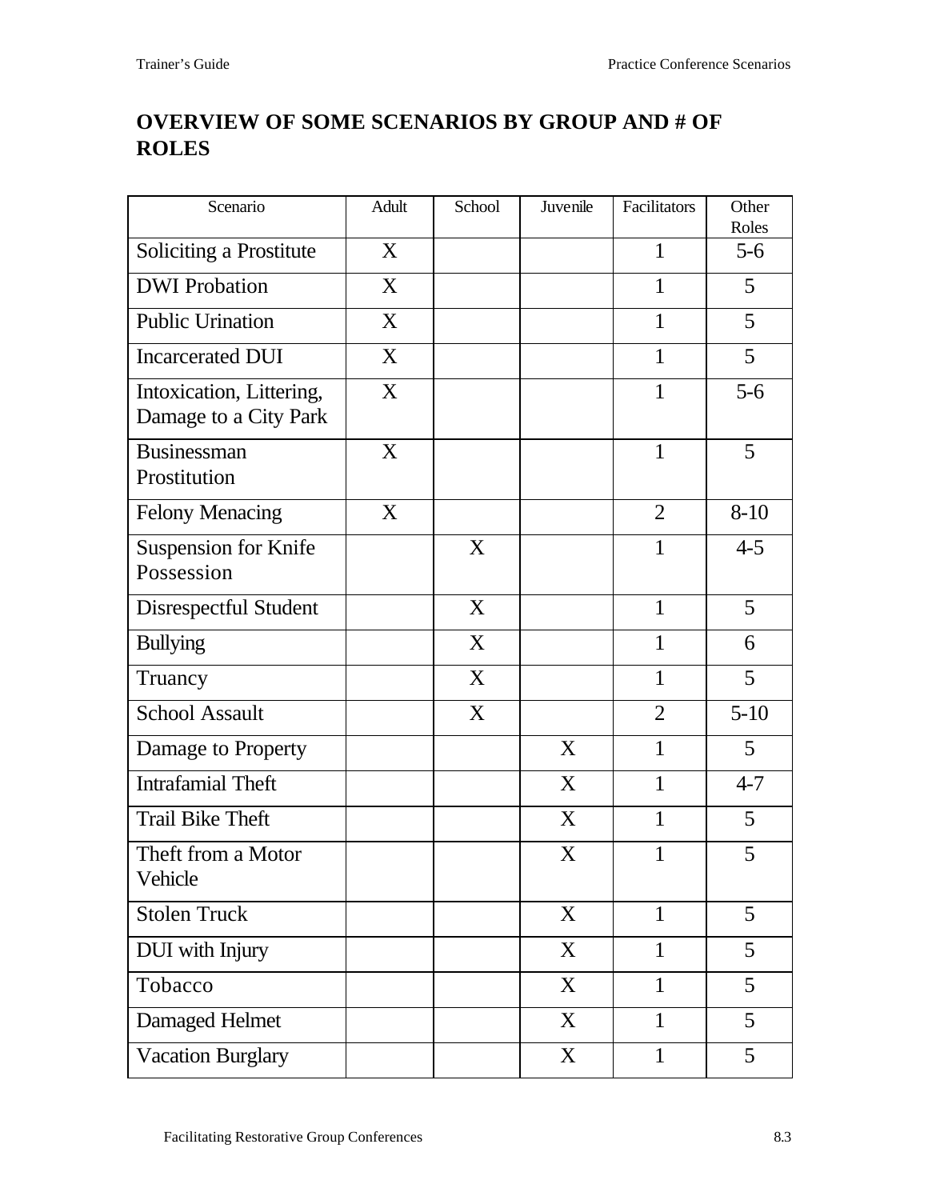## OVERVIEW OF SOME SCENARIOS BY GROUP AND # OF ROLES

| Scenario | Adult | School | Juvenile | Facilitators | Other Roles |
|---|---|---|---|---|---|
| Soliciting a Prostitute | X | | | 1 | 5-6 |
| DWI Probation | X | | | 1 | 5 |
| Public Urination | X | | | 1 | 5 |
| Incarcerated DUI | X | | | 1 | 5 |
| Intoxication, Littering, Damage to a City Park | X | | | 1 | 5-6 |
| Businessman Prostitution | X | | | 1 | 5 |
| Felony Menacing | X | | | 2 | 8-10 |
| Suspension for Knife Possession | | X | | 1 | 4-5 |
| Disrespectful Student | | X | | 1 | 5 |
| Bullying | | X | | 1 | 6 |
| Truancy | | X | | 1 | 5 |
| School Assault | | X | | 2 | 5-10 |
| Damage to Property | | | X | 1 | 5 |
| Intrafamial Theft | | | X | 1 | 4-7 |
| Trail Bike Theft | | | X | 1 | 5 |
| Theft from a Motor Vehicle | | | X | 1 | 5 |
| Stolen Truck | | | X | 1 | 5 |
| DUI with Injury | | | X | 1 | 5 |
| Tobacco | | | X | 1 | 5 |
| Damaged Helmet | | | X | 1 | 5 |
| Vacation Burglary | | | X | 1 | 5 |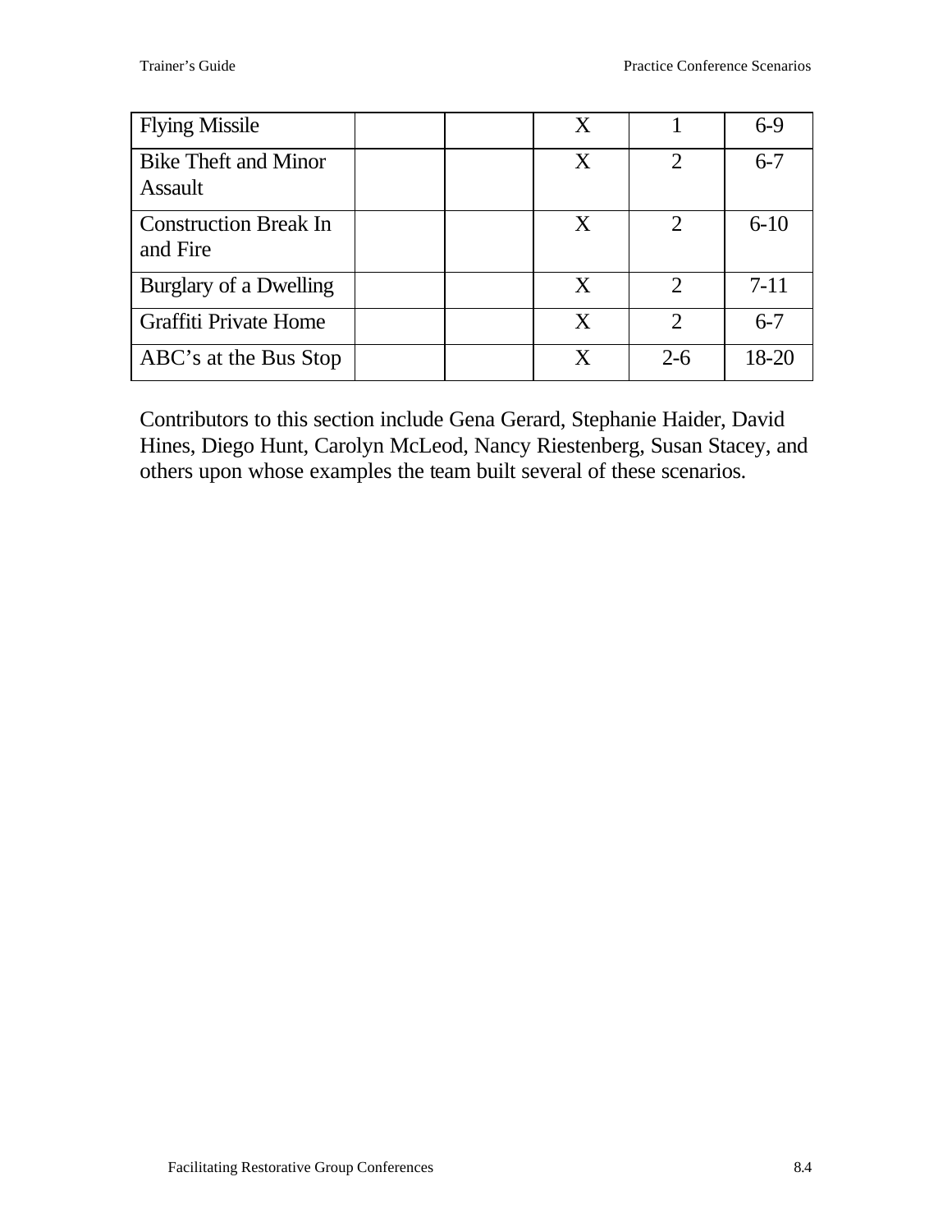| | | | | | |
|---|---|---|---|---|---|
| Flying Missile | | | X | 1 | 6-9 |
| Bike Theft and Minor Assault | | | X | 2 | 6-7 |
| Construction Break In and Fire | | | X | 2 | 6-10 |
| Burglary of a Dwelling | | | X | 2 | 7-11 |
| Graffiti Private Home | | | X | 2 | 6-7 |
| ABC's at the Bus Stop | | | X | 2-6 | 18-20 |

Contributors to this section include Gena Gerard, Stephanie Haider, David Hines, Diego Hunt, Carolyn McLeod, Nancy Riestenberg, Susan Stacey, and others upon whose examples the team built several of these scenarios.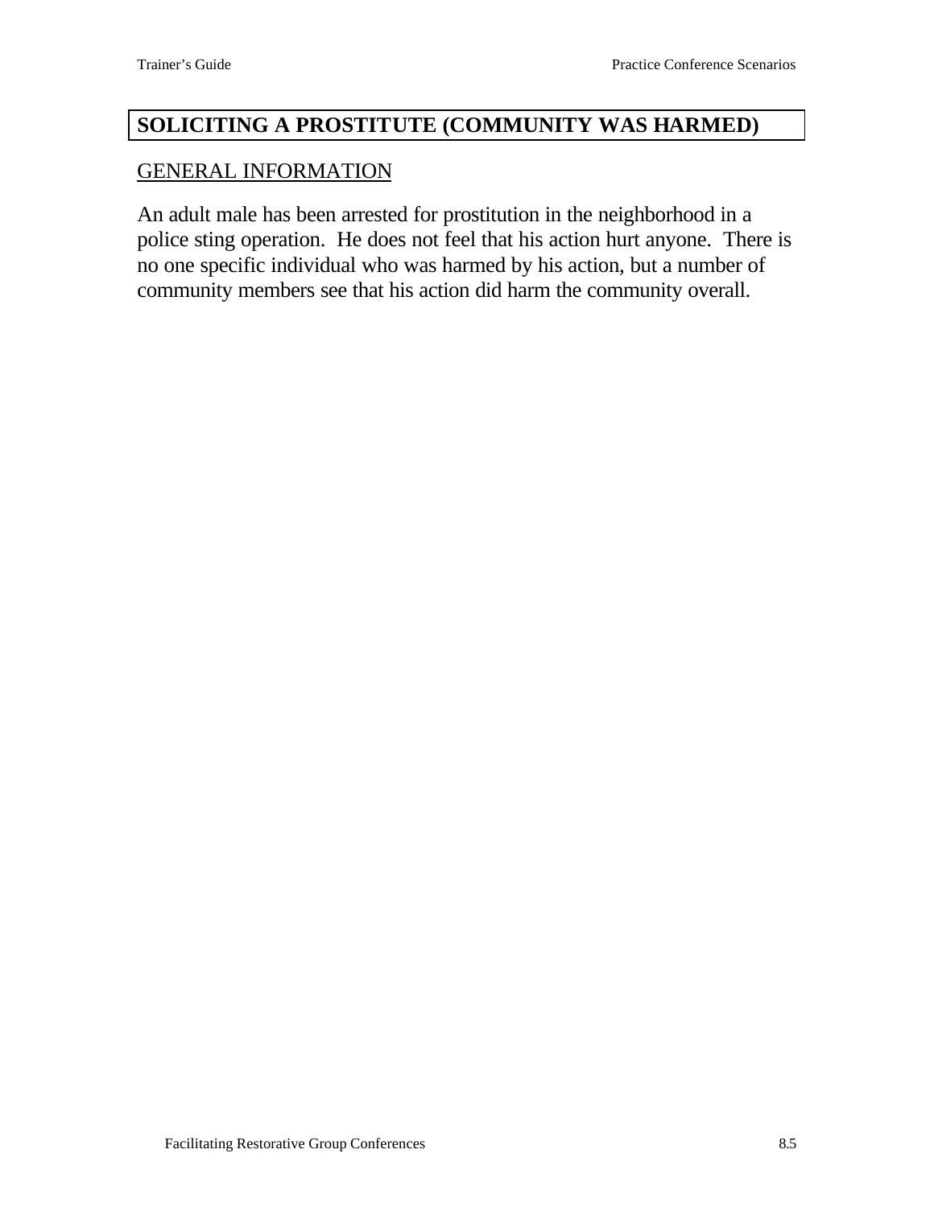## SOLICITING A PROSTITUTE (COMMUNITY WAS HARMED)

GENERAL INFORMATION

An adult male has been arrested for prostitution in the neighborhood in a police sting operation. He does not feel that his action hurt anyone. There is no one specific individual who was harmed by his action, but a number of community members see that his action did harm the community overall.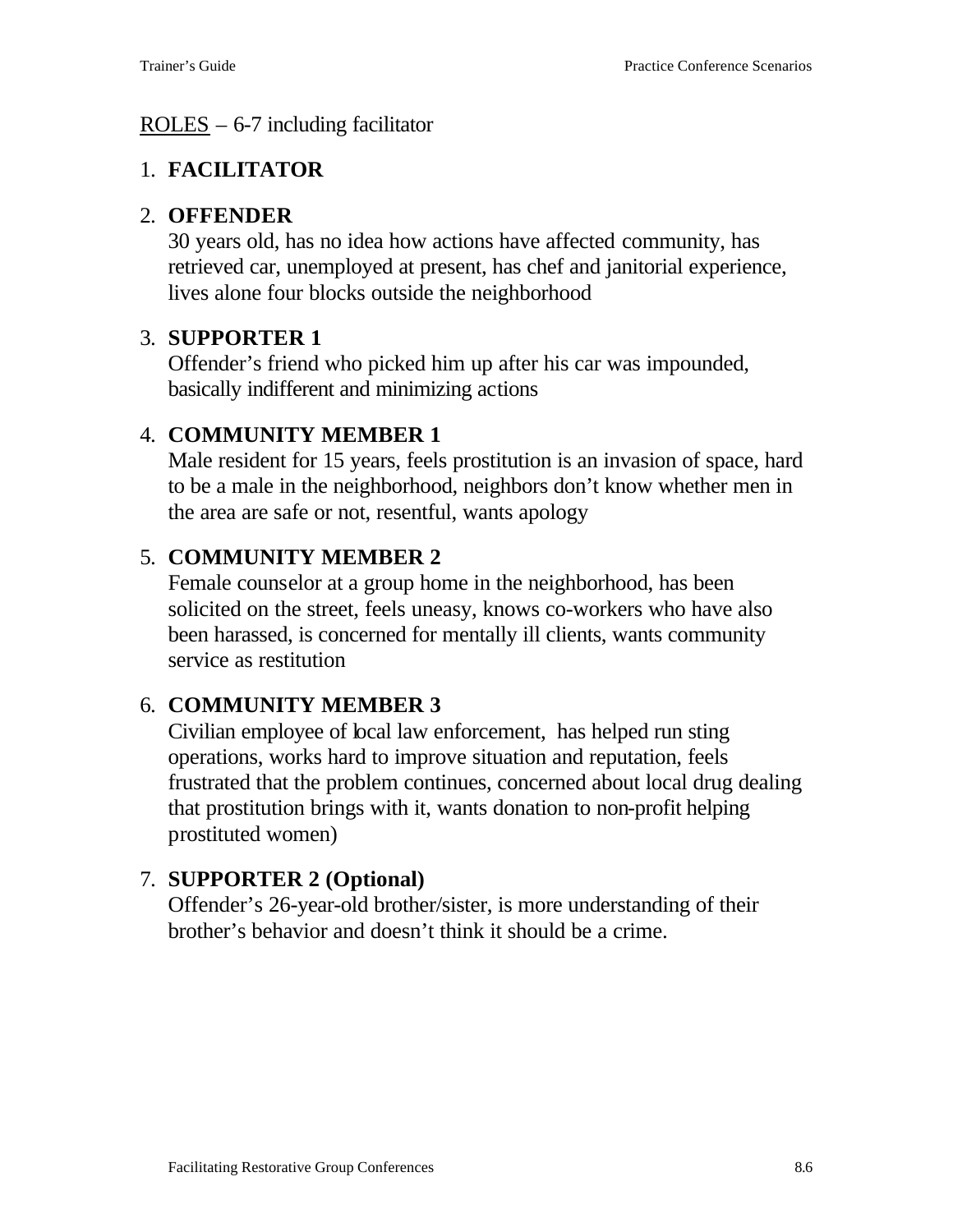<u>ROLES</u> – 6-7 including facilitator

1. **FACILITATOR**

2. **OFFENDER**
   30 years old, has no idea how actions have affected community, has retrieved car, unemployed at present, has chef and janitorial experience, lives alone four blocks outside the neighborhood

3. **SUPPORTER 1**
   Offender's friend who picked him up after his car was impounded, basically indifferent and minimizing actions

4. **COMMUNITY MEMBER 1**
   Male resident for 15 years, feels prostitution is an invasion of space, hard to be a male in the neighborhood, neighbors don't know whether men in the area are safe or not, resentful, wants apology

5. **COMMUNITY MEMBER 2**
   Female counselor at a group home in the neighborhood, has been solicited on the street, feels uneasy, knows co-workers who have also been harassed, is concerned for mentally ill clients, wants community service as restitution

6. **COMMUNITY MEMBER 3**
   Civilian employee of local law enforcement, has helped run sting operations, works hard to improve situation and reputation, feels frustrated that the problem continues, concerned about local drug dealing that prostitution brings with it, wants donation to non-profit helping prostituted women)

7. **SUPPORTER 2 (Optional)**
   Offender's 26-year-old brother/sister, is more understanding of their brother's behavior and doesn't think it should be a crime.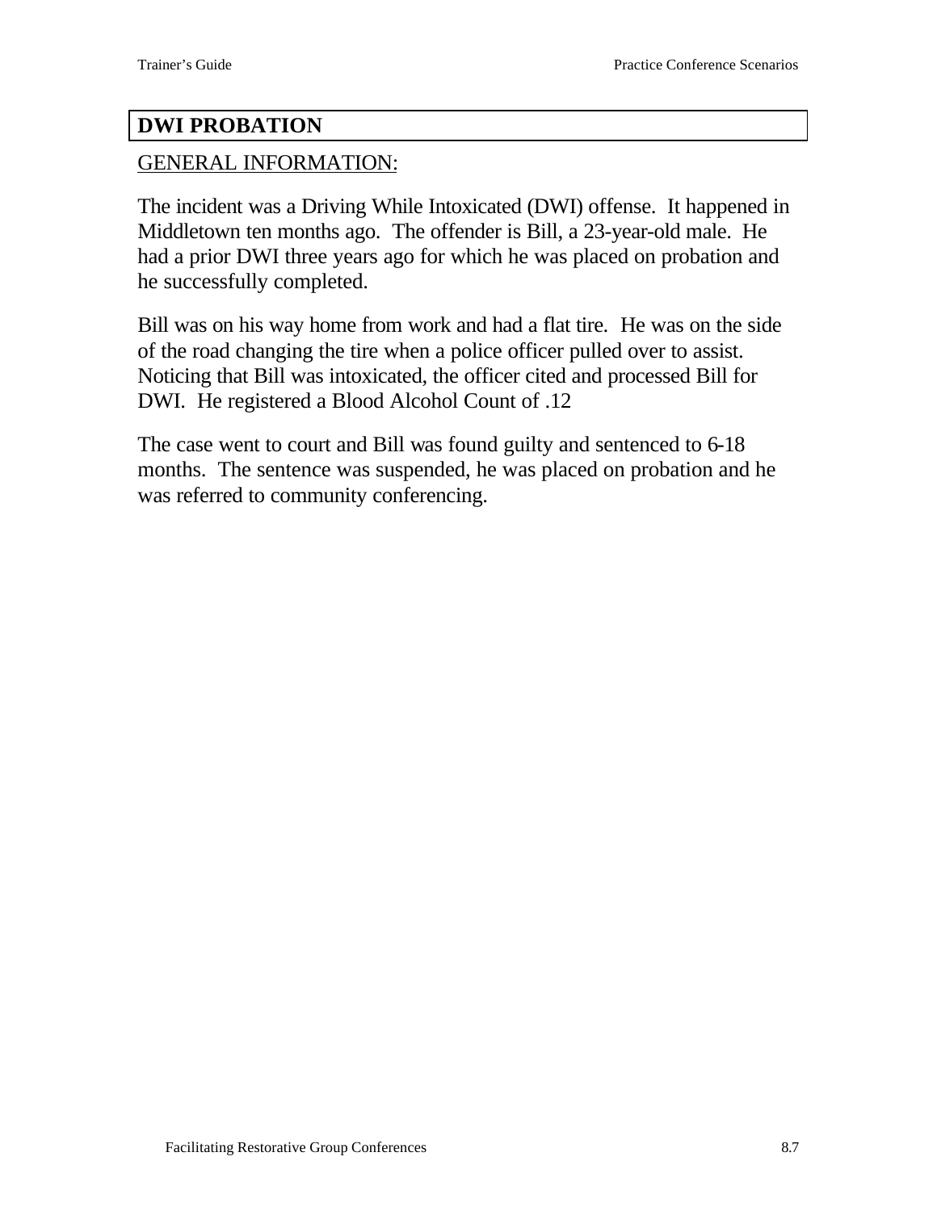## DWI PROBATION

GENERAL INFORMATION:

The incident was a Driving While Intoxicated (DWI) offense. It happened in Middletown ten months ago. The offender is Bill, a 23-year-old male. He had a prior DWI three years ago for which he was placed on probation and he successfully completed.

Bill was on his way home from work and had a flat tire. He was on the side of the road changing the tire when a police officer pulled over to assist. Noticing that Bill was intoxicated, the officer cited and processed Bill for DWI. He registered a Blood Alcohol Count of .12

The case went to court and Bill was found guilty and sentenced to 6-18 months. The sentence was suspended, he was placed on probation and he was referred to community conferencing.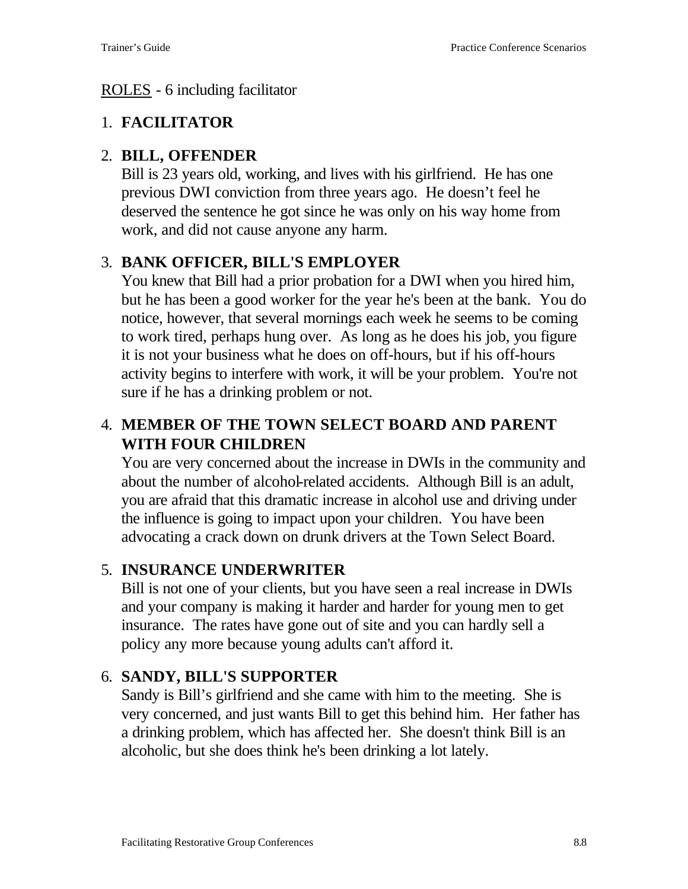<u>ROLES</u> - 6 including facilitator

1. **FACILITATOR**

2. **BILL, OFFENDER**
   Bill is 23 years old, working, and lives with his girlfriend. He has one previous DWI conviction from three years ago. He doesn't feel he deserved the sentence he got since he was only on his way home from work, and did not cause anyone any harm.

3. **BANK OFFICER, BILL'S EMPLOYER**
   You knew that Bill had a prior probation for a DWI when you hired him, but he has been a good worker for the year he's been at the bank. You do notice, however, that several mornings each week he seems to be coming to work tired, perhaps hung over. As long as he does his job, you figure it is not your business what he does on off-hours, but if his off-hours activity begins to interfere with work, it will be your problem. You're not sure if he has a drinking problem or not.

4. **MEMBER OF THE TOWN SELECT BOARD AND PARENT WITH FOUR CHILDREN**
   You are very concerned about the increase in DWIs in the community and about the number of alcohol-related accidents. Although Bill is an adult, you are afraid that this dramatic increase in alcohol use and driving under the influence is going to impact upon your children. You have been advocating a crack down on drunk drivers at the Town Select Board.

5. **INSURANCE UNDERWRITER**
   Bill is not one of your clients, but you have seen a real increase in DWIs and your company is making it harder and harder for young men to get insurance. The rates have gone out of site and you can hardly sell a policy any more because young adults can't afford it.

6. **SANDY, BILL'S SUPPORTER**
   Sandy is Bill's girlfriend and she came with him to the meeting. She is very concerned, and just wants Bill to get this behind him. Her father has a drinking problem, which has affected her. She doesn't think Bill is an alcoholic, but she does think he's been drinking a lot lately.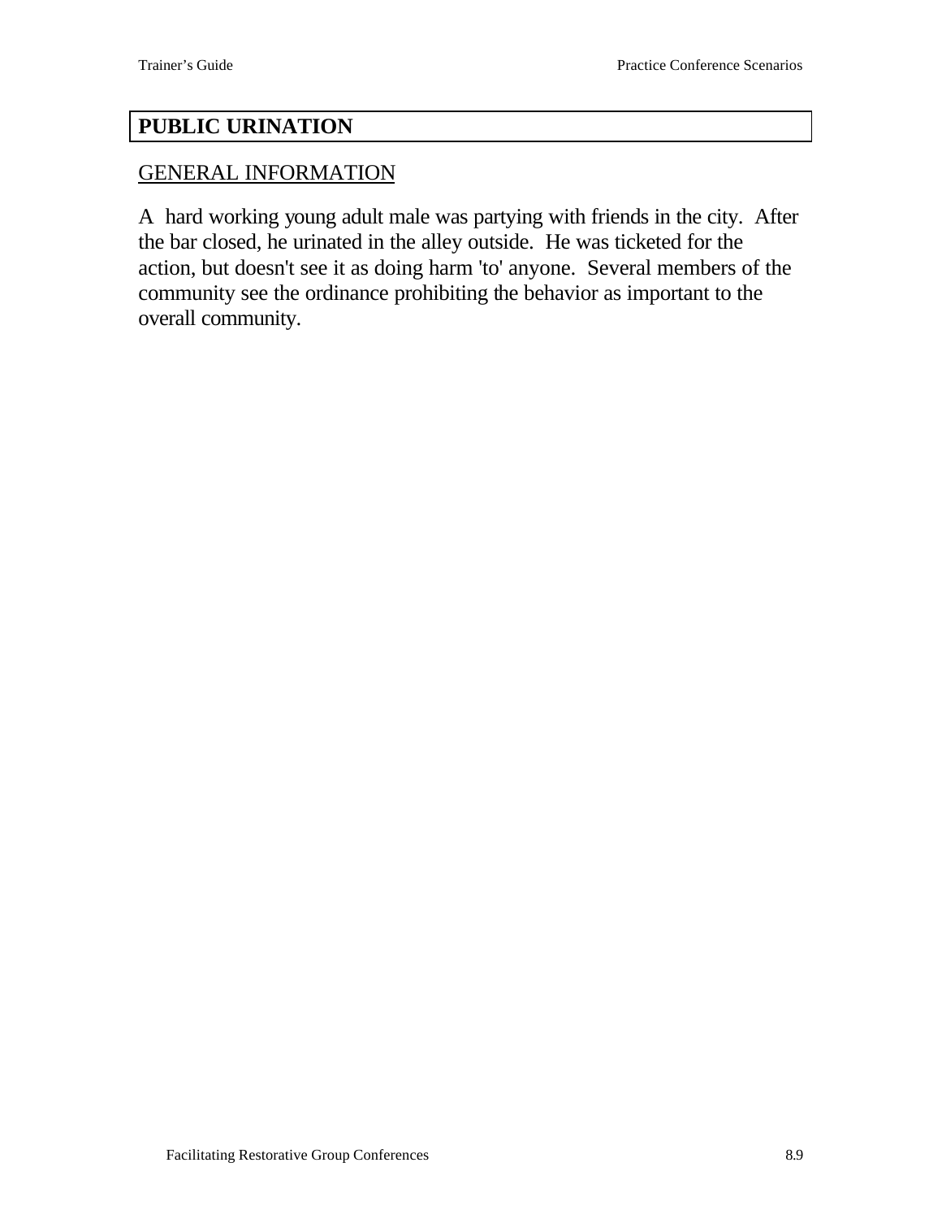# PUBLIC URINATION

## GENERAL INFORMATION

A hard working young adult male was partying with friends in the city. After the bar closed, he urinated in the alley outside. He was ticketed for the action, but doesn't see it as doing harm 'to' anyone. Several members of the community see the ordinance prohibiting the behavior as important to the overall community.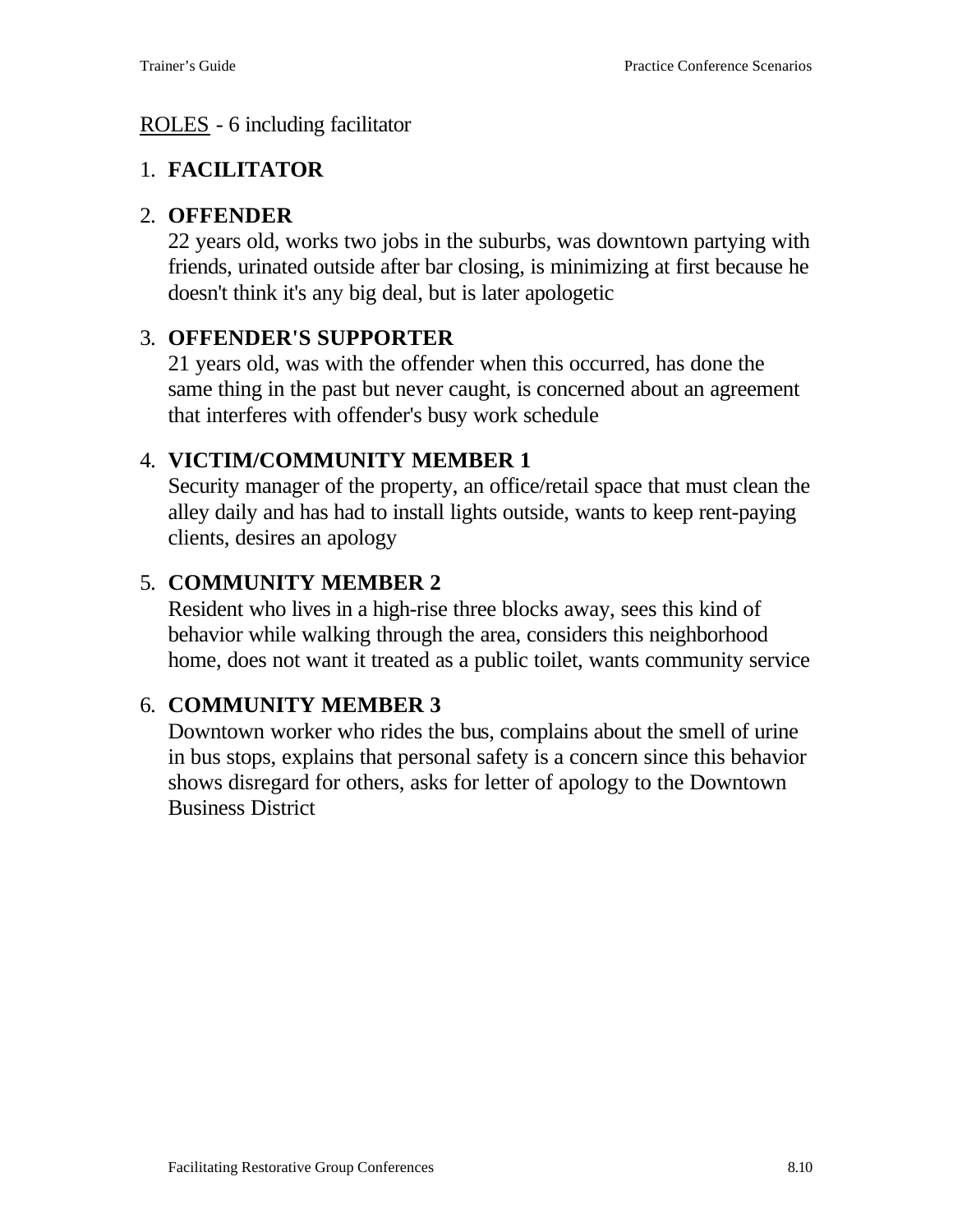<u>ROLES</u> - 6 including facilitator

1. **FACILITATOR**

2. **OFFENDER**
   22 years old, works two jobs in the suburbs, was downtown partying with friends, urinated outside after bar closing, is minimizing at first because he doesn't think it's any big deal, but is later apologetic

3. **OFFENDER'S SUPPORTER**
   21 years old, was with the offender when this occurred, has done the same thing in the past but never caught, is concerned about an agreement that interferes with offender's busy work schedule

4. **VICTIM/COMMUNITY MEMBER 1**
   Security manager of the property, an office/retail space that must clean the alley daily and has had to install lights outside, wants to keep rent-paying clients, desires an apology

5. **COMMUNITY MEMBER 2**
   Resident who lives in a high-rise three blocks away, sees this kind of behavior while walking through the area, considers this neighborhood home, does not want it treated as a public toilet, wants community service

6. **COMMUNITY MEMBER 3**
   Downtown worker who rides the bus, complains about the smell of urine in bus stops, explains that personal safety is a concern since this behavior shows disregard for others, asks for letter of apology to the Downtown Business District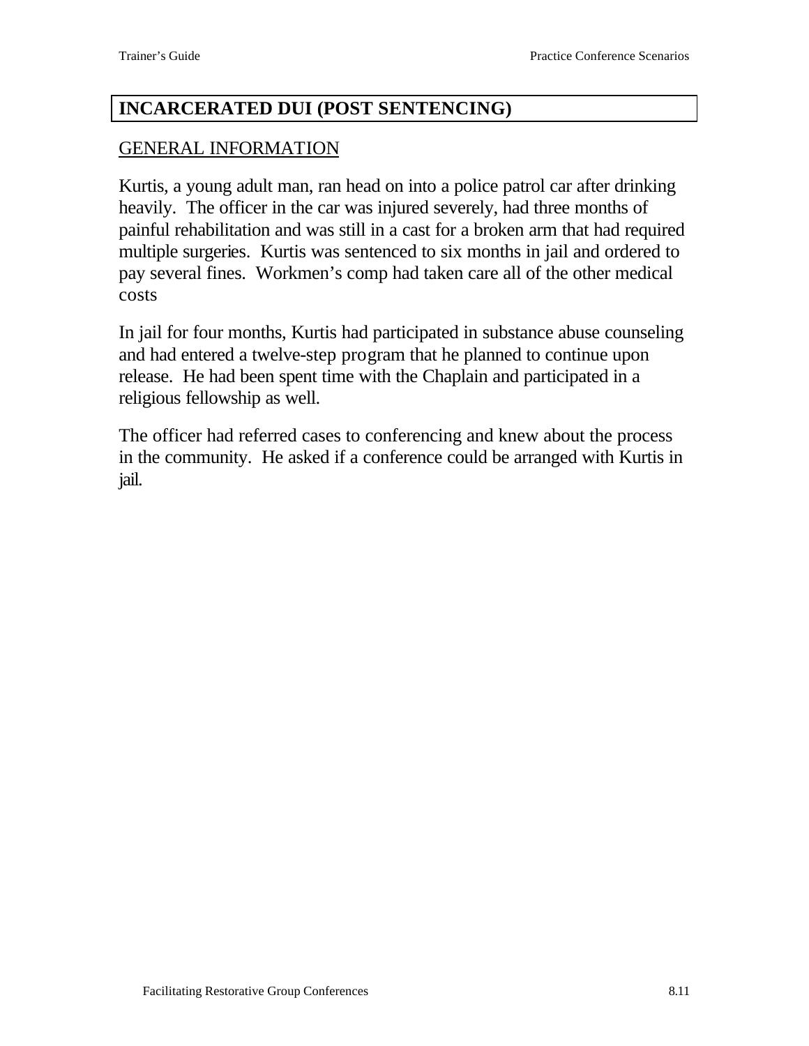## INCARCERATED DUI (POST SENTENCING)

### GENERAL INFORMATION

Kurtis, a young adult man, ran head on into a police patrol car after drinking heavily. The officer in the car was injured severely, had three months of painful rehabilitation and was still in a cast for a broken arm that had required multiple surgeries. Kurtis was sentenced to six months in jail and ordered to pay several fines. Workmen's comp had taken care all of the other medical costs

In jail for four months, Kurtis had participated in substance abuse counseling and had entered a twelve-step program that he planned to continue upon release. He had been spent time with the Chaplain and participated in a religious fellowship as well.

The officer had referred cases to conferencing and knew about the process in the community. He asked if a conference could be arranged with Kurtis in jail.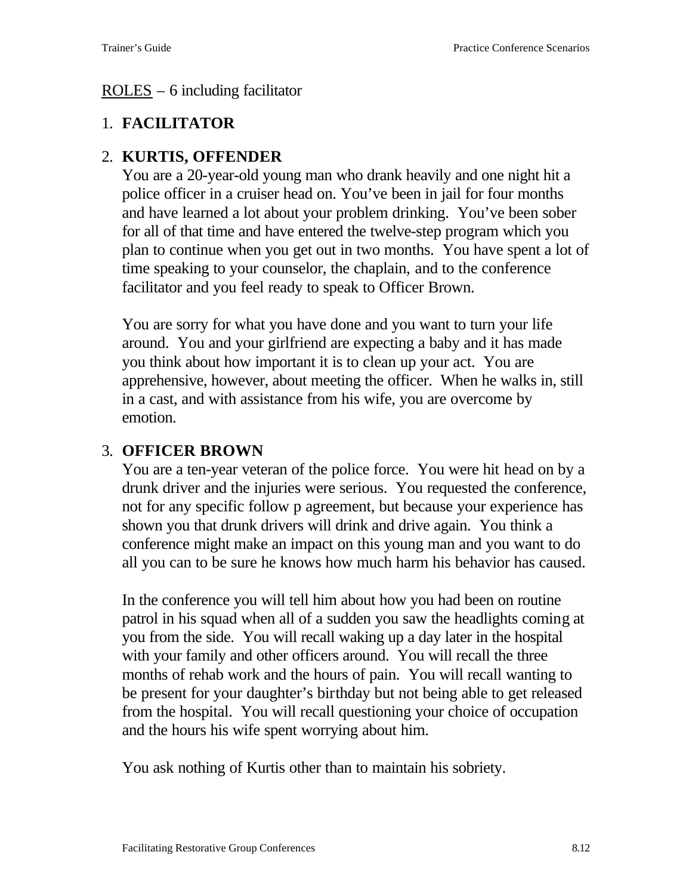ROLES – 6 including facilitator

1. **FACILITATOR**

2. **KURTIS, OFFENDER**

   You are a 20-year-old young man who drank heavily and one night hit a police officer in a cruiser head on. You've been in jail for four months and have learned a lot about your problem drinking. You've been sober for all of that time and have entered the twelve-step program which you plan to continue when you get out in two months. You have spent a lot of time speaking to your counselor, the chaplain, and to the conference facilitator and you feel ready to speak to Officer Brown.

   You are sorry for what you have done and you want to turn your life around. You and your girlfriend are expecting a baby and it has made you think about how important it is to clean up your act. You are apprehensive, however, about meeting the officer. When he walks in, still in a cast, and with assistance from his wife, you are overcome by emotion.

3. **OFFICER BROWN**

   You are a ten-year veteran of the police force. You were hit head on by a drunk driver and the injuries were serious. You requested the conference, not for any specific follow p agreement, but because your experience has shown you that drunk drivers will drink and drive again. You think a conference might make an impact on this young man and you want to do all you can to be sure he knows how much harm his behavior has caused.

   In the conference you will tell him about how you had been on routine patrol in his squad when all of a sudden you saw the headlights coming at you from the side. You will recall waking up a day later in the hospital with your family and other officers around. You will recall the three months of rehab work and the hours of pain. You will recall wanting to be present for your daughter's birthday but not being able to get released from the hospital. You will recall questioning your choice of occupation and the hours his wife spent worrying about him.

   You ask nothing of Kurtis other than to maintain his sobriety.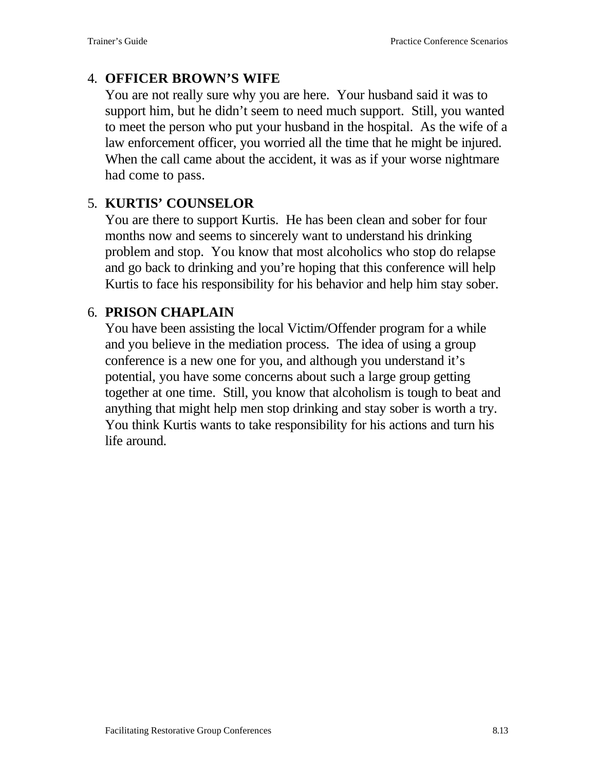4. **OFFICER BROWN'S WIFE**
   You are not really sure why you are here. Your husband said it was to support him, but he didn't seem to need much support. Still, you wanted to meet the person who put your husband in the hospital. As the wife of a law enforcement officer, you worried all the time that he might be injured. When the call came about the accident, it was as if your worse nightmare had come to pass.

5. **KURTIS' COUNSELOR**
   You are there to support Kurtis. He has been clean and sober for four months now and seems to sincerely want to understand his drinking problem and stop. You know that most alcoholics who stop do relapse and go back to drinking and you're hoping that this conference will help Kurtis to face his responsibility for his behavior and help him stay sober.

6. **PRISON CHAPLAIN**
   You have been assisting the local Victim/Offender program for a while and you believe in the mediation process. The idea of using a group conference is a new one for you, and although you understand it's potential, you have some concerns about such a large group getting together at one time. Still, you know that alcoholism is tough to beat and anything that might help men stop drinking and stay sober is worth a try. You think Kurtis wants to take responsibility for his actions and turn his life around.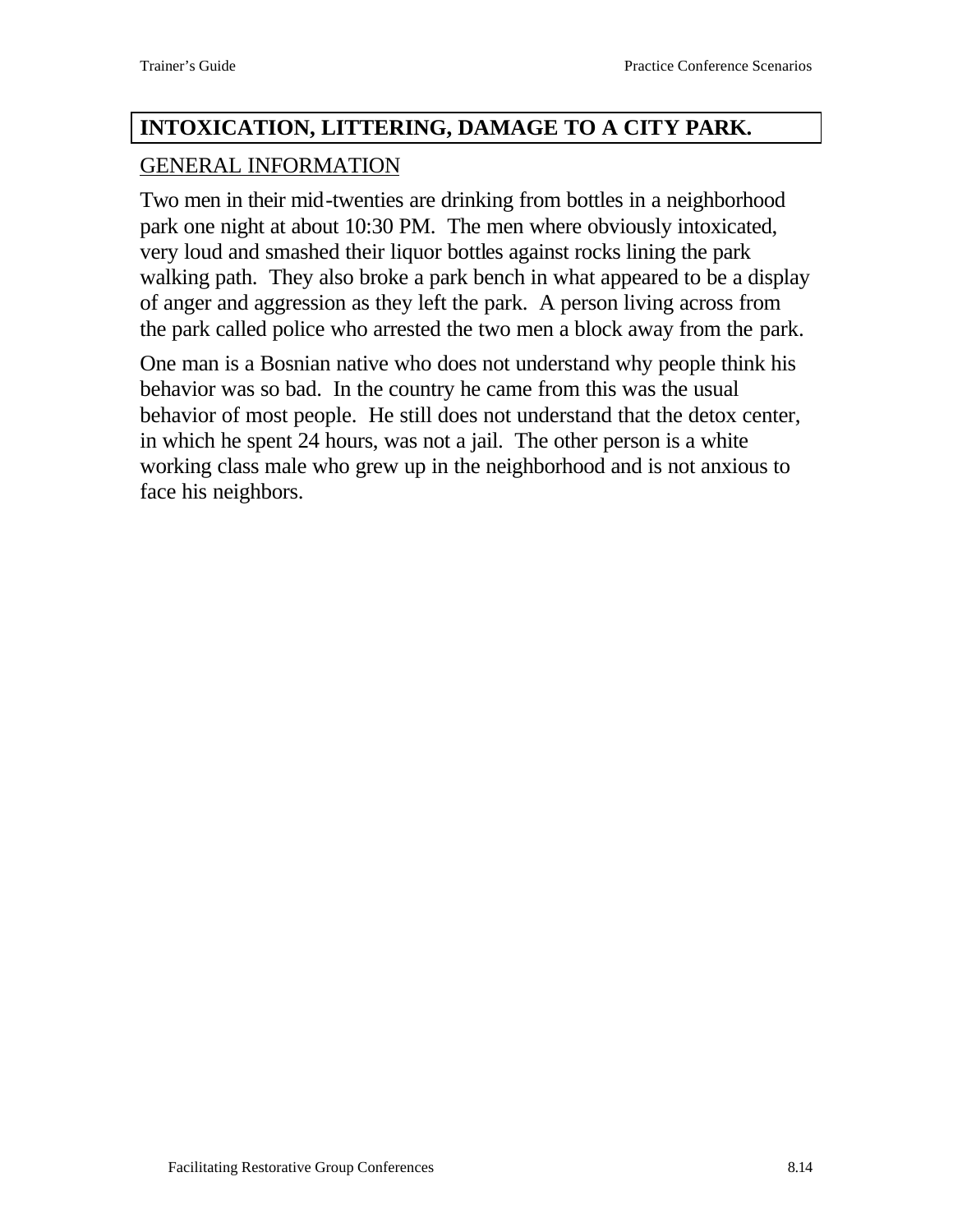## INTOXICATION, LITTERING, DAMAGE TO A CITY PARK.

GENERAL INFORMATION

Two men in their mid-twenties are drinking from bottles in a neighborhood park one night at about 10:30 PM. The men where obviously intoxicated, very loud and smashed their liquor bottles against rocks lining the park walking path. They also broke a park bench in what appeared to be a display of anger and aggression as they left the park. A person living across from the park called police who arrested the two men a block away from the park.

One man is a Bosnian native who does not understand why people think his behavior was so bad. In the country he came from this was the usual behavior of most people. He still does not understand that the detox center, in which he spent 24 hours, was not a jail. The other person is a white working class male who grew up in the neighborhood and is not anxious to face his neighbors.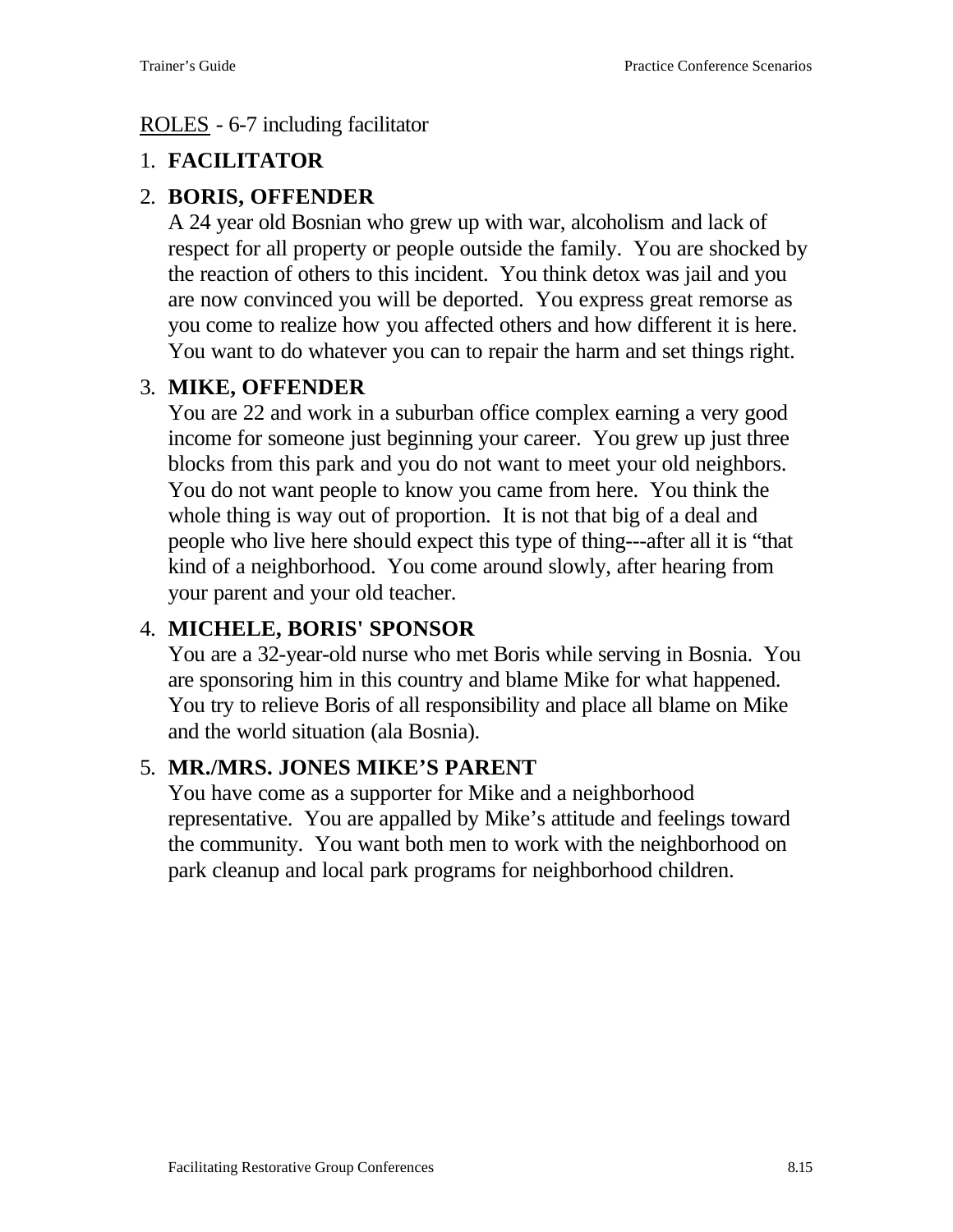<u>ROLES</u> - 6-7 including facilitator

1. **FACILITATOR**

2. **BORIS, OFFENDER**
   A 24 year old Bosnian who grew up with war, alcoholism and lack of respect for all property or people outside the family. You are shocked by the reaction of others to this incident. You think detox was jail and you are now convinced you will be deported. You express great remorse as you come to realize how you affected others and how different it is here. You want to do whatever you can to repair the harm and set things right.

3. **MIKE, OFFENDER**
   You are 22 and work in a suburban office complex earning a very good income for someone just beginning your career. You grew up just three blocks from this park and you do not want to meet your old neighbors. You do not want people to know you came from here. You think the whole thing is way out of proportion. It is not that big of a deal and people who live here should expect this type of thing---after all it is "that kind of a neighborhood. You come around slowly, after hearing from your parent and your old teacher.

4. **MICHELE, BORIS' SPONSOR**
   You are a 32-year-old nurse who met Boris while serving in Bosnia. You are sponsoring him in this country and blame Mike for what happened. You try to relieve Boris of all responsibility and place all blame on Mike and the world situation (ala Bosnia).

5. **MR./MRS. JONES MIKE'S PARENT**
   You have come as a supporter for Mike and a neighborhood representative. You are appalled by Mike's attitude and feelings toward the community. You want both men to work with the neighborhood on park cleanup and local park programs for neighborhood children.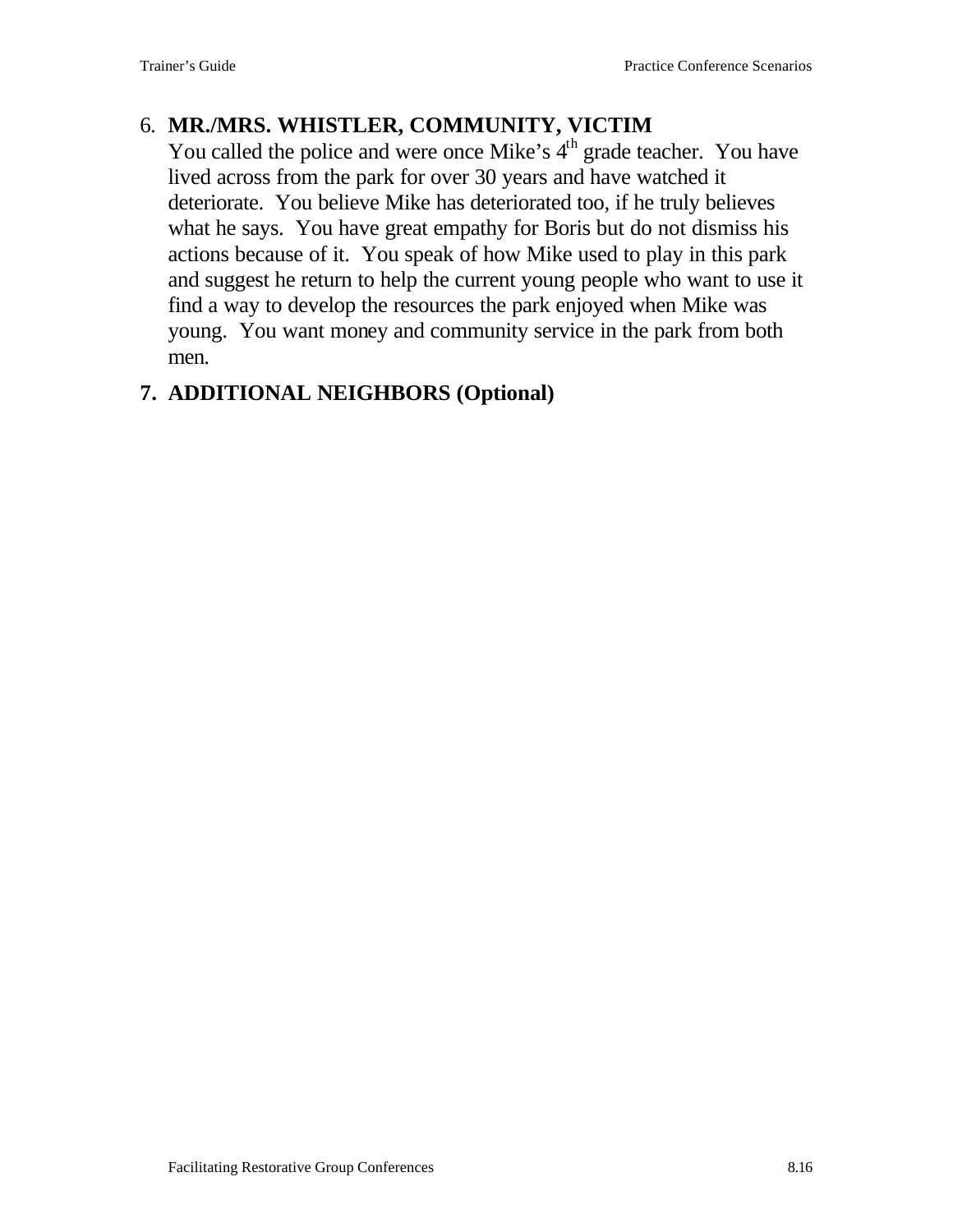6. **MR./MRS. WHISTLER, COMMUNITY, VICTIM**
   You called the police and were once Mike's 4th grade teacher. You have lived across from the park for over 30 years and have watched it deteriorate. You believe Mike has deteriorated too, if he truly believes what he says. You have great empathy for Boris but do not dismiss his actions because of it. You speak of how Mike used to play in this park and suggest he return to help the current young people who want to use it find a way to develop the resources the park enjoyed when Mike was young. You want money and community service in the park from both men.

7. **ADDITIONAL NEIGHBORS (Optional)**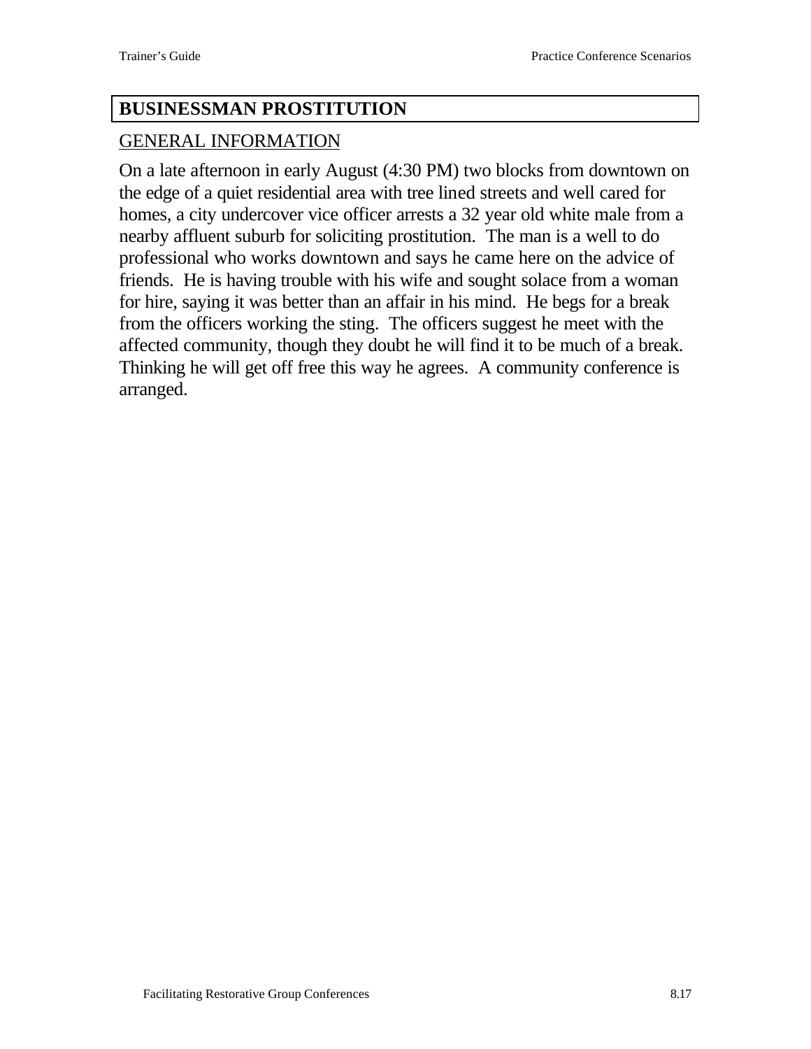## BUSINESSMAN PROSTITUTION

GENERAL INFORMATION

On a late afternoon in early August (4:30 PM) two blocks from downtown on the edge of a quiet residential area with tree lined streets and well cared for homes, a city undercover vice officer arrests a 32 year old white male from a nearby affluent suburb for soliciting prostitution. The man is a well to do professional who works downtown and says he came here on the advice of friends. He is having trouble with his wife and sought solace from a woman for hire, saying it was better than an affair in his mind. He begs for a break from the officers working the sting. The officers suggest he meet with the affected community, though they doubt he will find it to be much of a break. Thinking he will get off free this way he agrees. A community conference is arranged.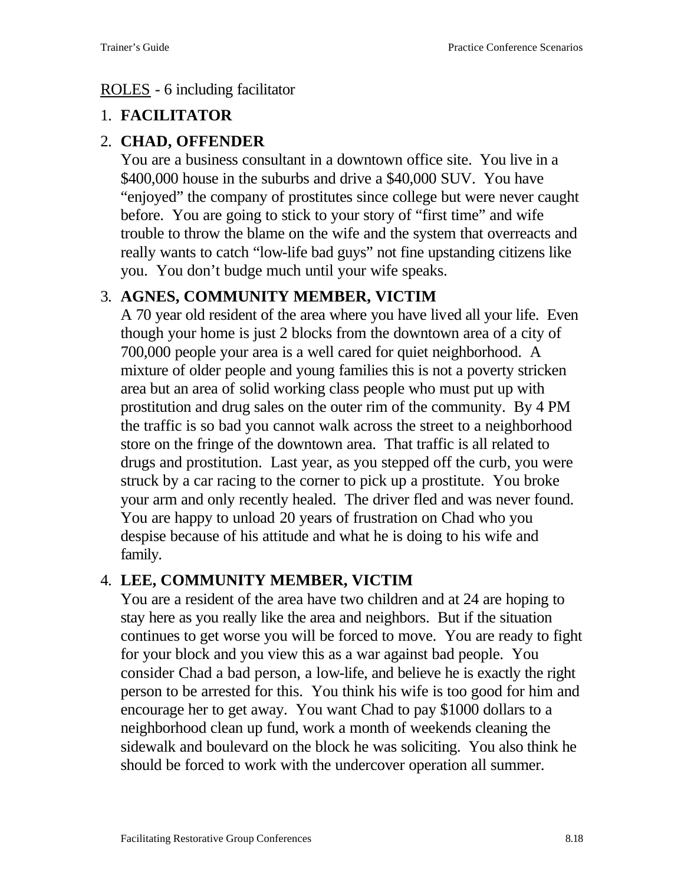ROLES - 6 including facilitator

1. **FACILITATOR**

2. **CHAD, OFFENDER**
   You are a business consultant in a downtown office site. You live in a $400,000 house in the suburbs and drive a $40,000 SUV. You have "enjoyed" the company of prostitutes since college but were never caught before. You are going to stick to your story of "first time" and wife trouble to throw the blame on the wife and the system that overreacts and really wants to catch "low-life bad guys" not fine upstanding citizens like you. You don't budge much until your wife speaks.

3. **AGNES, COMMUNITY MEMBER, VICTIM**
   A 70 year old resident of the area where you have lived all your life. Even though your home is just 2 blocks from the downtown area of a city of 700,000 people your area is a well cared for quiet neighborhood. A mixture of older people and young families this is not a poverty stricken area but an area of solid working class people who must put up with prostitution and drug sales on the outer rim of the community. By 4 PM the traffic is so bad you cannot walk across the street to a neighborhood store on the fringe of the downtown area. That traffic is all related to drugs and prostitution. Last year, as you stepped off the curb, you were struck by a car racing to the corner to pick up a prostitute. You broke your arm and only recently healed. The driver fled and was never found. You are happy to unload 20 years of frustration on Chad who you despise because of his attitude and what he is doing to his wife and family.

4. **LEE, COMMUNITY MEMBER, VICTIM**
   You are a resident of the area have two children and at 24 are hoping to stay here as you really like the area and neighbors. But if the situation continues to get worse you will be forced to move. You are ready to fight for your block and you view this as a war against bad people. You consider Chad a bad person, a low-life, and believe he is exactly the right person to be arrested for this. You think his wife is too good for him and encourage her to get away. You want Chad to pay $1000 dollars to a neighborhood clean up fund, work a month of weekends cleaning the sidewalk and boulevard on the block he was soliciting. You also think he should be forced to work with the undercover operation all summer.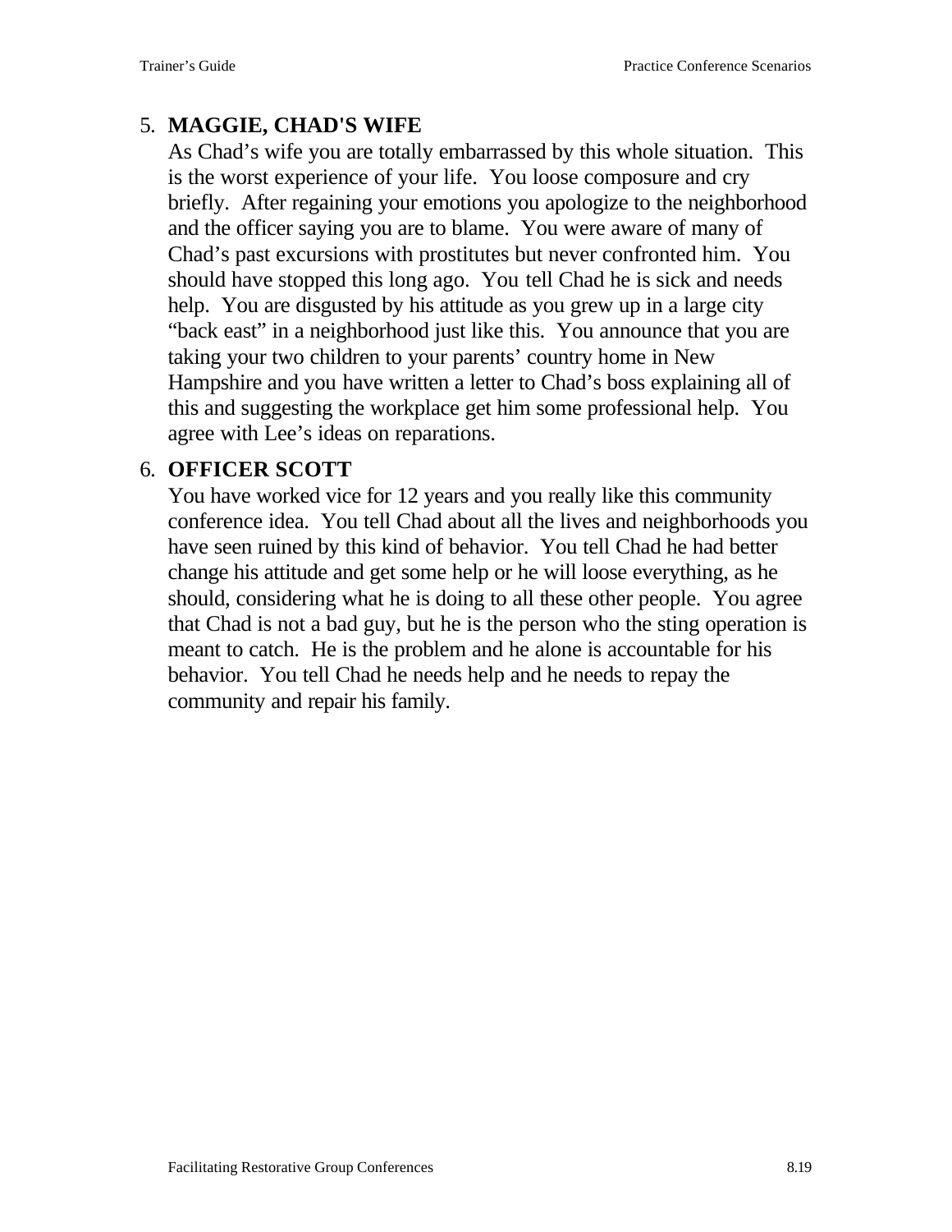5. **MAGGIE, CHAD'S WIFE**

   As Chad's wife you are totally embarrassed by this whole situation. This is the worst experience of your life. You loose composure and cry briefly. After regaining your emotions you apologize to the neighborhood and the officer saying you are to blame. You were aware of many of Chad's past excursions with prostitutes but never confronted him. You should have stopped this long ago. You tell Chad he is sick and needs help. You are disgusted by his attitude as you grew up in a large city "back east" in a neighborhood just like this. You announce that you are taking your two children to your parents' country home in New Hampshire and you have written a letter to Chad's boss explaining all of this and suggesting the workplace get him some professional help. You agree with Lee's ideas on reparations.

6. **OFFICER SCOTT**

   You have worked vice for 12 years and you really like this community conference idea. You tell Chad about all the lives and neighborhoods you have seen ruined by this kind of behavior. You tell Chad he had better change his attitude and get some help or he will loose everything, as he should, considering what he is doing to all these other people. You agree that Chad is not a bad guy, but he is the person who the sting operation is meant to catch. He is the problem and he alone is accountable for his behavior. You tell Chad he needs help and he needs to repay the community and repair his family.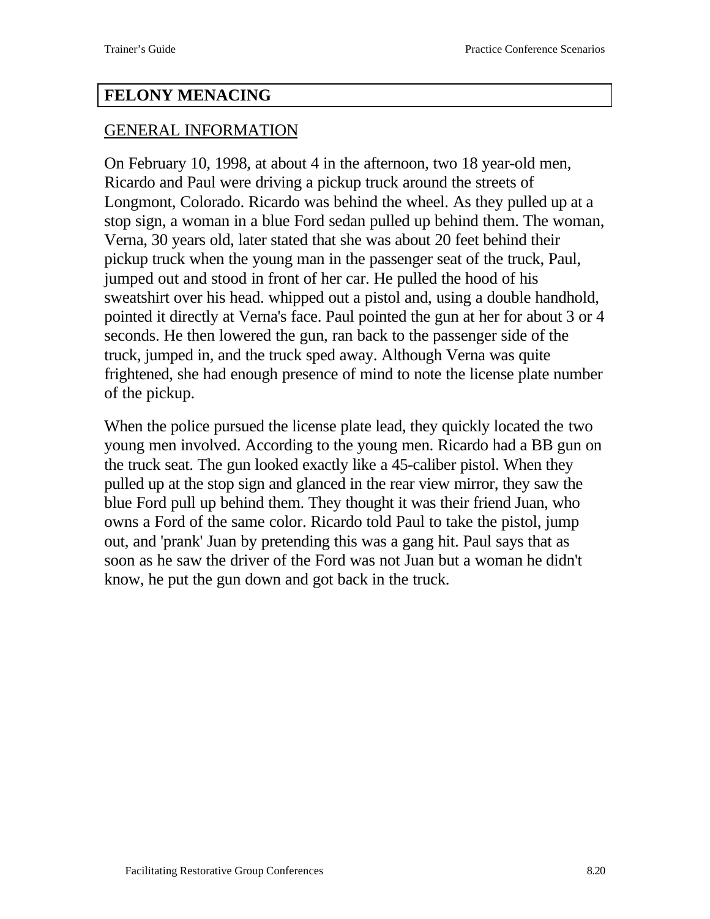# FELONY MENACING

## GENERAL INFORMATION

On February 10, 1998, at about 4 in the afternoon, two 18 year-old men, Ricardo and Paul were driving a pickup truck around the streets of Longmont, Colorado. Ricardo was behind the wheel. As they pulled up at a stop sign, a woman in a blue Ford sedan pulled up behind them. The woman, Verna, 30 years old, later stated that she was about 20 feet behind their pickup truck when the young man in the passenger seat of the truck, Paul, jumped out and stood in front of her car. He pulled the hood of his sweatshirt over his head. whipped out a pistol and, using a double handhold, pointed it directly at Verna's face. Paul pointed the gun at her for about 3 or 4 seconds. He then lowered the gun, ran back to the passenger side of the truck, jumped in, and the truck sped away. Although Verna was quite frightened, she had enough presence of mind to note the license plate number of the pickup.

When the police pursued the license plate lead, they quickly located the two young men involved. According to the young men. Ricardo had a BB gun on the truck seat. The gun looked exactly like a 45-caliber pistol. When they pulled up at the stop sign and glanced in the rear view mirror, they saw the blue Ford pull up behind them. They thought it was their friend Juan, who owns a Ford of the same color. Ricardo told Paul to take the pistol, jump out, and 'prank' Juan by pretending this was a gang hit. Paul says that as soon as he saw the driver of the Ford was not Juan but a woman he didn't know, he put the gun down and got back in the truck.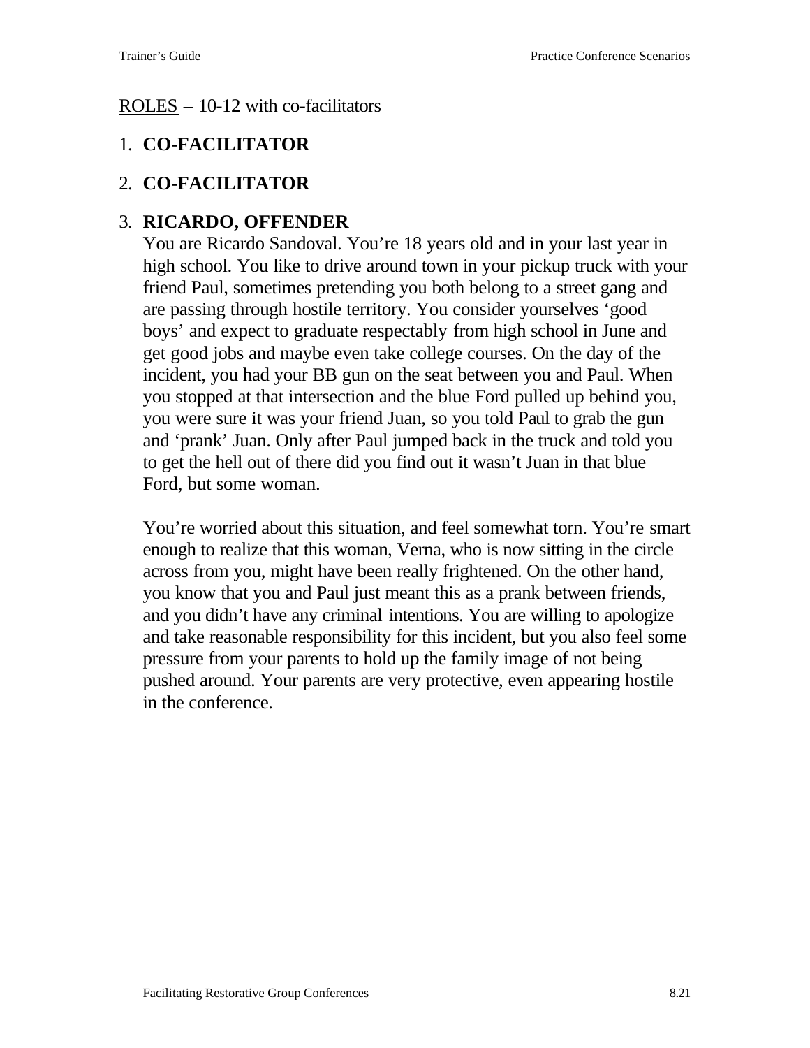<u>ROLES</u> – 10-12 with co-facilitators

1. **CO-FACILITATOR**

2. **CO-FACILITATOR**

3. **RICARDO, OFFENDER**

   You are Ricardo Sandoval. You're 18 years old and in your last year in high school. You like to drive around town in your pickup truck with your friend Paul, sometimes pretending you both belong to a street gang and are passing through hostile territory. You consider yourselves 'good boys' and expect to graduate respectably from high school in June and get good jobs and maybe even take college courses. On the day of the incident, you had your BB gun on the seat between you and Paul. When you stopped at that intersection and the blue Ford pulled up behind you, you were sure it was your friend Juan, so you told Paul to grab the gun and 'prank' Juan. Only after Paul jumped back in the truck and told you to get the hell out of there did you find out it wasn't Juan in that blue Ford, but some woman.

   You're worried about this situation, and feel somewhat torn. You're smart enough to realize that this woman, Verna, who is now sitting in the circle across from you, might have been really frightened. On the other hand, you know that you and Paul just meant this as a prank between friends, and you didn't have any criminal intentions. You are willing to apologize and take reasonable responsibility for this incident, but you also feel some pressure from your parents to hold up the family image of not being pushed around. Your parents are very protective, even appearing hostile in the conference.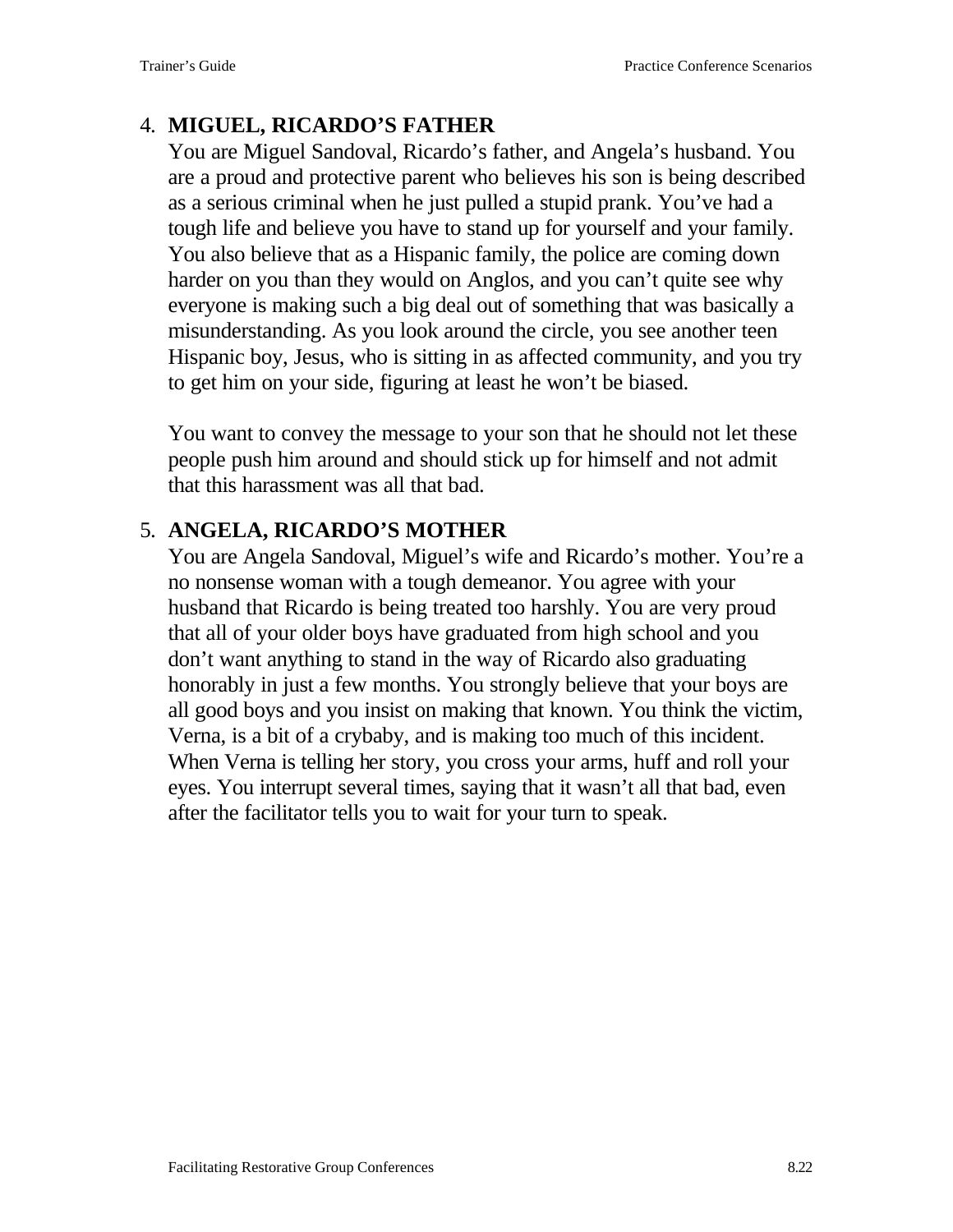4. **MIGUEL, RICARDO'S FATHER**

   You are Miguel Sandoval, Ricardo's father, and Angela's husband. You are a proud and protective parent who believes his son is being described as a serious criminal when he just pulled a stupid prank. You've had a tough life and believe you have to stand up for yourself and your family. You also believe that as a Hispanic family, the police are coming down harder on you than they would on Anglos, and you can't quite see why everyone is making such a big deal out of something that was basically a misunderstanding. As you look around the circle, you see another teen Hispanic boy, Jesus, who is sitting in as affected community, and you try to get him on your side, figuring at least he won't be biased.

   You want to convey the message to your son that he should not let these people push him around and should stick up for himself and not admit that this harassment was all that bad.

5. **ANGELA, RICARDO'S MOTHER**

   You are Angela Sandoval, Miguel's wife and Ricardo's mother. You're a no nonsense woman with a tough demeanor. You agree with your husband that Ricardo is being treated too harshly. You are very proud that all of your older boys have graduated from high school and you don't want anything to stand in the way of Ricardo also graduating honorably in just a few months. You strongly believe that your boys are all good boys and you insist on making that known. You think the victim, Verna, is a bit of a crybaby, and is making too much of this incident. When Verna is telling her story, you cross your arms, huff and roll your eyes. You interrupt several times, saying that it wasn't all that bad, even after the facilitator tells you to wait for your turn to speak.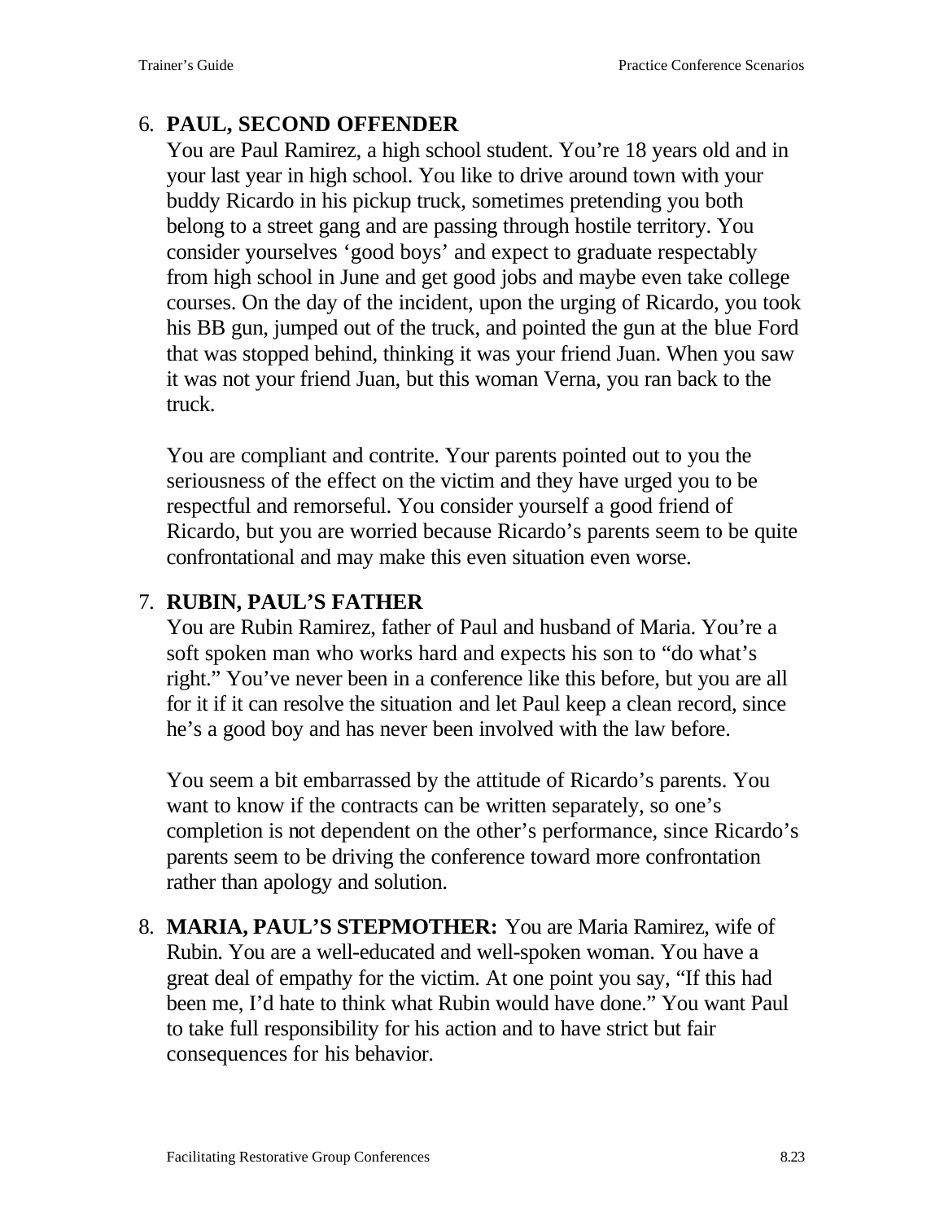6. **PAUL, SECOND OFFENDER**
   You are Paul Ramirez, a high school student. You're 18 years old and in your last year in high school. You like to drive around town with your buddy Ricardo in his pickup truck, sometimes pretending you both belong to a street gang and are passing through hostile territory. You consider yourselves 'good boys' and expect to graduate respectably from high school in June and get good jobs and maybe even take college courses. On the day of the incident, upon the urging of Ricardo, you took his BB gun, jumped out of the truck, and pointed the gun at the blue Ford that was stopped behind, thinking it was your friend Juan. When you saw it was not your friend Juan, but this woman Verna, you ran back to the truck.

   You are compliant and contrite. Your parents pointed out to you the seriousness of the effect on the victim and they have urged you to be respectful and remorseful. You consider yourself a good friend of Ricardo, but you are worried because Ricardo's parents seem to be quite confrontational and may make this even situation even worse.

7. **RUBIN, PAUL'S FATHER**
   You are Rubin Ramirez, father of Paul and husband of Maria. You're a soft spoken man who works hard and expects his son to "do what's right." You've never been in a conference like this before, but you are all for it if it can resolve the situation and let Paul keep a clean record, since he's a good boy and has never been involved with the law before.

   You seem a bit embarrassed by the attitude of Ricardo's parents. You want to know if the contracts can be written separately, so one's completion is not dependent on the other's performance, since Ricardo's parents seem to be driving the conference toward more confrontation rather than apology and solution.

8. **MARIA, PAUL'S STEPMOTHER:** You are Maria Ramirez, wife of Rubin. You are a well-educated and well-spoken woman. You have a great deal of empathy for the victim. At one point you say, "If this had been me, I'd hate to think what Rubin would have done." You want Paul to take full responsibility for his action and to have strict but fair consequences for his behavior.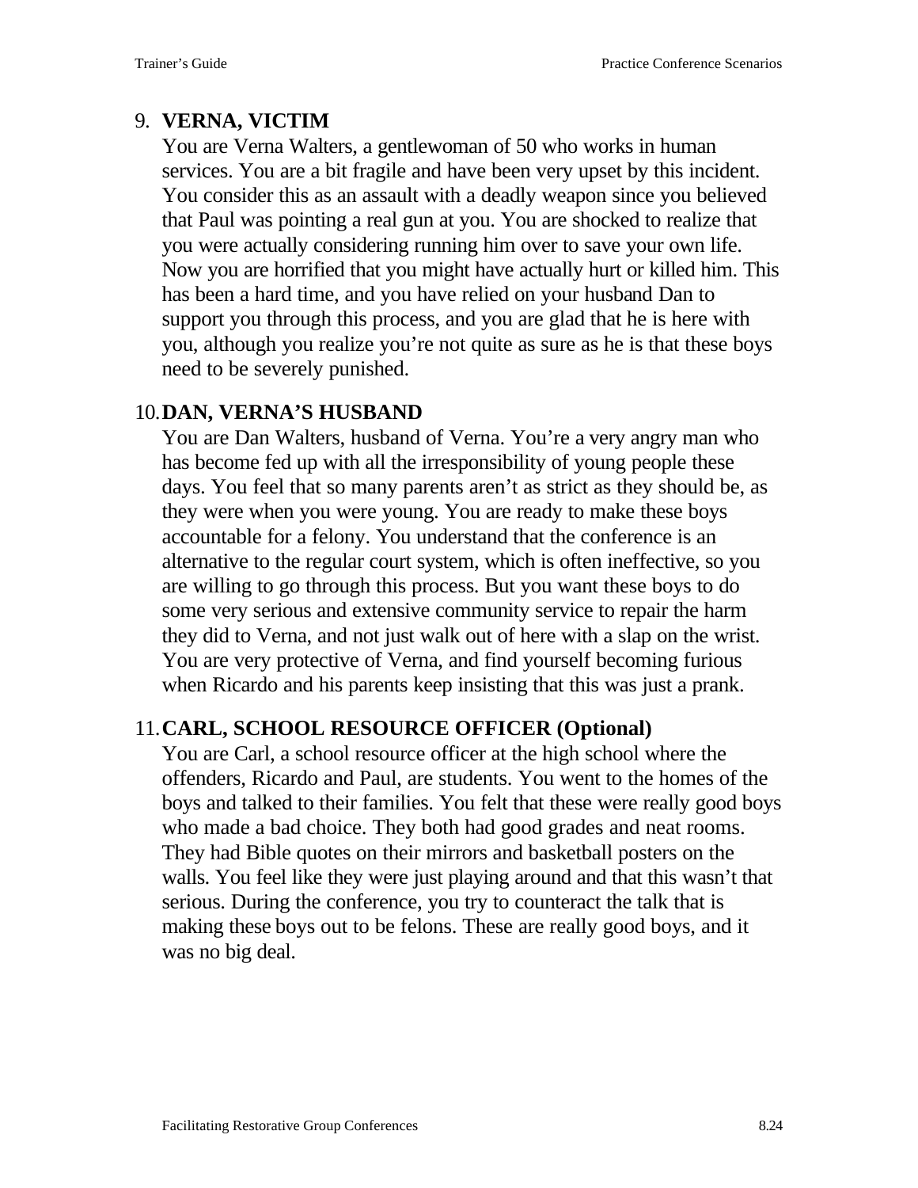9. **VERNA, VICTIM**

   You are Verna Walters, a gentlewoman of 50 who works in human services. You are a bit fragile and have been very upset by this incident. You consider this as an assault with a deadly weapon since you believed that Paul was pointing a real gun at you. You are shocked to realize that you were actually considering running him over to save your own life. Now you are horrified that you might have actually hurt or killed him. This has been a hard time, and you have relied on your husband Dan to support you through this process, and you are glad that he is here with you, although you realize you're not quite as sure as he is that these boys need to be severely punished.

10. **DAN, VERNA'S HUSBAND**

    You are Dan Walters, husband of Verna. You're a very angry man who has become fed up with all the irresponsibility of young people these days. You feel that so many parents aren't as strict as they should be, as they were when you were young. You are ready to make these boys accountable for a felony. You understand that the conference is an alternative to the regular court system, which is often ineffective, so you are willing to go through this process. But you want these boys to do some very serious and extensive community service to repair the harm they did to Verna, and not just walk out of here with a slap on the wrist. You are very protective of Verna, and find yourself becoming furious when Ricardo and his parents keep insisting that this was just a prank.

11. **CARL, SCHOOL RESOURCE OFFICER (Optional)**

    You are Carl, a school resource officer at the high school where the offenders, Ricardo and Paul, are students. You went to the homes of the boys and talked to their families. You felt that these were really good boys who made a bad choice. They both had good grades and neat rooms. They had Bible quotes on their mirrors and basketball posters on the walls. You feel like they were just playing around and that this wasn't that serious. During the conference, you try to counteract the talk that is making these boys out to be felons. These are really good boys, and it was no big deal.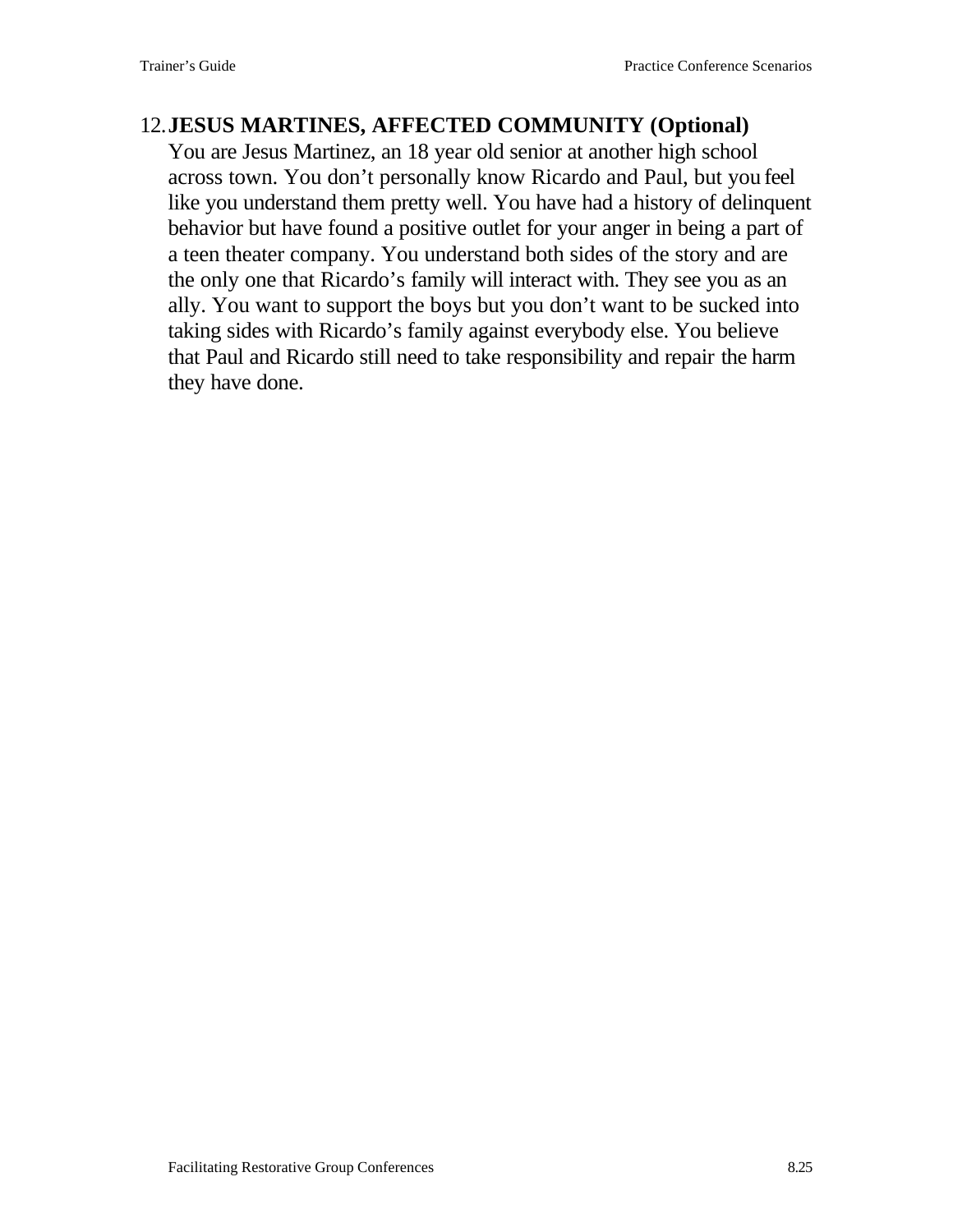12. **JESUS MARTINES, AFFECTED COMMUNITY (Optional)**
    You are Jesus Martinez, an 18 year old senior at another high school across town. You don't personally know Ricardo and Paul, but you feel like you understand them pretty well. You have had a history of delinquent behavior but have found a positive outlet for your anger in being a part of a teen theater company. You understand both sides of the story and are the only one that Ricardo's family will interact with. They see you as an ally. You want to support the boys but you don't want to be sucked into taking sides with Ricardo's family against everybody else. You believe that Paul and Ricardo still need to take responsibility and repair the harm they have done.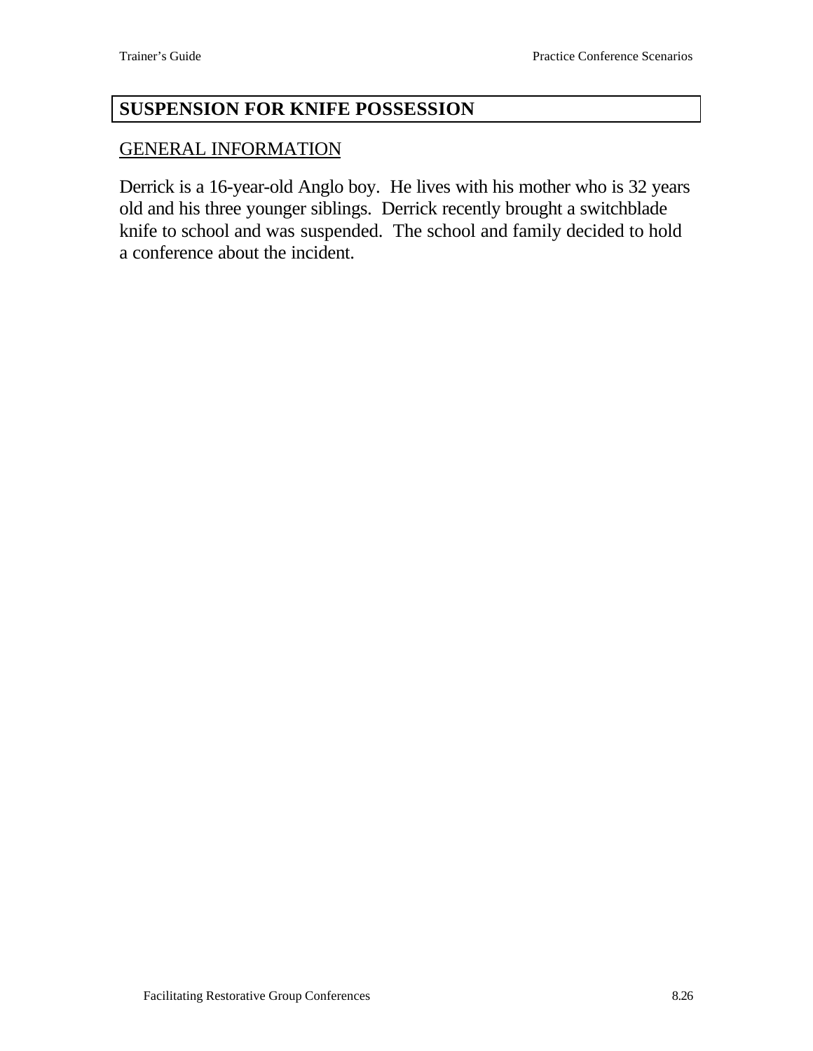## SUSPENSION FOR KNIFE POSSESSION

### GENERAL INFORMATION

Derrick is a 16-year-old Anglo boy. He lives with his mother who is 32 years old and his three younger siblings. Derrick recently brought a switchblade knife to school and was suspended. The school and family decided to hold a conference about the incident.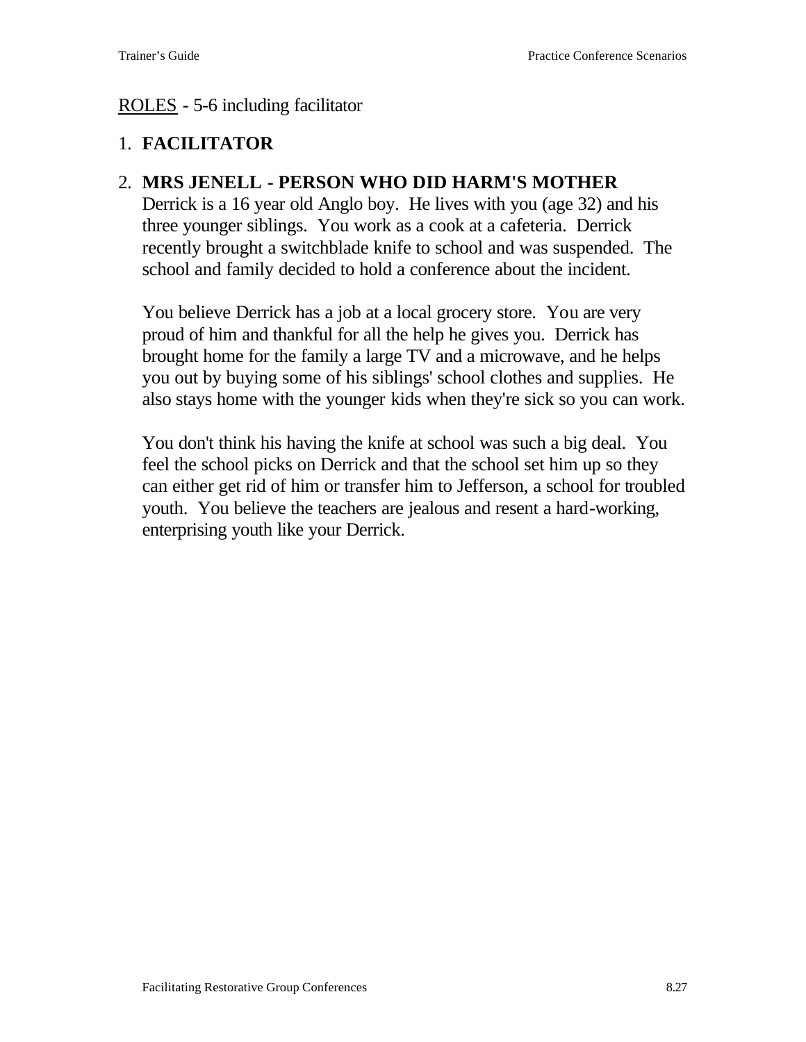<u>ROLES</u> - 5-6 including facilitator

1. **FACILITATOR**

2. **MRS JENELL - PERSON WHO DID HARM'S MOTHER**
   Derrick is a 16 year old Anglo boy. He lives with you (age 32) and his three younger siblings. You work as a cook at a cafeteria. Derrick recently brought a switchblade knife to school and was suspended. The school and family decided to hold a conference about the incident.

   You believe Derrick has a job at a local grocery store. You are very proud of him and thankful for all the help he gives you. Derrick has brought home for the family a large TV and a microwave, and he helps you out by buying some of his siblings' school clothes and supplies. He also stays home with the younger kids when they're sick so you can work.

   You don't think his having the knife at school was such a big deal. You feel the school picks on Derrick and that the school set him up so they can either get rid of him or transfer him to Jefferson, a school for troubled youth. You believe the teachers are jealous and resent a hard-working, enterprising youth like your Derrick.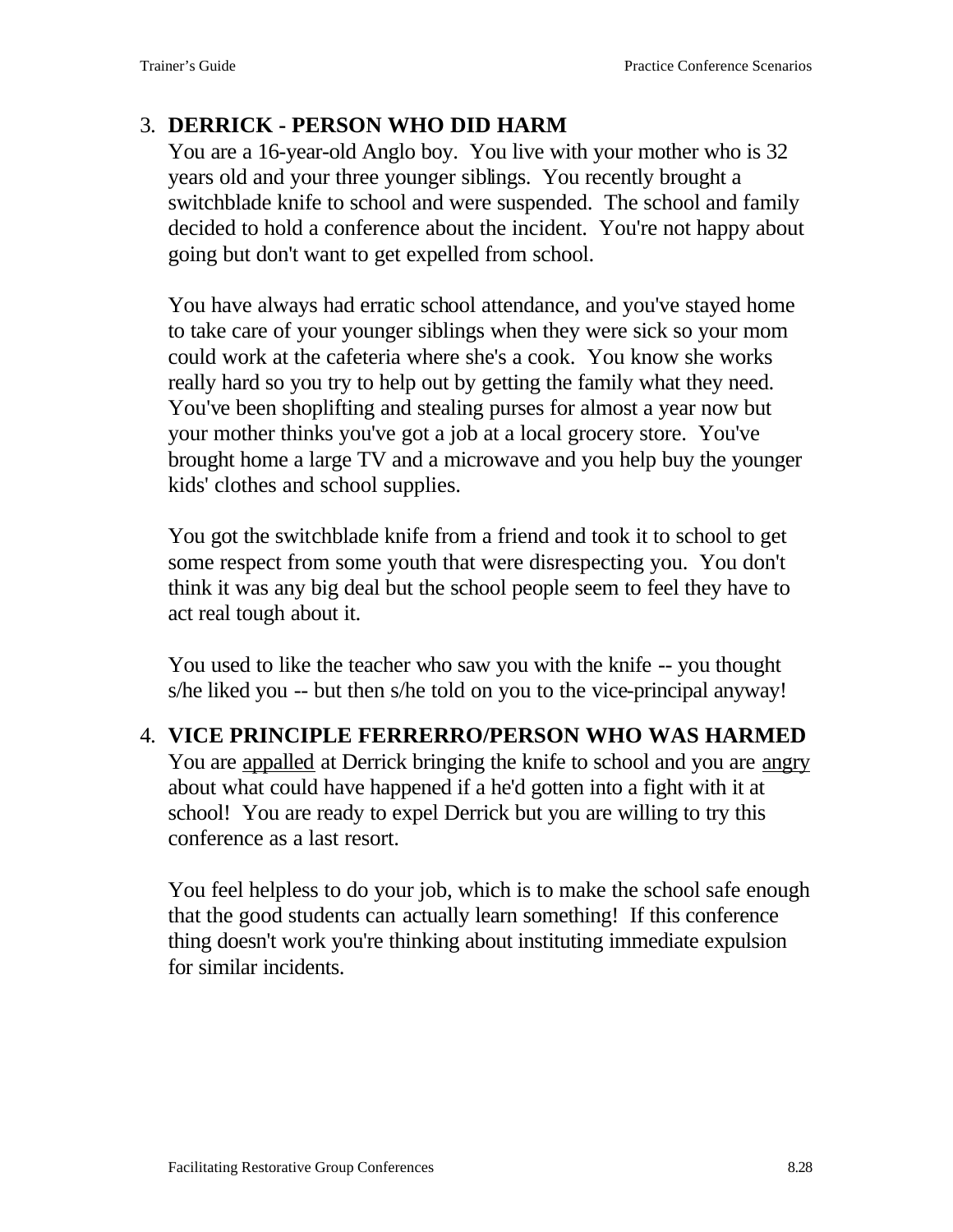3. **DERRICK - PERSON WHO DID HARM**

   You are a 16-year-old Anglo boy. You live with your mother who is 32 years old and your three younger siblings. You recently brought a switchblade knife to school and were suspended. The school and family decided to hold a conference about the incident. You're not happy about going but don't want to get expelled from school.

   You have always had erratic school attendance, and you've stayed home to take care of your younger siblings when they were sick so your mom could work at the cafeteria where she's a cook. You know she works really hard so you try to help out by getting the family what they need. You've been shoplifting and stealing purses for almost a year now but your mother thinks you've got a job at a local grocery store. You've brought home a large TV and a microwave and you help buy the younger kids' clothes and school supplies.

   You got the switchblade knife from a friend and took it to school to get some respect from some youth that were disrespecting you. You don't think it was any big deal but the school people seem to feel they have to act real tough about it.

   You used to like the teacher who saw you with the knife -- you thought s/he liked you -- but then s/he told on you to the vice-principal anyway!

4. **VICE PRINCIPLE FERRERRO/PERSON WHO WAS HARMED**

   You are <u>appalled</u> at Derrick bringing the knife to school and you are <u>angry</u> about what could have happened if a he'd gotten into a fight with it at school! You are ready to expel Derrick but you are willing to try this conference as a last resort.

   You feel helpless to do your job, which is to make the school safe enough that the good students can actually learn something! If this conference thing doesn't work you're thinking about instituting immediate expulsion for similar incidents.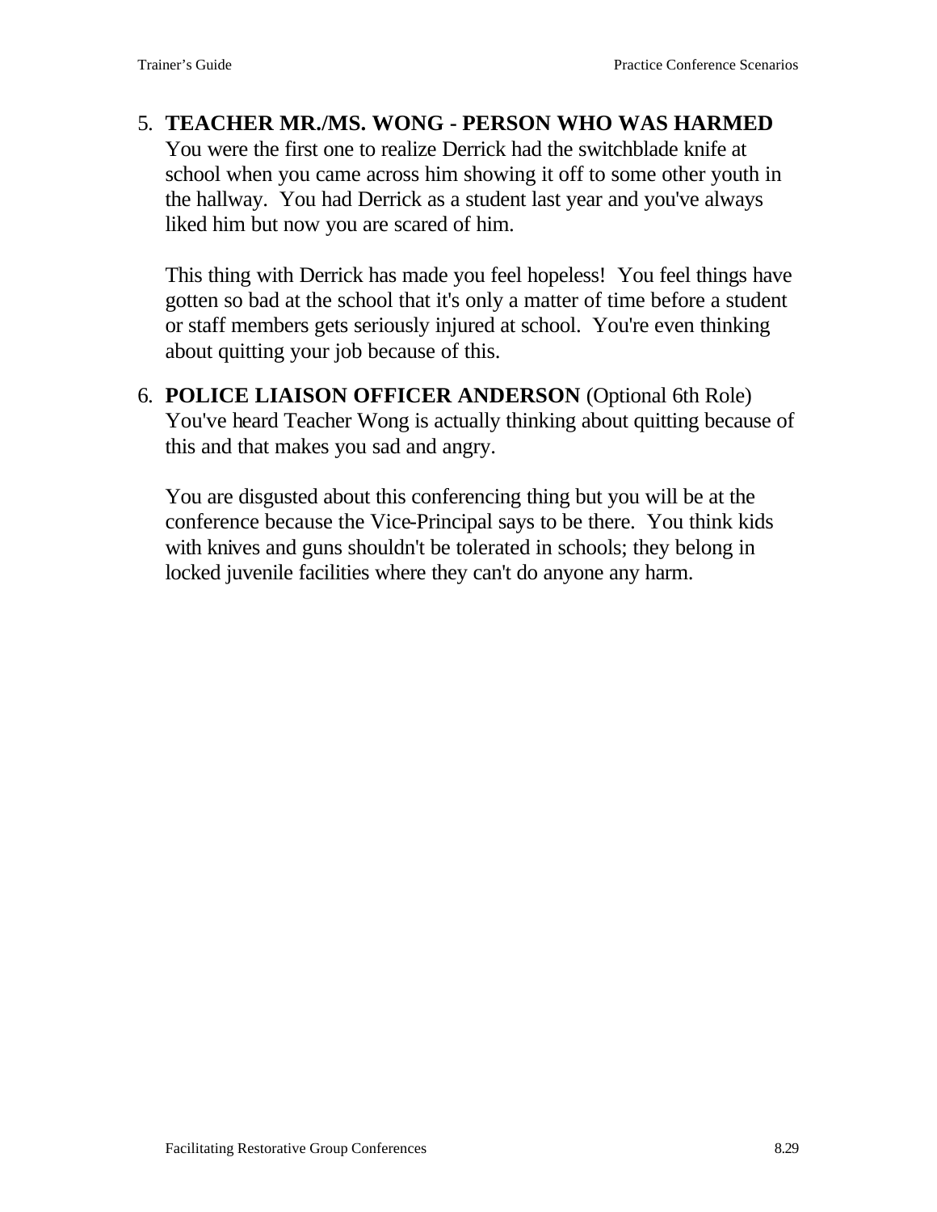5. **TEACHER MR./MS. WONG - PERSON WHO WAS HARMED**
   You were the first one to realize Derrick had the switchblade knife at school when you came across him showing it off to some other youth in the hallway. You had Derrick as a student last year and you've always liked him but now you are scared of him.

   This thing with Derrick has made you feel hopeless! You feel things have gotten so bad at the school that it's only a matter of time before a student or staff members gets seriously injured at school. You're even thinking about quitting your job because of this.

6. **POLICE LIAISON OFFICER ANDERSON** (Optional 6th Role)
   You've heard Teacher Wong is actually thinking about quitting because of this and that makes you sad and angry.

   You are disgusted about this conferencing thing but you will be at the conference because the Vice-Principal says to be there. You think kids with knives and guns shouldn't be tolerated in schools; they belong in locked juvenile facilities where they can't do anyone any harm.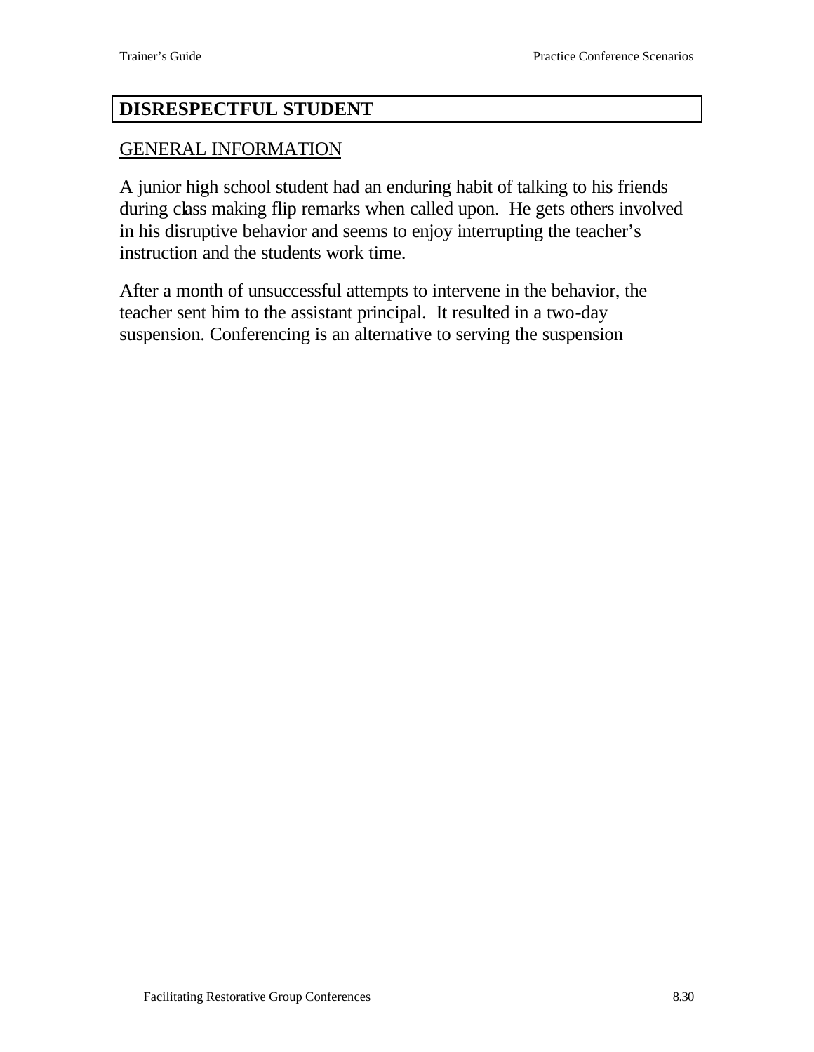## DISRESPECTFUL STUDENT

GENERAL INFORMATION

A junior high school student had an enduring habit of talking to his friends during class making flip remarks when called upon. He gets others involved in his disruptive behavior and seems to enjoy interrupting the teacher's instruction and the students work time.

After a month of unsuccessful attempts to intervene in the behavior, the teacher sent him to the assistant principal. It resulted in a two-day suspension. Conferencing is an alternative to serving the suspension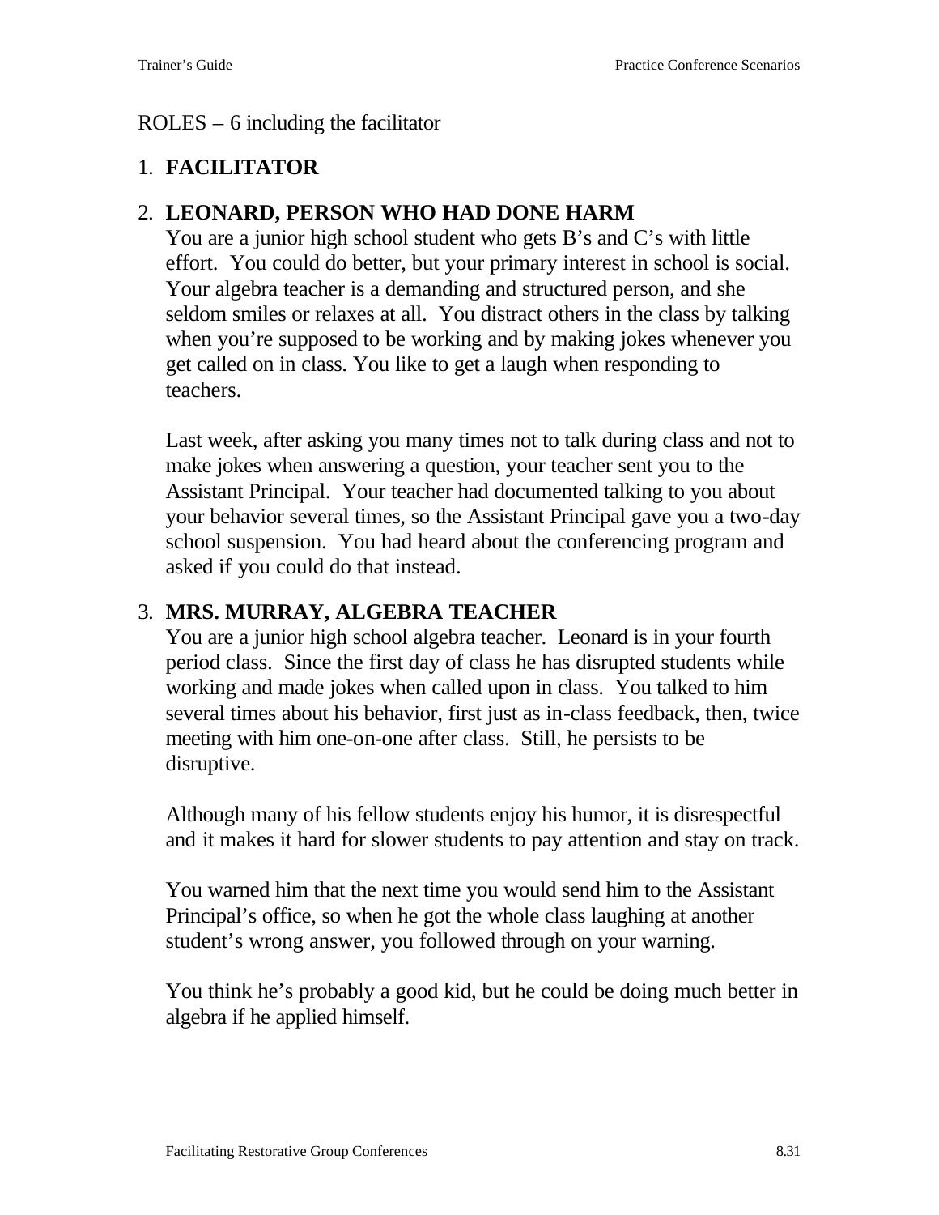ROLES – 6 including the facilitator

1. **FACILITATOR**

2. **LEONARD, PERSON WHO HAD DONE HARM**
   You are a junior high school student who gets B's and C's with little effort. You could do better, but your primary interest in school is social. Your algebra teacher is a demanding and structured person, and she seldom smiles or relaxes at all. You distract others in the class by talking when you're supposed to be working and by making jokes whenever you get called on in class. You like to get a laugh when responding to teachers.

   Last week, after asking you many times not to talk during class and not to make jokes when answering a question, your teacher sent you to the Assistant Principal. Your teacher had documented talking to you about your behavior several times, so the Assistant Principal gave you a two-day school suspension. You had heard about the conferencing program and asked if you could do that instead.

3. **MRS. MURRAY, ALGEBRA TEACHER**
   You are a junior high school algebra teacher. Leonard is in your fourth period class. Since the first day of class he has disrupted students while working and made jokes when called upon in class. You talked to him several times about his behavior, first just as in-class feedback, then, twice meeting with him one-on-one after class. Still, he persists to be disruptive.

   Although many of his fellow students enjoy his humor, it is disrespectful and it makes it hard for slower students to pay attention and stay on track.

   You warned him that the next time you would send him to the Assistant Principal's office, so when he got the whole class laughing at another student's wrong answer, you followed through on your warning.

   You think he's probably a good kid, but he could be doing much better in algebra if he applied himself.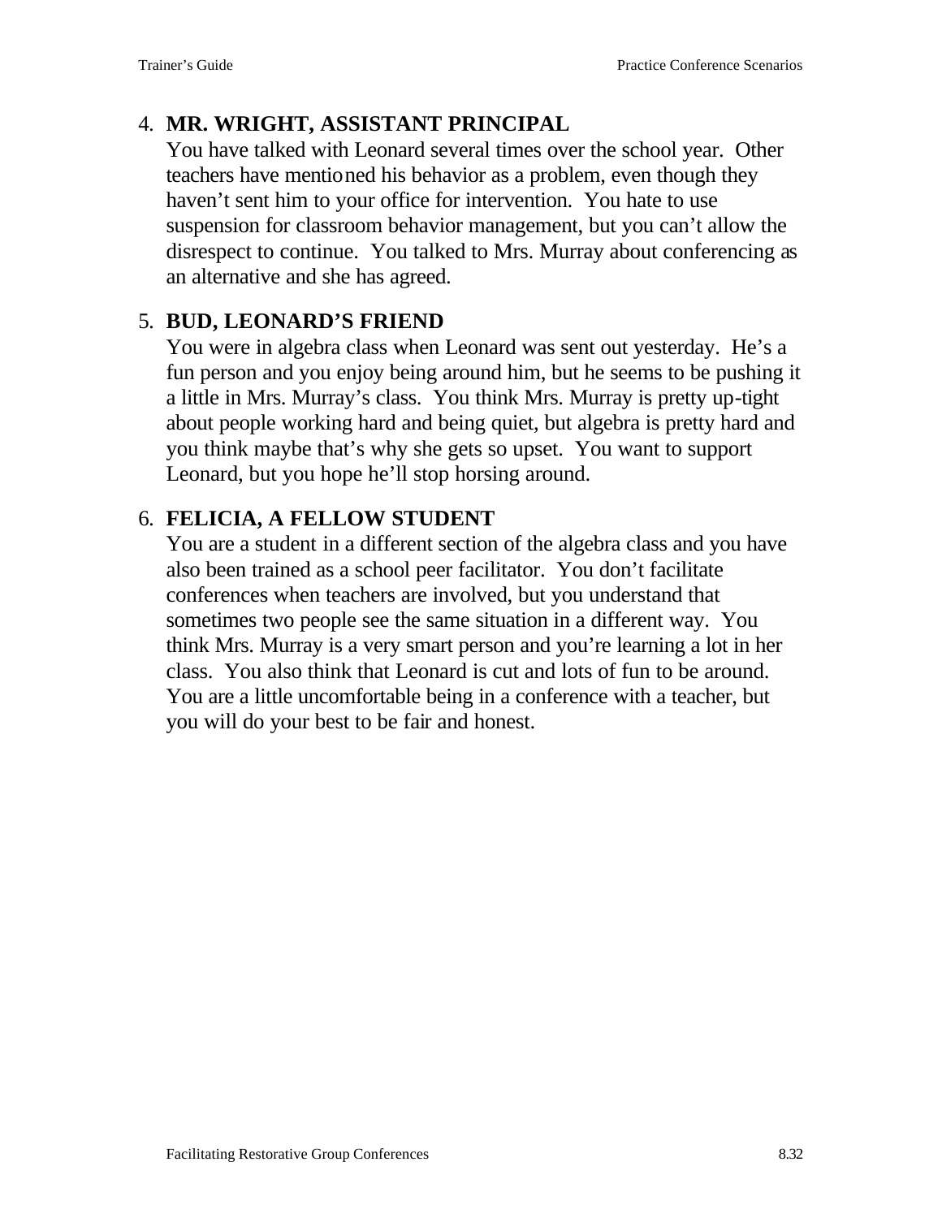4. **MR. WRIGHT, ASSISTANT PRINCIPAL**
   You have talked with Leonard several times over the school year. Other teachers have mentioned his behavior as a problem, even though they haven't sent him to your office for intervention. You hate to use suspension for classroom behavior management, but you can't allow the disrespect to continue. You talked to Mrs. Murray about conferencing as an alternative and she has agreed.

5. **BUD, LEONARD'S FRIEND**
   You were in algebra class when Leonard was sent out yesterday. He's a fun person and you enjoy being around him, but he seems to be pushing it a little in Mrs. Murray's class. You think Mrs. Murray is pretty up-tight about people working hard and being quiet, but algebra is pretty hard and you think maybe that's why she gets so upset. You want to support Leonard, but you hope he'll stop horsing around.

6. **FELICIA, A FELLOW STUDENT**
   You are a student in a different section of the algebra class and you have also been trained as a school peer facilitator. You don't facilitate conferences when teachers are involved, but you understand that sometimes two people see the same situation in a different way. You think Mrs. Murray is a very smart person and you're learning a lot in her class. You also think that Leonard is cut and lots of fun to be around. You are a little uncomfortable being in a conference with a teacher, but you will do your best to be fair and honest.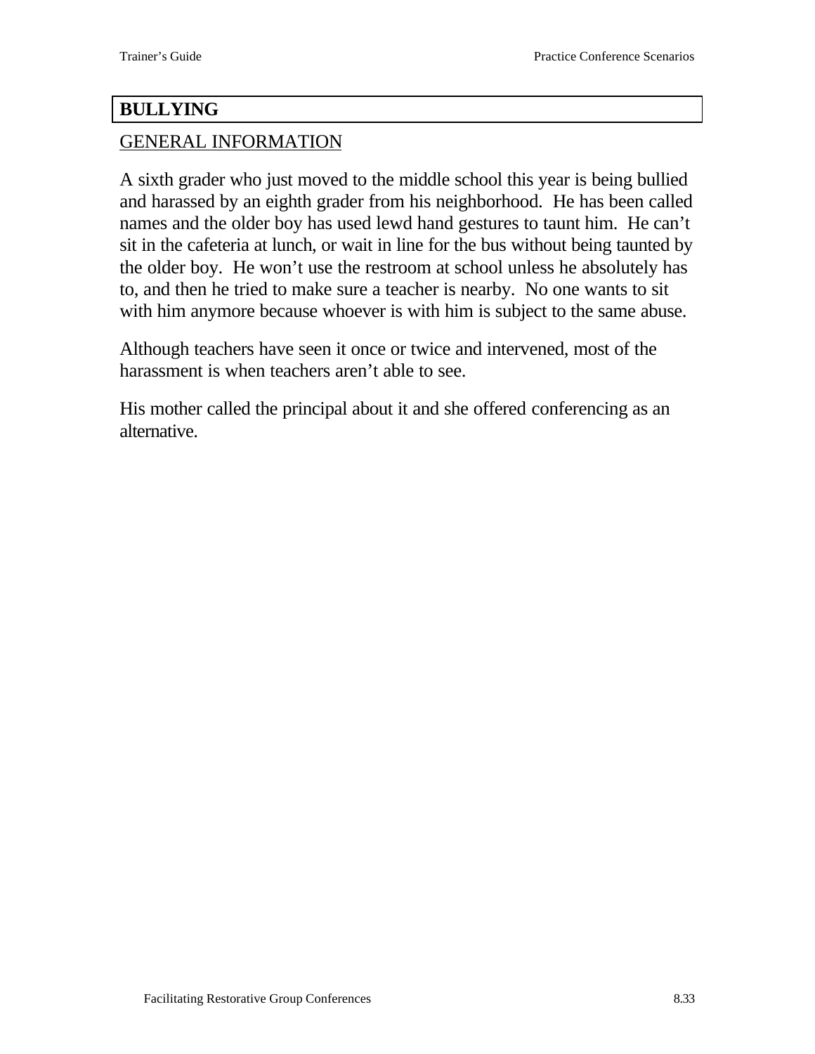## BULLYING

GENERAL INFORMATION

A sixth grader who just moved to the middle school this year is being bullied and harassed by an eighth grader from his neighborhood. He has been called names and the older boy has used lewd hand gestures to taunt him. He can't sit in the cafeteria at lunch, or wait in line for the bus without being taunted by the older boy. He won't use the restroom at school unless he absolutely has to, and then he tried to make sure a teacher is nearby. No one wants to sit with him anymore because whoever is with him is subject to the same abuse.

Although teachers have seen it once or twice and intervened, most of the harassment is when teachers aren't able to see.

His mother called the principal about it and she offered conferencing as an alternative.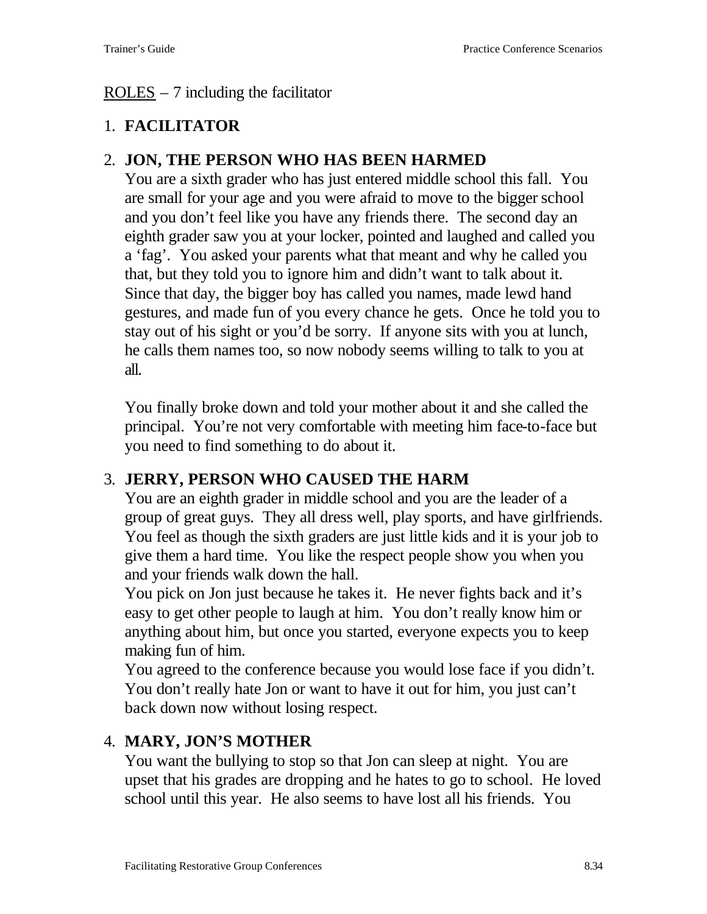ROLES – 7 including the facilitator

1. **FACILITATOR**

2. **JON, THE PERSON WHO HAS BEEN HARMED**

   You are a sixth grader who has just entered middle school this fall. You are small for your age and you were afraid to move to the bigger school and you don't feel like you have any friends there. The second day an eighth grader saw you at your locker, pointed and laughed and called you a 'fag'. You asked your parents what that meant and why he called you that, but they told you to ignore him and didn't want to talk about it. Since that day, the bigger boy has called you names, made lewd hand gestures, and made fun of you every chance he gets. Once he told you to stay out of his sight or you'd be sorry. If anyone sits with you at lunch, he calls them names too, so now nobody seems willing to talk to you at all.

   You finally broke down and told your mother about it and she called the principal. You're not very comfortable with meeting him face-to-face but you need to find something to do about it.

3. **JERRY, PERSON WHO CAUSED THE HARM**

   You are an eighth grader in middle school and you are the leader of a group of great guys. They all dress well, play sports, and have girlfriends. You feel as though the sixth graders are just little kids and it is your job to give them a hard time. You like the respect people show you when you and your friends walk down the hall.

   You pick on Jon just because he takes it. He never fights back and it's easy to get other people to laugh at him. You don't really know him or anything about him, but once you started, everyone expects you to keep making fun of him.

   You agreed to the conference because you would lose face if you didn't. You don't really hate Jon or want to have it out for him, you just can't back down now without losing respect.

4. **MARY, JON'S MOTHER**

   You want the bullying to stop so that Jon can sleep at night. You are upset that his grades are dropping and he hates to go to school. He loved school until this year. He also seems to have lost all his friends. You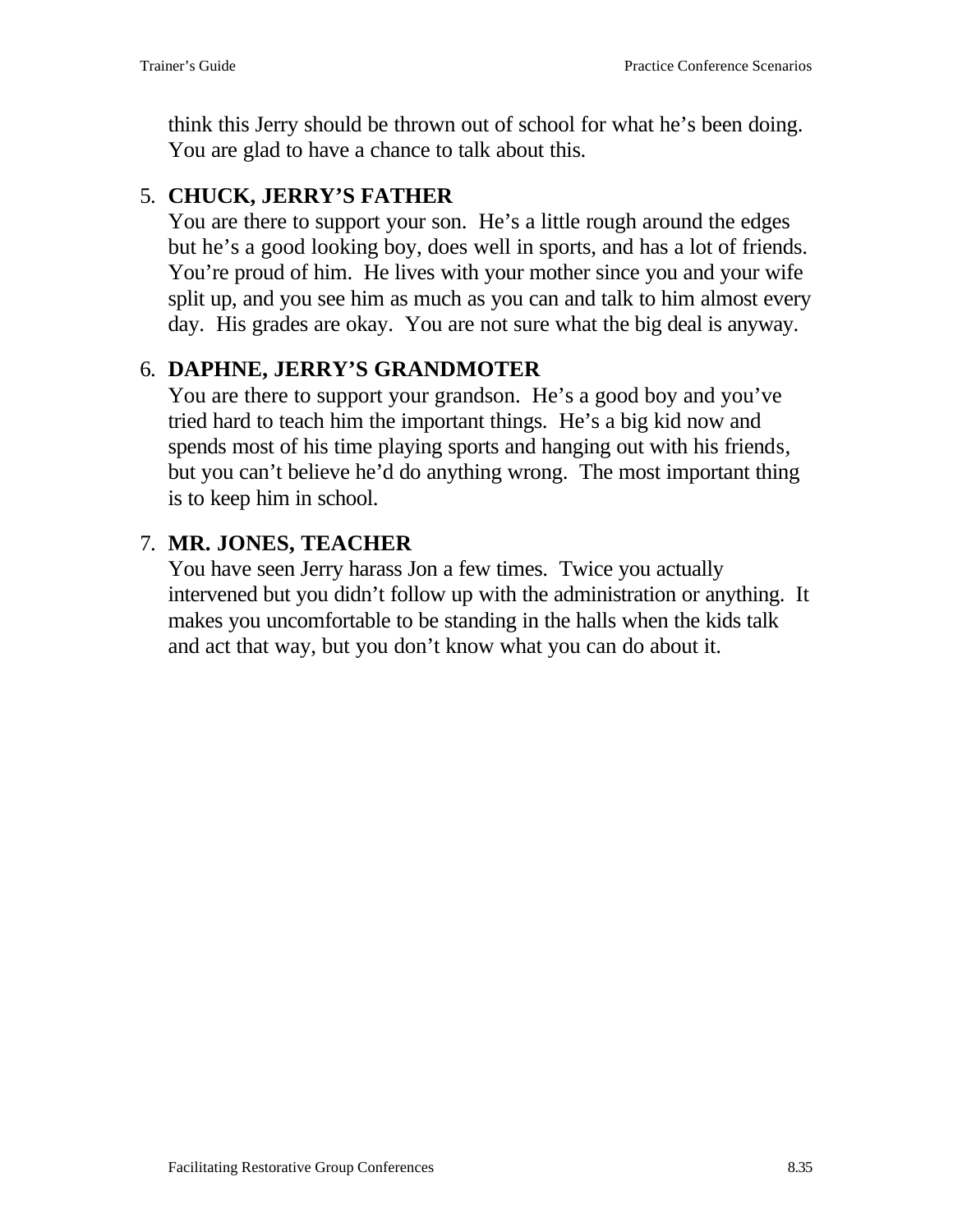think this Jerry should be thrown out of school for what he's been doing. You are glad to have a chance to talk about this.

5. **CHUCK, JERRY'S FATHER**
   You are there to support your son. He's a little rough around the edges but he's a good looking boy, does well in sports, and has a lot of friends. You're proud of him. He lives with your mother since you and your wife split up, and you see him as much as you can and talk to him almost every day. His grades are okay. You are not sure what the big deal is anyway.

6. **DAPHNE, JERRY'S GRANDMOTER**
   You are there to support your grandson. He's a good boy and you've tried hard to teach him the important things. He's a big kid now and spends most of his time playing sports and hanging out with his friends, but you can't believe he'd do anything wrong. The most important thing is to keep him in school.

7. **MR. JONES, TEACHER**
   You have seen Jerry harass Jon a few times. Twice you actually intervened but you didn't follow up with the administration or anything. It makes you uncomfortable to be standing in the halls when the kids talk and act that way, but you don't know what you can do about it.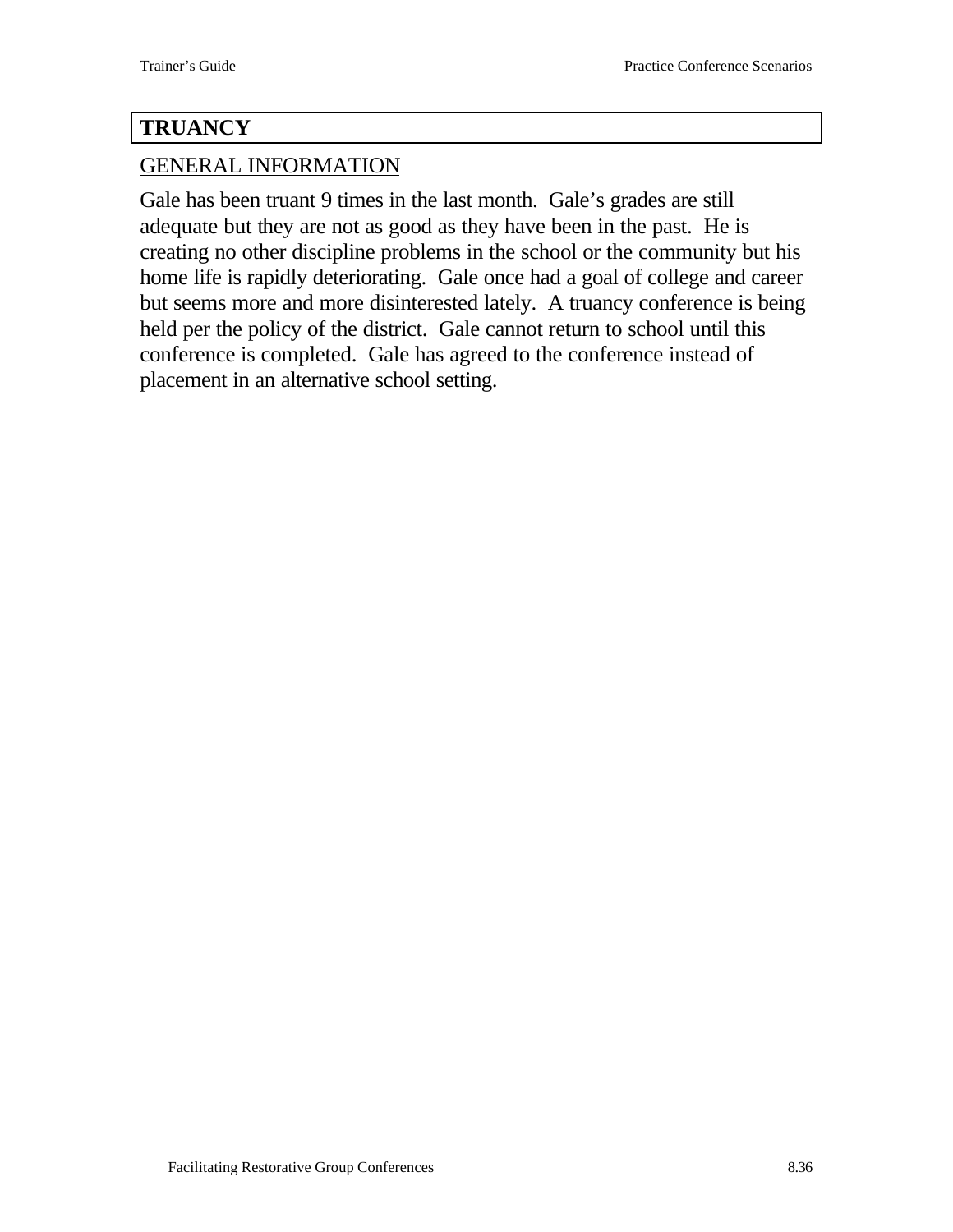## TRUANCY

GENERAL INFORMATION

Gale has been truant 9 times in the last month. Gale's grades are still adequate but they are not as good as they have been in the past. He is creating no other discipline problems in the school or the community but his home life is rapidly deteriorating. Gale once had a goal of college and career but seems more and more disinterested lately. A truancy conference is being held per the policy of the district. Gale cannot return to school until this conference is completed. Gale has agreed to the conference instead of placement in an alternative school setting.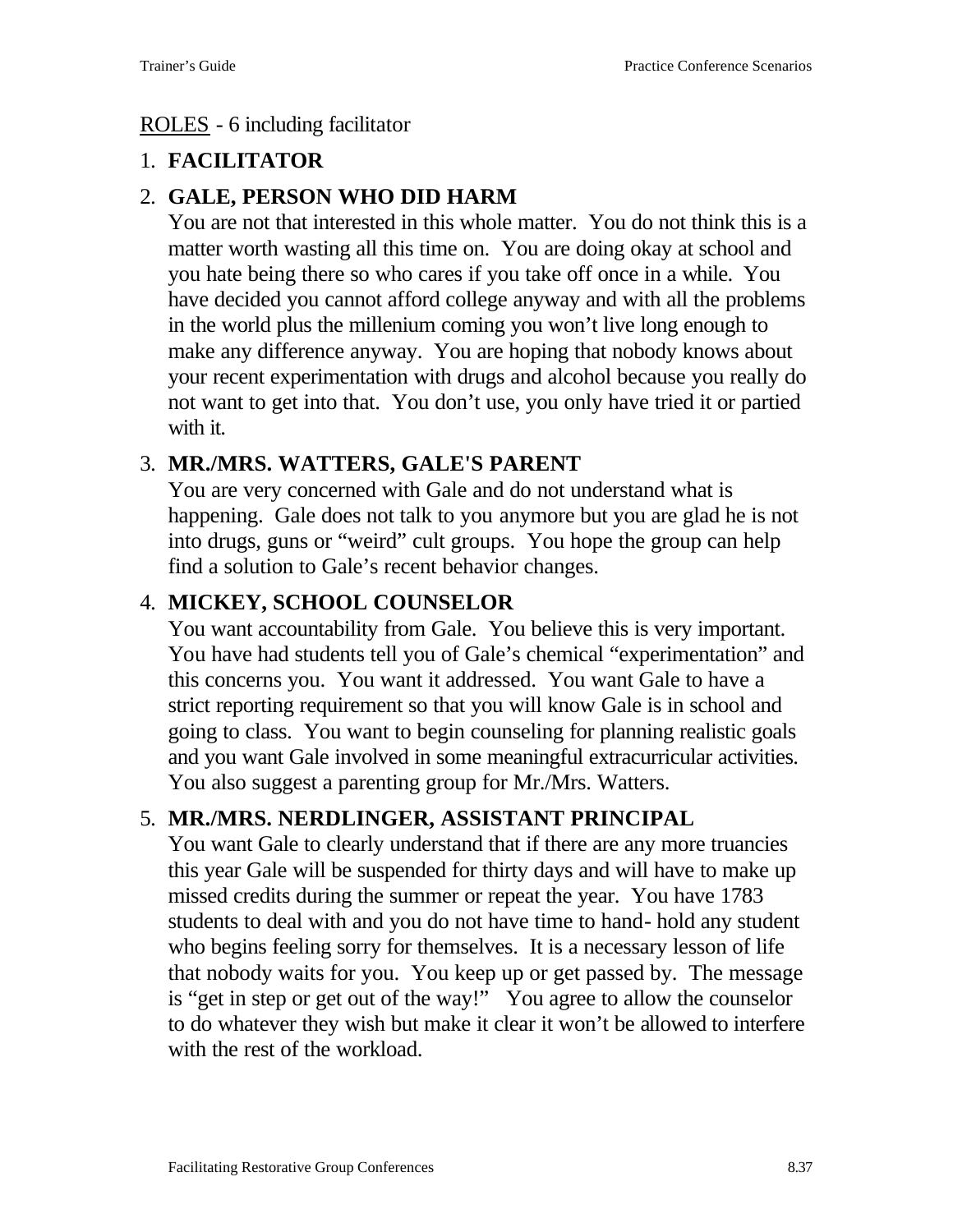<u>ROLES</u> - 6 including facilitator

1. **FACILITATOR**

2. **GALE, PERSON WHO DID HARM**
   You are not that interested in this whole matter. You do not think this is a matter worth wasting all this time on. You are doing okay at school and you hate being there so who cares if you take off once in a while. You have decided you cannot afford college anyway and with all the problems in the world plus the millenium coming you won't live long enough to make any difference anyway. You are hoping that nobody knows about your recent experimentation with drugs and alcohol because you really do not want to get into that. You don't use, you only have tried it or partied with it.

3. **MR./MRS. WATTERS, GALE'S PARENT**
   You are very concerned with Gale and do not understand what is happening. Gale does not talk to you anymore but you are glad he is not into drugs, guns or "weird" cult groups. You hope the group can help find a solution to Gale's recent behavior changes.

4. **MICKEY, SCHOOL COUNSELOR**
   You want accountability from Gale. You believe this is very important. You have had students tell you of Gale's chemical "experimentation" and this concerns you. You want it addressed. You want Gale to have a strict reporting requirement so that you will know Gale is in school and going to class. You want to begin counseling for planning realistic goals and you want Gale involved in some meaningful extracurricular activities. You also suggest a parenting group for Mr./Mrs. Watters.

5. **MR./MRS. NERDLINGER, ASSISTANT PRINCIPAL**
   You want Gale to clearly understand that if there are any more truancies this year Gale will be suspended for thirty days and will have to make up missed credits during the summer or repeat the year. You have 1783 students to deal with and you do not have time to hand- hold any student who begins feeling sorry for themselves. It is a necessary lesson of life that nobody waits for you. You keep up or get passed by. The message is "get in step or get out of the way!" You agree to allow the counselor to do whatever they wish but make it clear it won't be allowed to interfere with the rest of the workload.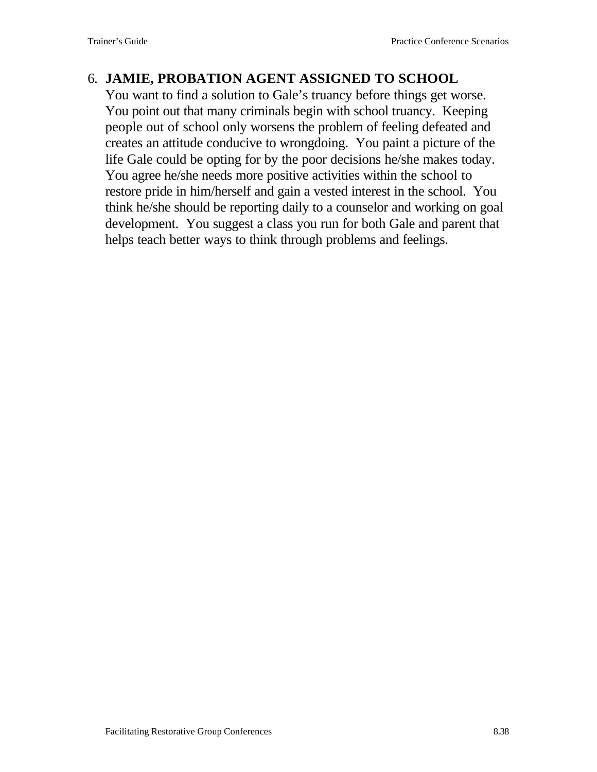6. **JAMIE, PROBATION AGENT ASSIGNED TO SCHOOL**
   You want to find a solution to Gale's truancy before things get worse. You point out that many criminals begin with school truancy. Keeping people out of school only worsens the problem of feeling defeated and creates an attitude conducive to wrongdoing. You paint a picture of the life Gale could be opting for by the poor decisions he/she makes today. You agree he/she needs more positive activities within the school to restore pride in him/herself and gain a vested interest in the school. You think he/she should be reporting daily to a counselor and working on goal development. You suggest a class you run for both Gale and parent that helps teach better ways to think through problems and feelings.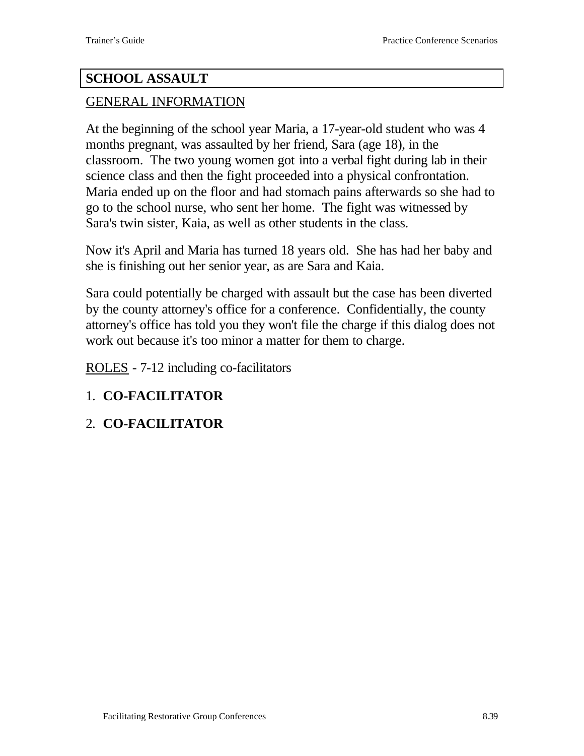## SCHOOL ASSAULT

<u>GENERAL INFORMATION</u>

At the beginning of the school year Maria, a 17-year-old student who was 4 months pregnant, was assaulted by her friend, Sara (age 18), in the classroom. The two young women got into a verbal fight during lab in their science class and then the fight proceeded into a physical confrontation. Maria ended up on the floor and had stomach pains afterwards so she had to go to the school nurse, who sent her home. The fight was witnessed by Sara's twin sister, Kaia, as well as other students in the class.

Now it's April and Maria has turned 18 years old. She has had her baby and she is finishing out her senior year, as are Sara and Kaia.

Sara could potentially be charged with assault but the case has been diverted by the county attorney's office for a conference. Confidentially, the county attorney's office has told you they won't file the charge if this dialog does not work out because it's too minor a matter for them to charge.

<u>ROLES</u> - 7-12 including co-facilitators

1. **CO-FACILITATOR**
2. **CO-FACILITATOR**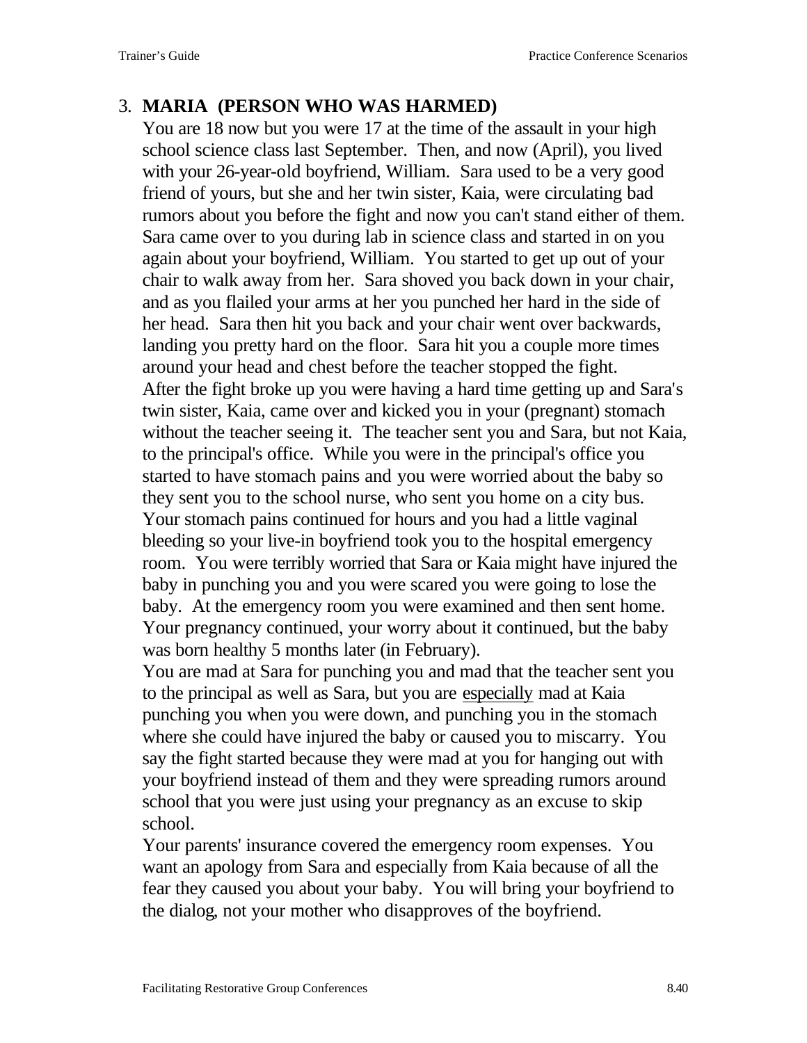### 3. **MARIA (PERSON WHO WAS HARMED)**

You are 18 now but you were 17 at the time of the assault in your high school science class last September. Then, and now (April), you lived with your 26-year-old boyfriend, William. Sara used to be a very good friend of yours, but she and her twin sister, Kaia, were circulating bad rumors about you before the fight and now you can't stand either of them. Sara came over to you during lab in science class and started in on you again about your boyfriend, William. You started to get up out of your chair to walk away from her. Sara shoved you back down in your chair, and as you flailed your arms at her you punched her hard in the side of her head. Sara then hit you back and your chair went over backwards, landing you pretty hard on the floor. Sara hit you a couple more times around your head and chest before the teacher stopped the fight.

After the fight broke up you were having a hard time getting up and Sara's twin sister, Kaia, came over and kicked you in your (pregnant) stomach without the teacher seeing it. The teacher sent you and Sara, but not Kaia, to the principal's office. While you were in the principal's office you started to have stomach pains and you were worried about the baby so they sent you to the school nurse, who sent you home on a city bus. Your stomach pains continued for hours and you had a little vaginal bleeding so your live-in boyfriend took you to the hospital emergency room. You were terribly worried that Sara or Kaia might have injured the baby in punching you and you were scared you were going to lose the baby. At the emergency room you were examined and then sent home. Your pregnancy continued, your worry about it continued, but the baby was born healthy 5 months later (in February).

You are mad at Sara for punching you and mad that the teacher sent you to the principal as well as Sara, but you are <u>especially</u> mad at Kaia punching you when you were down, and punching you in the stomach where she could have injured the baby or caused you to miscarry. You say the fight started because they were mad at you for hanging out with your boyfriend instead of them and they were spreading rumors around school that you were just using your pregnancy as an excuse to skip school.

Your parents' insurance covered the emergency room expenses. You want an apology from Sara and especially from Kaia because of all the fear they caused you about your baby. You will bring your boyfriend to the dialog, not your mother who disapproves of the boyfriend.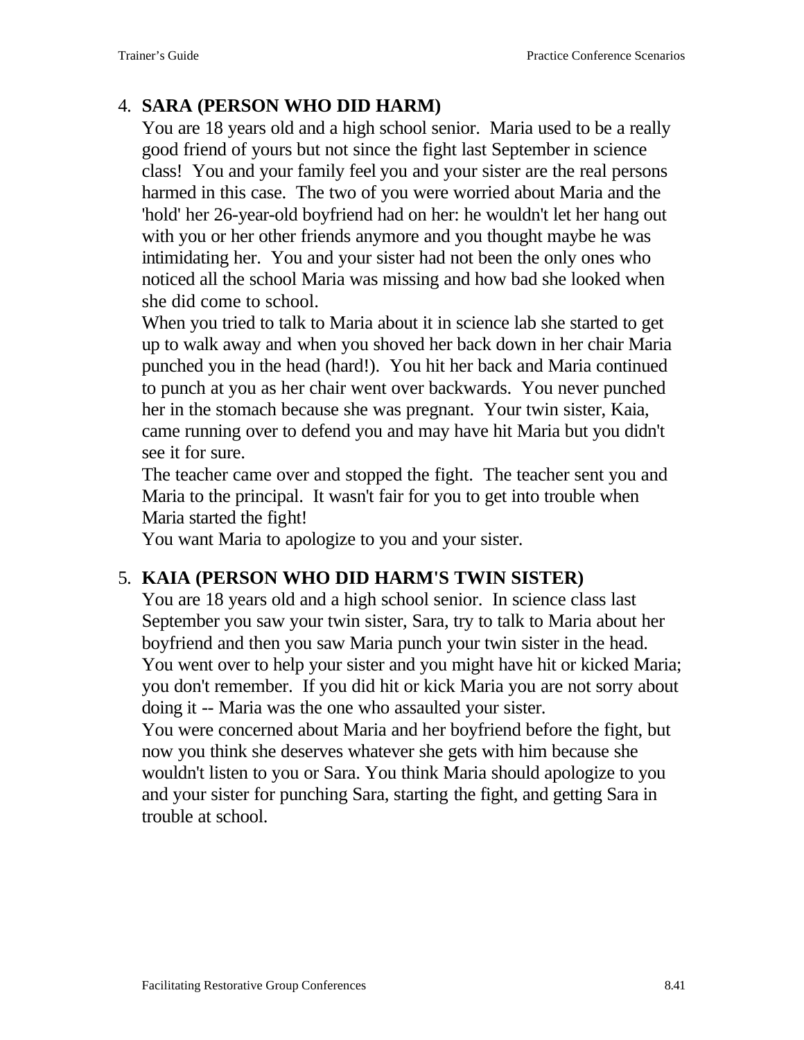4. **SARA (PERSON WHO DID HARM)**

   You are 18 years old and a high school senior. Maria used to be a really good friend of yours but not since the fight last September in science class! You and your family feel you and your sister are the real persons harmed in this case. The two of you were worried about Maria and the 'hold' her 26-year-old boyfriend had on her: he wouldn't let her hang out with you or her other friends anymore and you thought maybe he was intimidating her. You and your sister had not been the only ones who noticed all the school Maria was missing and how bad she looked when she did come to school.

   When you tried to talk to Maria about it in science lab she started to get up to walk away and when you shoved her back down in her chair Maria punched you in the head (hard!). You hit her back and Maria continued to punch at you as her chair went over backwards. You never punched her in the stomach because she was pregnant. Your twin sister, Kaia, came running over to defend you and may have hit Maria but you didn't see it for sure.

   The teacher came over and stopped the fight. The teacher sent you and Maria to the principal. It wasn't fair for you to get into trouble when Maria started the fight!

   You want Maria to apologize to you and your sister.

5. **KAIA (PERSON WHO DID HARM'S TWIN SISTER)**

   You are 18 years old and a high school senior. In science class last September you saw your twin sister, Sara, try to talk to Maria about her boyfriend and then you saw Maria punch your twin sister in the head. You went over to help your sister and you might have hit or kicked Maria; you don't remember. If you did hit or kick Maria you are not sorry about doing it -- Maria was the one who assaulted your sister.

   You were concerned about Maria and her boyfriend before the fight, but now you think she deserves whatever she gets with him because she wouldn't listen to you or Sara. You think Maria should apologize to you and your sister for punching Sara, starting the fight, and getting Sara in trouble at school.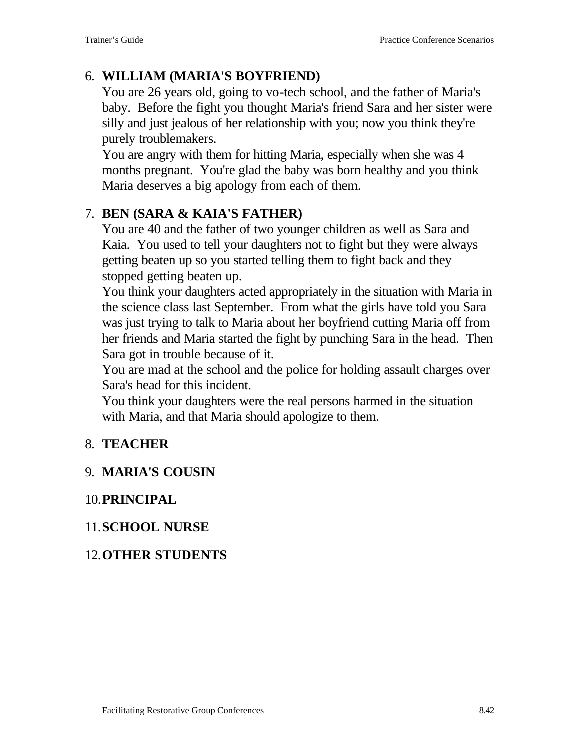6. **WILLIAM (MARIA'S BOYFRIEND)**
   You are 26 years old, going to vo-tech school, and the father of Maria's baby. Before the fight you thought Maria's friend Sara and her sister were silly and just jealous of her relationship with you; now you think they're purely troublemakers.
   You are angry with them for hitting Maria, especially when she was 4 months pregnant. You're glad the baby was born healthy and you think Maria deserves a big apology from each of them.

7. **BEN (SARA & KAIA'S FATHER)**
   You are 40 and the father of two younger children as well as Sara and Kaia. You used to tell your daughters not to fight but they were always getting beaten up so you started telling them to fight back and they stopped getting beaten up.
   You think your daughters acted appropriately in the situation with Maria in the science class last September. From what the girls have told you Sara was just trying to talk to Maria about her boyfriend cutting Maria off from her friends and Maria started the fight by punching Sara in the head. Then Sara got in trouble because of it.
   You are mad at the school and the police for holding assault charges over Sara's head for this incident.
   You think your daughters were the real persons harmed in the situation with Maria, and that Maria should apologize to them.

8. **TEACHER**

9. **MARIA'S COUSIN**

10. **PRINCIPAL**

11. **SCHOOL NURSE**

12. **OTHER STUDENTS**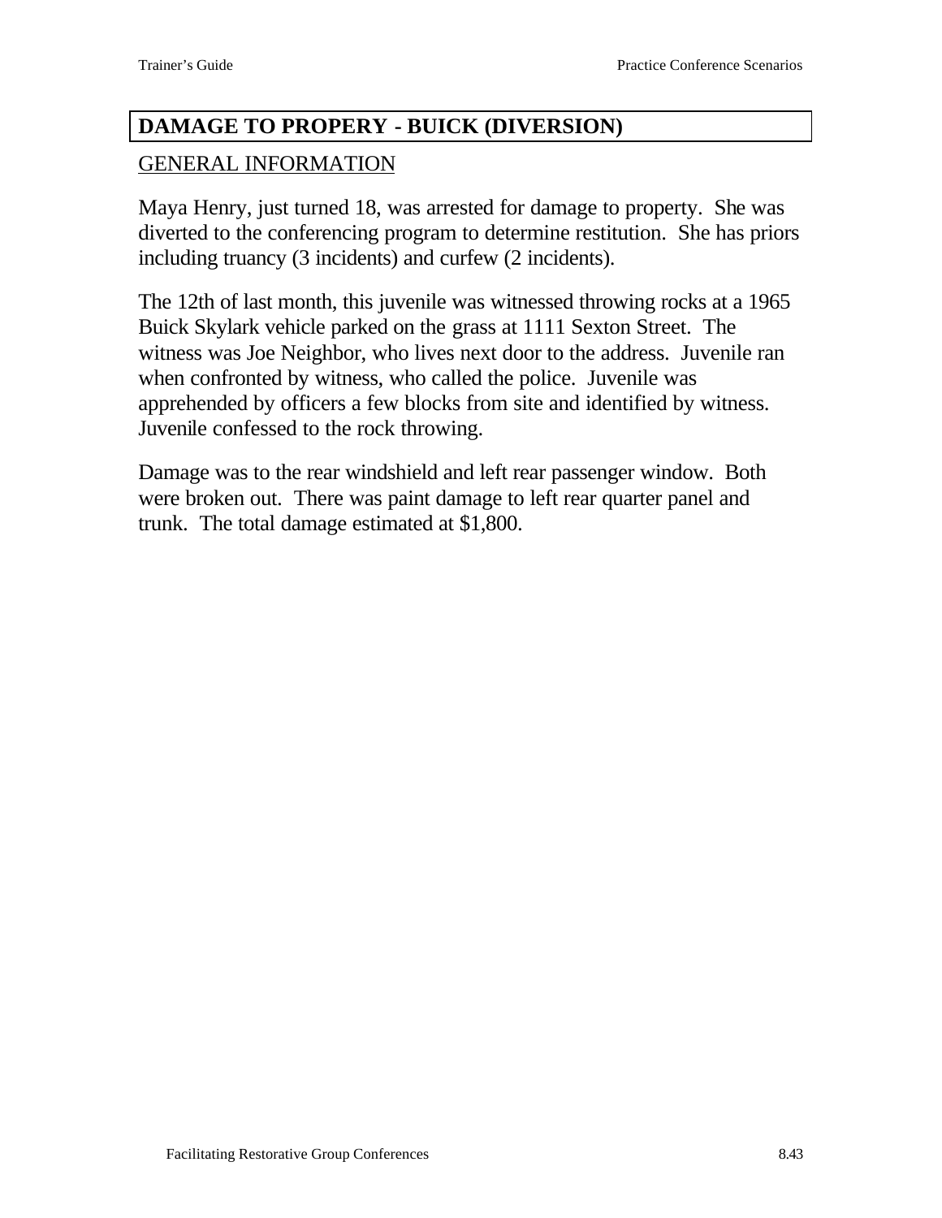## DAMAGE TO PROPERY - BUICK (DIVERSION)

GENERAL INFORMATION

Maya Henry, just turned 18, was arrested for damage to property. She was diverted to the conferencing program to determine restitution. She has priors including truancy (3 incidents) and curfew (2 incidents).

The 12th of last month, this juvenile was witnessed throwing rocks at a 1965 Buick Skylark vehicle parked on the grass at 1111 Sexton Street. The witness was Joe Neighbor, who lives next door to the address. Juvenile ran when confronted by witness, who called the police. Juvenile was apprehended by officers a few blocks from site and identified by witness. Juvenile confessed to the rock throwing.

Damage was to the rear windshield and left rear passenger window. Both were broken out. There was paint damage to left rear quarter panel and trunk. The total damage estimated at $1,800.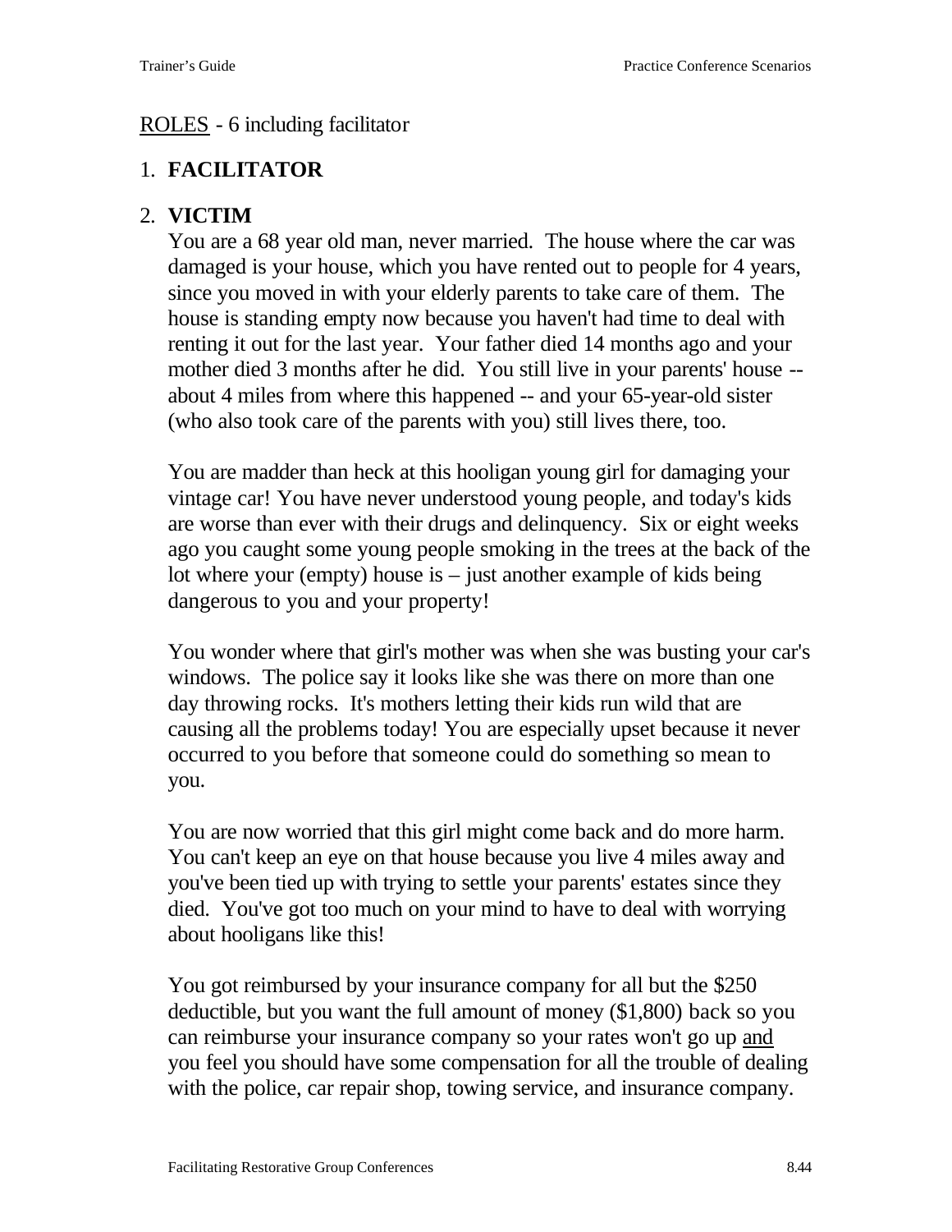<u>ROLES</u> - 6 including facilitator

1. **FACILITATOR**

2. **VICTIM**

   You are a 68 year old man, never married. The house where the car was damaged is your house, which you have rented out to people for 4 years, since you moved in with your elderly parents to take care of them. The house is standing empty now because you haven't had time to deal with renting it out for the last year. Your father died 14 months ago and your mother died 3 months after he did. You still live in your parents' house -- about 4 miles from where this happened -- and your 65-year-old sister (who also took care of the parents with you) still lives there, too.

   You are madder than heck at this hooligan young girl for damaging your vintage car! You have never understood young people, and today's kids are worse than ever with their drugs and delinquency. Six or eight weeks ago you caught some young people smoking in the trees at the back of the lot where your (empty) house is – just another example of kids being dangerous to you and your property!

   You wonder where that girl's mother was when she was busting your car's windows. The police say it looks like she was there on more than one day throwing rocks. It's mothers letting their kids run wild that are causing all the problems today! You are especially upset because it never occurred to you before that someone could do something so mean to you.

   You are now worried that this girl might come back and do more harm. You can't keep an eye on that house because you live 4 miles away and you've been tied up with trying to settle your parents' estates since they died. You've got too much on your mind to have to deal with worrying about hooligans like this!

   You got reimbursed by your insurance company for all but the $250 deductible, but you want the full amount of money ($1,800) back so you can reimburse your insurance company so your rates won't go up <u>and</u> you feel you should have some compensation for all the trouble of dealing with the police, car repair shop, towing service, and insurance company.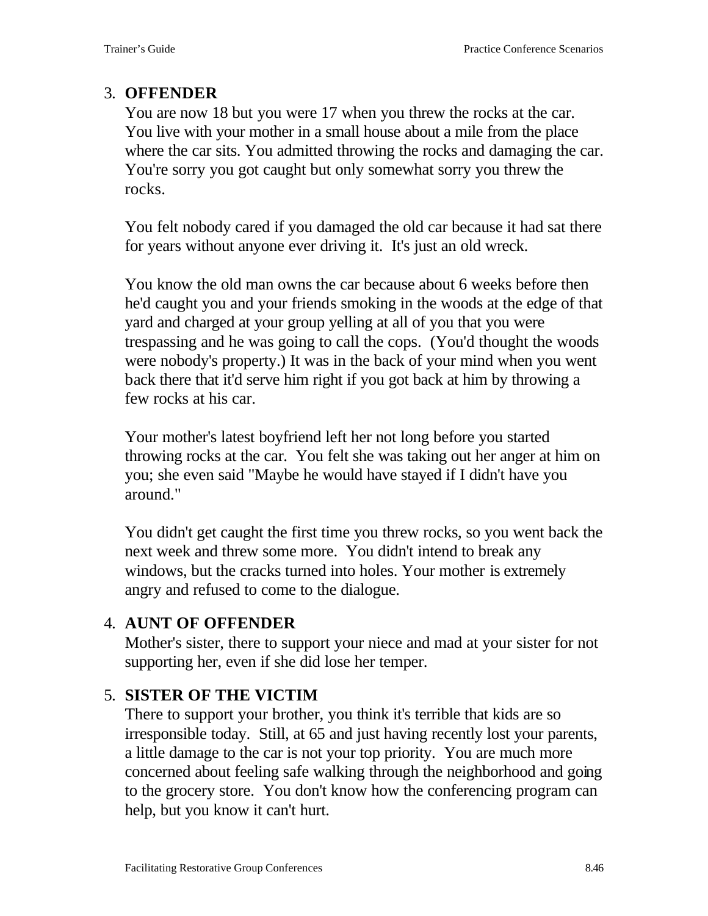3. **OFFENDER**
   You are now 18 but you were 17 when you threw the rocks at the car. You live with your mother in a small house about a mile from the place where the car sits. You admitted throwing the rocks and damaging the car. You're sorry you got caught but only somewhat sorry you threw the rocks.

   You felt nobody cared if you damaged the old car because it had sat there for years without anyone ever driving it. It's just an old wreck.

   You know the old man owns the car because about 6 weeks before then he'd caught you and your friends smoking in the woods at the edge of that yard and charged at your group yelling at all of you that you were trespassing and he was going to call the cops. (You'd thought the woods were nobody's property.) It was in the back of your mind when you went back there that it'd serve him right if you got back at him by throwing a few rocks at his car.

   Your mother's latest boyfriend left her not long before you started throwing rocks at the car. You felt she was taking out her anger at him on you; she even said "Maybe he would have stayed if I didn't have you around."

   You didn't get caught the first time you threw rocks, so you went back the next week and threw some more. You didn't intend to break any windows, but the cracks turned into holes. Your mother is extremely angry and refused to come to the dialogue.

4. **AUNT OF OFFENDER**
   Mother's sister, there to support your niece and mad at your sister for not supporting her, even if she did lose her temper.

5. **SISTER OF THE VICTIM**
   There to support your brother, you think it's terrible that kids are so irresponsible today. Still, at 65 and just having recently lost your parents, a little damage to the car is not your top priority. You are much more concerned about feeling safe walking through the neighborhood and going to the grocery store. You don't know how the conferencing program can help, but you know it can't hurt.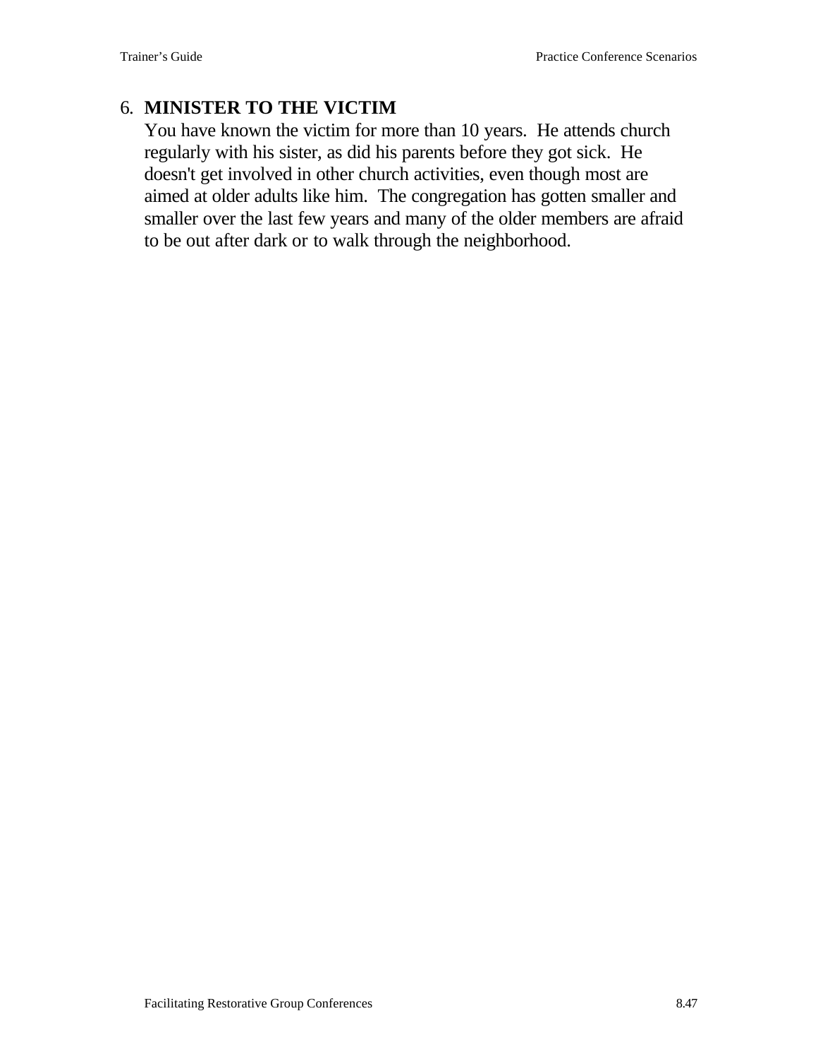6. **MINISTER TO THE VICTIM**

   You have known the victim for more than 10 years. He attends church regularly with his sister, as did his parents before they got sick. He doesn't get involved in other church activities, even though most are aimed at older adults like him. The congregation has gotten smaller and smaller over the last few years and many of the older members are afraid to be out after dark or to walk through the neighborhood.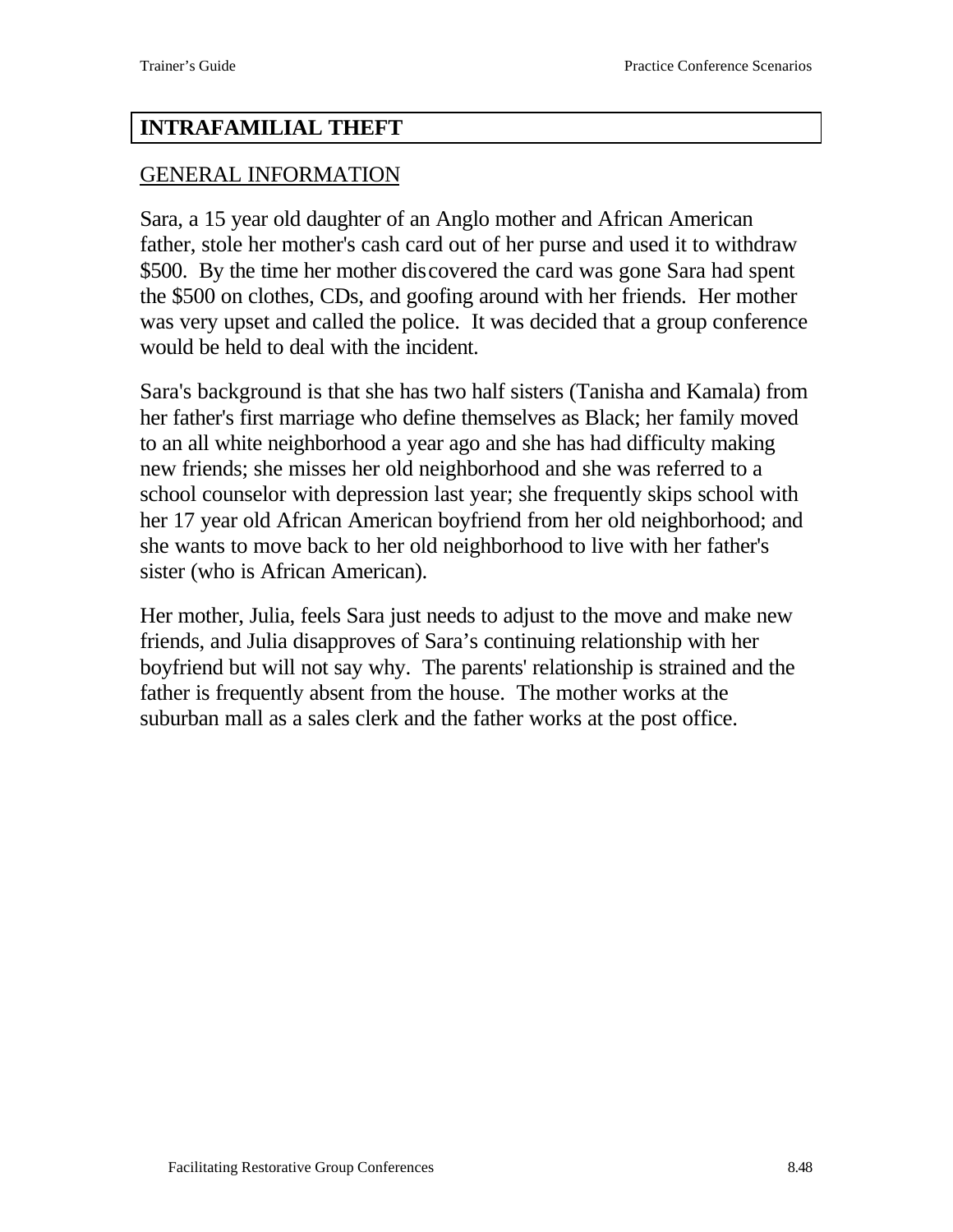## INTRAFAMILIAL THEFT

### GENERAL INFORMATION

Sara, a 15 year old daughter of an Anglo mother and African American father, stole her mother's cash card out of her purse and used it to withdraw $500. By the time her mother discovered the card was gone Sara had spent the $500 on clothes, CDs, and goofing around with her friends. Her mother was very upset and called the police. It was decided that a group conference would be held to deal with the incident.

Sara's background is that she has two half sisters (Tanisha and Kamala) from her father's first marriage who define themselves as Black; her family moved to an all white neighborhood a year ago and she has had difficulty making new friends; she misses her old neighborhood and she was referred to a school counselor with depression last year; she frequently skips school with her 17 year old African American boyfriend from her old neighborhood; and she wants to move back to her old neighborhood to live with her father's sister (who is African American).

Her mother, Julia, feels Sara just needs to adjust to the move and make new friends, and Julia disapproves of Sara's continuing relationship with her boyfriend but will not say why. The parents' relationship is strained and the father is frequently absent from the house. The mother works at the suburban mall as a sales clerk and the father works at the post office.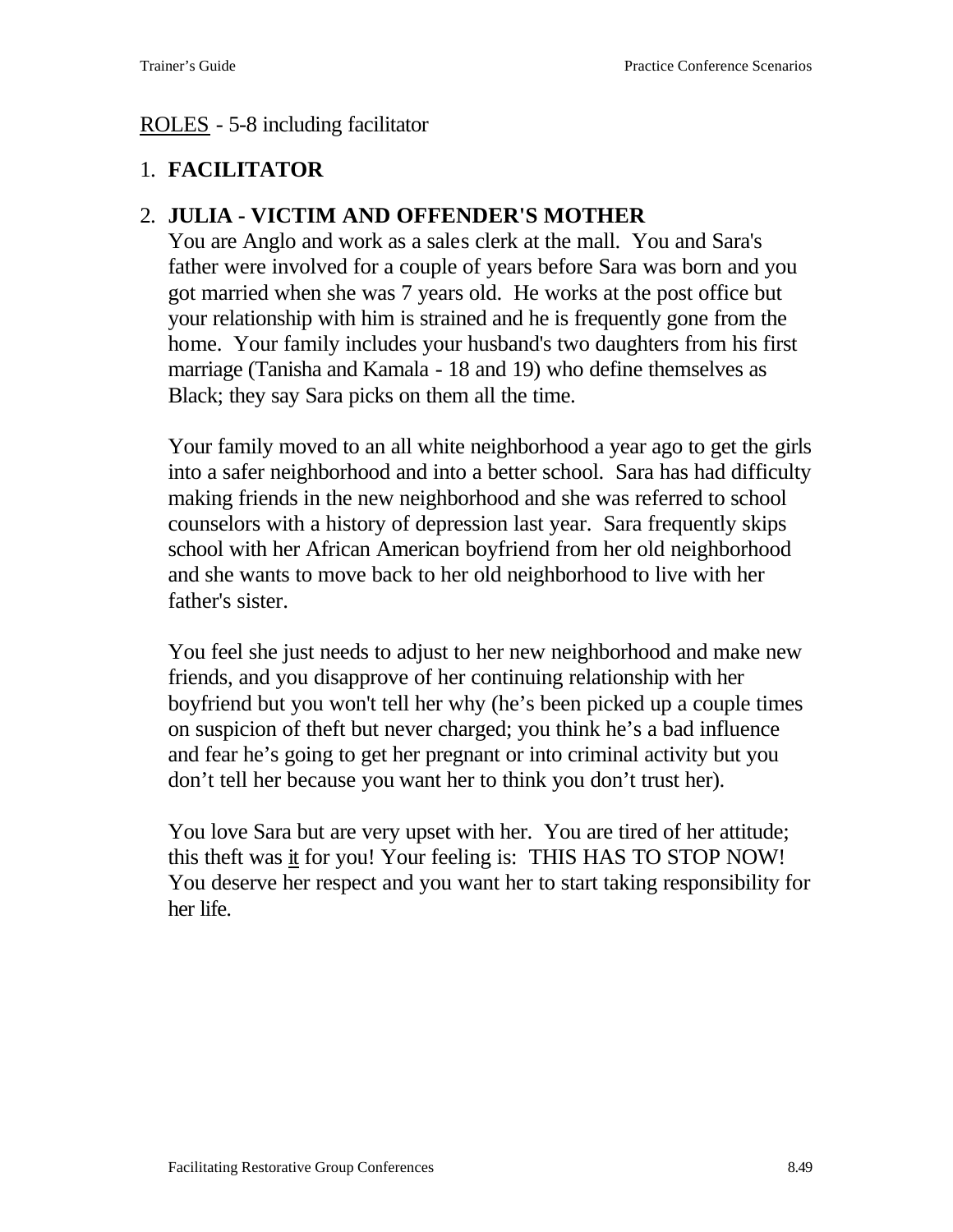ROLES - 5-8 including facilitator

1. **FACILITATOR**

2. **JULIA - VICTIM AND OFFENDER'S MOTHER**

   You are Anglo and work as a sales clerk at the mall. You and Sara's father were involved for a couple of years before Sara was born and you got married when she was 7 years old. He works at the post office but your relationship with him is strained and he is frequently gone from the home. Your family includes your husband's two daughters from his first marriage (Tanisha and Kamala - 18 and 19) who define themselves as Black; they say Sara picks on them all the time.

   Your family moved to an all white neighborhood a year ago to get the girls into a safer neighborhood and into a better school. Sara has had difficulty making friends in the new neighborhood and she was referred to school counselors with a history of depression last year. Sara frequently skips school with her African American boyfriend from her old neighborhood and she wants to move back to her old neighborhood to live with her father's sister.

   You feel she just needs to adjust to her new neighborhood and make new friends, and you disapprove of her continuing relationship with her boyfriend but you won't tell her why (he's been picked up a couple times on suspicion of theft but never charged; you think he's a bad influence and fear he's going to get her pregnant or into criminal activity but you don't tell her because you want her to think you don't trust her).

   You love Sara but are very upset with her. You are tired of her attitude; this theft was it for you! Your feeling is: THIS HAS TO STOP NOW! You deserve her respect and you want her to start taking responsibility for her life.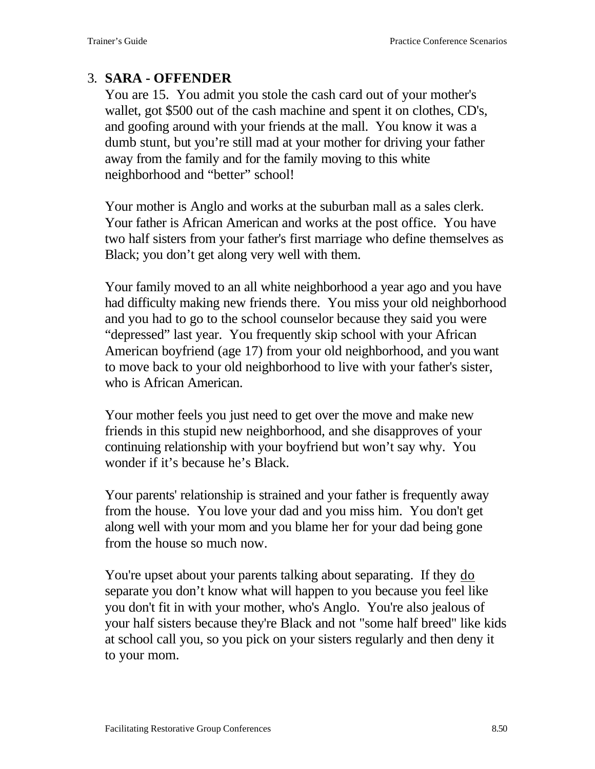### 3. SARA - OFFENDER

You are 15. You admit you stole the cash card out of your mother's wallet, got $500 out of the cash machine and spent it on clothes, CD's, and goofing around with your friends at the mall. You know it was a dumb stunt, but you're still mad at your mother for driving your father away from the family and for the family moving to this white neighborhood and "better" school!

Your mother is Anglo and works at the suburban mall as a sales clerk. Your father is African American and works at the post office. You have two half sisters from your father's first marriage who define themselves as Black; you don't get along very well with them.

Your family moved to an all white neighborhood a year ago and you have had difficulty making new friends there. You miss your old neighborhood and you had to go to the school counselor because they said you were "depressed" last year. You frequently skip school with your African American boyfriend (age 17) from your old neighborhood, and you want to move back to your old neighborhood to live with your father's sister, who is African American.

Your mother feels you just need to get over the move and make new friends in this stupid new neighborhood, and she disapproves of your continuing relationship with your boyfriend but won't say why. You wonder if it's because he's Black.

Your parents' relationship is strained and your father is frequently away from the house. You love your dad and you miss him. You don't get along well with your mom and you blame her for your dad being gone from the house so much now.

You're upset about your parents talking about separating. If they <u>do</u> separate you don't know what will happen to you because you feel like you don't fit in with your mother, who's Anglo. You're also jealous of your half sisters because they're Black and not "some half breed" like kids at school call you, so you pick on your sisters regularly and then deny it to your mom.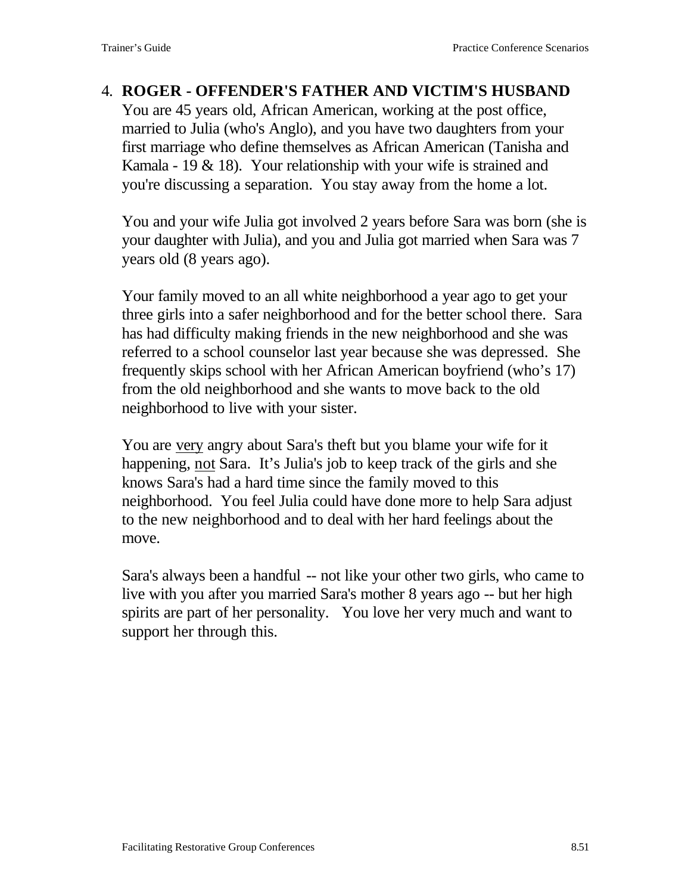4. **ROGER - OFFENDER'S FATHER AND VICTIM'S HUSBAND**
   You are 45 years old, African American, working at the post office, married to Julia (who's Anglo), and you have two daughters from your first marriage who define themselves as African American (Tanisha and Kamala - 19 & 18). Your relationship with your wife is strained and you're discussing a separation. You stay away from the home a lot.

   You and your wife Julia got involved 2 years before Sara was born (she is your daughter with Julia), and you and Julia got married when Sara was 7 years old (8 years ago).

   Your family moved to an all white neighborhood a year ago to get your three girls into a safer neighborhood and for the better school there. Sara has had difficulty making friends in the new neighborhood and she was referred to a school counselor last year because she was depressed. She frequently skips school with her African American boyfriend (who's 17) from the old neighborhood and she wants to move back to the old neighborhood to live with your sister.

   You are <u>very</u> angry about Sara's theft but you blame your wife for it happening, <u>not</u> Sara. It's Julia's job to keep track of the girls and she knows Sara's had a hard time since the family moved to this neighborhood. You feel Julia could have done more to help Sara adjust to the new neighborhood and to deal with her hard feelings about the move.

   Sara's always been a handful -- not like your other two girls, who came to live with you after you married Sara's mother 8 years ago -- but her high spirits are part of her personality. You love her very much and want to support her through this.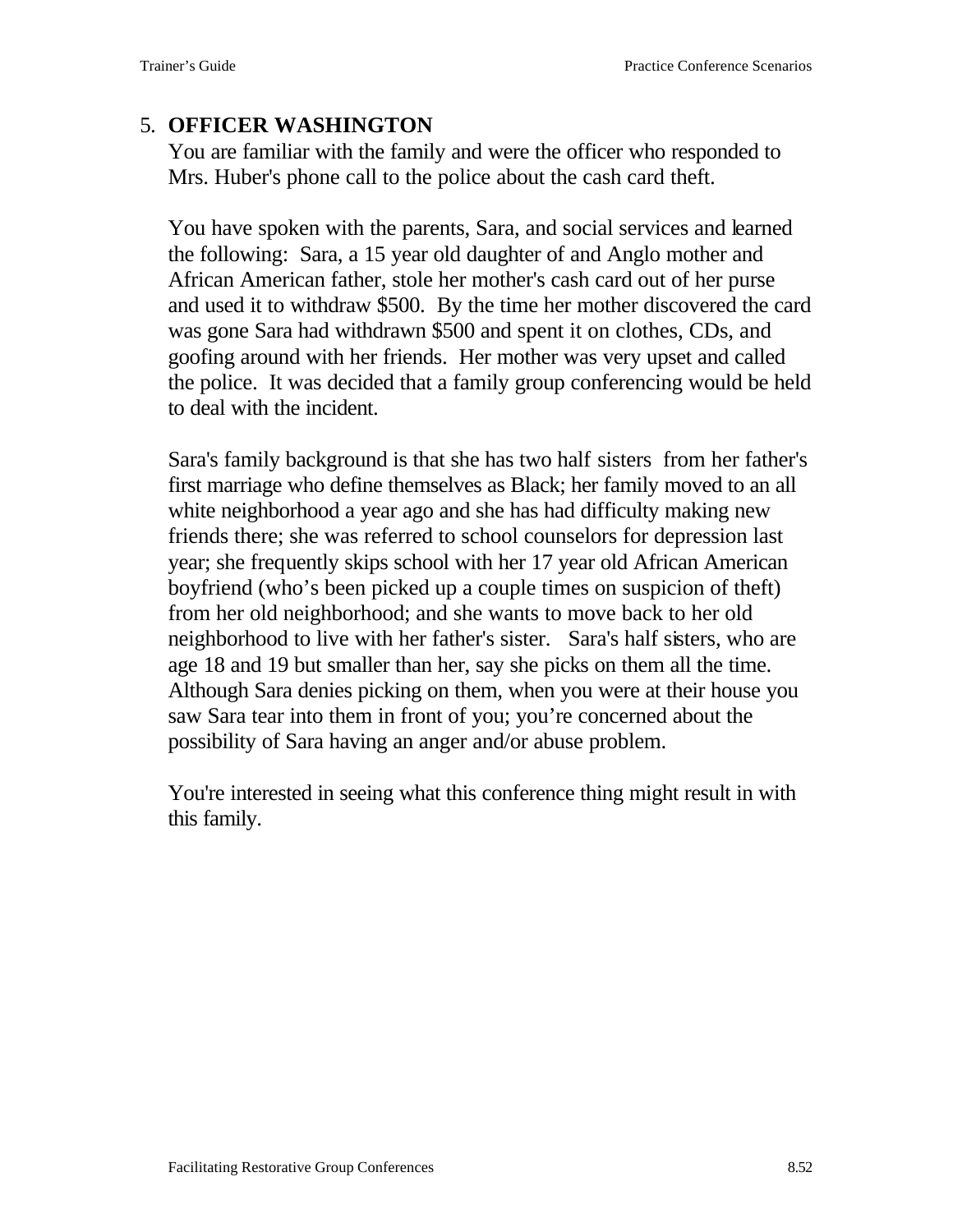5. **OFFICER WASHINGTON**

You are familiar with the family and were the officer who responded to Mrs. Huber's phone call to the police about the cash card theft.

You have spoken with the parents, Sara, and social services and learned the following: Sara, a 15 year old daughter of and Anglo mother and African American father, stole her mother's cash card out of her purse and used it to withdraw $500. By the time her mother discovered the card was gone Sara had withdrawn $500 and spent it on clothes, CDs, and goofing around with her friends. Her mother was very upset and called the police. It was decided that a family group conferencing would be held to deal with the incident.

Sara's family background is that she has two half sisters from her father's first marriage who define themselves as Black; her family moved to an all white neighborhood a year ago and she has had difficulty making new friends there; she was referred to school counselors for depression last year; she frequently skips school with her 17 year old African American boyfriend (who's been picked up a couple times on suspicion of theft) from her old neighborhood; and she wants to move back to her old neighborhood to live with her father's sister. Sara's half sisters, who are age 18 and 19 but smaller than her, say she picks on them all the time. Although Sara denies picking on them, when you were at their house you saw Sara tear into them in front of you; you're concerned about the possibility of Sara having an anger and/or abuse problem.

You're interested in seeing what this conference thing might result in with this family.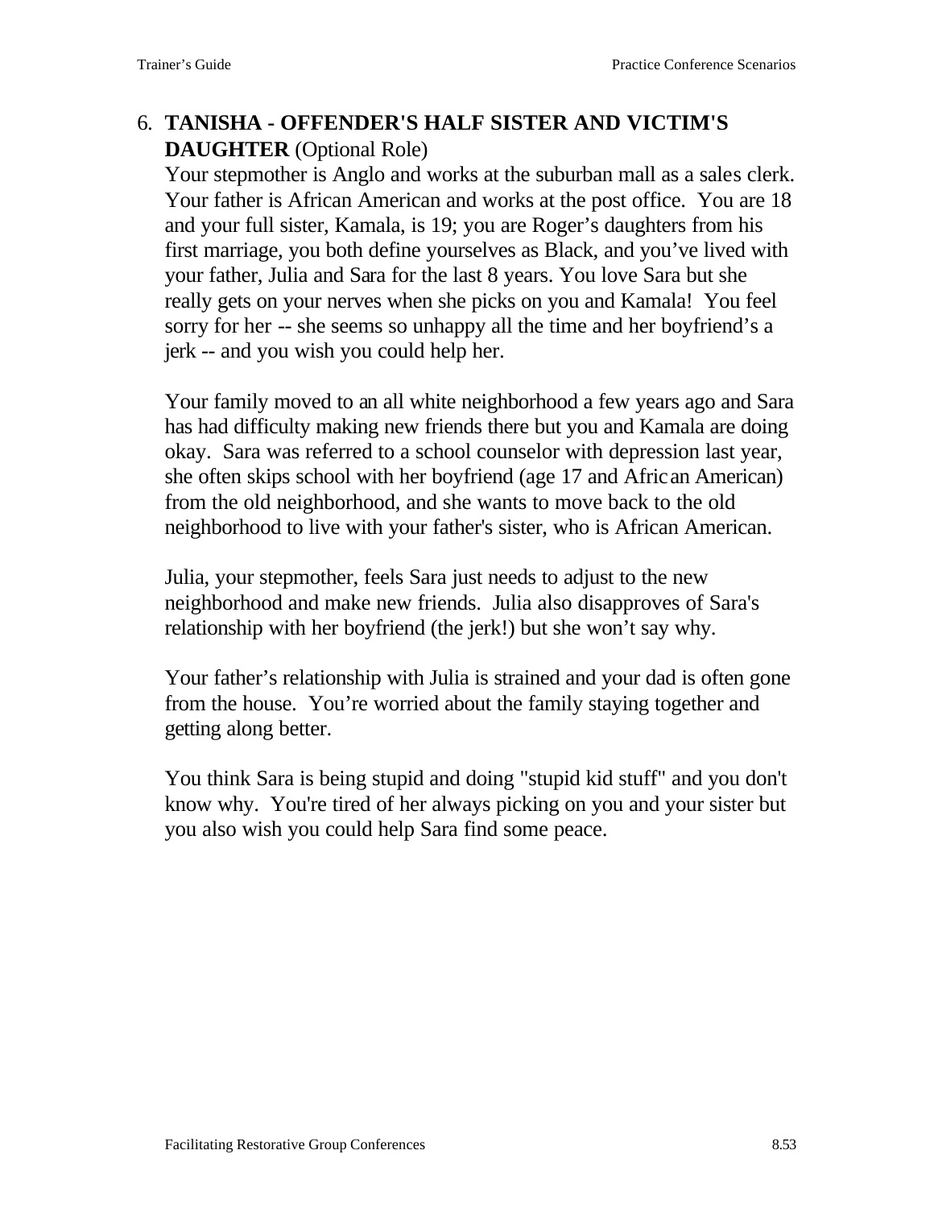6. **TANISHA - OFFENDER'S HALF SISTER AND VICTIM'S DAUGHTER** (Optional Role)

Your stepmother is Anglo and works at the suburban mall as a sales clerk. Your father is African American and works at the post office. You are 18 and your full sister, Kamala, is 19; you are Roger's daughters from his first marriage, you both define yourselves as Black, and you've lived with your father, Julia and Sara for the last 8 years. You love Sara but she really gets on your nerves when she picks on you and Kamala! You feel sorry for her -- she seems so unhappy all the time and her boyfriend's a jerk -- and you wish you could help her.

Your family moved to an all white neighborhood a few years ago and Sara has had difficulty making new friends there but you and Kamala are doing okay. Sara was referred to a school counselor with depression last year, she often skips school with her boyfriend (age 17 and African American) from the old neighborhood, and she wants to move back to the old neighborhood to live with your father's sister, who is African American.

Julia, your stepmother, feels Sara just needs to adjust to the new neighborhood and make new friends. Julia also disapproves of Sara's relationship with her boyfriend (the jerk!) but she won't say why.

Your father's relationship with Julia is strained and your dad is often gone from the house. You're worried about the family staying together and getting along better.

You think Sara is being stupid and doing "stupid kid stuff" and you don't know why. You're tired of her always picking on you and your sister but you also wish you could help Sara find some peace.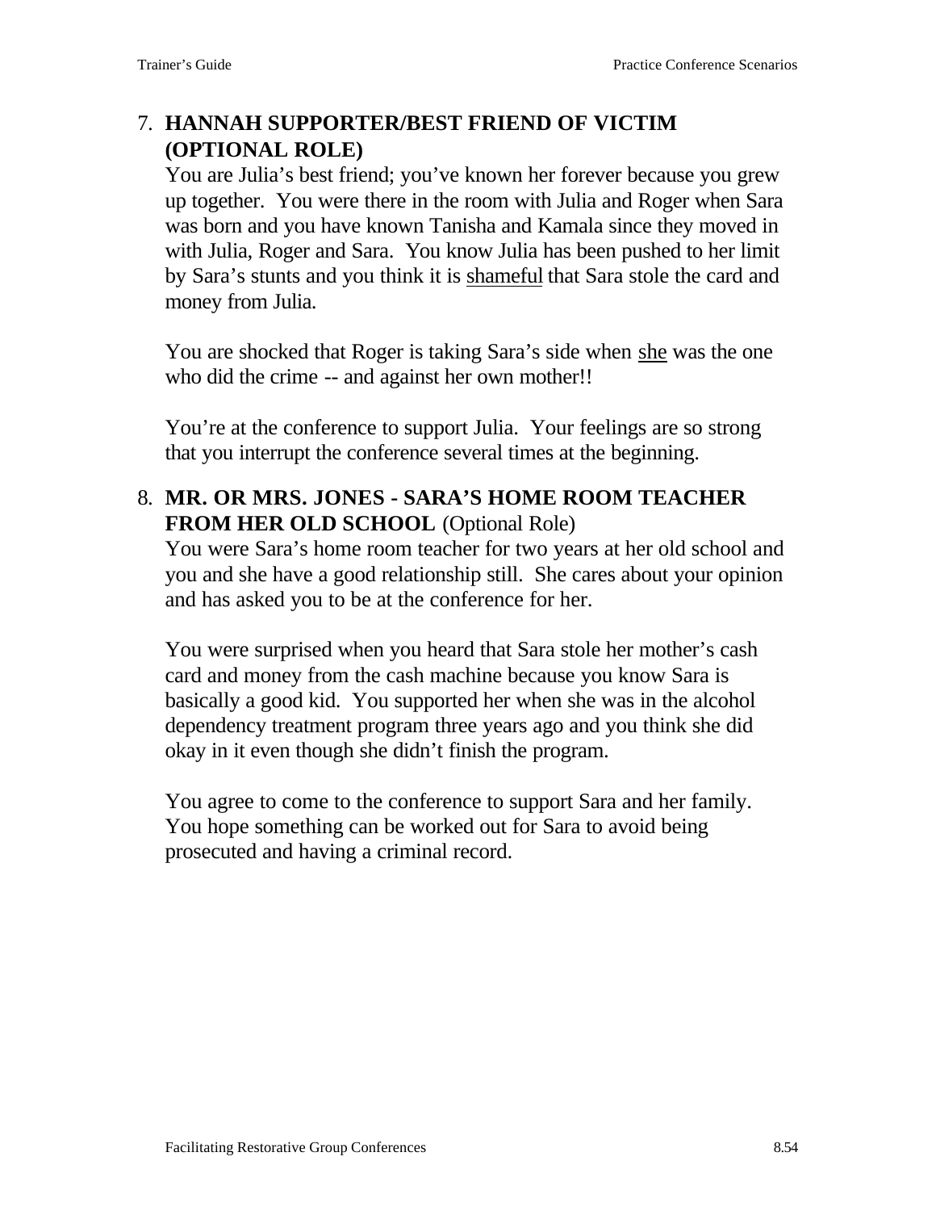7. **HANNAH SUPPORTER/BEST FRIEND OF VICTIM (OPTIONAL ROLE)**

   You are Julia's best friend; you've known her forever because you grew up together. You were there in the room with Julia and Roger when Sara was born and you have known Tanisha and Kamala since they moved in with Julia, Roger and Sara. You know Julia has been pushed to her limit by Sara's stunts and you think it is <u>shameful</u> that Sara stole the card and money from Julia.

   You are shocked that Roger is taking Sara's side when <u>she</u> was the one who did the crime -- and against her own mother!!

   You're at the conference to support Julia. Your feelings are so strong that you interrupt the conference several times at the beginning.

8. **MR. OR MRS. JONES - SARA'S HOME ROOM TEACHER FROM HER OLD SCHOOL** (Optional Role)

   You were Sara's home room teacher for two years at her old school and you and she have a good relationship still. She cares about your opinion and has asked you to be at the conference for her.

   You were surprised when you heard that Sara stole her mother's cash card and money from the cash machine because you know Sara is basically a good kid. You supported her when she was in the alcohol dependency treatment program three years ago and you think she did okay in it even though she didn't finish the program.

   You agree to come to the conference to support Sara and her family. You hope something can be worked out for Sara to avoid being prosecuted and having a criminal record.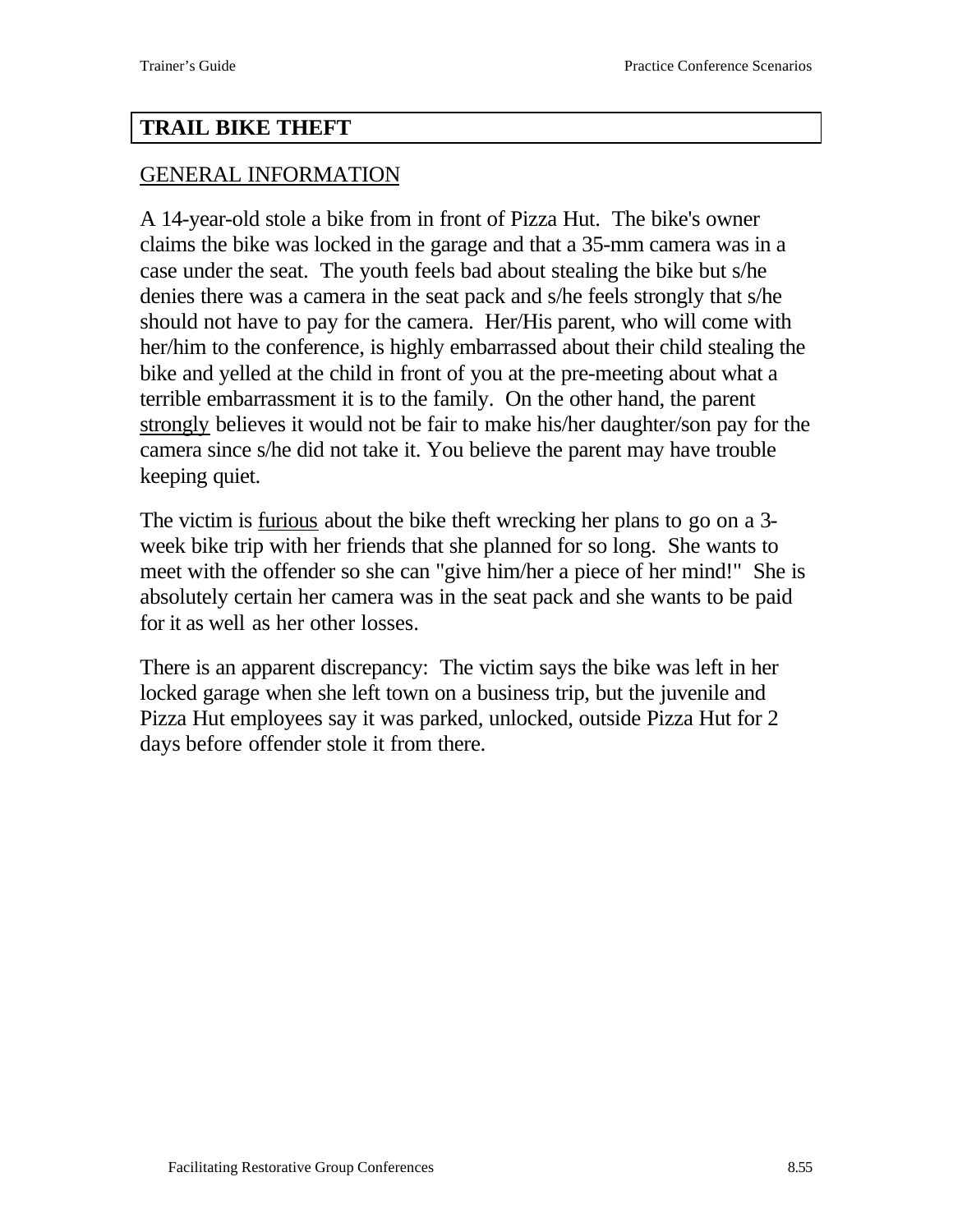# TRAIL BIKE THEFT

## GENERAL INFORMATION

A 14-year-old stole a bike from in front of Pizza Hut. The bike's owner claims the bike was locked in the garage and that a 35-mm camera was in a case under the seat. The youth feels bad about stealing the bike but s/he denies there was a camera in the seat pack and s/he feels strongly that s/he should not have to pay for the camera. Her/His parent, who will come with her/him to the conference, is highly embarrassed about their child stealing the bike and yelled at the child in front of you at the pre-meeting about what a terrible embarrassment it is to the family. On the other hand, the parent <u>strongly</u> believes it would not be fair to make his/her daughter/son pay for the camera since s/he did not take it. You believe the parent may have trouble keeping quiet.

The victim is <u>furious</u> about the bike theft wrecking her plans to go on a 3-week bike trip with her friends that she planned for so long. She wants to meet with the offender so she can "give him/her a piece of her mind!" She is absolutely certain her camera was in the seat pack and she wants to be paid for it as well as her other losses.

There is an apparent discrepancy: The victim says the bike was left in her locked garage when she left town on a business trip, but the juvenile and Pizza Hut employees say it was parked, unlocked, outside Pizza Hut for 2 days before offender stole it from there.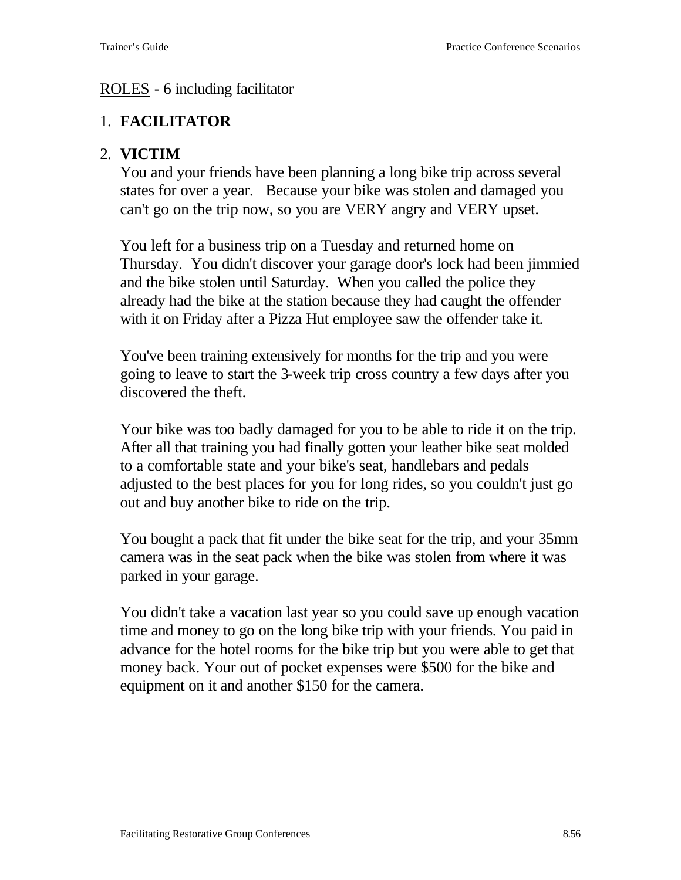ROLES - 6 including facilitator

1. **FACILITATOR**

2. **VICTIM**

   You and your friends have been planning a long bike trip across several states for over a year. Because your bike was stolen and damaged you can't go on the trip now, so you are VERY angry and VERY upset.

   You left for a business trip on a Tuesday and returned home on Thursday. You didn't discover your garage door's lock had been jimmied and the bike stolen until Saturday. When you called the police they already had the bike at the station because they had caught the offender with it on Friday after a Pizza Hut employee saw the offender take it.

   You've been training extensively for months for the trip and you were going to leave to start the 3-week trip cross country a few days after you discovered the theft.

   Your bike was too badly damaged for you to be able to ride it on the trip. After all that training you had finally gotten your leather bike seat molded to a comfortable state and your bike's seat, handlebars and pedals adjusted to the best places for you for long rides, so you couldn't just go out and buy another bike to ride on the trip.

   You bought a pack that fit under the bike seat for the trip, and your 35mm camera was in the seat pack when the bike was stolen from where it was parked in your garage.

   You didn't take a vacation last year so you could save up enough vacation time and money to go on the long bike trip with your friends. You paid in advance for the hotel rooms for the bike trip but you were able to get that money back. Your out of pocket expenses were $500 for the bike and equipment on it and another $150 for the camera.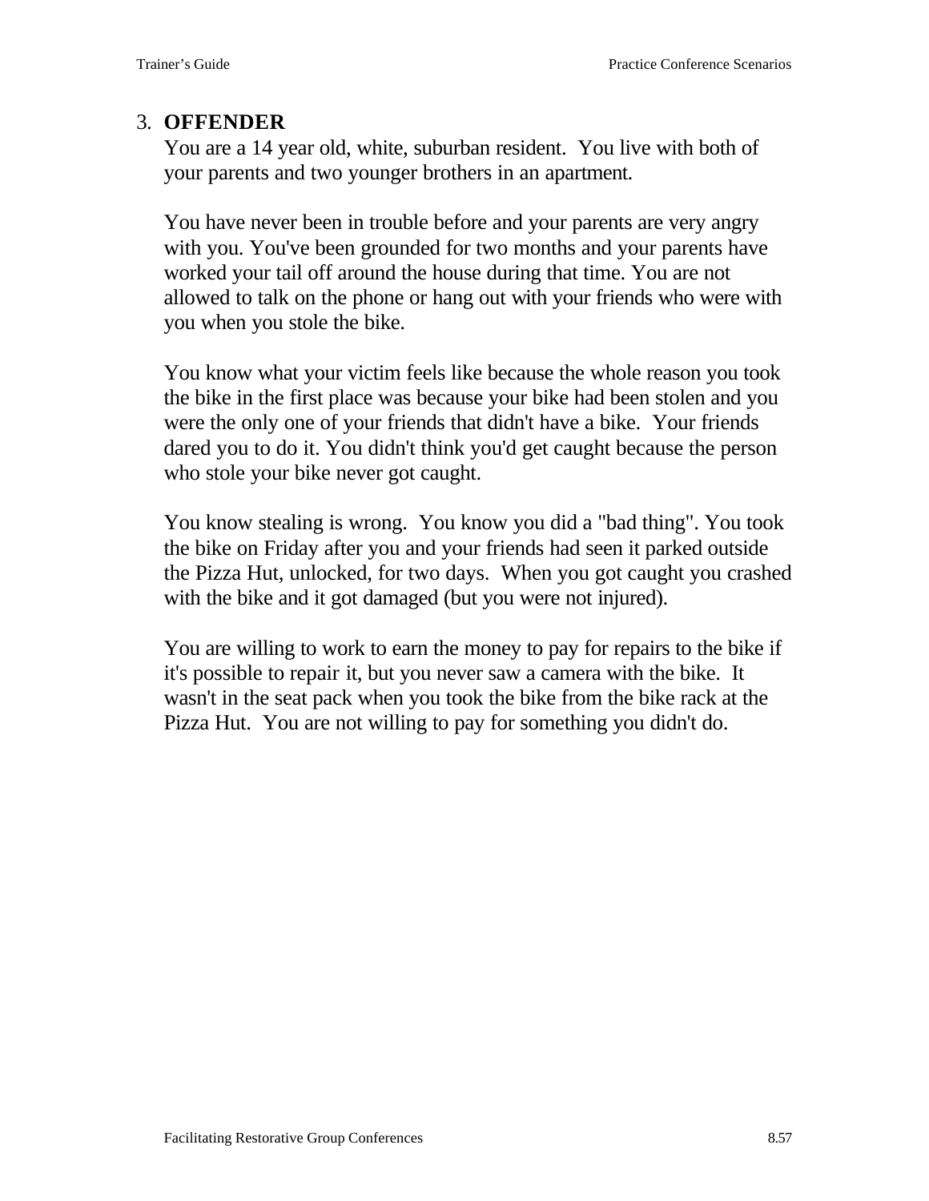3. **OFFENDER**

You are a 14 year old, white, suburban resident. You live with both of your parents and two younger brothers in an apartment.

You have never been in trouble before and your parents are very angry with you. You've been grounded for two months and your parents have worked your tail off around the house during that time. You are not allowed to talk on the phone or hang out with your friends who were with you when you stole the bike.

You know what your victim feels like because the whole reason you took the bike in the first place was because your bike had been stolen and you were the only one of your friends that didn't have a bike. Your friends dared you to do it. You didn't think you'd get caught because the person who stole your bike never got caught.

You know stealing is wrong. You know you did a "bad thing". You took the bike on Friday after you and your friends had seen it parked outside the Pizza Hut, unlocked, for two days. When you got caught you crashed with the bike and it got damaged (but you were not injured).

You are willing to work to earn the money to pay for repairs to the bike if it's possible to repair it, but you never saw a camera with the bike. It wasn't in the seat pack when you took the bike from the bike rack at the Pizza Hut. You are not willing to pay for something you didn't do.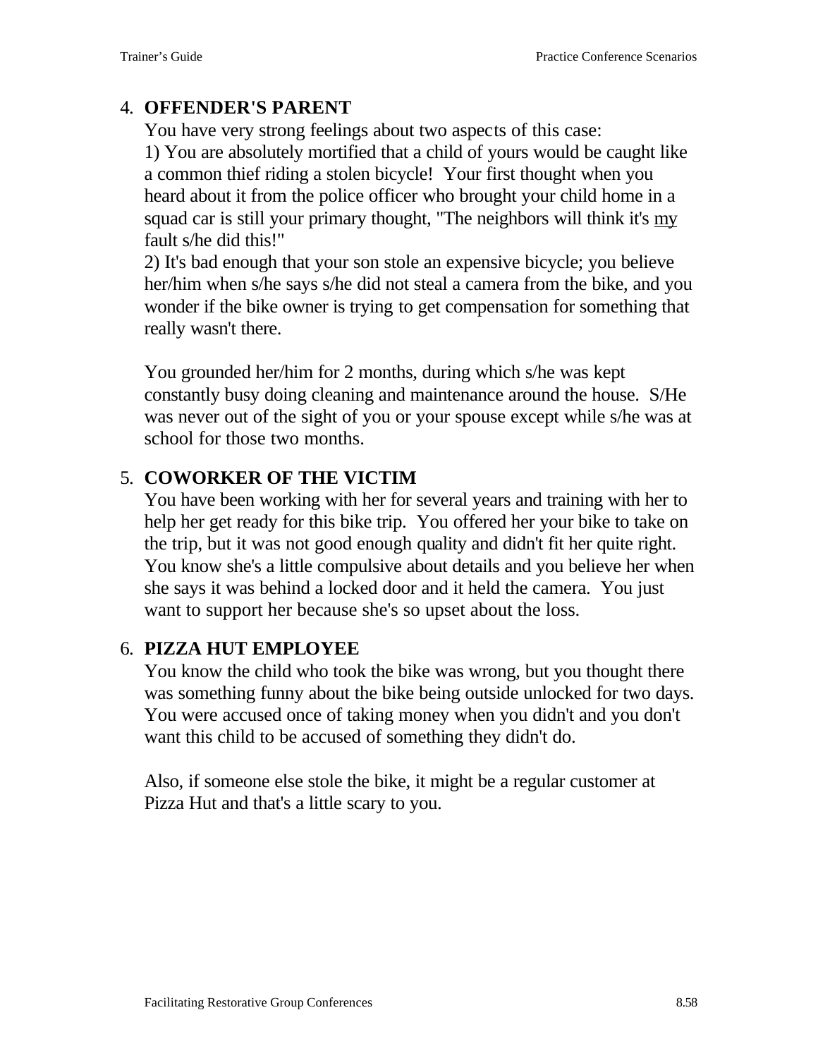4. **OFFENDER'S PARENT**

   You have very strong feelings about two aspects of this case:

   1) You are absolutely mortified that a child of yours would be caught like a common thief riding a stolen bicycle! Your first thought when you heard about it from the police officer who brought your child home in a squad car is still your primary thought, "The neighbors will think it's <u>my</u> fault s/he did this!"

   2) It's bad enough that your son stole an expensive bicycle; you believe her/him when s/he says s/he did not steal a camera from the bike, and you wonder if the bike owner is trying to get compensation for something that really wasn't there.

   You grounded her/him for 2 months, during which s/he was kept constantly busy doing cleaning and maintenance around the house. S/He was never out of the sight of you or your spouse except while s/he was at school for those two months.

5. **COWORKER OF THE VICTIM**

   You have been working with her for several years and training with her to help her get ready for this bike trip. You offered her your bike to take on the trip, but it was not good enough quality and didn't fit her quite right. You know she's a little compulsive about details and you believe her when she says it was behind a locked door and it held the camera. You just want to support her because she's so upset about the loss.

6. **PIZZA HUT EMPLOYEE**

   You know the child who took the bike was wrong, but you thought there was something funny about the bike being outside unlocked for two days. You were accused once of taking money when you didn't and you don't want this child to be accused of something they didn't do.

   Also, if someone else stole the bike, it might be a regular customer at Pizza Hut and that's a little scary to you.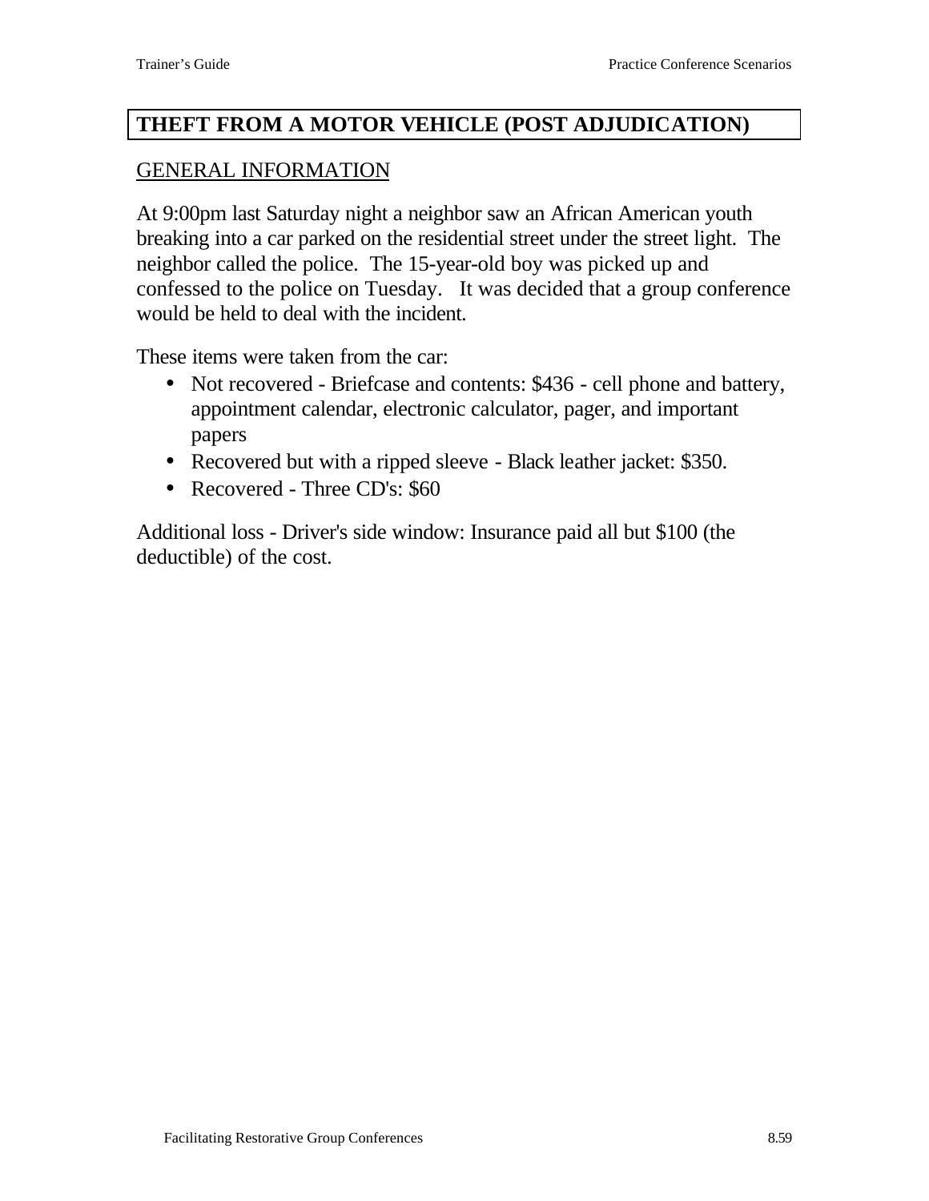## THEFT FROM A MOTOR VEHICLE (POST ADJUDICATION)

### GENERAL INFORMATION

At 9:00pm last Saturday night a neighbor saw an African American youth breaking into a car parked on the residential street under the street light. The neighbor called the police. The 15-year-old boy was picked up and confessed to the police on Tuesday. It was decided that a group conference would be held to deal with the incident.

These items were taken from the car:

- Not recovered - Briefcase and contents: $436 - cell phone and battery, appointment calendar, electronic calculator, pager, and important papers
- Recovered but with a ripped sleeve - Black leather jacket: $350.
- Recovered - Three CD's: $60

Additional loss - Driver's side window: Insurance paid all but $100 (the deductible) of the cost.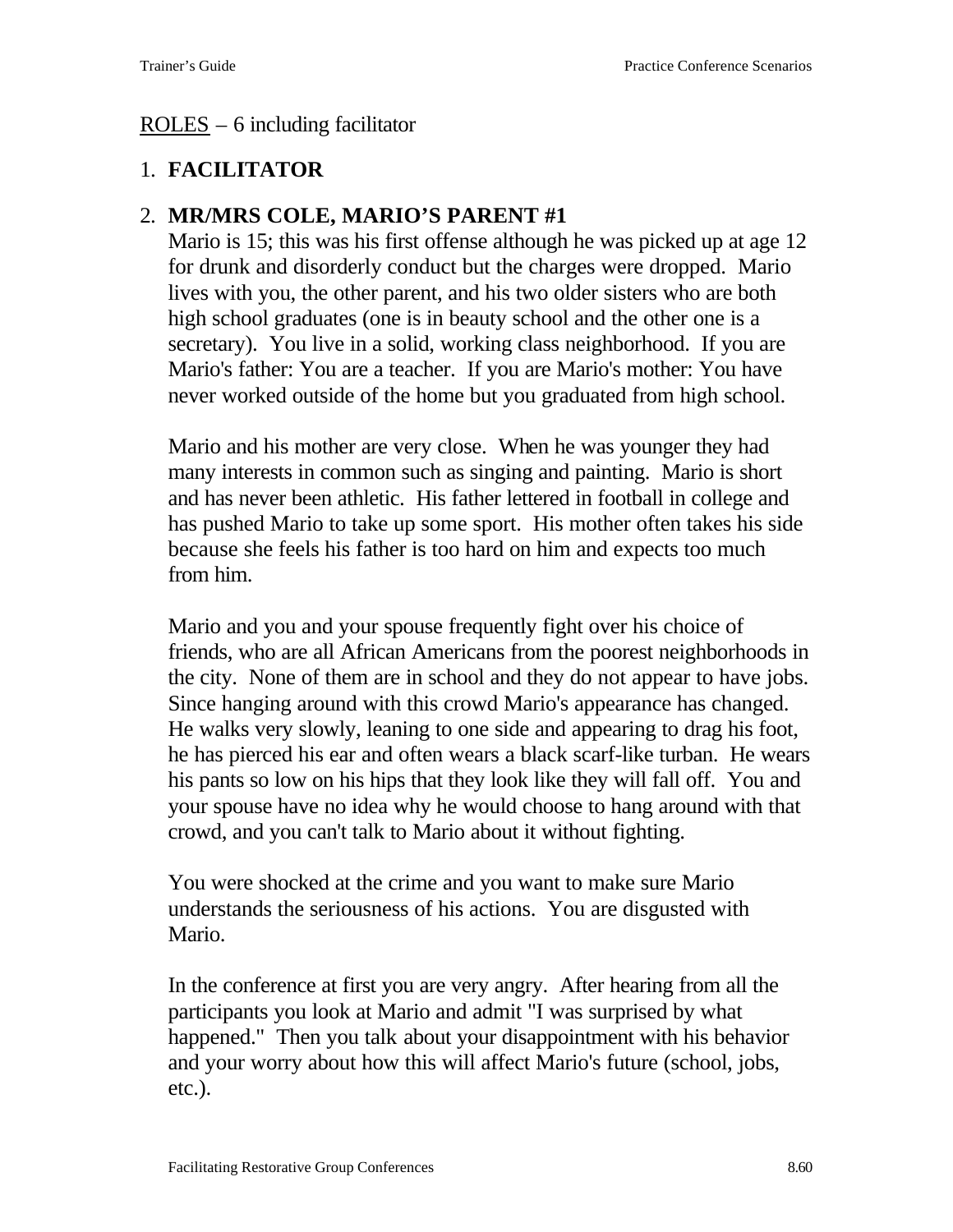<u>ROLES</u> – 6 including facilitator

1. **FACILITATOR**

2. **MR/MRS COLE, MARIO'S PARENT #1**

   Mario is 15; this was his first offense although he was picked up at age 12 for drunk and disorderly conduct but the charges were dropped. Mario lives with you, the other parent, and his two older sisters who are both high school graduates (one is in beauty school and the other one is a secretary). You live in a solid, working class neighborhood. If you are Mario's father: You are a teacher. If you are Mario's mother: You have never worked outside of the home but you graduated from high school.

   Mario and his mother are very close. When he was younger they had many interests in common such as singing and painting. Mario is short and has never been athletic. His father lettered in football in college and has pushed Mario to take up some sport. His mother often takes his side because she feels his father is too hard on him and expects too much from him.

   Mario and you and your spouse frequently fight over his choice of friends, who are all African Americans from the poorest neighborhoods in the city. None of them are in school and they do not appear to have jobs. Since hanging around with this crowd Mario's appearance has changed. He walks very slowly, leaning to one side and appearing to drag his foot, he has pierced his ear and often wears a black scarf-like turban. He wears his pants so low on his hips that they look like they will fall off. You and your spouse have no idea why he would choose to hang around with that crowd, and you can't talk to Mario about it without fighting.

   You were shocked at the crime and you want to make sure Mario understands the seriousness of his actions. You are disgusted with Mario.

   In the conference at first you are very angry. After hearing from all the participants you look at Mario and admit "I was surprised by what happened." Then you talk about your disappointment with his behavior and your worry about how this will affect Mario's future (school, jobs, etc.).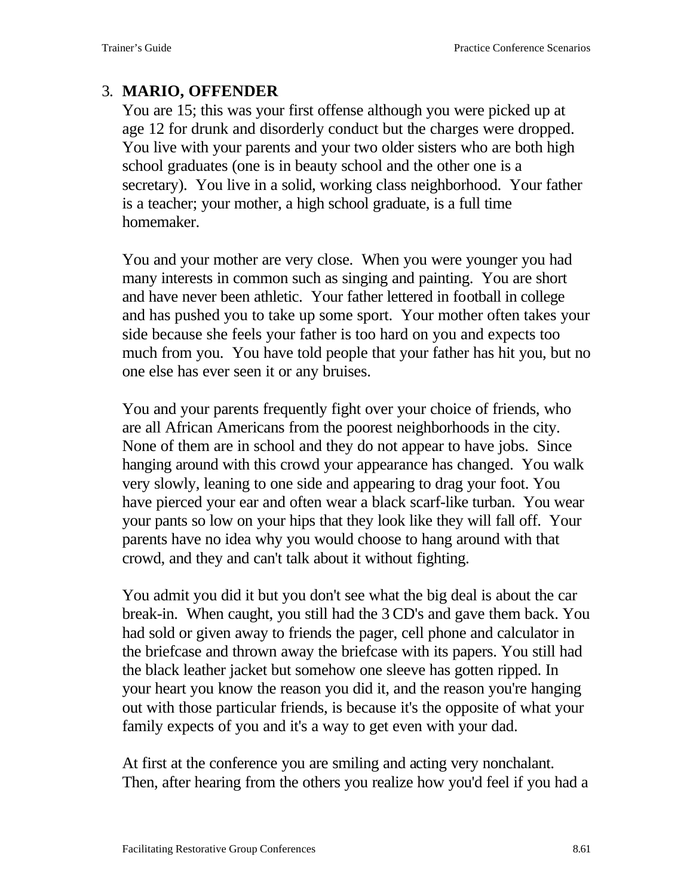3. **MARIO, OFFENDER**

You are 15; this was your first offense although you were picked up at age 12 for drunk and disorderly conduct but the charges were dropped. You live with your parents and your two older sisters who are both high school graduates (one is in beauty school and the other one is a secretary). You live in a solid, working class neighborhood. Your father is a teacher; your mother, a high school graduate, is a full time homemaker.

You and your mother are very close. When you were younger you had many interests in common such as singing and painting. You are short and have never been athletic. Your father lettered in football in college and has pushed you to take up some sport. Your mother often takes your side because she feels your father is too hard on you and expects too much from you. You have told people that your father has hit you, but no one else has ever seen it or any bruises.

You and your parents frequently fight over your choice of friends, who are all African Americans from the poorest neighborhoods in the city. None of them are in school and they do not appear to have jobs. Since hanging around with this crowd your appearance has changed. You walk very slowly, leaning to one side and appearing to drag your foot. You have pierced your ear and often wear a black scarf-like turban. You wear your pants so low on your hips that they look like they will fall off. Your parents have no idea why you would choose to hang around with that crowd, and they and can't talk about it without fighting.

You admit you did it but you don't see what the big deal is about the car break-in. When caught, you still had the 3 CD's and gave them back. You had sold or given away to friends the pager, cell phone and calculator in the briefcase and thrown away the briefcase with its papers. You still had the black leather jacket but somehow one sleeve has gotten ripped. In your heart you know the reason you did it, and the reason you're hanging out with those particular friends, is because it's the opposite of what your family expects of you and it's a way to get even with your dad.

At first at the conference you are smiling and acting very nonchalant. Then, after hearing from the others you realize how you'd feel if you had a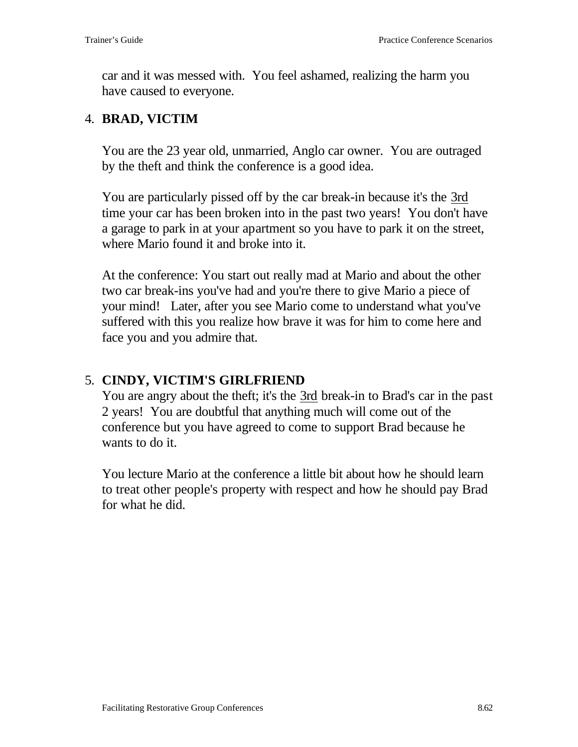car and it was messed with. You feel ashamed, realizing the harm you have caused to everyone.

4. **BRAD, VICTIM**

You are the 23 year old, unmarried, Anglo car owner. You are outraged by the theft and think the conference is a good idea.

You are particularly pissed off by the car break-in because it's the 3rd time your car has been broken into in the past two years! You don't have a garage to park in at your apartment so you have to park it on the street, where Mario found it and broke into it.

At the conference: You start out really mad at Mario and about the other two car break-ins you've had and you're there to give Mario a piece of your mind! Later, after you see Mario come to understand what you've suffered with this you realize how brave it was for him to come here and face you and you admire that.

5. **CINDY, VICTIM'S GIRLFRIEND**

You are angry about the theft; it's the 3rd break-in to Brad's car in the past 2 years! You are doubtful that anything much will come out of the conference but you have agreed to come to support Brad because he wants to do it.

You lecture Mario at the conference a little bit about how he should learn to treat other people's property with respect and how he should pay Brad for what he did.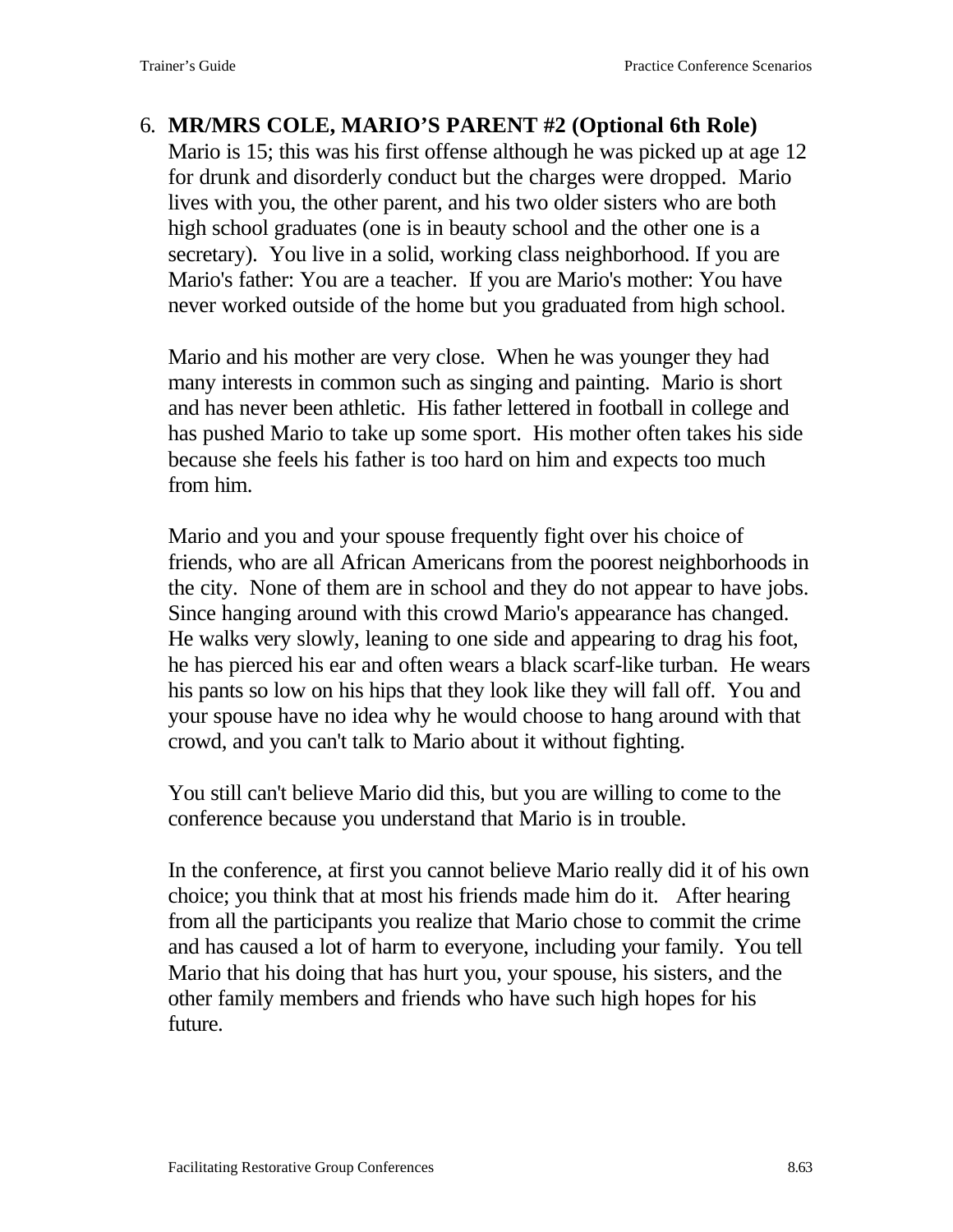6. **MR/MRS COLE, MARIO'S PARENT #2 (Optional 6th Role)**
   Mario is 15; this was his first offense although he was picked up at age 12 for drunk and disorderly conduct but the charges were dropped. Mario lives with you, the other parent, and his two older sisters who are both high school graduates (one is in beauty school and the other one is a secretary). You live in a solid, working class neighborhood. If you are Mario's father: You are a teacher. If you are Mario's mother: You have never worked outside of the home but you graduated from high school.

   Mario and his mother are very close. When he was younger they had many interests in common such as singing and painting. Mario is short and has never been athletic. His father lettered in football in college and has pushed Mario to take up some sport. His mother often takes his side because she feels his father is too hard on him and expects too much from him.

   Mario and you and your spouse frequently fight over his choice of friends, who are all African Americans from the poorest neighborhoods in the city. None of them are in school and they do not appear to have jobs. Since hanging around with this crowd Mario's appearance has changed. He walks very slowly, leaning to one side and appearing to drag his foot, he has pierced his ear and often wears a black scarf-like turban. He wears his pants so low on his hips that they look like they will fall off. You and your spouse have no idea why he would choose to hang around with that crowd, and you can't talk to Mario about it without fighting.

   You still can't believe Mario did this, but you are willing to come to the conference because you understand that Mario is in trouble.

   In the conference, at first you cannot believe Mario really did it of his own choice; you think that at most his friends made him do it. After hearing from all the participants you realize that Mario chose to commit the crime and has caused a lot of harm to everyone, including your family. You tell Mario that his doing that has hurt you, your spouse, his sisters, and the other family members and friends who have such high hopes for his future.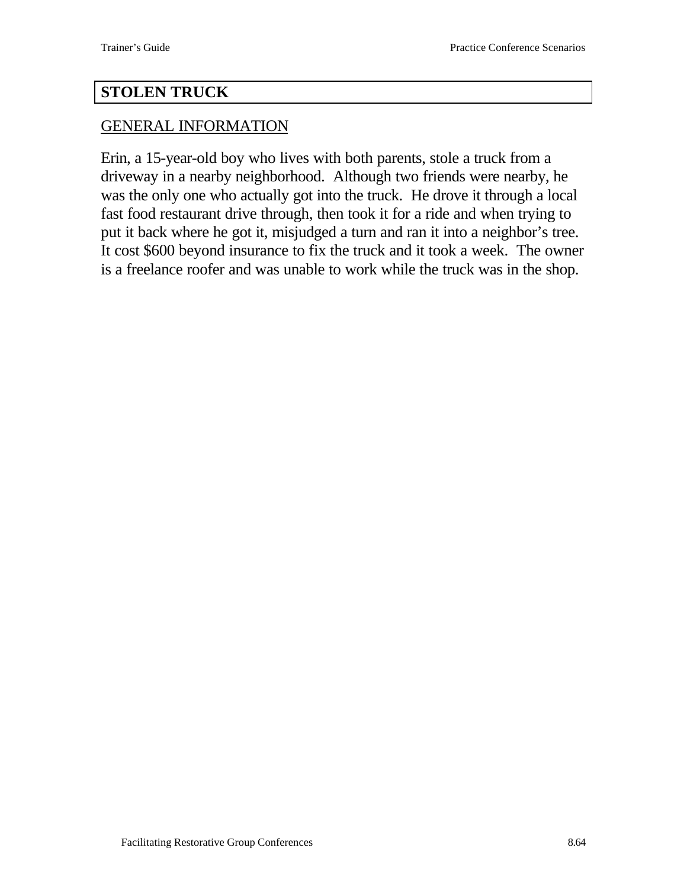## STOLEN TRUCK

### GENERAL INFORMATION

Erin, a 15-year-old boy who lives with both parents, stole a truck from a driveway in a nearby neighborhood. Although two friends were nearby, he was the only one who actually got into the truck. He drove it through a local fast food restaurant drive through, then took it for a ride and when trying to put it back where he got it, misjudged a turn and ran it into a neighbor's tree. It cost $600 beyond insurance to fix the truck and it took a week. The owner is a freelance roofer and was unable to work while the truck was in the shop.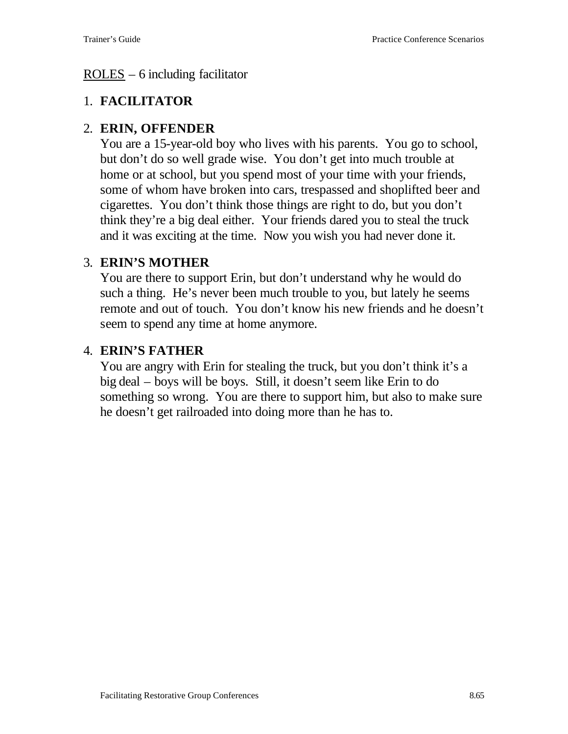<u>ROLES</u> – 6 including facilitator

1. **FACILITATOR**

2. **ERIN, OFFENDER**
   You are a 15-year-old boy who lives with his parents. You go to school, but don't do so well grade wise. You don't get into much trouble at home or at school, but you spend most of your time with your friends, some of whom have broken into cars, trespassed and shoplifted beer and cigarettes. You don't think those things are right to do, but you don't think they're a big deal either. Your friends dared you to steal the truck and it was exciting at the time. Now you wish you had never done it.

3. **ERIN'S MOTHER**
   You are there to support Erin, but don't understand why he would do such a thing. He's never been much trouble to you, but lately he seems remote and out of touch. You don't know his new friends and he doesn't seem to spend any time at home anymore.

4. **ERIN'S FATHER**
   You are angry with Erin for stealing the truck, but you don't think it's a big deal – boys will be boys. Still, it doesn't seem like Erin to do something so wrong. You are there to support him, but also to make sure he doesn't get railroaded into doing more than he has to.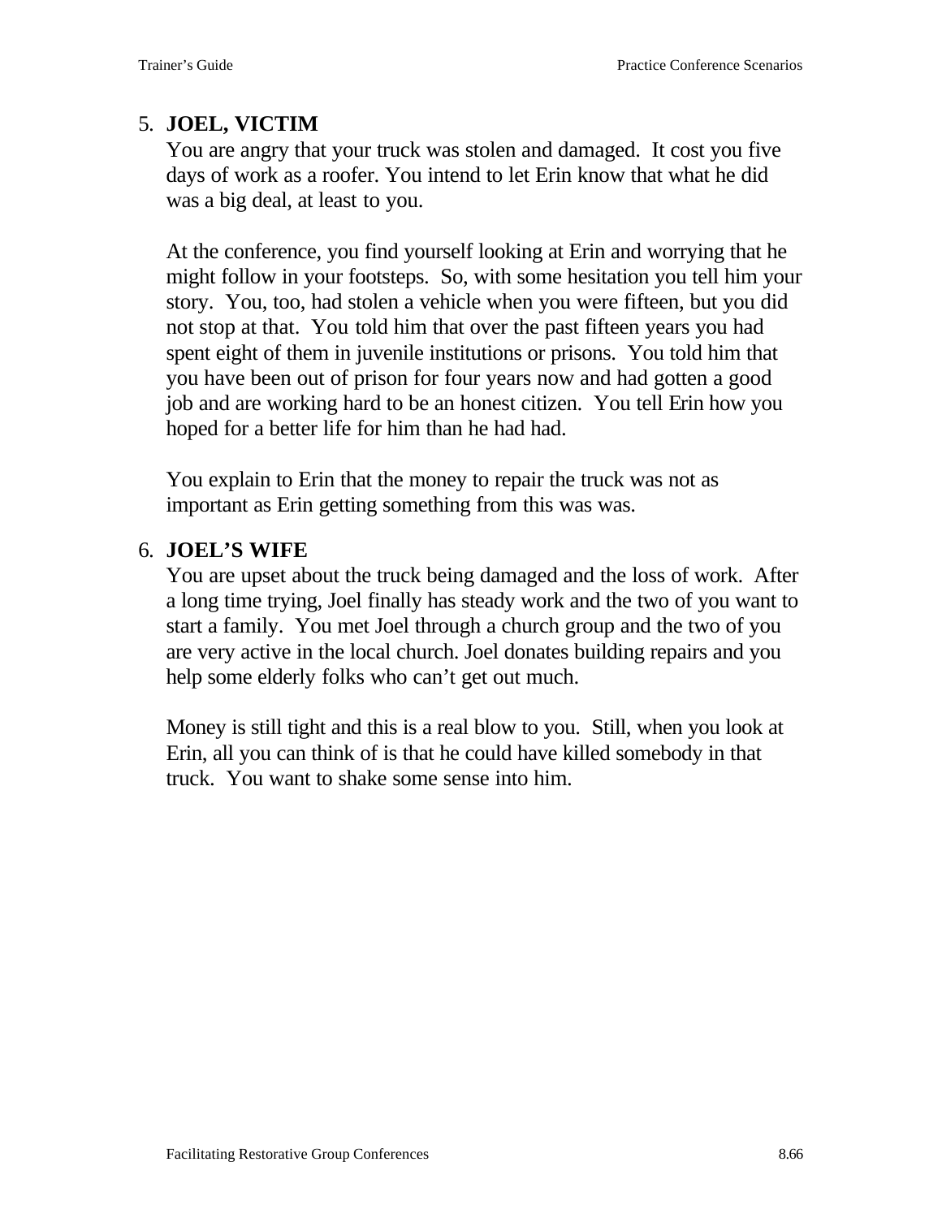5. **JOEL, VICTIM**

   You are angry that your truck was stolen and damaged. It cost you five days of work as a roofer. You intend to let Erin know that what he did was a big deal, at least to you.

   At the conference, you find yourself looking at Erin and worrying that he might follow in your footsteps. So, with some hesitation you tell him your story. You, too, had stolen a vehicle when you were fifteen, but you did not stop at that. You told him that over the past fifteen years you had spent eight of them in juvenile institutions or prisons. You told him that you have been out of prison for four years now and had gotten a good job and are working hard to be an honest citizen. You tell Erin how you hoped for a better life for him than he had had.

   You explain to Erin that the money to repair the truck was not as important as Erin getting something from this was was.

6. **JOEL'S WIFE**

   You are upset about the truck being damaged and the loss of work. After a long time trying, Joel finally has steady work and the two of you want to start a family. You met Joel through a church group and the two of you are very active in the local church. Joel donates building repairs and you help some elderly folks who can't get out much.

   Money is still tight and this is a real blow to you. Still, when you look at Erin, all you can think of is that he could have killed somebody in that truck. You want to shake some sense into him.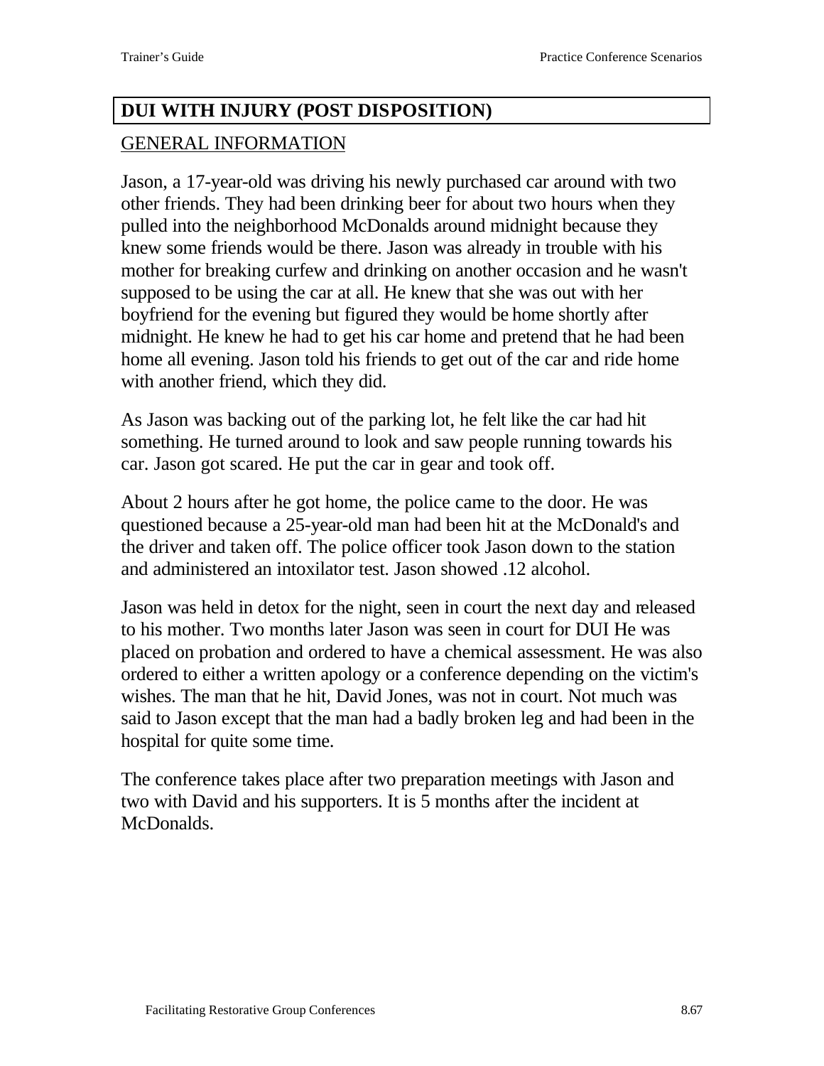## DUI WITH INJURY (POST DISPOSITION)

### GENERAL INFORMATION

Jason, a 17-year-old was driving his newly purchased car around with two other friends. They had been drinking beer for about two hours when they pulled into the neighborhood McDonalds around midnight because they knew some friends would be there. Jason was already in trouble with his mother for breaking curfew and drinking on another occasion and he wasn't supposed to be using the car at all. He knew that she was out with her boyfriend for the evening but figured they would be home shortly after midnight. He knew he had to get his car home and pretend that he had been home all evening. Jason told his friends to get out of the car and ride home with another friend, which they did.

As Jason was backing out of the parking lot, he felt like the car had hit something. He turned around to look and saw people running towards his car. Jason got scared. He put the car in gear and took off.

About 2 hours after he got home, the police came to the door. He was questioned because a 25-year-old man had been hit at the McDonald's and the driver and taken off. The police officer took Jason down to the station and administered an intoxilator test. Jason showed .12 alcohol.

Jason was held in detox for the night, seen in court the next day and released to his mother. Two months later Jason was seen in court for DUI He was placed on probation and ordered to have a chemical assessment. He was also ordered to either a written apology or a conference depending on the victim's wishes. The man that he hit, David Jones, was not in court. Not much was said to Jason except that the man had a badly broken leg and had been in the hospital for quite some time.

The conference takes place after two preparation meetings with Jason and two with David and his supporters. It is 5 months after the incident at McDonalds.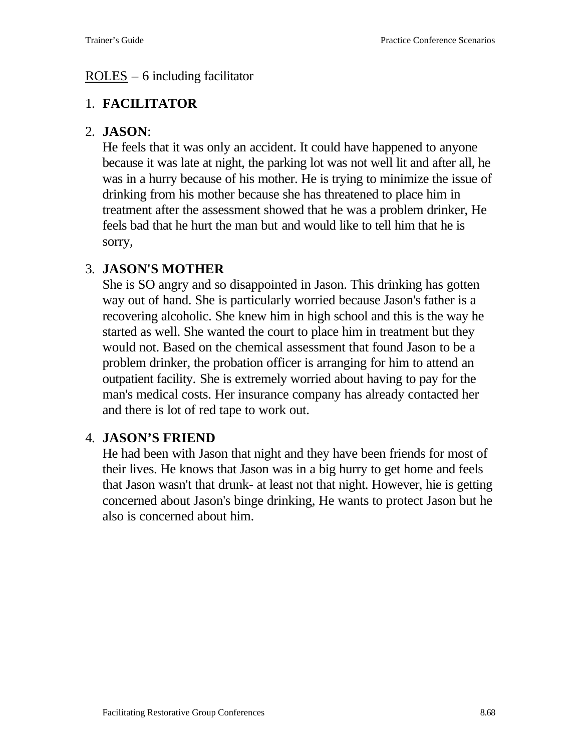<u>ROLES</u> – 6 including facilitator

1. **FACILITATOR**

2. **JASON**:
   He feels that it was only an accident. It could have happened to anyone because it was late at night, the parking lot was not well lit and after all, he was in a hurry because of his mother. He is trying to minimize the issue of drinking from his mother because she has threatened to place him in treatment after the assessment showed that he was a problem drinker, He feels bad that he hurt the man but and would like to tell him that he is sorry,

3. **JASON'S MOTHER**
   She is SO angry and so disappointed in Jason. This drinking has gotten way out of hand. She is particularly worried because Jason's father is a recovering alcoholic. She knew him in high school and this is the way he started as well. She wanted the court to place him in treatment but they would not. Based on the chemical assessment that found Jason to be a problem drinker, the probation officer is arranging for him to attend an outpatient facility. She is extremely worried about having to pay for the man's medical costs. Her insurance company has already contacted her and there is lot of red tape to work out.

4. **JASON'S FRIEND**
   He had been with Jason that night and they have been friends for most of their lives. He knows that Jason was in a big hurry to get home and feels that Jason wasn't that drunk- at least not that night. However, hie is getting concerned about Jason's binge drinking, He wants to protect Jason but he also is concerned about him.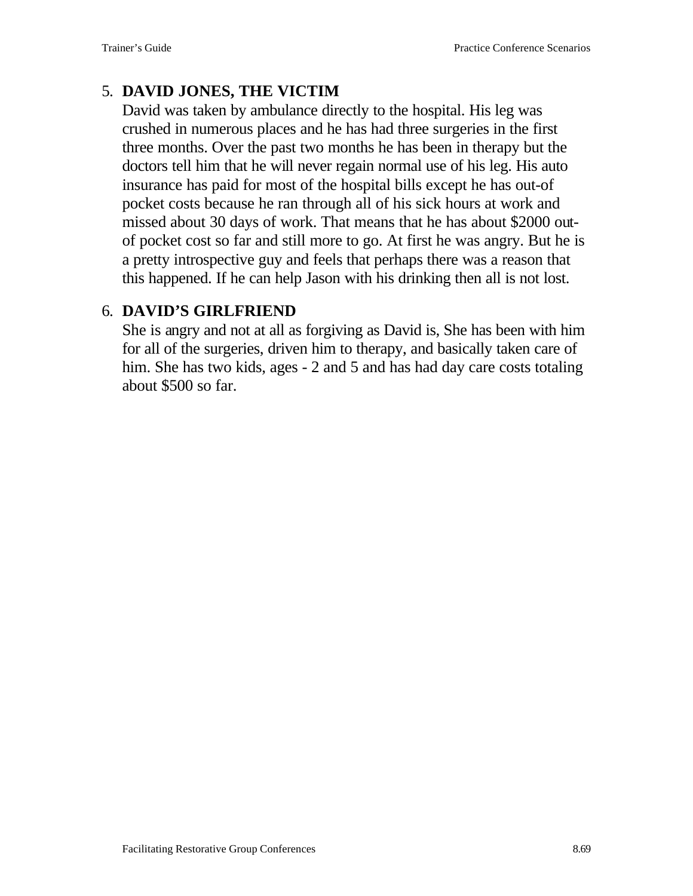5. **DAVID JONES, THE VICTIM**
   David was taken by ambulance directly to the hospital. His leg was crushed in numerous places and he has had three surgeries in the first three months. Over the past two months he has been in therapy but the doctors tell him that he will never regain normal use of his leg. His auto insurance has paid for most of the hospital bills except he has out-of pocket costs because he ran through all of his sick hours at work and missed about 30 days of work. That means that he has about $2000 out-of pocket cost so far and still more to go. At first he was angry. But he is a pretty introspective guy and feels that perhaps there was a reason that this happened. If he can help Jason with his drinking then all is not lost.

6. **DAVID'S GIRLFRIEND**
   She is angry and not at all as forgiving as David is, She has been with him for all of the surgeries, driven him to therapy, and basically taken care of him. She has two kids, ages - 2 and 5 and has had day care costs totaling about $500 so far.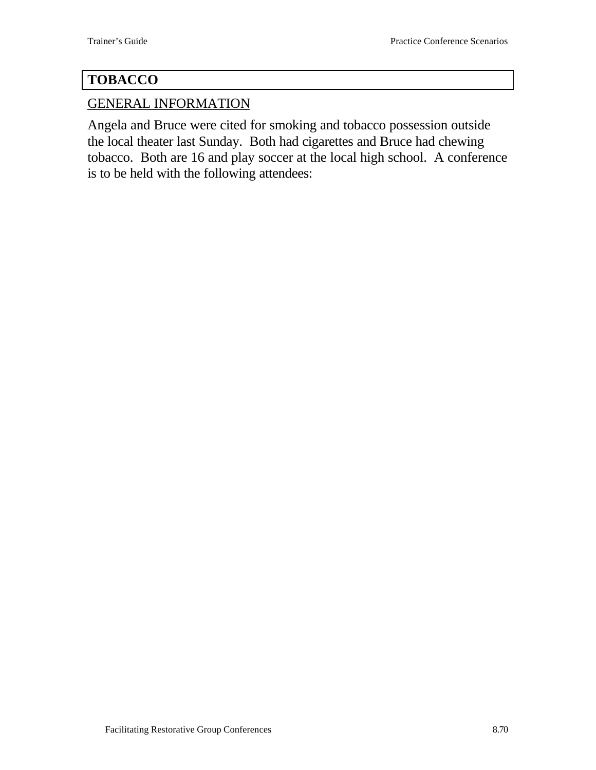# TOBACCO

## GENERAL INFORMATION

Angela and Bruce were cited for smoking and tobacco possession outside the local theater last Sunday. Both had cigarettes and Bruce had chewing tobacco. Both are 16 and play soccer at the local high school. A conference is to be held with the following attendees: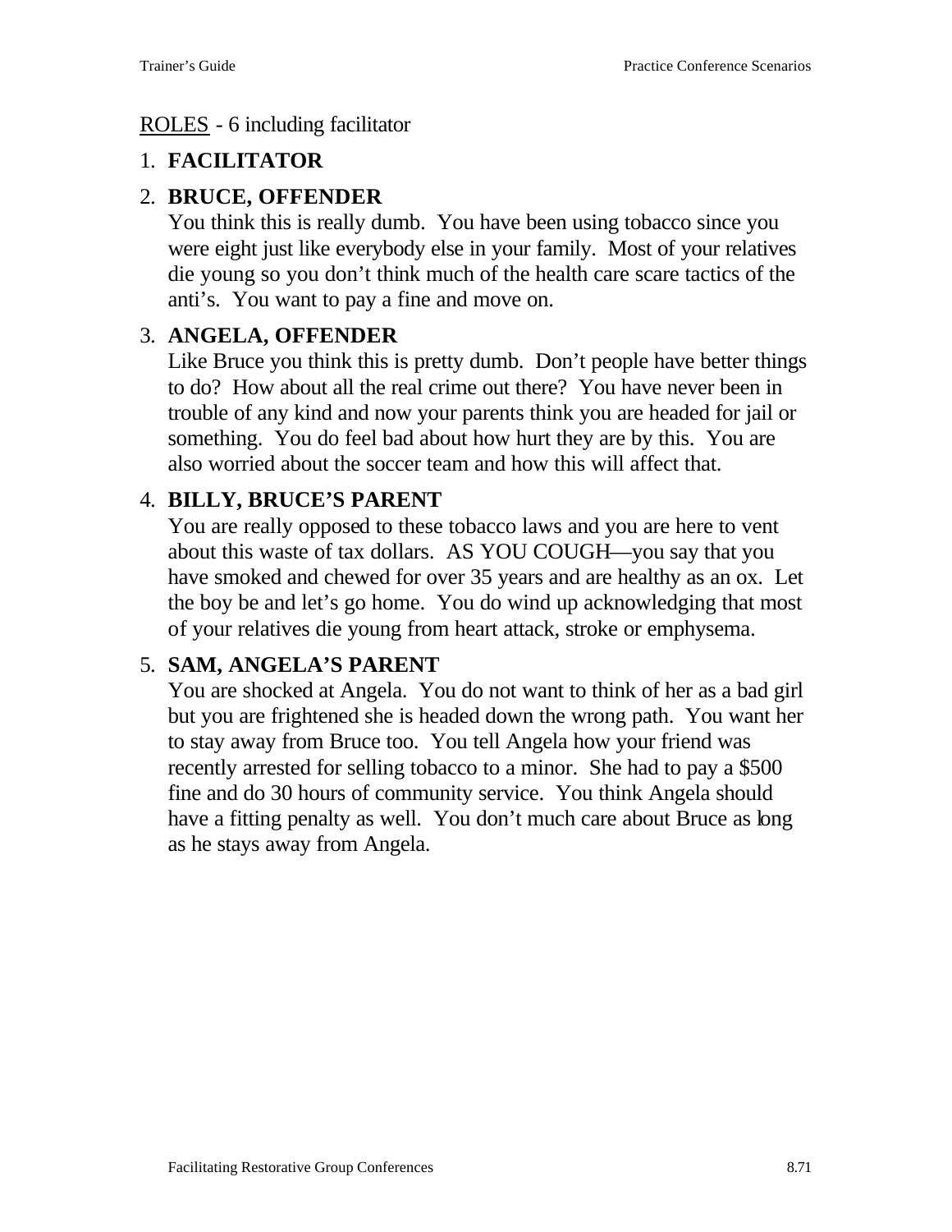<u>ROLES</u> - 6 including facilitator

1. **FACILITATOR**

2. **BRUCE, OFFENDER**
   You think this is really dumb. You have been using tobacco since you were eight just like everybody else in your family. Most of your relatives die young so you don't think much of the health care scare tactics of the anti's. You want to pay a fine and move on.

3. **ANGELA, OFFENDER**
   Like Bruce you think this is pretty dumb. Don't people have better things to do? How about all the real crime out there? You have never been in trouble of any kind and now your parents think you are headed for jail or something. You do feel bad about how hurt they are by this. You are also worried about the soccer team and how this will affect that.

4. **BILLY, BRUCE'S PARENT**
   You are really opposed to these tobacco laws and you are here to vent about this waste of tax dollars. AS YOU COUGH—you say that you have smoked and chewed for over 35 years and are healthy as an ox. Let the boy be and let's go home. You do wind up acknowledging that most of your relatives die young from heart attack, stroke or emphysema.

5. **SAM, ANGELA'S PARENT**
   You are shocked at Angela. You do not want to think of her as a bad girl but you are frightened she is headed down the wrong path. You want her to stay away from Bruce too. You tell Angela how your friend was recently arrested for selling tobacco to a minor. She had to pay a $500 fine and do 30 hours of community service. You think Angela should have a fitting penalty as well. You don't much care about Bruce as long as he stays away from Angela.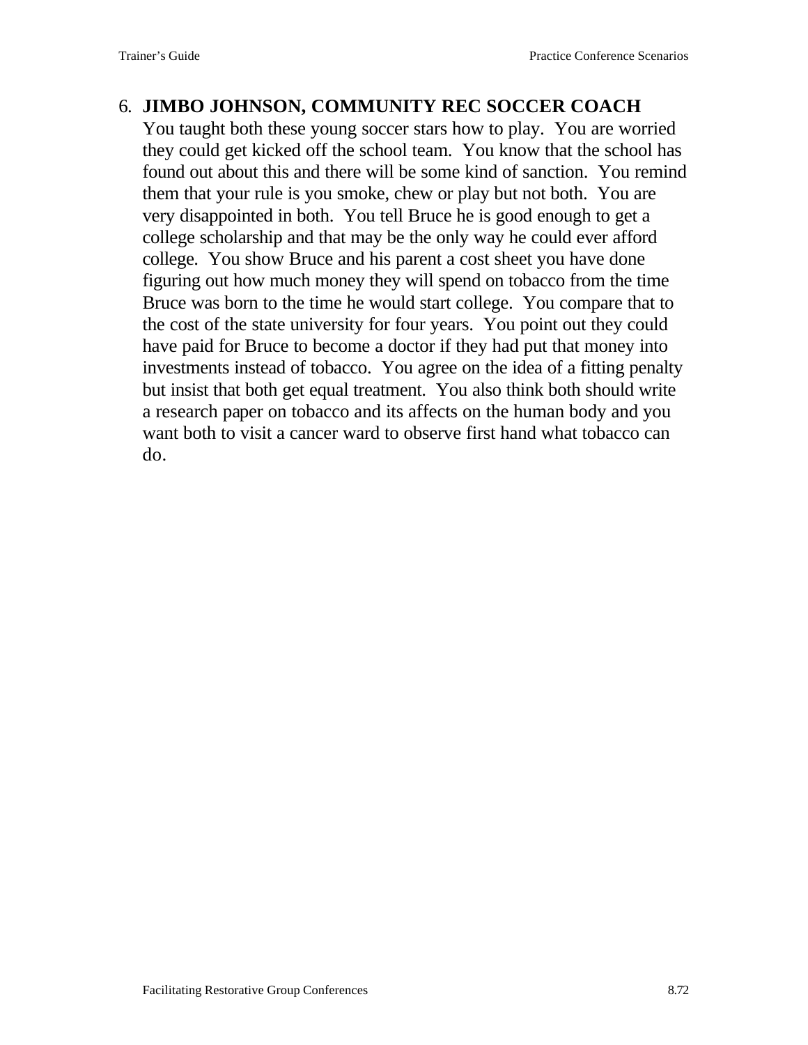6. **JIMBO JOHNSON, COMMUNITY REC SOCCER COACH**
   You taught both these young soccer stars how to play. You are worried they could get kicked off the school team. You know that the school has found out about this and there will be some kind of sanction. You remind them that your rule is you smoke, chew or play but not both. You are very disappointed in both. You tell Bruce he is good enough to get a college scholarship and that may be the only way he could ever afford college. You show Bruce and his parent a cost sheet you have done figuring out how much money they will spend on tobacco from the time Bruce was born to the time he would start college. You compare that to the cost of the state university for four years. You point out they could have paid for Bruce to become a doctor if they had put that money into investments instead of tobacco. You agree on the idea of a fitting penalty but insist that both get equal treatment. You also think both should write a research paper on tobacco and its affects on the human body and you want both to visit a cancer ward to observe first hand what tobacco can do.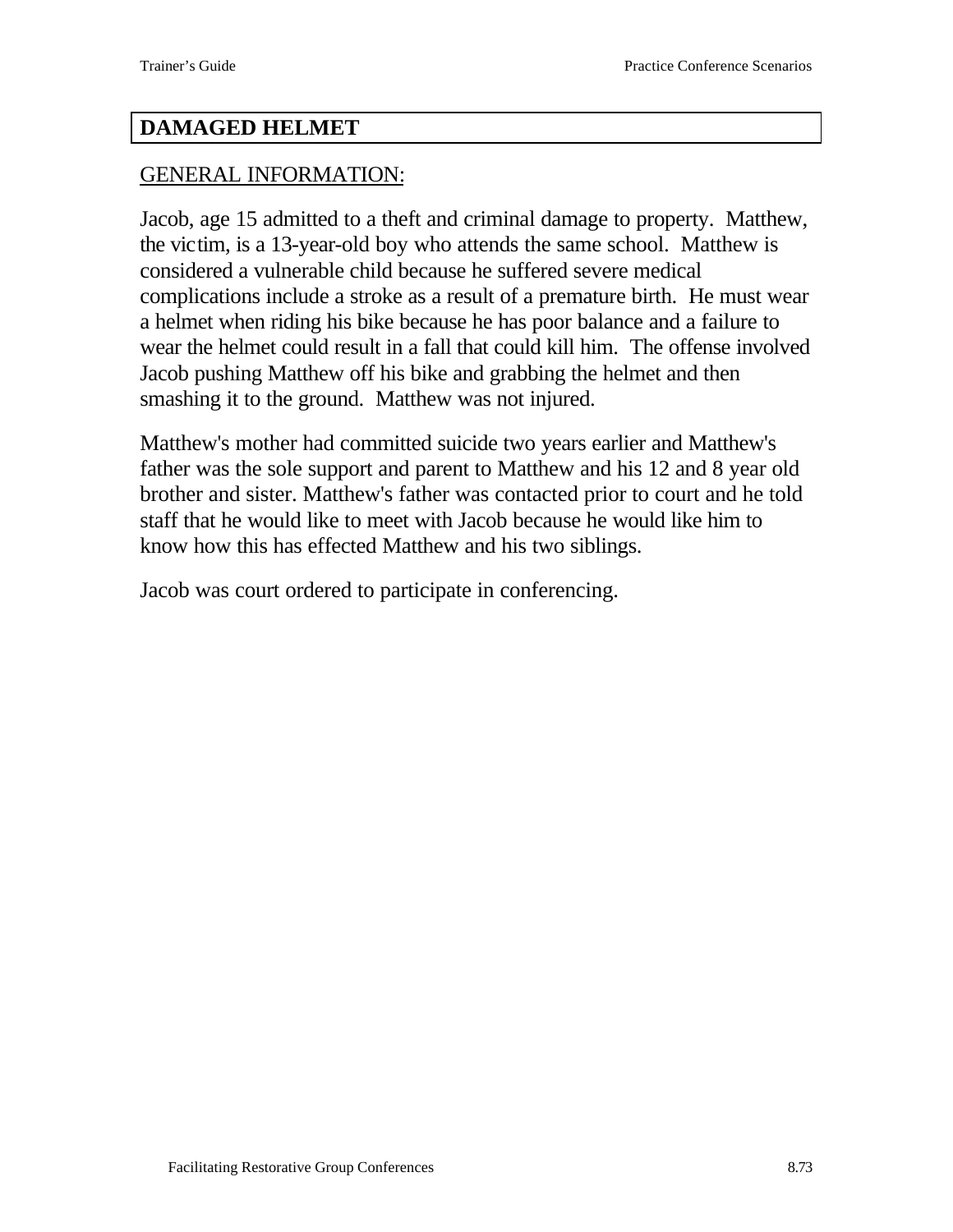## DAMAGED HELMET

GENERAL INFORMATION:

Jacob, age 15 admitted to a theft and criminal damage to property. Matthew, the victim, is a 13-year-old boy who attends the same school. Matthew is considered a vulnerable child because he suffered severe medical complications include a stroke as a result of a premature birth. He must wear a helmet when riding his bike because he has poor balance and a failure to wear the helmet could result in a fall that could kill him. The offense involved Jacob pushing Matthew off his bike and grabbing the helmet and then smashing it to the ground. Matthew was not injured.

Matthew's mother had committed suicide two years earlier and Matthew's father was the sole support and parent to Matthew and his 12 and 8 year old brother and sister. Matthew's father was contacted prior to court and he told staff that he would like to meet with Jacob because he would like him to know how this has effected Matthew and his two siblings.

Jacob was court ordered to participate in conferencing.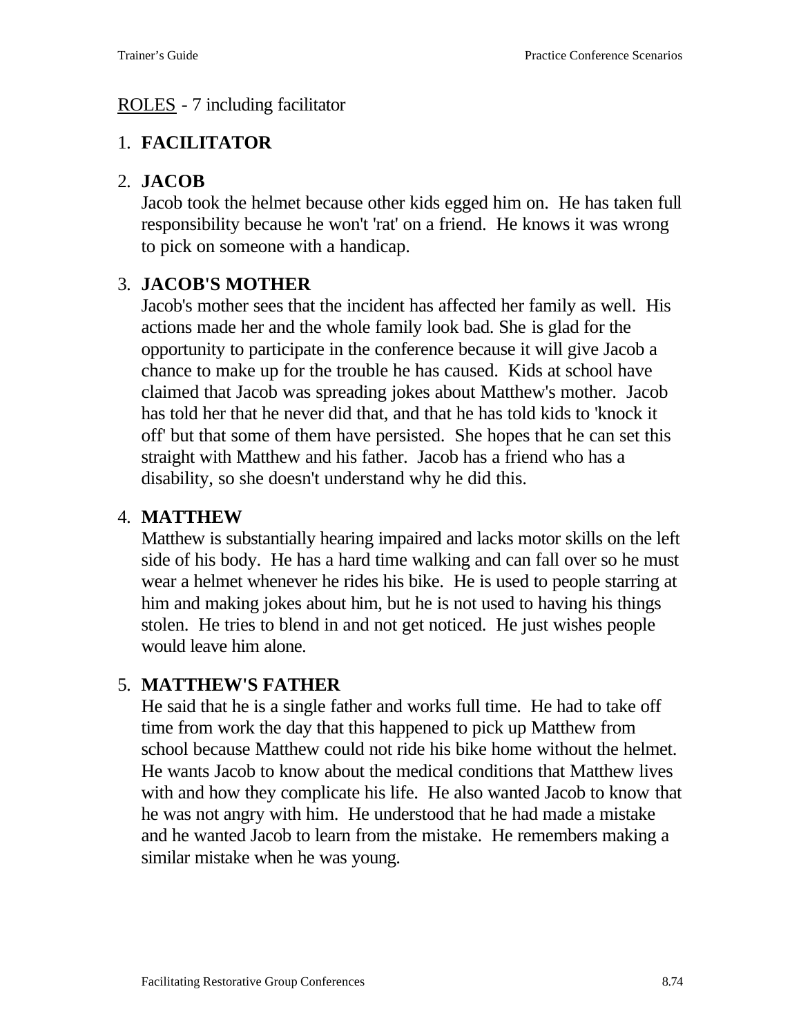<u>ROLES</u> - 7 including facilitator

1. **FACILITATOR**

2. **JACOB**
   Jacob took the helmet because other kids egged him on. He has taken full responsibility because he won't 'rat' on a friend. He knows it was wrong to pick on someone with a handicap.

3. **JACOB'S MOTHER**
   Jacob's mother sees that the incident has affected her family as well. His actions made her and the whole family look bad. She is glad for the opportunity to participate in the conference because it will give Jacob a chance to make up for the trouble he has caused. Kids at school have claimed that Jacob was spreading jokes about Matthew's mother. Jacob has told her that he never did that, and that he has told kids to 'knock it off' but that some of them have persisted. She hopes that he can set this straight with Matthew and his father. Jacob has a friend who has a disability, so she doesn't understand why he did this.

4. **MATTHEW**
   Matthew is substantially hearing impaired and lacks motor skills on the left side of his body. He has a hard time walking and can fall over so he must wear a helmet whenever he rides his bike. He is used to people starring at him and making jokes about him, but he is not used to having his things stolen. He tries to blend in and not get noticed. He just wishes people would leave him alone.

5. **MATTHEW'S FATHER**
   He said that he is a single father and works full time. He had to take off time from work the day that this happened to pick up Matthew from school because Matthew could not ride his bike home without the helmet. He wants Jacob to know about the medical conditions that Matthew lives with and how they complicate his life. He also wanted Jacob to know that he was not angry with him. He understood that he had made a mistake and he wanted Jacob to learn from the mistake. He remembers making a similar mistake when he was young.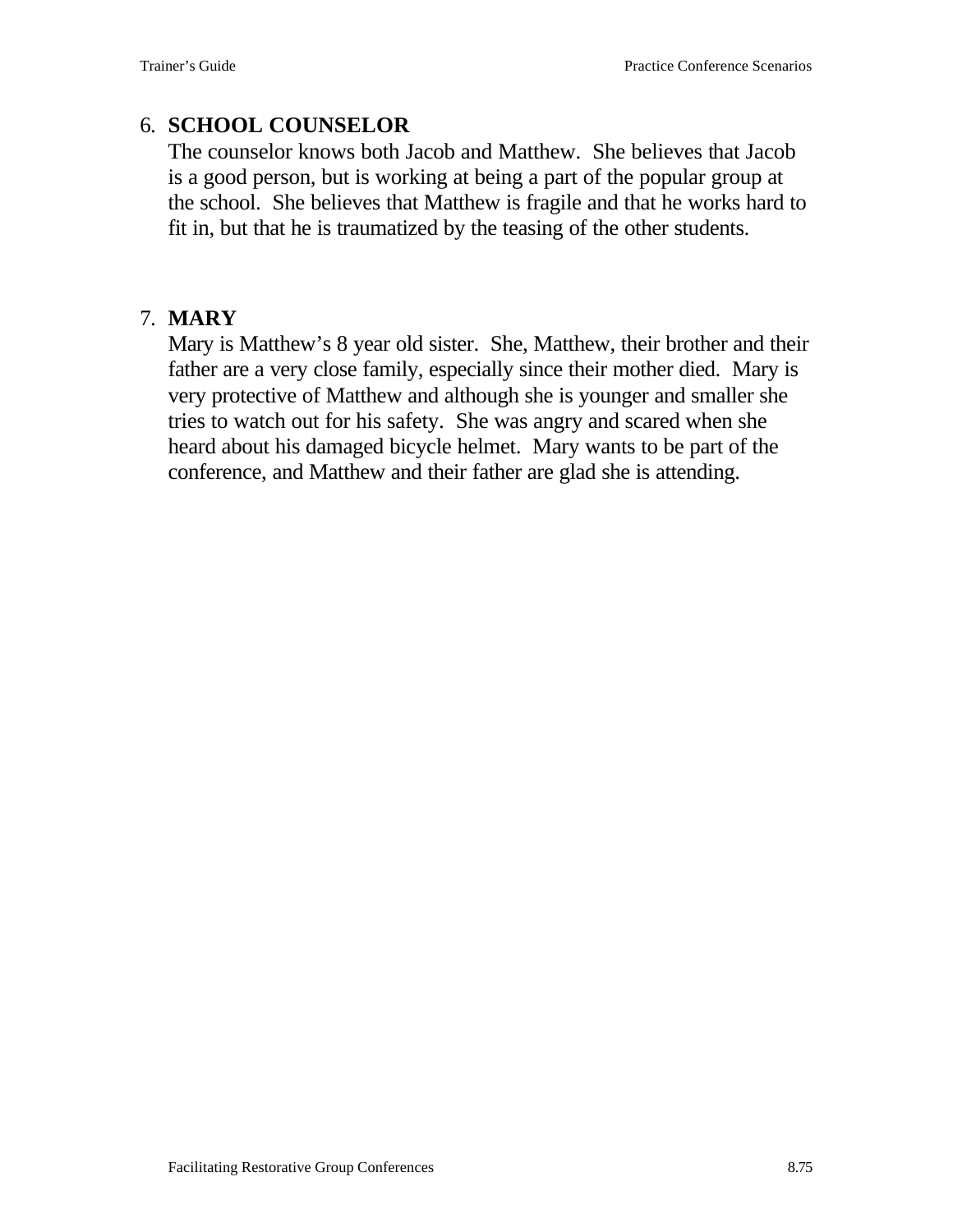6. **SCHOOL COUNSELOR**

   The counselor knows both Jacob and Matthew. She believes that Jacob is a good person, but is working at being a part of the popular group at the school. She believes that Matthew is fragile and that he works hard to fit in, but that he is traumatized by the teasing of the other students.

7. **MARY**

   Mary is Matthew's 8 year old sister. She, Matthew, their brother and their father are a very close family, especially since their mother died. Mary is very protective of Matthew and although she is younger and smaller she tries to watch out for his safety. She was angry and scared when she heard about his damaged bicycle helmet. Mary wants to be part of the conference, and Matthew and their father are glad she is attending.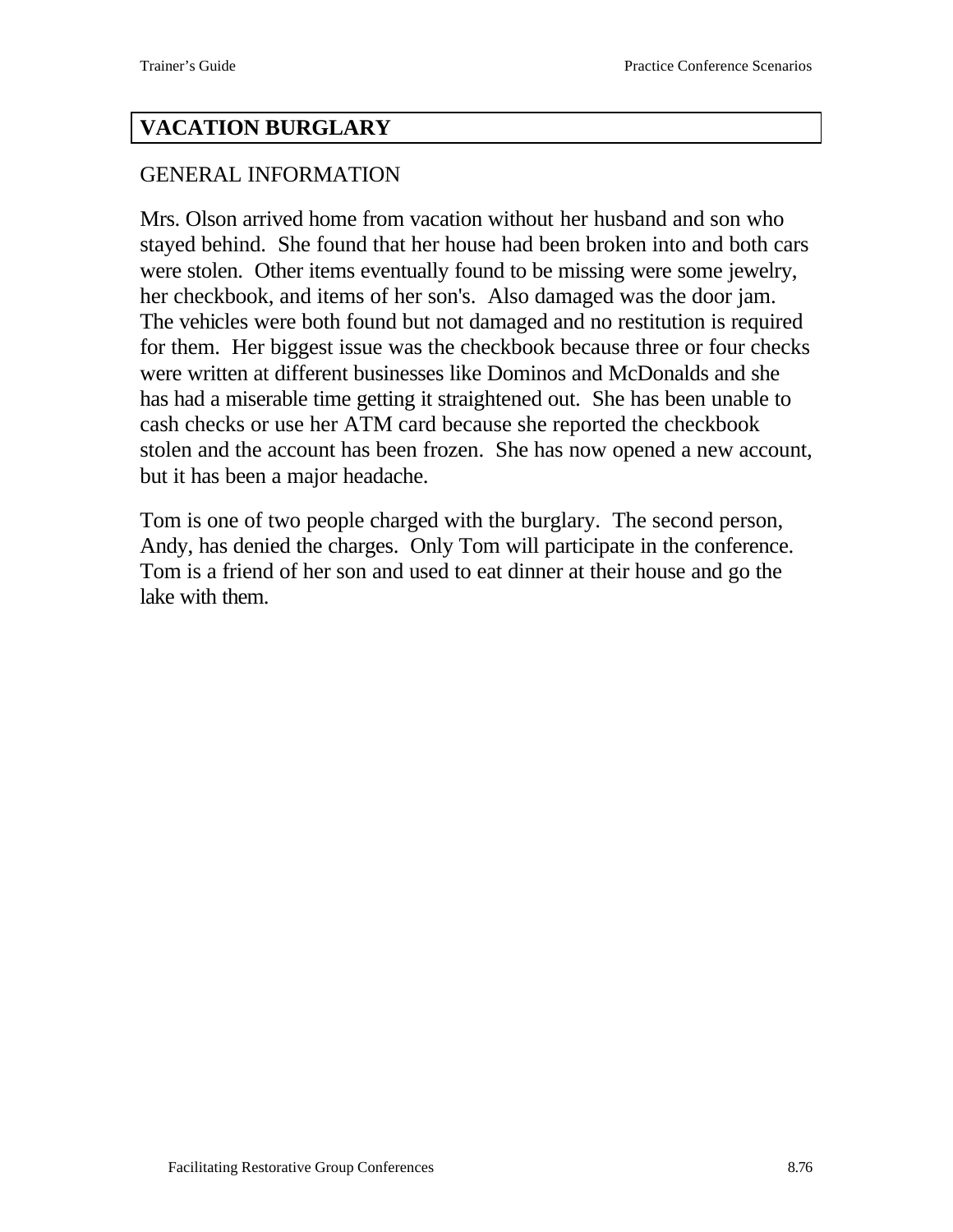## VACATION BURGLARY

GENERAL INFORMATION

Mrs. Olson arrived home from vacation without her husband and son who stayed behind. She found that her house had been broken into and both cars were stolen. Other items eventually found to be missing were some jewelry, her checkbook, and items of her son's. Also damaged was the door jam. The vehicles were both found but not damaged and no restitution is required for them. Her biggest issue was the checkbook because three or four checks were written at different businesses like Dominos and McDonalds and she has had a miserable time getting it straightened out. She has been unable to cash checks or use her ATM card because she reported the checkbook stolen and the account has been frozen. She has now opened a new account, but it has been a major headache.

Tom is one of two people charged with the burglary. The second person, Andy, has denied the charges. Only Tom will participate in the conference. Tom is a friend of her son and used to eat dinner at their house and go the lake with them.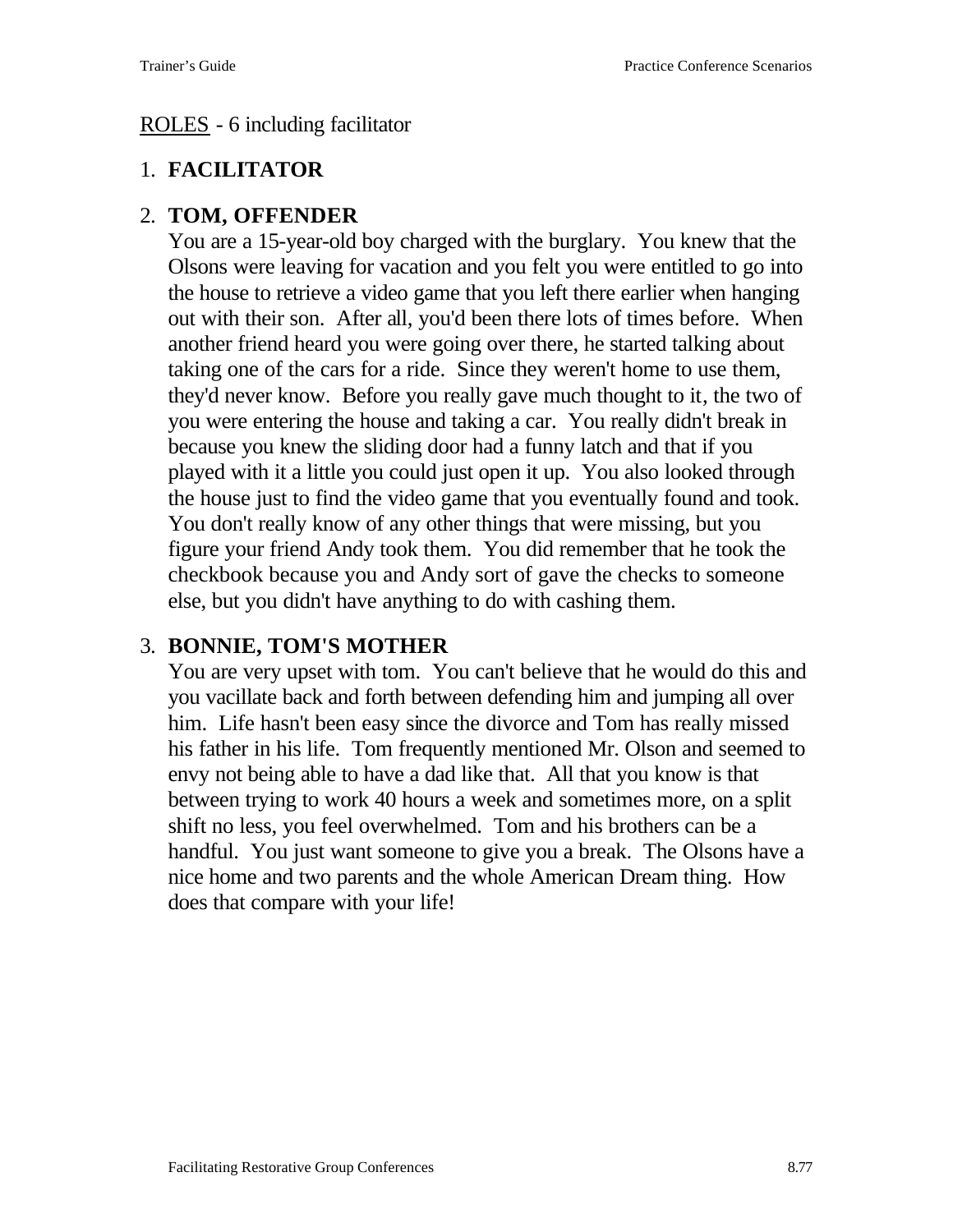ROLES - 6 including facilitator

1. **FACILITATOR**

2. **TOM, OFFENDER**
   You are a 15-year-old boy charged with the burglary. You knew that the Olsons were leaving for vacation and you felt you were entitled to go into the house to retrieve a video game that you left there earlier when hanging out with their son. After all, you'd been there lots of times before. When another friend heard you were going over there, he started talking about taking one of the cars for a ride. Since they weren't home to use them, they'd never know. Before you really gave much thought to it, the two of you were entering the house and taking a car. You really didn't break in because you knew the sliding door had a funny latch and that if you played with it a little you could just open it up. You also looked through the house just to find the video game that you eventually found and took. You don't really know of any other things that were missing, but you figure your friend Andy took them. You did remember that he took the checkbook because you and Andy sort of gave the checks to someone else, but you didn't have anything to do with cashing them.

3. **BONNIE, TOM'S MOTHER**
   You are very upset with tom. You can't believe that he would do this and you vacillate back and forth between defending him and jumping all over him. Life hasn't been easy since the divorce and Tom has really missed his father in his life. Tom frequently mentioned Mr. Olson and seemed to envy not being able to have a dad like that. All that you know is that between trying to work 40 hours a week and sometimes more, on a split shift no less, you feel overwhelmed. Tom and his brothers can be a handful. You just want someone to give you a break. The Olsons have a nice home and two parents and the whole American Dream thing. How does that compare with your life!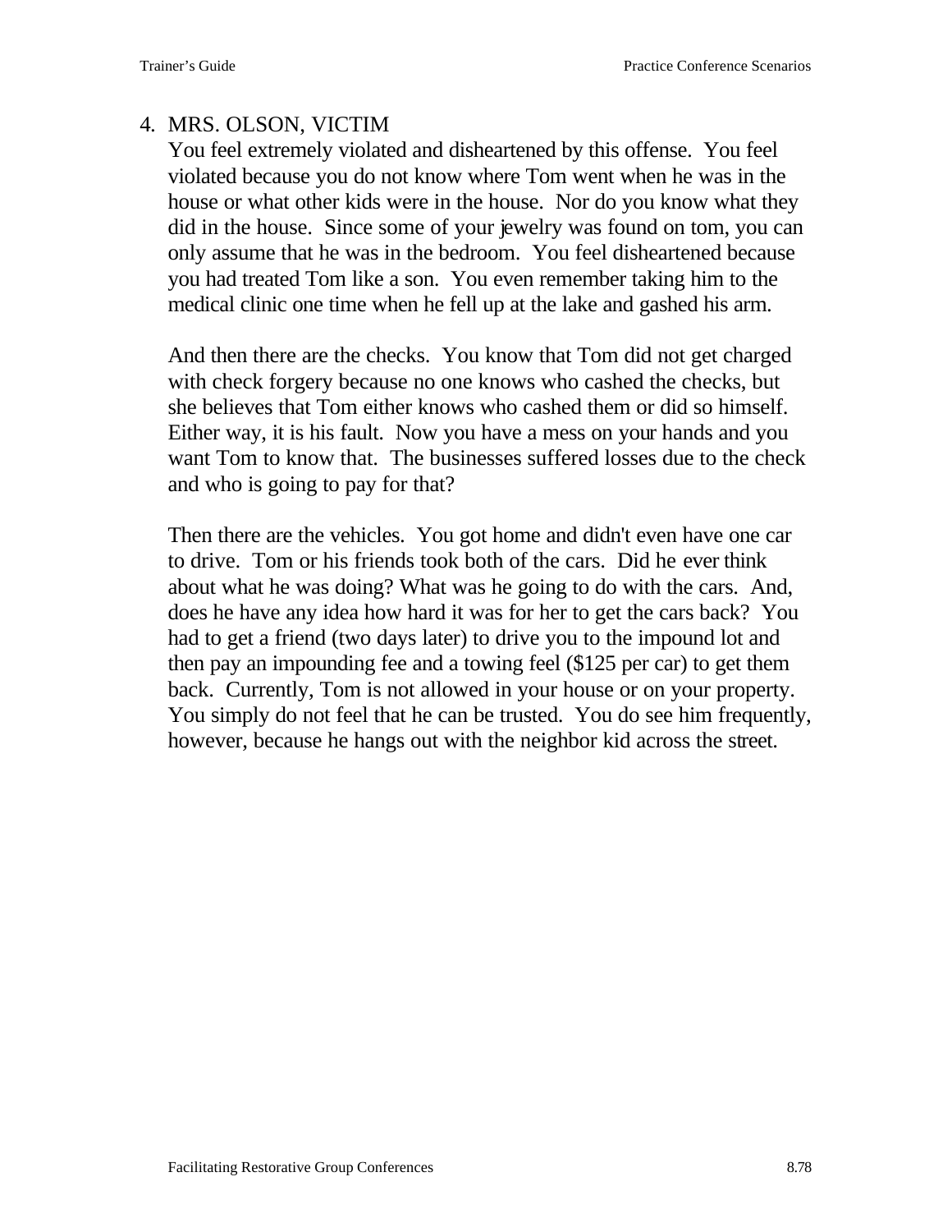4. MRS. OLSON, VICTIM

You feel extremely violated and disheartened by this offense. You feel violated because you do not know where Tom went when he was in the house or what other kids were in the house. Nor do you know what they did in the house. Since some of your jewelry was found on tom, you can only assume that he was in the bedroom. You feel disheartened because you had treated Tom like a son. You even remember taking him to the medical clinic one time when he fell up at the lake and gashed his arm.

And then there are the checks. You know that Tom did not get charged with check forgery because no one knows who cashed the checks, but she believes that Tom either knows who cashed them or did so himself. Either way, it is his fault. Now you have a mess on your hands and you want Tom to know that. The businesses suffered losses due to the check and who is going to pay for that?

Then there are the vehicles. You got home and didn't even have one car to drive. Tom or his friends took both of the cars. Did he ever think about what he was doing? What was he going to do with the cars. And, does he have any idea how hard it was for her to get the cars back? You had to get a friend (two days later) to drive you to the impound lot and then pay an impounding fee and a towing feel ($125 per car) to get them back. Currently, Tom is not allowed in your house or on your property. You simply do not feel that he can be trusted. You do see him frequently, however, because he hangs out with the neighbor kid across the street.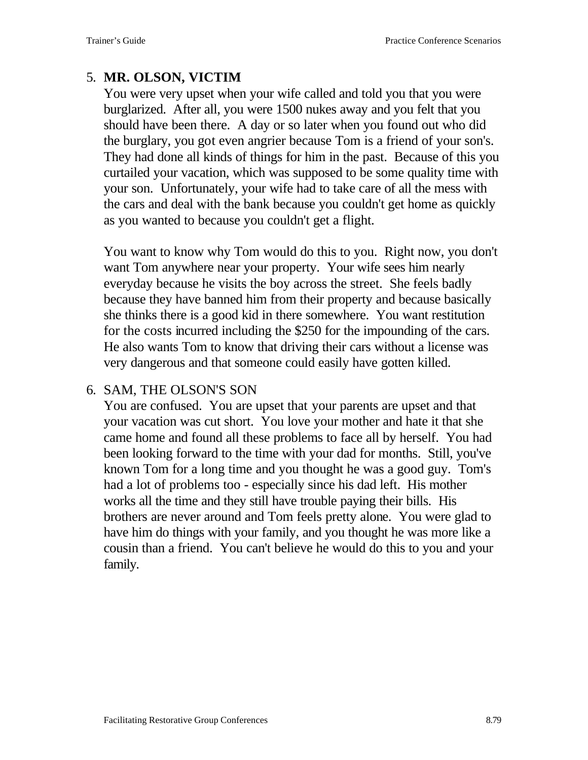5. **MR. OLSON, VICTIM**

   You were very upset when your wife called and told you that you were burglarized. After all, you were 1500 nukes away and you felt that you should have been there. A day or so later when you found out who did the burglary, you got even angrier because Tom is a friend of your son's. They had done all kinds of things for him in the past. Because of this you curtailed your vacation, which was supposed to be some quality time with your son. Unfortunately, your wife had to take care of all the mess with the cars and deal with the bank because you couldn't get home as quickly as you wanted to because you couldn't get a flight.

   You want to know why Tom would do this to you. Right now, you don't want Tom anywhere near your property. Your wife sees him nearly everyday because he visits the boy across the street. She feels badly because they have banned him from their property and because basically she thinks there is a good kid in there somewhere. You want restitution for the costs incurred including the $250 for the impounding of the cars. He also wants Tom to know that driving their cars without a license was very dangerous and that someone could easily have gotten killed.

6. SAM, THE OLSON'S SON

   You are confused. You are upset that your parents are upset and that your vacation was cut short. You love your mother and hate it that she came home and found all these problems to face all by herself. You had been looking forward to the time with your dad for months. Still, you've known Tom for a long time and you thought he was a good guy. Tom's had a lot of problems too - especially since his dad left. His mother works all the time and they still have trouble paying their bills. His brothers are never around and Tom feels pretty alone. You were glad to have him do things with your family, and you thought he was more like a cousin than a friend. You can't believe he would do this to you and your family.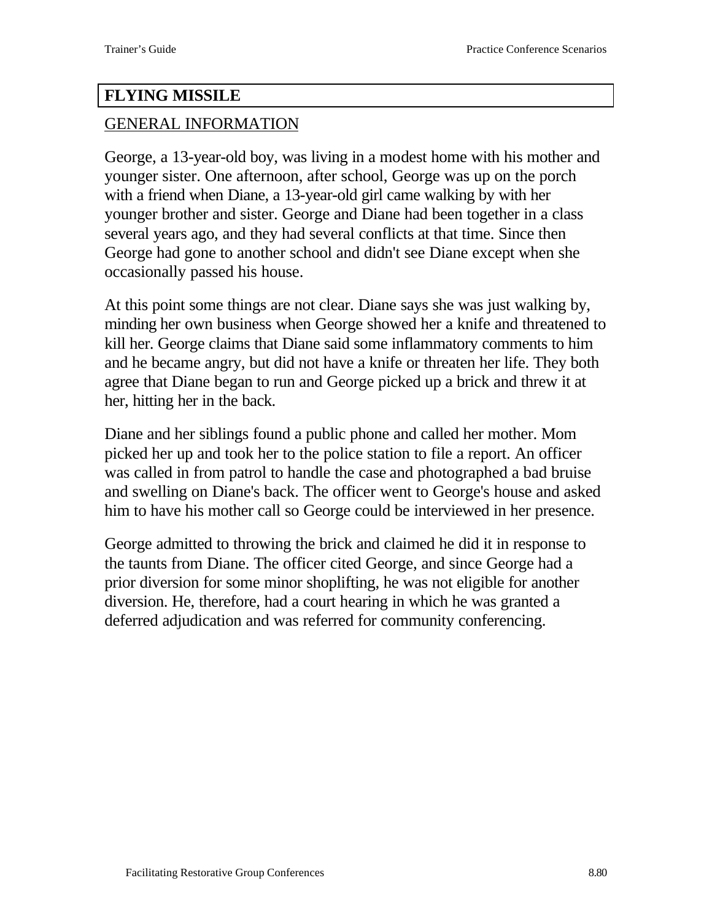## FLYING MISSILE

### GENERAL INFORMATION

George, a 13-year-old boy, was living in a modest home with his mother and younger sister. One afternoon, after school, George was up on the porch with a friend when Diane, a 13-year-old girl came walking by with her younger brother and sister. George and Diane had been together in a class several years ago, and they had several conflicts at that time. Since then George had gone to another school and didn't see Diane except when she occasionally passed his house.

At this point some things are not clear. Diane says she was just walking by, minding her own business when George showed her a knife and threatened to kill her. George claims that Diane said some inflammatory comments to him and he became angry, but did not have a knife or threaten her life. They both agree that Diane began to run and George picked up a brick and threw it at her, hitting her in the back.

Diane and her siblings found a public phone and called her mother. Mom picked her up and took her to the police station to file a report. An officer was called in from patrol to handle the case and photographed a bad bruise and swelling on Diane's back. The officer went to George's house and asked him to have his mother call so George could be interviewed in her presence.

George admitted to throwing the brick and claimed he did it in response to the taunts from Diane. The officer cited George, and since George had a prior diversion for some minor shoplifting, he was not eligible for another diversion. He, therefore, had a court hearing in which he was granted a deferred adjudication and was referred for community conferencing.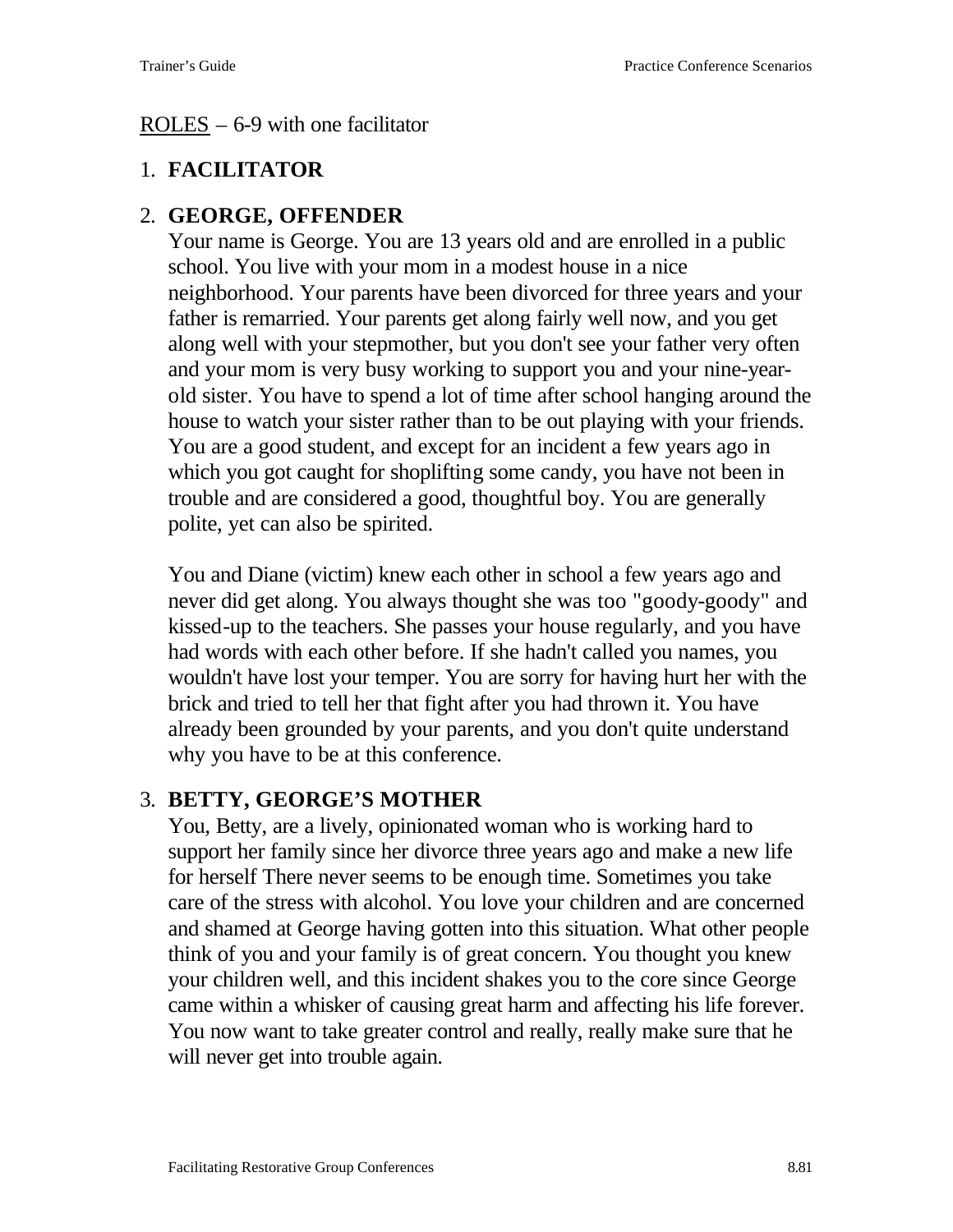<u>ROLES</u> – 6-9 with one facilitator

1. **FACILITATOR**

2. **GEORGE, OFFENDER**

   Your name is George. You are 13 years old and are enrolled in a public school. You live with your mom in a modest house in a nice neighborhood. Your parents have been divorced for three years and your father is remarried. Your parents get along fairly well now, and you get along well with your stepmother, but you don't see your father very often and your mom is very busy working to support you and your nine-year-old sister. You have to spend a lot of time after school hanging around the house to watch your sister rather than to be out playing with your friends. You are a good student, and except for an incident a few years ago in which you got caught for shoplifting some candy, you have not been in trouble and are considered a good, thoughtful boy. You are generally polite, yet can also be spirited.

   You and Diane (victim) knew each other in school a few years ago and never did get along. You always thought she was too "goody-goody" and kissed-up to the teachers. She passes your house regularly, and you have had words with each other before. If she hadn't called you names, you wouldn't have lost your temper. You are sorry for having hurt her with the brick and tried to tell her that fight after you had thrown it. You have already been grounded by your parents, and you don't quite understand why you have to be at this conference.

3. **BETTY, GEORGE'S MOTHER**

   You, Betty, are a lively, opinionated woman who is working hard to support her family since her divorce three years ago and make a new life for herself There never seems to be enough time. Sometimes you take care of the stress with alcohol. You love your children and are concerned and shamed at George having gotten into this situation. What other people think of you and your family is of great concern. You thought you knew your children well, and this incident shakes you to the core since George came within a whisker of causing great harm and affecting his life forever. You now want to take greater control and really, really make sure that he will never get into trouble again.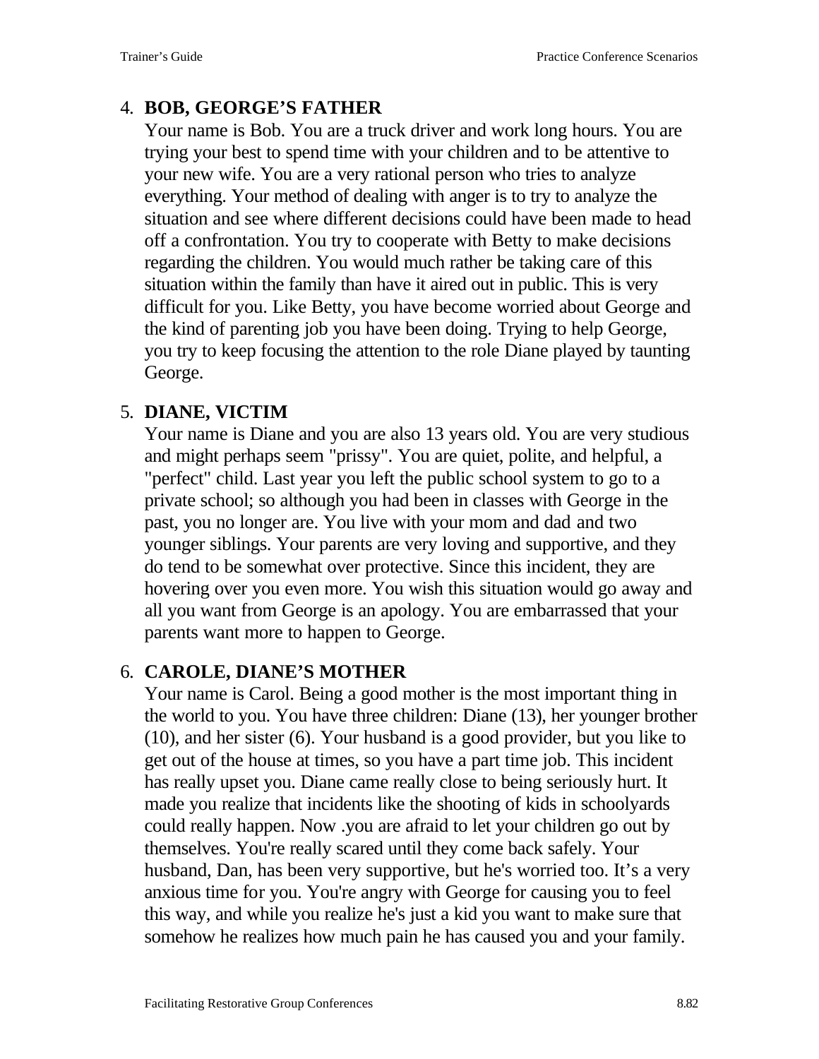4. **BOB, GEORGE'S FATHER**

   Your name is Bob. You are a truck driver and work long hours. You are trying your best to spend time with your children and to be attentive to your new wife. You are a very rational person who tries to analyze everything. Your method of dealing with anger is to try to analyze the situation and see where different decisions could have been made to head off a confrontation. You try to cooperate with Betty to make decisions regarding the children. You would much rather be taking care of this situation within the family than have it aired out in public. This is very difficult for you. Like Betty, you have become worried about George and the kind of parenting job you have been doing. Trying to help George, you try to keep focusing the attention to the role Diane played by taunting George.

5. **DIANE, VICTIM**

   Your name is Diane and you are also 13 years old. You are very studious and might perhaps seem "prissy". You are quiet, polite, and helpful, a "perfect" child. Last year you left the public school system to go to a private school; so although you had been in classes with George in the past, you no longer are. You live with your mom and dad and two younger siblings. Your parents are very loving and supportive, and they do tend to be somewhat over protective. Since this incident, they are hovering over you even more. You wish this situation would go away and all you want from George is an apology. You are embarrassed that your parents want more to happen to George.

6. **CAROLE, DIANE'S MOTHER**

   Your name is Carol. Being a good mother is the most important thing in the world to you. You have three children: Diane (13), her younger brother (10), and her sister (6). Your husband is a good provider, but you like to get out of the house at times, so you have a part time job. This incident has really upset you. Diane came really close to being seriously hurt. It made you realize that incidents like the shooting of kids in schoolyards could really happen. Now .you are afraid to let your children go out by themselves. You're really scared until they come back safely. Your husband, Dan, has been very supportive, but he's worried too. It's a very anxious time for you. You're angry with George for causing you to feel this way, and while you realize he's just a kid you want to make sure that somehow he realizes how much pain he has caused you and your family.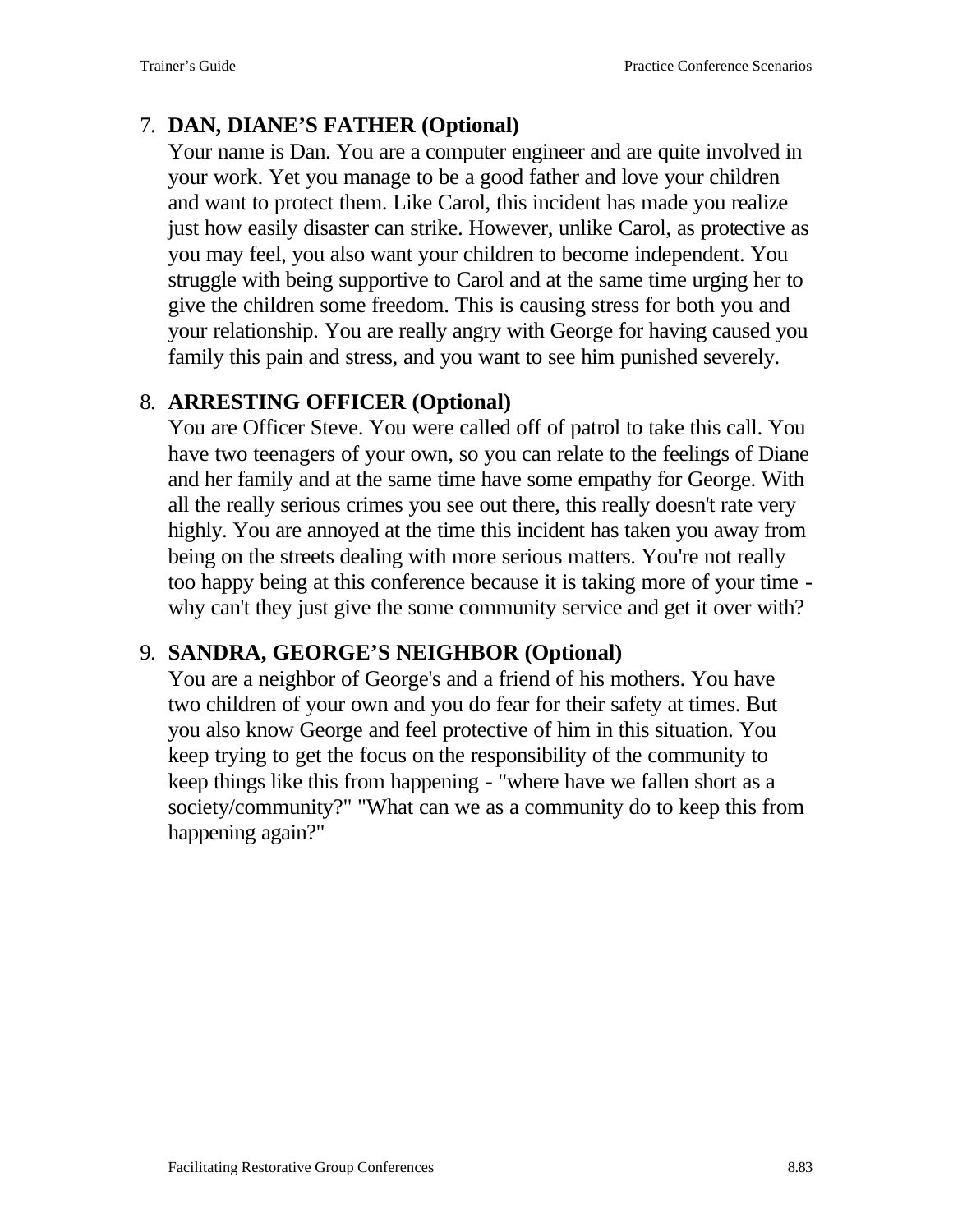7. **DAN, DIANE'S FATHER (Optional)**
   Your name is Dan. You are a computer engineer and are quite involved in your work. Yet you manage to be a good father and love your children and want to protect them. Like Carol, this incident has made you realize just how easily disaster can strike. However, unlike Carol, as protective as you may feel, you also want your children to become independent. You struggle with being supportive to Carol and at the same time urging her to give the children some freedom. This is causing stress for both you and your relationship. You are really angry with George for having caused you family this pain and stress, and you want to see him punished severely.

8. **ARRESTING OFFICER (Optional)**
   You are Officer Steve. You were called off of patrol to take this call. You have two teenagers of your own, so you can relate to the feelings of Diane and her family and at the same time have some empathy for George. With all the really serious crimes you see out there, this really doesn't rate very highly. You are annoyed at the time this incident has taken you away from being on the streets dealing with more serious matters. You're not really too happy being at this conference because it is taking more of your time - why can't they just give the some community service and get it over with?

9. **SANDRA, GEORGE'S NEIGHBOR (Optional)**
   You are a neighbor of George's and a friend of his mothers. You have two children of your own and you do fear for their safety at times. But you also know George and feel protective of him in this situation. You keep trying to get the focus on the responsibility of the community to keep things like this from happening - "where have we fallen short as a society/community?" "What can we as a community do to keep this from happening again?"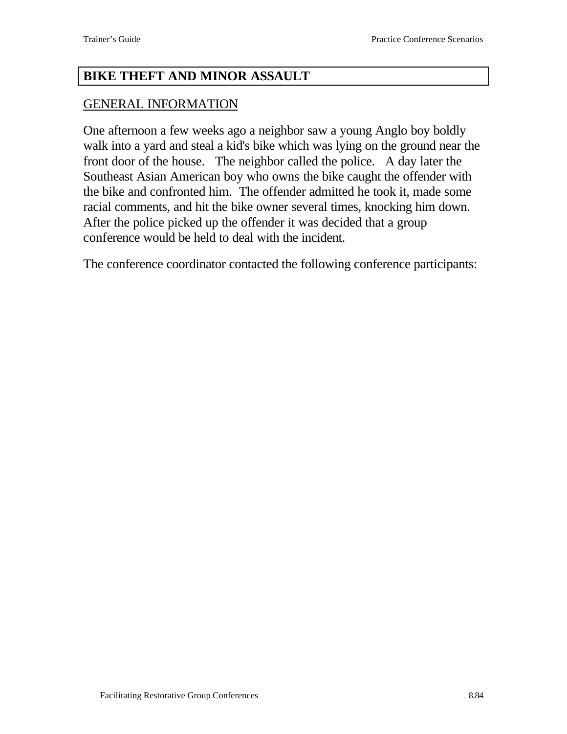## BIKE THEFT AND MINOR ASSAULT

GENERAL INFORMATION

One afternoon a few weeks ago a neighbor saw a young Anglo boy boldly walk into a yard and steal a kid's bike which was lying on the ground near the front door of the house. The neighbor called the police. A day later the Southeast Asian American boy who owns the bike caught the offender with the bike and confronted him. The offender admitted he took it, made some racial comments, and hit the bike owner several times, knocking him down. After the police picked up the offender it was decided that a group conference would be held to deal with the incident.

The conference coordinator contacted the following conference participants: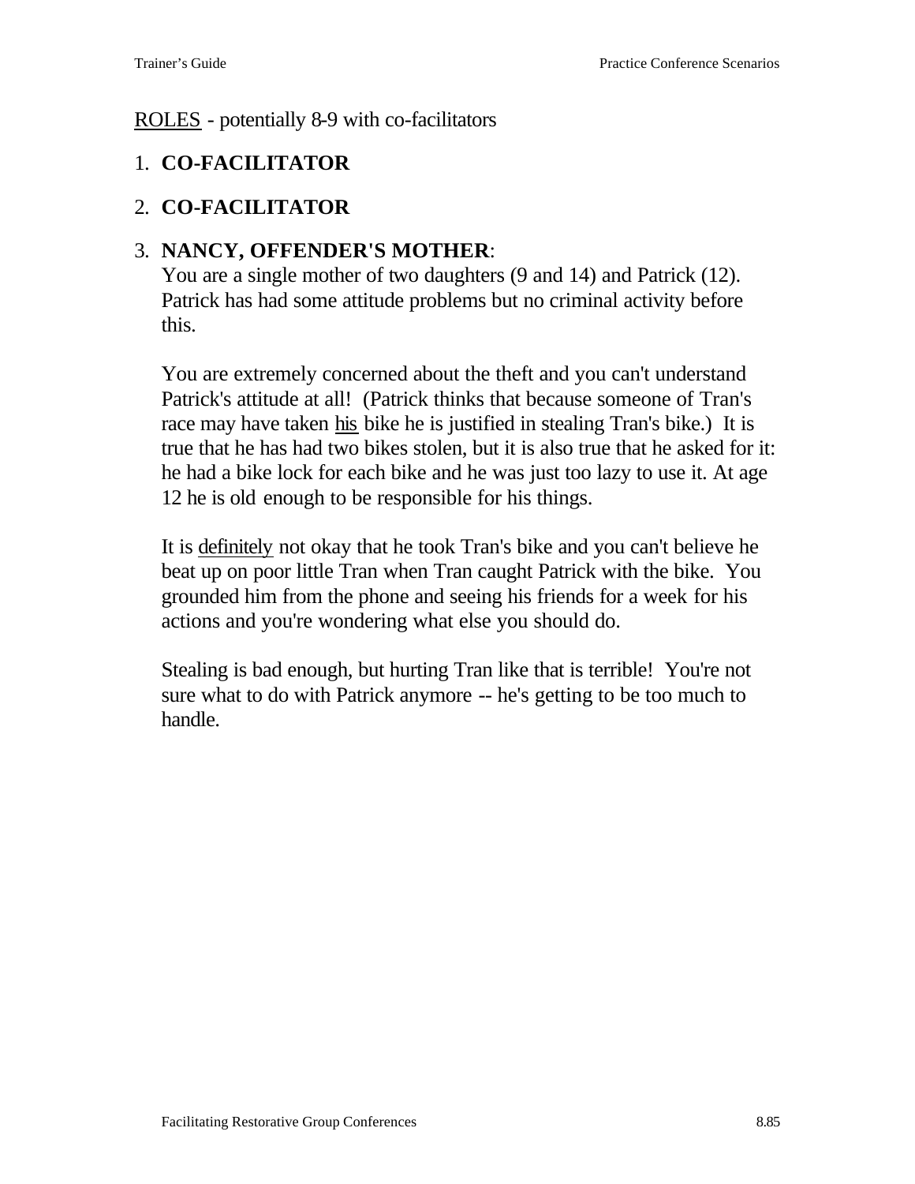<u>ROLES</u> - potentially 8-9 with co-facilitators

1. **CO-FACILITATOR**

2. **CO-FACILITATOR**

3. **NANCY, OFFENDER'S MOTHER**:
   You are a single mother of two daughters (9 and 14) and Patrick (12). Patrick has had some attitude problems but no criminal activity before this.

   You are extremely concerned about the theft and you can't understand Patrick's attitude at all! (Patrick thinks that because someone of Tran's race may have taken <u>his</u> bike he is justified in stealing Tran's bike.) It is true that he has had two bikes stolen, but it is also true that he asked for it: he had a bike lock for each bike and he was just too lazy to use it. At age 12 he is old enough to be responsible for his things.

   It is <u>definitely</u> not okay that he took Tran's bike and you can't believe he beat up on poor little Tran when Tran caught Patrick with the bike. You grounded him from the phone and seeing his friends for a week for his actions and you're wondering what else you should do.

   Stealing is bad enough, but hurting Tran like that is terrible! You're not sure what to do with Patrick anymore -- he's getting to be too much to handle.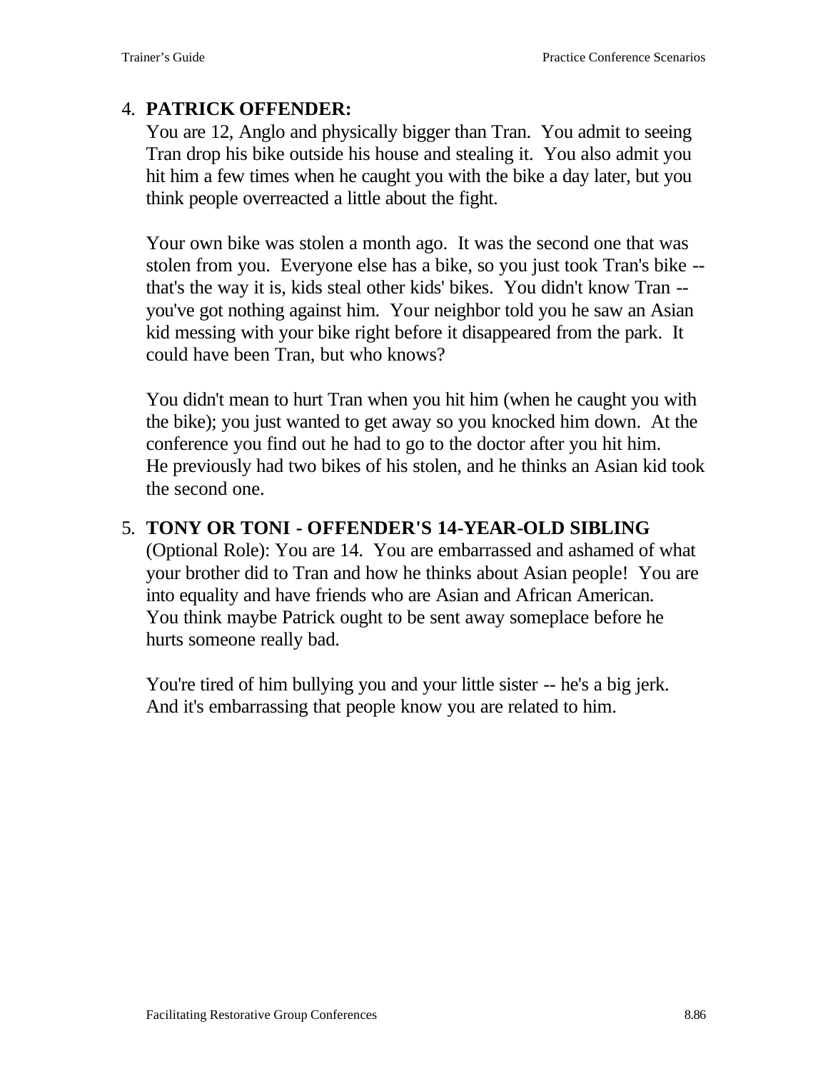4. **PATRICK OFFENDER:**
   You are 12, Anglo and physically bigger than Tran. You admit to seeing Tran drop his bike outside his house and stealing it. You also admit you hit him a few times when he caught you with the bike a day later, but you think people overreacted a little about the fight.

   Your own bike was stolen a month ago. It was the second one that was stolen from you. Everyone else has a bike, so you just took Tran's bike -- that's the way it is, kids steal other kids' bikes. You didn't know Tran -- you've got nothing against him. Your neighbor told you he saw an Asian kid messing with your bike right before it disappeared from the park. It could have been Tran, but who knows?

   You didn't mean to hurt Tran when you hit him (when he caught you with the bike); you just wanted to get away so you knocked him down. At the conference you find out he had to go to the doctor after you hit him. He previously had two bikes of his stolen, and he thinks an Asian kid took the second one.

5. **TONY OR TONI - OFFENDER'S 14-YEAR-OLD SIBLING**
   (Optional Role): You are 14. You are embarrassed and ashamed of what your brother did to Tran and how he thinks about Asian people! You are into equality and have friends who are Asian and African American. You think maybe Patrick ought to be sent away someplace before he hurts someone really bad.

   You're tired of him bullying you and your little sister -- he's a big jerk. And it's embarrassing that people know you are related to him.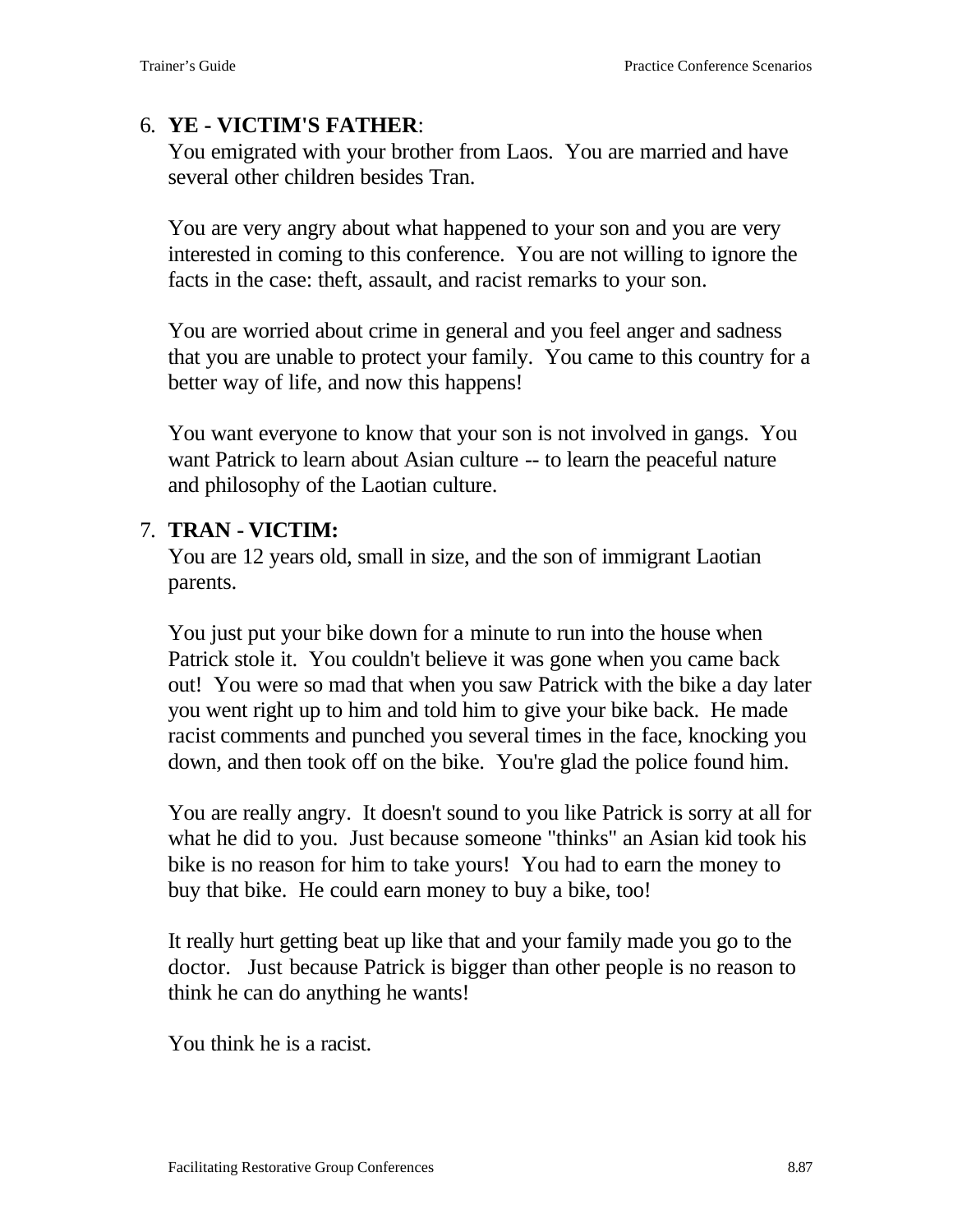6. **YE - VICTIM'S FATHER**:
   You emigrated with your brother from Laos. You are married and have several other children besides Tran.

   You are very angry about what happened to your son and you are very interested in coming to this conference. You are not willing to ignore the facts in the case: theft, assault, and racist remarks to your son.

   You are worried about crime in general and you feel anger and sadness that you are unable to protect your family. You came to this country for a better way of life, and now this happens!

   You want everyone to know that your son is not involved in gangs. You want Patrick to learn about Asian culture -- to learn the peaceful nature and philosophy of the Laotian culture.

7. **TRAN - VICTIM:**
   You are 12 years old, small in size, and the son of immigrant Laotian parents.

   You just put your bike down for a minute to run into the house when Patrick stole it. You couldn't believe it was gone when you came back out! You were so mad that when you saw Patrick with the bike a day later you went right up to him and told him to give your bike back. He made racist comments and punched you several times in the face, knocking you down, and then took off on the bike. You're glad the police found him.

   You are really angry. It doesn't sound to you like Patrick is sorry at all for what he did to you. Just because someone "thinks" an Asian kid took his bike is no reason for him to take yours! You had to earn the money to buy that bike. He could earn money to buy a bike, too!

   It really hurt getting beat up like that and your family made you go to the doctor. Just because Patrick is bigger than other people is no reason to think he can do anything he wants!

   You think he is a racist.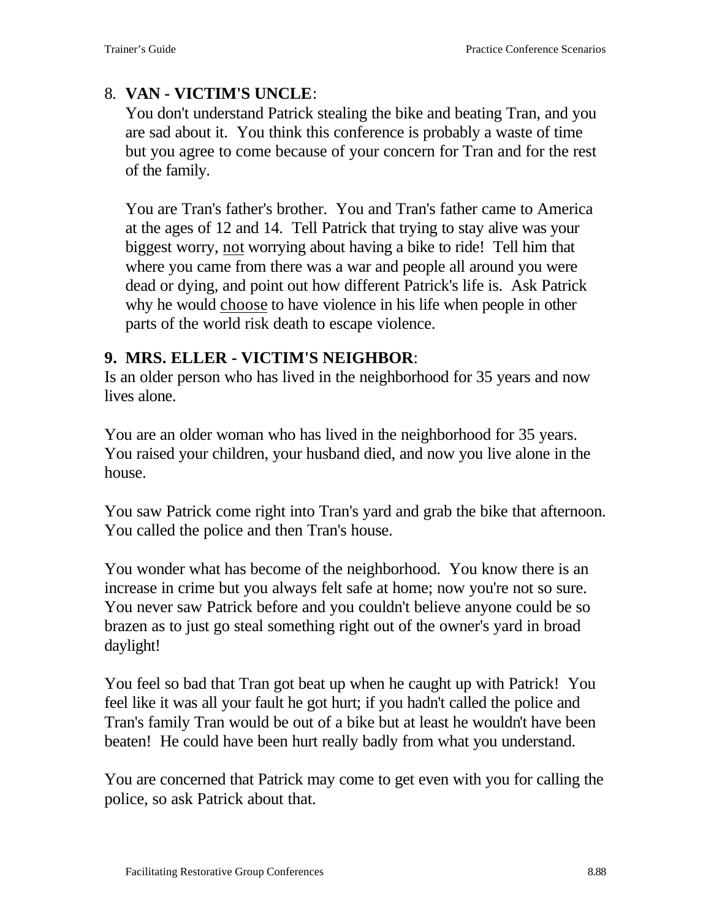8. **VAN - VICTIM'S UNCLE**:

   You don't understand Patrick stealing the bike and beating Tran, and you are sad about it. You think this conference is probably a waste of time but you agree to come because of your concern for Tran and for the rest of the family.

   You are Tran's father's brother. You and Tran's father came to America at the ages of 12 and 14. Tell Patrick that trying to stay alive was your biggest worry, <u>not</u> worrying about having a bike to ride! Tell him that where you came from there was a war and people all around you were dead or dying, and point out how different Patrick's life is. Ask Patrick why he would <u>choose</u> to have violence in his life when people in other parts of the world risk death to escape violence.

**9. MRS. ELLER - VICTIM'S NEIGHBOR**:

Is an older person who has lived in the neighborhood for 35 years and now lives alone.

You are an older woman who has lived in the neighborhood for 35 years. You raised your children, your husband died, and now you live alone in the house.

You saw Patrick come right into Tran's yard and grab the bike that afternoon. You called the police and then Tran's house.

You wonder what has become of the neighborhood. You know there is an increase in crime but you always felt safe at home; now you're not so sure. You never saw Patrick before and you couldn't believe anyone could be so brazen as to just go steal something right out of the owner's yard in broad daylight!

You feel so bad that Tran got beat up when he caught up with Patrick! You feel like it was all your fault he got hurt; if you hadn't called the police and Tran's family Tran would be out of a bike but at least he wouldn't have been beaten! He could have been hurt really badly from what you understand.

You are concerned that Patrick may come to get even with you for calling the police, so ask Patrick about that.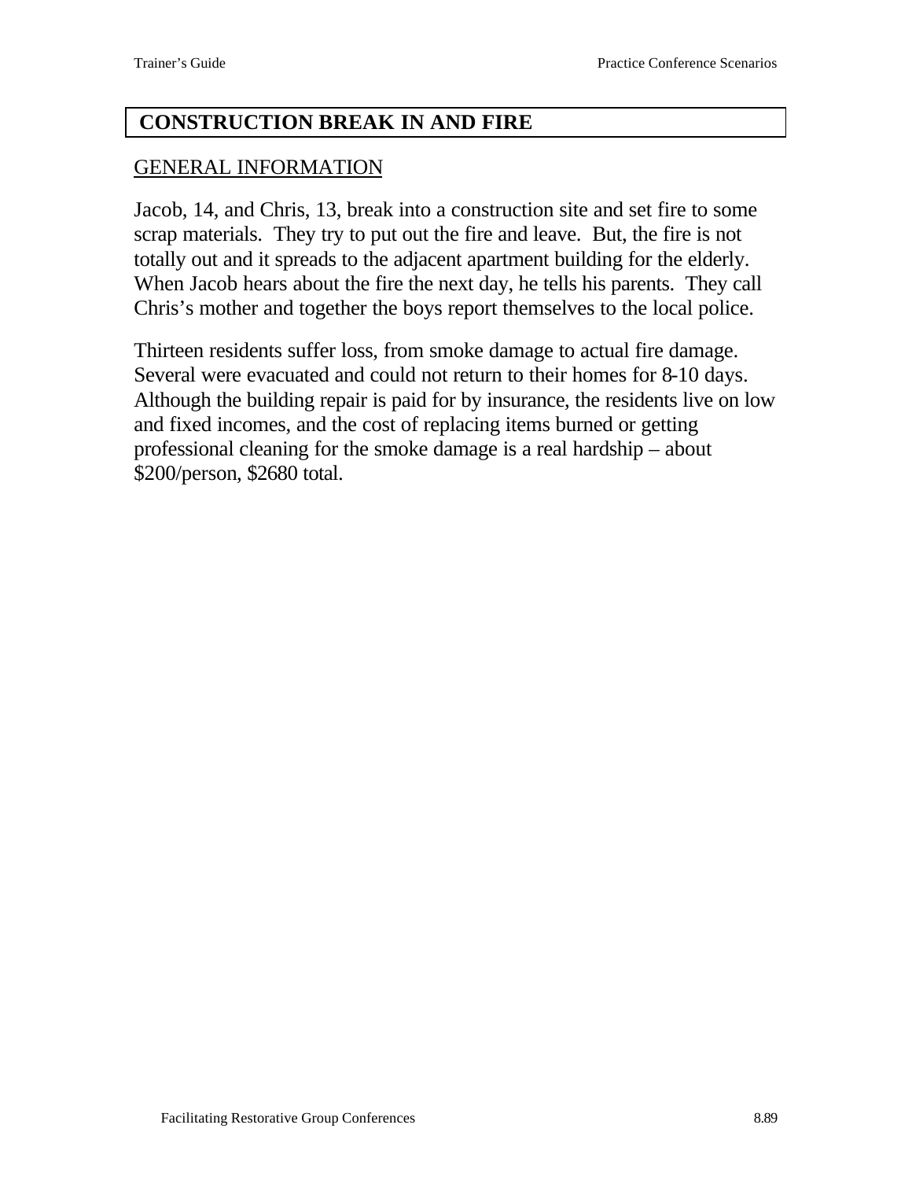## CONSTRUCTION BREAK IN AND FIRE

GENERAL INFORMATION

Jacob, 14, and Chris, 13, break into a construction site and set fire to some scrap materials. They try to put out the fire and leave. But, the fire is not totally out and it spreads to the adjacent apartment building for the elderly. When Jacob hears about the fire the next day, he tells his parents. They call Chris's mother and together the boys report themselves to the local police.

Thirteen residents suffer loss, from smoke damage to actual fire damage. Several were evacuated and could not return to their homes for 8-10 days. Although the building repair is paid for by insurance, the residents live on low and fixed incomes, and the cost of replacing items burned or getting professional cleaning for the smoke damage is a real hardship – about $200/person, $2680 total.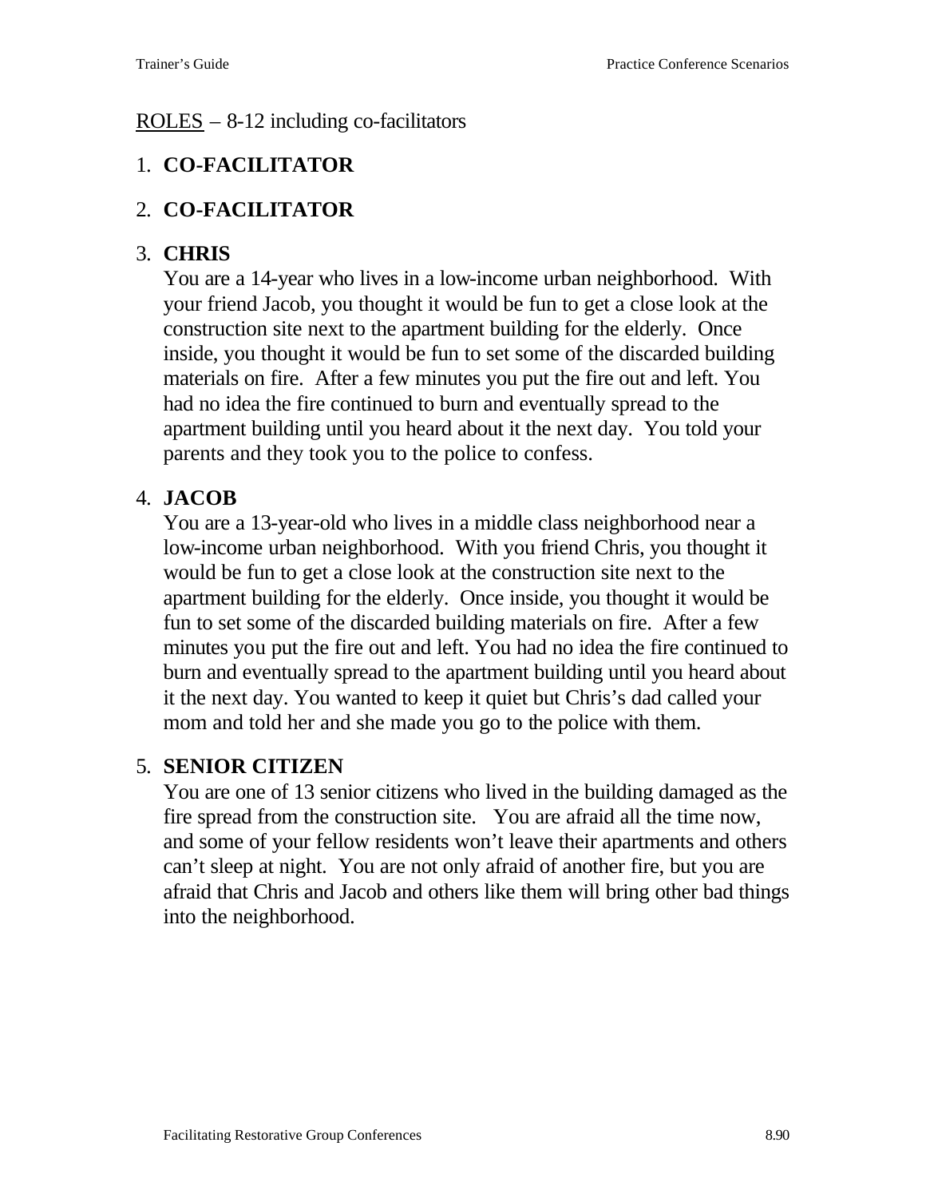<u>ROLES</u> – 8-12 including co-facilitators

1. **CO-FACILITATOR**

2. **CO-FACILITATOR**

3. **CHRIS**
   You are a 14-year who lives in a low-income urban neighborhood. With your friend Jacob, you thought it would be fun to get a close look at the construction site next to the apartment building for the elderly. Once inside, you thought it would be fun to set some of the discarded building materials on fire. After a few minutes you put the fire out and left. You had no idea the fire continued to burn and eventually spread to the apartment building until you heard about it the next day. You told your parents and they took you to the police to confess.

4. **JACOB**
   You are a 13-year-old who lives in a middle class neighborhood near a low-income urban neighborhood. With you friend Chris, you thought it would be fun to get a close look at the construction site next to the apartment building for the elderly. Once inside, you thought it would be fun to set some of the discarded building materials on fire. After a few minutes you put the fire out and left. You had no idea the fire continued to burn and eventually spread to the apartment building until you heard about it the next day. You wanted to keep it quiet but Chris's dad called your mom and told her and she made you go to the police with them.

5. **SENIOR CITIZEN**
   You are one of 13 senior citizens who lived in the building damaged as the fire spread from the construction site. You are afraid all the time now, and some of your fellow residents won't leave their apartments and others can't sleep at night. You are not only afraid of another fire, but you are afraid that Chris and Jacob and others like them will bring other bad things into the neighborhood.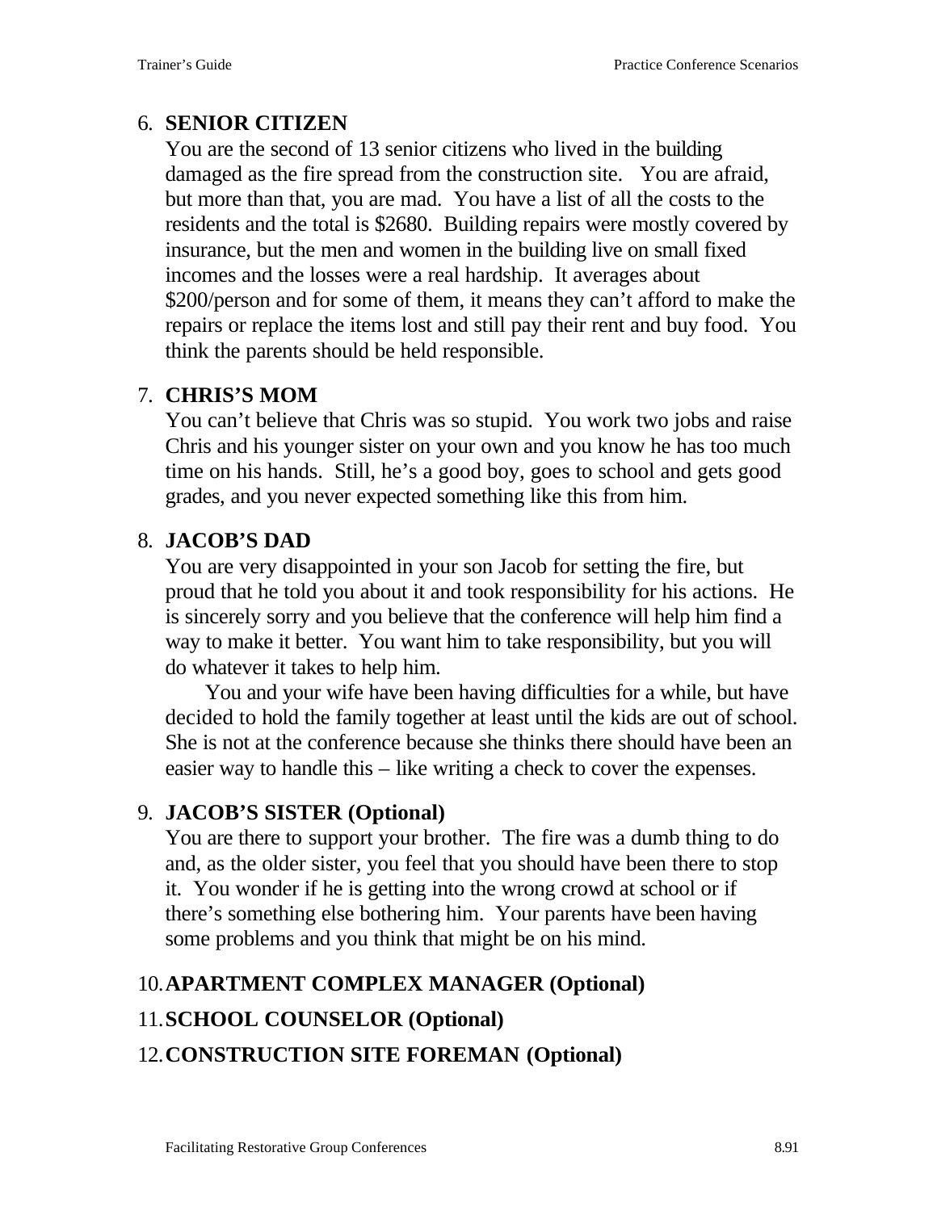6. **SENIOR CITIZEN**
   You are the second of 13 senior citizens who lived in the building damaged as the fire spread from the construction site. You are afraid, but more than that, you are mad. You have a list of all the costs to the residents and the total is $2680. Building repairs were mostly covered by insurance, but the men and women in the building live on small fixed incomes and the losses were a real hardship. It averages about $200/person and for some of them, it means they can't afford to make the repairs or replace the items lost and still pay their rent and buy food. You think the parents should be held responsible.

7. **CHRIS'S MOM**
   You can't believe that Chris was so stupid. You work two jobs and raise Chris and his younger sister on your own and you know he has too much time on his hands. Still, he's a good boy, goes to school and gets good grades, and you never expected something like this from him.

8. **JACOB'S DAD**
   You are very disappointed in your son Jacob for setting the fire, but proud that he told you about it and took responsibility for his actions. He is sincerely sorry and you believe that the conference will help him find a way to make it better. You want him to take responsibility, but you will do whatever it takes to help him.

   You and your wife have been having difficulties for a while, but have decided to hold the family together at least until the kids are out of school. She is not at the conference because she thinks there should have been an easier way to handle this – like writing a check to cover the expenses.

9. **JACOB'S SISTER (Optional)**
   You are there to support your brother. The fire was a dumb thing to do and, as the older sister, you feel that you should have been there to stop it. You wonder if he is getting into the wrong crowd at school or if there's something else bothering him. Your parents have been having some problems and you think that might be on his mind.

10. **APARTMENT COMPLEX MANAGER (Optional)**

11. **SCHOOL COUNSELOR (Optional)**

12. **CONSTRUCTION SITE FOREMAN (Optional)**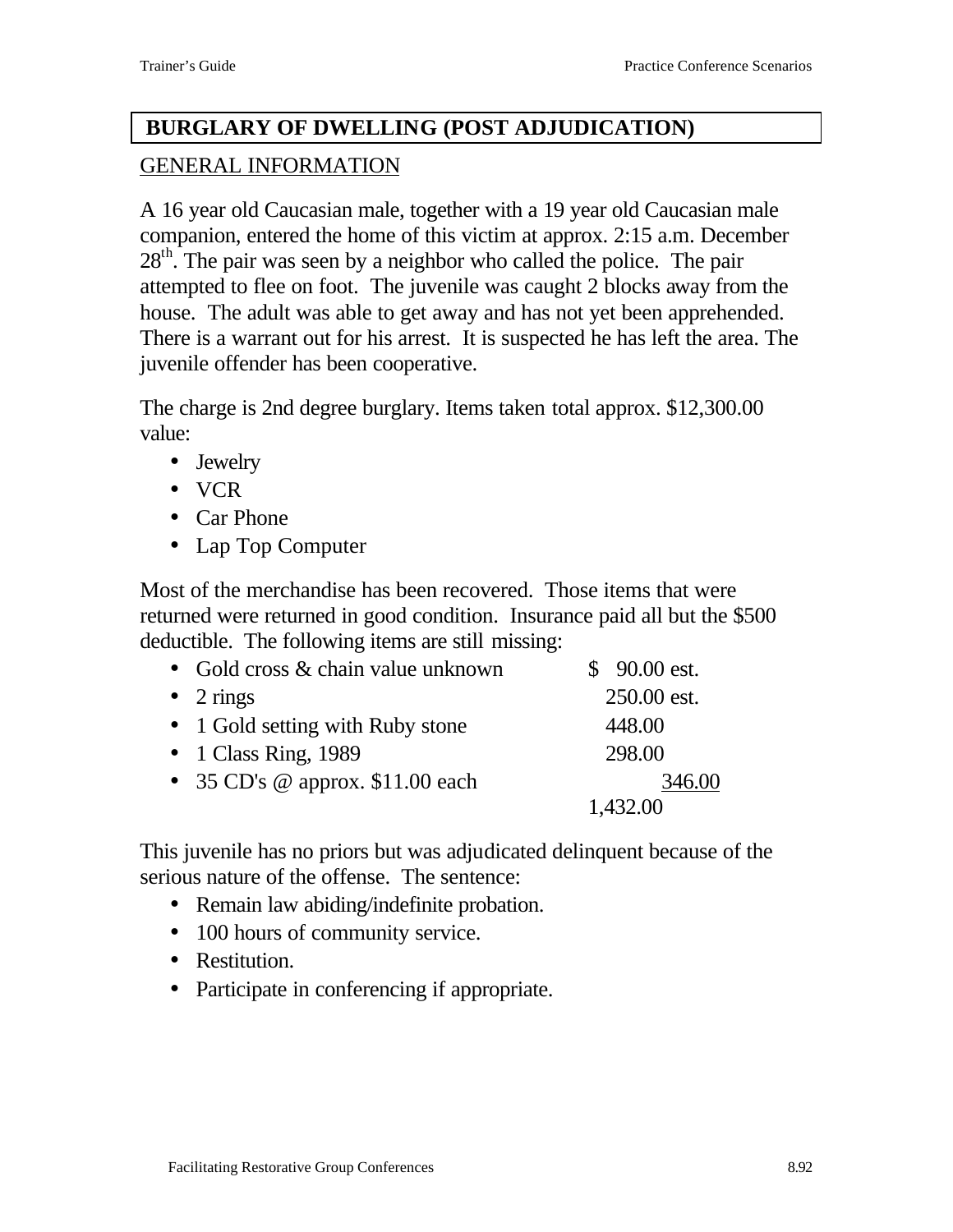## BURGLARY OF DWELLING (POST ADJUDICATION)

GENERAL INFORMATION

A 16 year old Caucasian male, together with a 19 year old Caucasian male companion, entered the home of this victim at approx. 2:15 a.m. December 28th. The pair was seen by a neighbor who called the police. The pair attempted to flee on foot. The juvenile was caught 2 blocks away from the house. The adult was able to get away and has not yet been apprehended. There is a warrant out for his arrest. It is suspected he has left the area. The juvenile offender has been cooperative.

The charge is 2nd degree burglary. Items taken total approx. $12,300.00 value:

- Jewelry
- VCR
- Car Phone
- Lap Top Computer

Most of the merchandise has been recovered. Those items that were returned were returned in good condition. Insurance paid all but the $500 deductible. The following items are still missing:

| Item | Value |
|---|---|
| Gold cross & chain value unknown | $ 90.00 est. |
| 2 rings | 250.00 est. |
| 1 Gold setting with Ruby stone | 448.00 |
| 1 Class Ring, 1989 | 298.00 |
| 35 CD's @ approx. $11.00 each | 346.00 |
| | 1,432.00 |

This juvenile has no priors but was adjudicated delinquent because of the serious nature of the offense. The sentence:

- Remain law abiding/indefinite probation.
- 100 hours of community service.
- Restitution.
- Participate in conferencing if appropriate.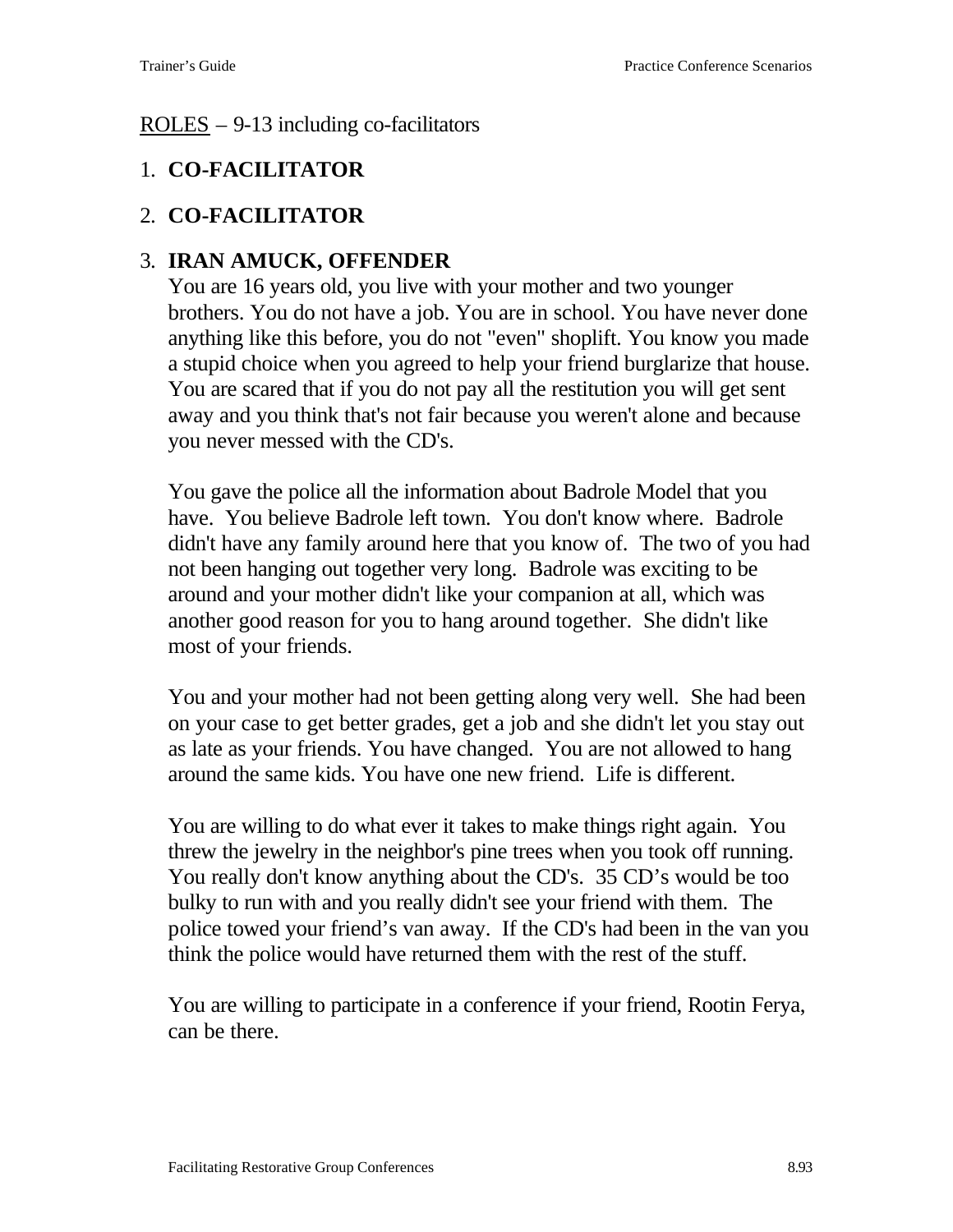ROLES – 9-13 including co-facilitators

1. **CO-FACILITATOR**

2. **CO-FACILITATOR**

3. **IRAN AMUCK, OFFENDER**

   You are 16 years old, you live with your mother and two younger brothers. You do not have a job. You are in school. You have never done anything like this before, you do not "even" shoplift. You know you made a stupid choice when you agreed to help your friend burglarize that house. You are scared that if you do not pay all the restitution you will get sent away and you think that's not fair because you weren't alone and because you never messed with the CD's.

   You gave the police all the information about Badrole Model that you have. You believe Badrole left town. You don't know where. Badrole didn't have any family around here that you know of. The two of you had not been hanging out together very long. Badrole was exciting to be around and your mother didn't like your companion at all, which was another good reason for you to hang around together. She didn't like most of your friends.

   You and your mother had not been getting along very well. She had been on your case to get better grades, get a job and she didn't let you stay out as late as your friends. You have changed. You are not allowed to hang around the same kids. You have one new friend. Life is different.

   You are willing to do what ever it takes to make things right again. You threw the jewelry in the neighbor's pine trees when you took off running. You really don't know anything about the CD's. 35 CD's would be too bulky to run with and you really didn't see your friend with them. The police towed your friend's van away. If the CD's had been in the van you think the police would have returned them with the rest of the stuff.

   You are willing to participate in a conference if your friend, Rootin Ferya, can be there.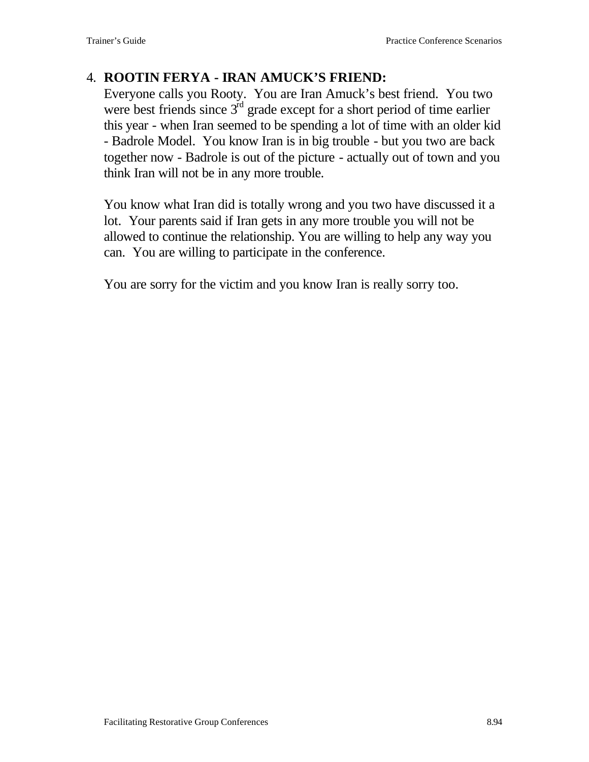4. **ROOTIN FERYA - IRAN AMUCK'S FRIEND:**
   Everyone calls you Rooty. You are Iran Amuck's best friend. You two were best friends since 3rd grade except for a short period of time earlier this year - when Iran seemed to be spending a lot of time with an older kid - Badrole Model. You know Iran is in big trouble - but you two are back together now - Badrole is out of the picture - actually out of town and you think Iran will not be in any more trouble.

   You know what Iran did is totally wrong and you two have discussed it a lot. Your parents said if Iran gets in any more trouble you will not be allowed to continue the relationship. You are willing to help any way you can. You are willing to participate in the conference.

   You are sorry for the victim and you know Iran is really sorry too.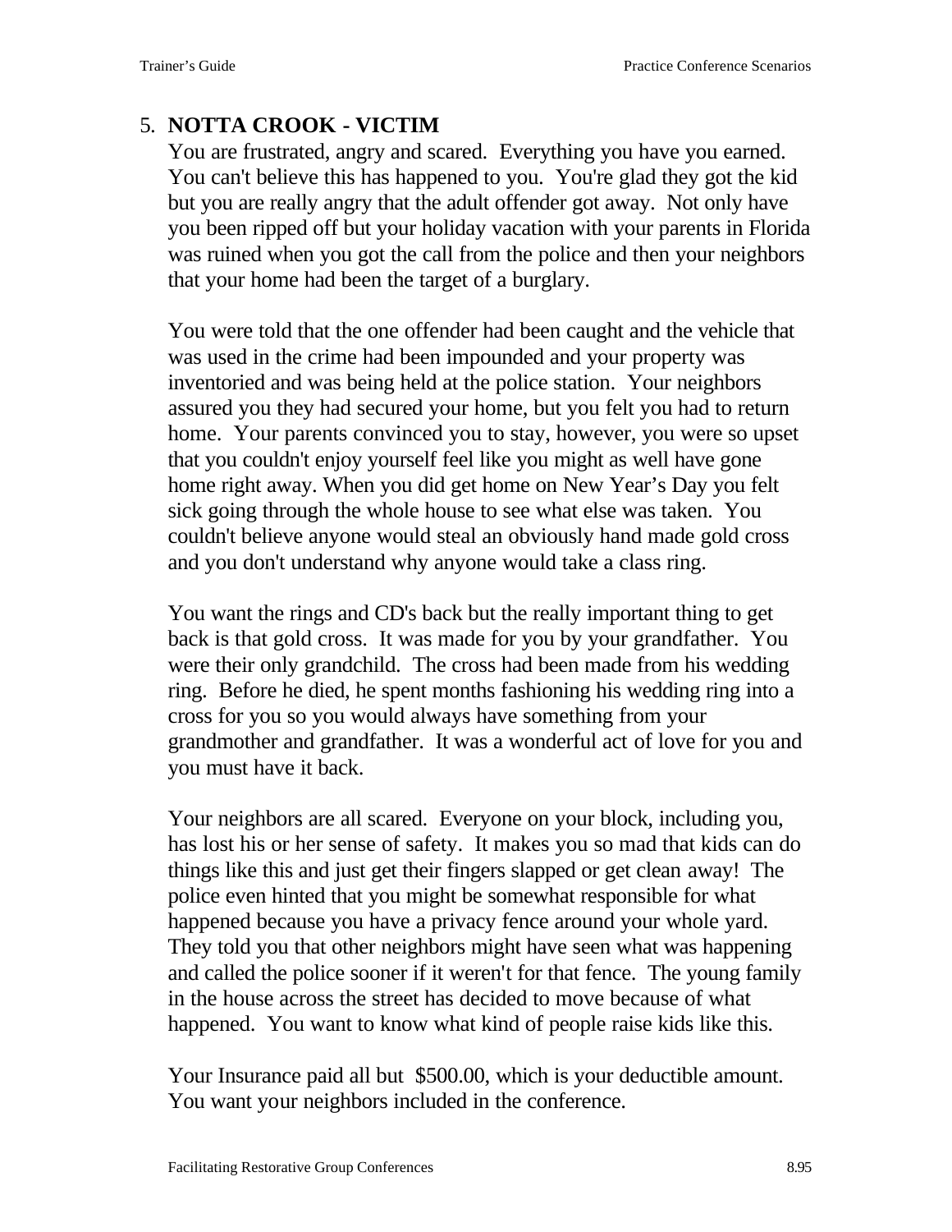## 5. NOTTA CROOK - VICTIM

You are frustrated, angry and scared. Everything you have you earned. You can't believe this has happened to you. You're glad they got the kid but you are really angry that the adult offender got away. Not only have you been ripped off but your holiday vacation with your parents in Florida was ruined when you got the call from the police and then your neighbors that your home had been the target of a burglary.

You were told that the one offender had been caught and the vehicle that was used in the crime had been impounded and your property was inventoried and was being held at the police station. Your neighbors assured you they had secured your home, but you felt you had to return home. Your parents convinced you to stay, however, you were so upset that you couldn't enjoy yourself feel like you might as well have gone home right away. When you did get home on New Year's Day you felt sick going through the whole house to see what else was taken. You couldn't believe anyone would steal an obviously hand made gold cross and you don't understand why anyone would take a class ring.

You want the rings and CD's back but the really important thing to get back is that gold cross. It was made for you by your grandfather. You were their only grandchild. The cross had been made from his wedding ring. Before he died, he spent months fashioning his wedding ring into a cross for you so you would always have something from your grandmother and grandfather. It was a wonderful act of love for you and you must have it back.

Your neighbors are all scared. Everyone on your block, including you, has lost his or her sense of safety. It makes you so mad that kids can do things like this and just get their fingers slapped or get clean away! The police even hinted that you might be somewhat responsible for what happened because you have a privacy fence around your whole yard. They told you that other neighbors might have seen what was happening and called the police sooner if it weren't for that fence. The young family in the house across the street has decided to move because of what happened. You want to know what kind of people raise kids like this.

Your Insurance paid all but $500.00, which is your deductible amount. You want your neighbors included in the conference.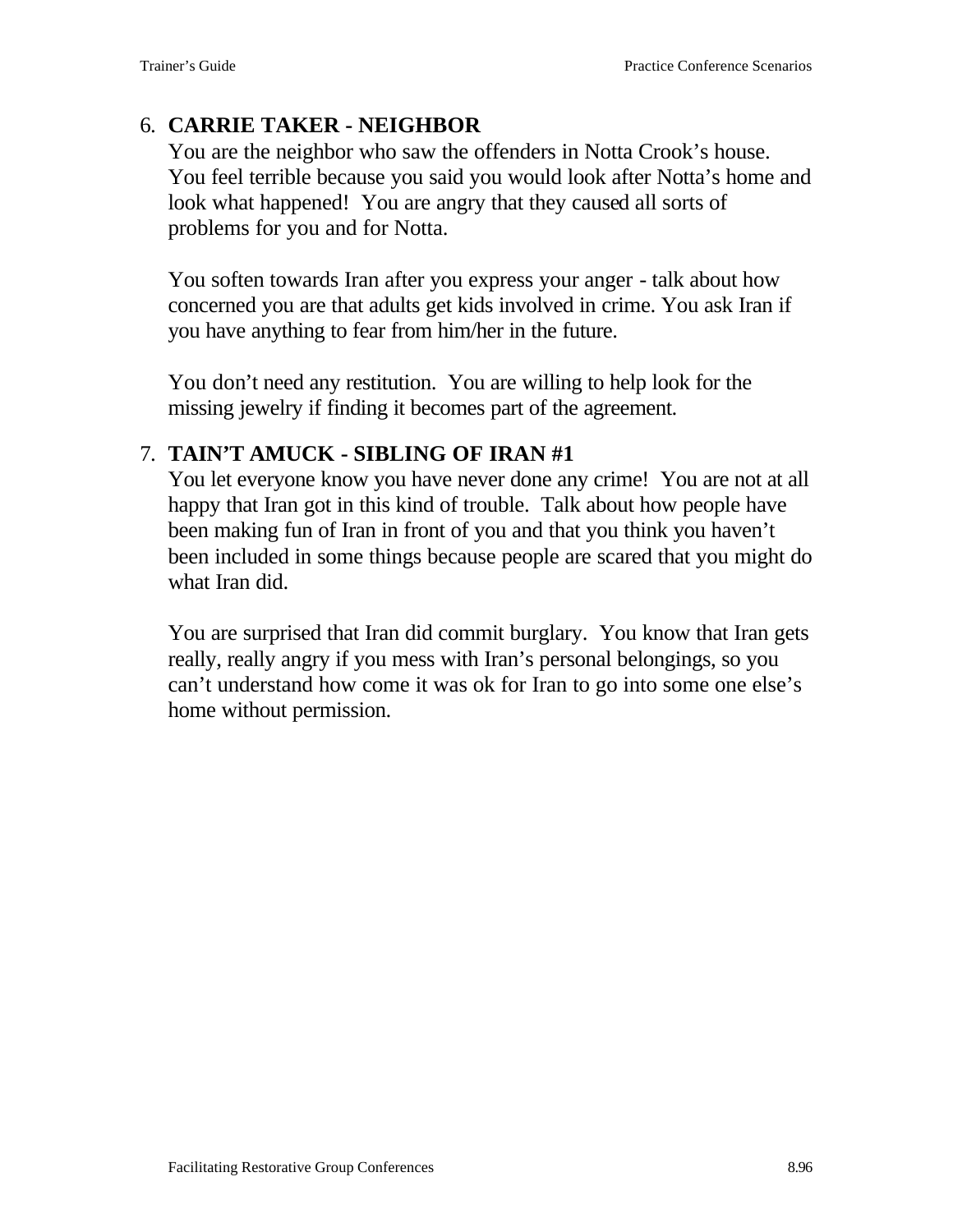6. **CARRIE TAKER - NEIGHBOR**
   You are the neighbor who saw the offenders in Notta Crook's house. You feel terrible because you said you would look after Notta's home and look what happened! You are angry that they caused all sorts of problems for you and for Notta.

   You soften towards Iran after you express your anger - talk about how concerned you are that adults get kids involved in crime. You ask Iran if you have anything to fear from him/her in the future.

   You don't need any restitution. You are willing to help look for the missing jewelry if finding it becomes part of the agreement.

7. **TAIN'T AMUCK - SIBLING OF IRAN #1**
   You let everyone know you have never done any crime! You are not at all happy that Iran got in this kind of trouble. Talk about how people have been making fun of Iran in front of you and that you think you haven't been included in some things because people are scared that you might do what Iran did.

   You are surprised that Iran did commit burglary. You know that Iran gets really, really angry if you mess with Iran's personal belongings, so you can't understand how come it was ok for Iran to go into some one else's home without permission.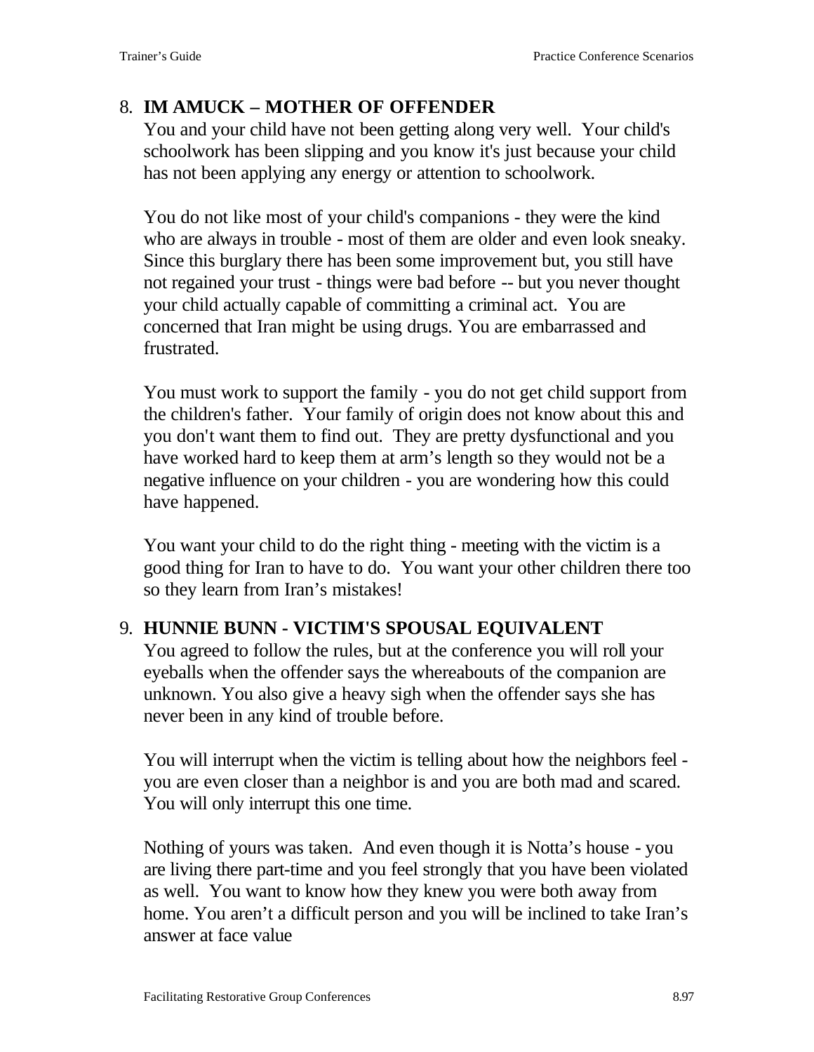8. **IM AMUCK – MOTHER OF OFFENDER**

   You and your child have not been getting along very well. Your child's schoolwork has been slipping and you know it's just because your child has not been applying any energy or attention to schoolwork.

   You do not like most of your child's companions - they were the kind who are always in trouble - most of them are older and even look sneaky. Since this burglary there has been some improvement but, you still have not regained your trust - things were bad before -- but you never thought your child actually capable of committing a criminal act. You are concerned that Iran might be using drugs. You are embarrassed and frustrated.

   You must work to support the family - you do not get child support from the children's father. Your family of origin does not know about this and you don't want them to find out. They are pretty dysfunctional and you have worked hard to keep them at arm's length so they would not be a negative influence on your children - you are wondering how this could have happened.

   You want your child to do the right thing - meeting with the victim is a good thing for Iran to have to do. You want your other children there too so they learn from Iran's mistakes!

9. **HUNNIE BUNN - VICTIM'S SPOUSAL EQUIVALENT**

   You agreed to follow the rules, but at the conference you will roll your eyeballs when the offender says the whereabouts of the companion are unknown. You also give a heavy sigh when the offender says she has never been in any kind of trouble before.

   You will interrupt when the victim is telling about how the neighbors feel - you are even closer than a neighbor is and you are both mad and scared. You will only interrupt this one time.

   Nothing of yours was taken. And even though it is Notta's house - you are living there part-time and you feel strongly that you have been violated as well. You want to know how they knew you were both away from home. You aren't a difficult person and you will be inclined to take Iran's answer at face value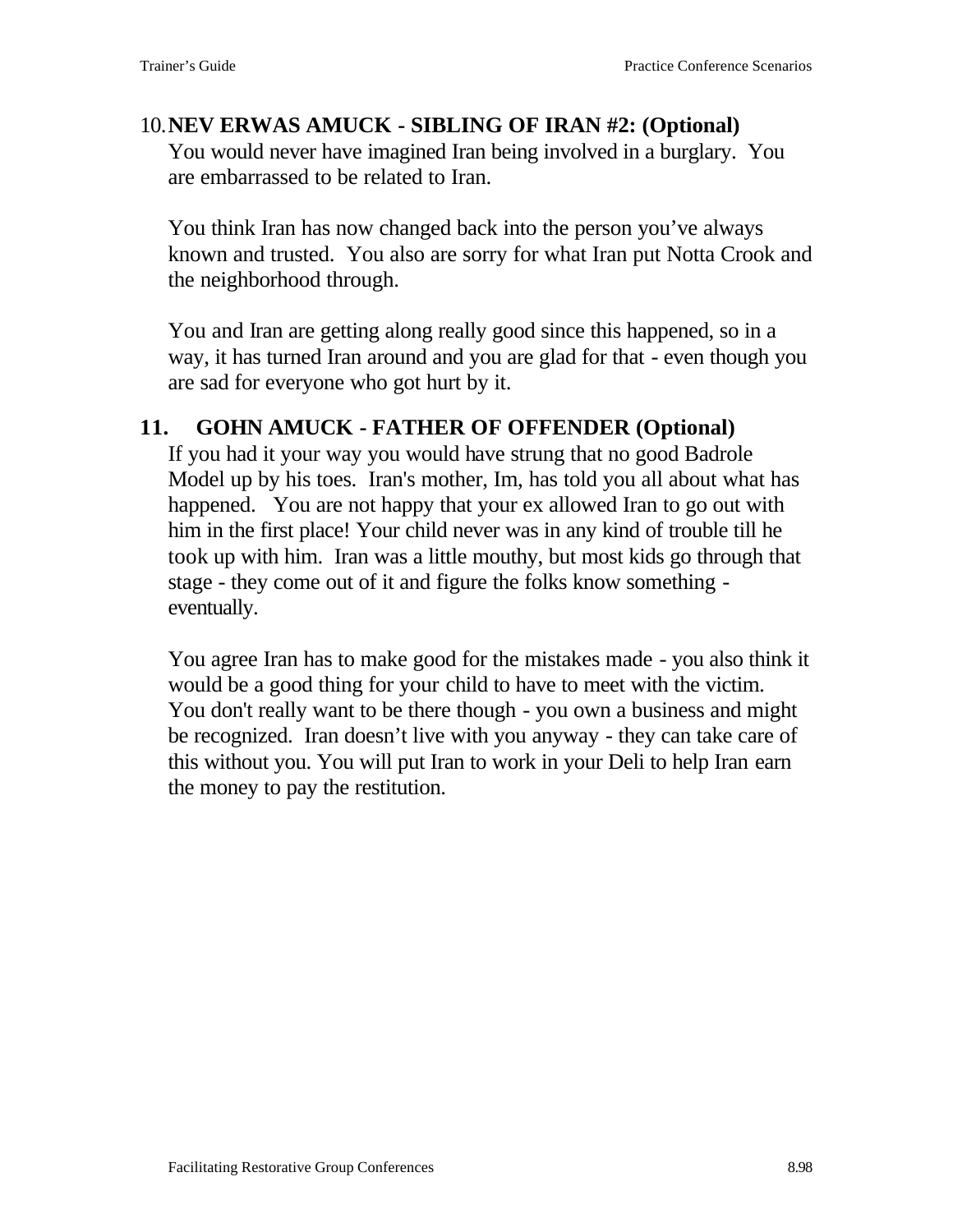10. **NEV ERWAS AMUCK - SIBLING OF IRAN #2: (Optional)**

    You would never have imagined Iran being involved in a burglary. You are embarrassed to be related to Iran.

    You think Iran has now changed back into the person you've always known and trusted. You also are sorry for what Iran put Notta Crook and the neighborhood through.

    You and Iran are getting along really good since this happened, so in a way, it has turned Iran around and you are glad for that - even though you are sad for everyone who got hurt by it.

11. **GOHN AMUCK - FATHER OF OFFENDER (Optional)**

    If you had it your way you would have strung that no good Badrole Model up by his toes. Iran's mother, Im, has told you all about what has happened. You are not happy that your ex allowed Iran to go out with him in the first place! Your child never was in any kind of trouble till he took up with him. Iran was a little mouthy, but most kids go through that stage - they come out of it and figure the folks know something - eventually.

    You agree Iran has to make good for the mistakes made - you also think it would be a good thing for your child to have to meet with the victim. You don't really want to be there though - you own a business and might be recognized. Iran doesn't live with you anyway - they can take care of this without you. You will put Iran to work in your Deli to help Iran earn the money to pay the restitution.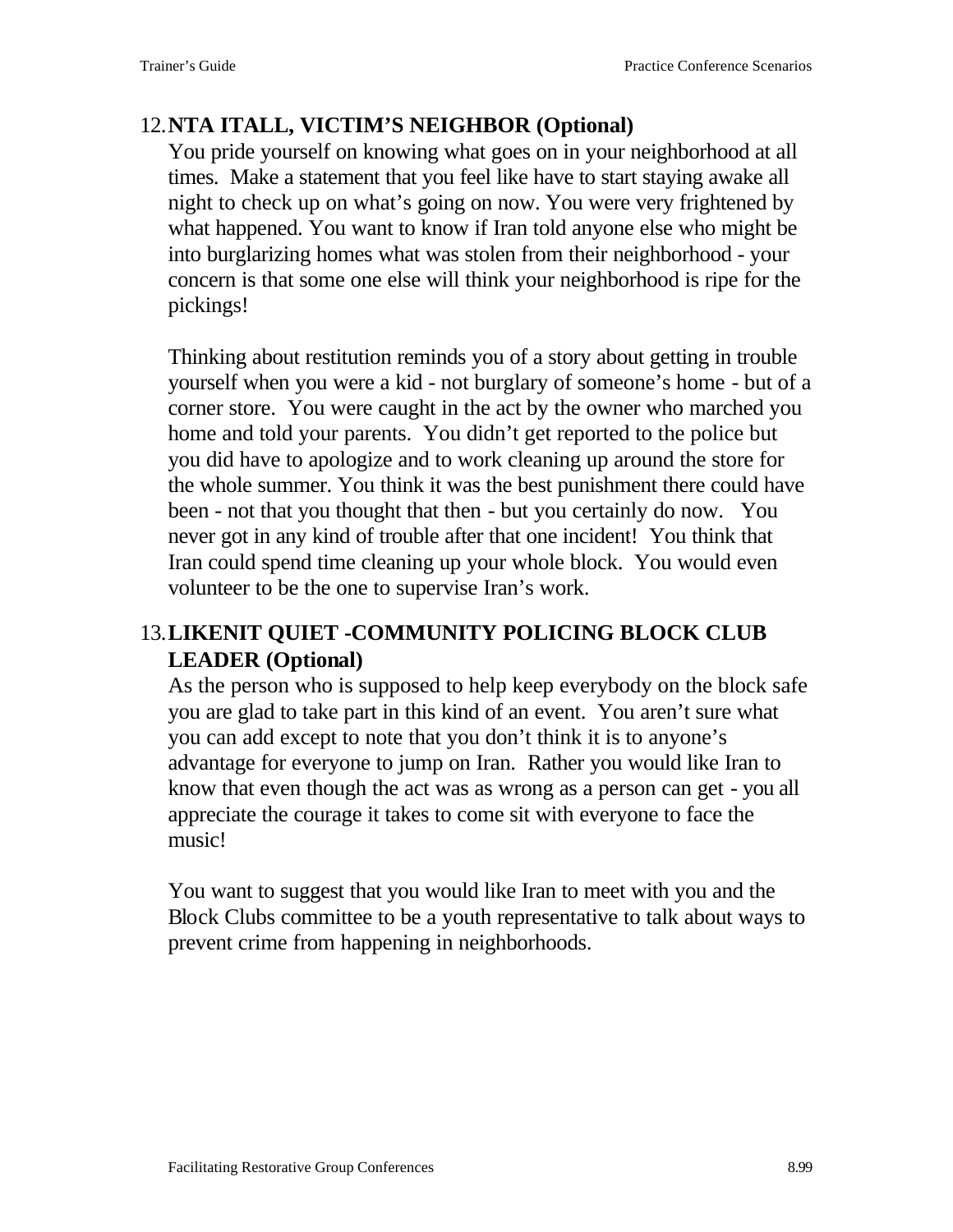12. **NTA ITALL, VICTIM'S NEIGHBOR (Optional)**

    You pride yourself on knowing what goes on in your neighborhood at all times. Make a statement that you feel like have to start staying awake all night to check up on what's going on now. You were very frightened by what happened. You want to know if Iran told anyone else who might be into burglarizing homes what was stolen from their neighborhood - your concern is that some one else will think your neighborhood is ripe for the pickings!

    Thinking about restitution reminds you of a story about getting in trouble yourself when you were a kid - not burglary of someone's home - but of a corner store. You were caught in the act by the owner who marched you home and told your parents. You didn't get reported to the police but you did have to apologize and to work cleaning up around the store for the whole summer. You think it was the best punishment there could have been - not that you thought that then - but you certainly do now. You never got in any kind of trouble after that one incident! You think that Iran could spend time cleaning up your whole block. You would even volunteer to be the one to supervise Iran's work.

13. **LIKENIT QUIET -COMMUNITY POLICING BLOCK CLUB LEADER (Optional)**

    As the person who is supposed to help keep everybody on the block safe you are glad to take part in this kind of an event. You aren't sure what you can add except to note that you don't think it is to anyone's advantage for everyone to jump on Iran. Rather you would like Iran to know that even though the act was as wrong as a person can get - you all appreciate the courage it takes to come sit with everyone to face the music!

    You want to suggest that you would like Iran to meet with you and the Block Clubs committee to be a youth representative to talk about ways to prevent crime from happening in neighborhoods.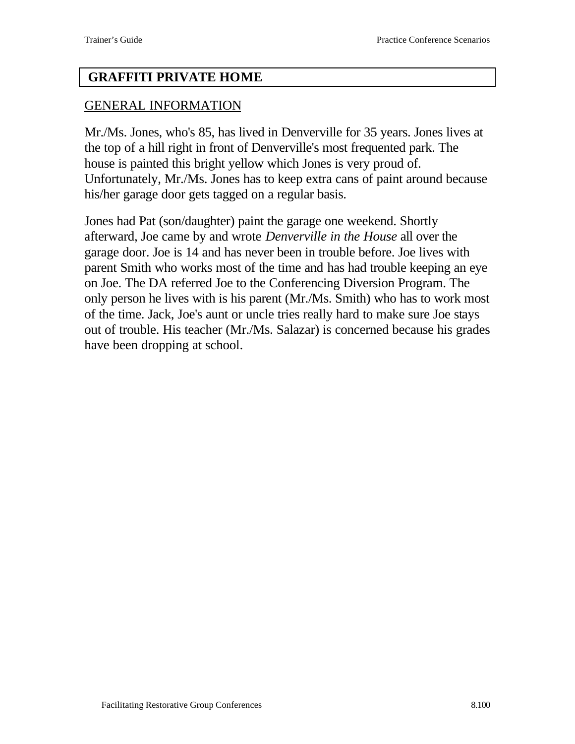# GRAFFITI PRIVATE HOME

## GENERAL INFORMATION

Mr./Ms. Jones, who's 85, has lived in Denverville for 35 years. Jones lives at the top of a hill right in front of Denverville's most frequented park. The house is painted this bright yellow which Jones is very proud of. Unfortunately, Mr./Ms. Jones has to keep extra cans of paint around because his/her garage door gets tagged on a regular basis.

Jones had Pat (son/daughter) paint the garage one weekend. Shortly afterward, Joe came by and wrote *Denverville in the House* all over the garage door. Joe is 14 and has never been in trouble before. Joe lives with parent Smith who works most of the time and has had trouble keeping an eye on Joe. The DA referred Joe to the Conferencing Diversion Program. The only person he lives with is his parent (Mr./Ms. Smith) who has to work most of the time. Jack, Joe's aunt or uncle tries really hard to make sure Joe stays out of trouble. His teacher (Mr./Ms. Salazar) is concerned because his grades have been dropping at school.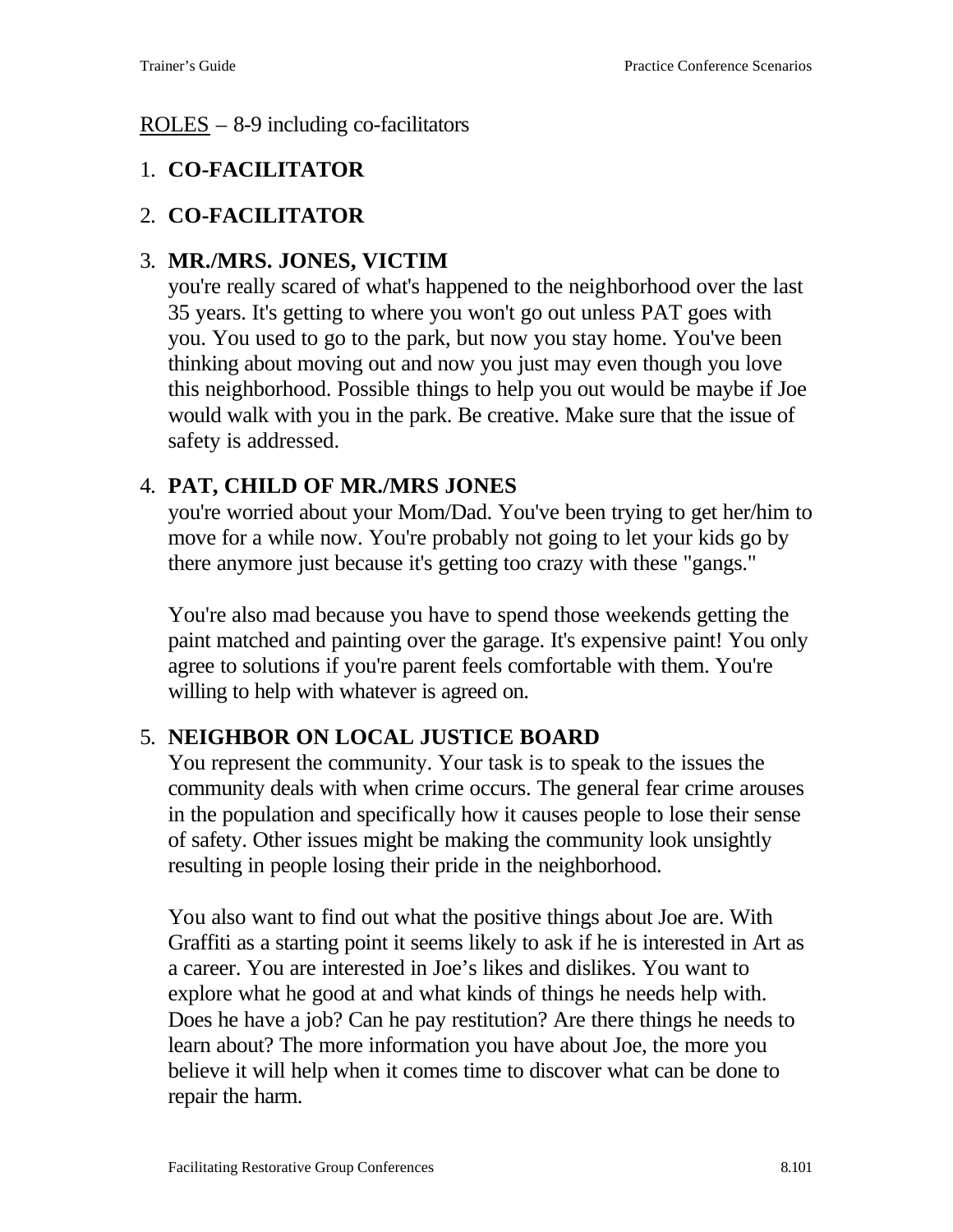<u>ROLES</u> – 8-9 including co-facilitators

1. **CO-FACILITATOR**

2. **CO-FACILITATOR**

3. **MR./MRS. JONES, VICTIM**
   you're really scared of what's happened to the neighborhood over the last 35 years. It's getting to where you won't go out unless PAT goes with you. You used to go to the park, but now you stay home. You've been thinking about moving out and now you just may even though you love this neighborhood. Possible things to help you out would be maybe if Joe would walk with you in the park. Be creative. Make sure that the issue of safety is addressed.

4. **PAT, CHILD OF MR./MRS JONES**
   you're worried about your Mom/Dad. You've been trying to get her/him to move for a while now. You're probably not going to let your kids go by there anymore just because it's getting too crazy with these "gangs."

   You're also mad because you have to spend those weekends getting the paint matched and painting over the garage. It's expensive paint! You only agree to solutions if you're parent feels comfortable with them. You're willing to help with whatever is agreed on.

5. **NEIGHBOR ON LOCAL JUSTICE BOARD**
   You represent the community. Your task is to speak to the issues the community deals with when crime occurs. The general fear crime arouses in the population and specifically how it causes people to lose their sense of safety. Other issues might be making the community look unsightly resulting in people losing their pride in the neighborhood.

   You also want to find out what the positive things about Joe are. With Graffiti as a starting point it seems likely to ask if he is interested in Art as a career. You are interested in Joe's likes and dislikes. You want to explore what he good at and what kinds of things he needs help with. Does he have a job? Can he pay restitution? Are there things he needs to learn about? The more information you have about Joe, the more you believe it will help when it comes time to discover what can be done to repair the harm.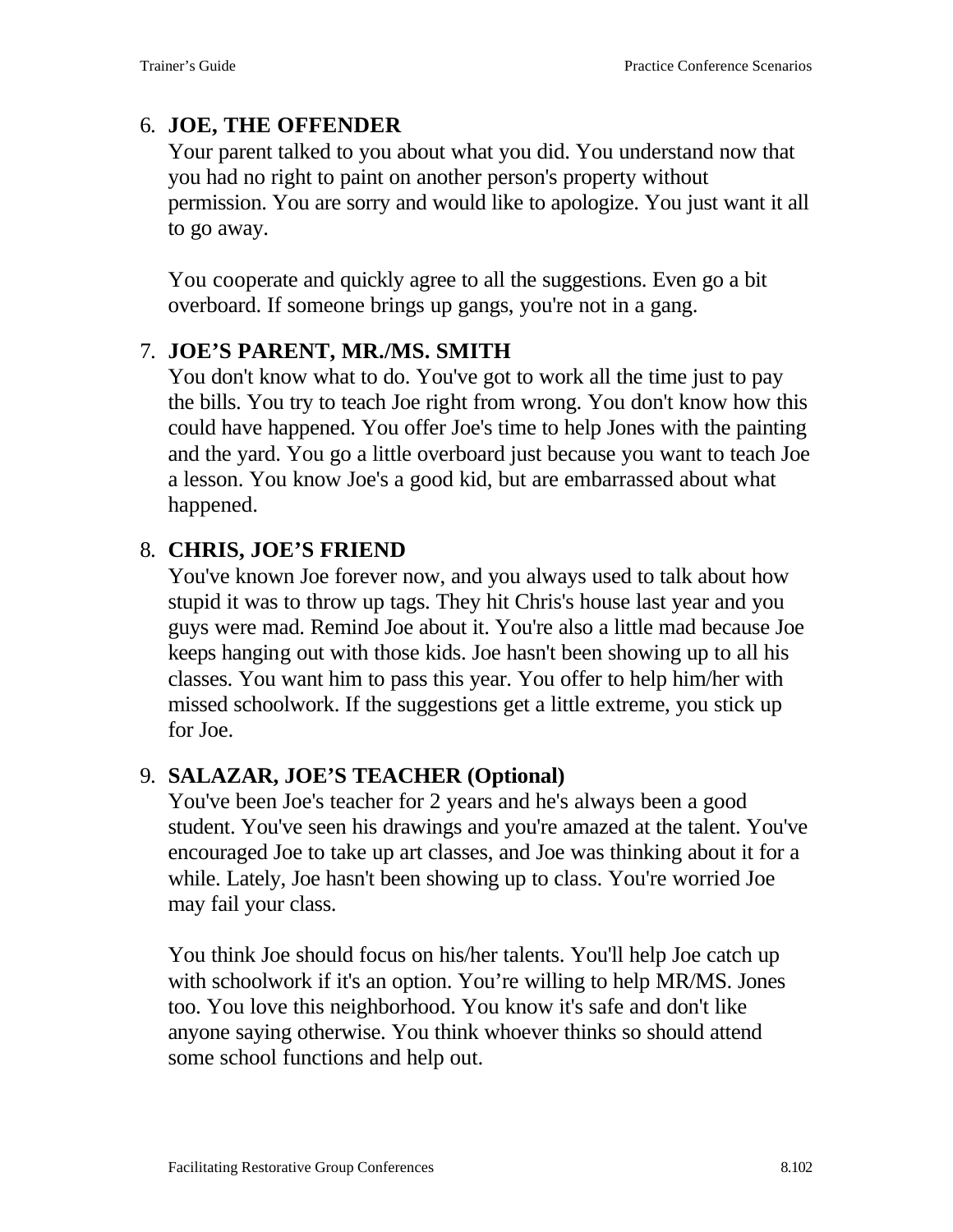6. **JOE, THE OFFENDER**

   Your parent talked to you about what you did. You understand now that you had no right to paint on another person's property without permission. You are sorry and would like to apologize. You just want it all to go away.

   You cooperate and quickly agree to all the suggestions. Even go a bit overboard. If someone brings up gangs, you're not in a gang.

7. **JOE'S PARENT, MR./MS. SMITH**

   You don't know what to do. You've got to work all the time just to pay the bills. You try to teach Joe right from wrong. You don't know how this could have happened. You offer Joe's time to help Jones with the painting and the yard. You go a little overboard just because you want to teach Joe a lesson. You know Joe's a good kid, but are embarrassed about what happened.

8. **CHRIS, JOE'S FRIEND**

   You've known Joe forever now, and you always used to talk about how stupid it was to throw up tags. They hit Chris's house last year and you guys were mad. Remind Joe about it. You're also a little mad because Joe keeps hanging out with those kids. Joe hasn't been showing up to all his classes. You want him to pass this year. You offer to help him/her with missed schoolwork. If the suggestions get a little extreme, you stick up for Joe.

9. **SALAZAR, JOE'S TEACHER (Optional)**

   You've been Joe's teacher for 2 years and he's always been a good student. You've seen his drawings and you're amazed at the talent. You've encouraged Joe to take up art classes, and Joe was thinking about it for a while. Lately, Joe hasn't been showing up to class. You're worried Joe may fail your class.

   You think Joe should focus on his/her talents. You'll help Joe catch up with schoolwork if it's an option. You're willing to help MR/MS. Jones too. You love this neighborhood. You know it's safe and don't like anyone saying otherwise. You think whoever thinks so should attend some school functions and help out.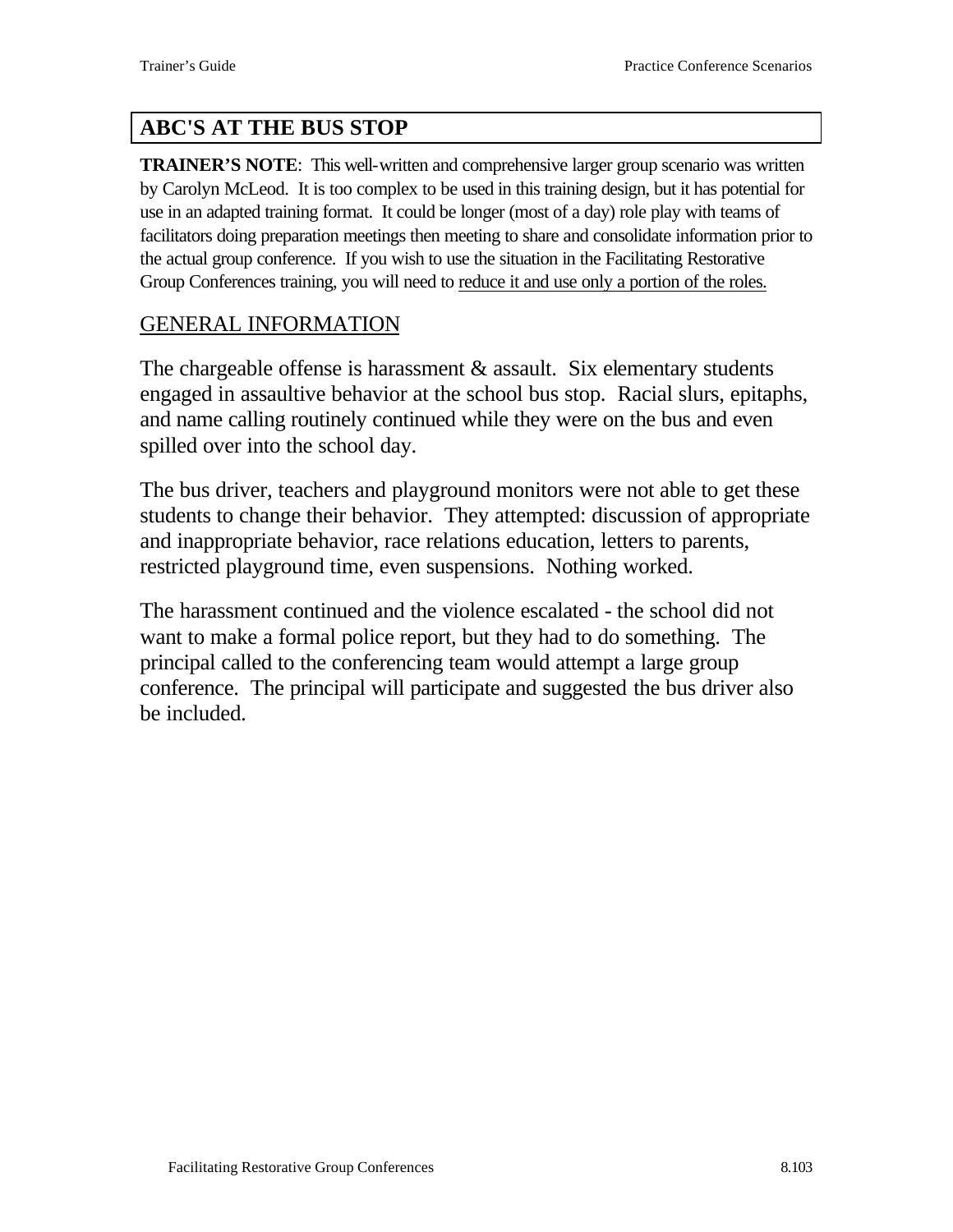## ABC'S AT THE BUS STOP

**TRAINER'S NOTE**: This well-written and comprehensive larger group scenario was written by Carolyn McLeod. It is too complex to be used in this training design, but it has potential for use in an adapted training format. It could be longer (most of a day) role play with teams of facilitators doing preparation meetings then meeting to share and consolidate information prior to the actual group conference. If you wish to use the situation in the Facilitating Restorative Group Conferences training, you will need to <u>reduce it and use only a portion of the roles.</u>

### <u>GENERAL INFORMATION</u>

The chargeable offense is harassment & assault. Six elementary students engaged in assaultive behavior at the school bus stop. Racial slurs, epitaphs, and name calling routinely continued while they were on the bus and even spilled over into the school day.

The bus driver, teachers and playground monitors were not able to get these students to change their behavior. They attempted: discussion of appropriate and inappropriate behavior, race relations education, letters to parents, restricted playground time, even suspensions. Nothing worked.

The harassment continued and the violence escalated - the school did not want to make a formal police report, but they had to do something. The principal called to the conferencing team would attempt a large group conference. The principal will participate and suggested the bus driver also be included.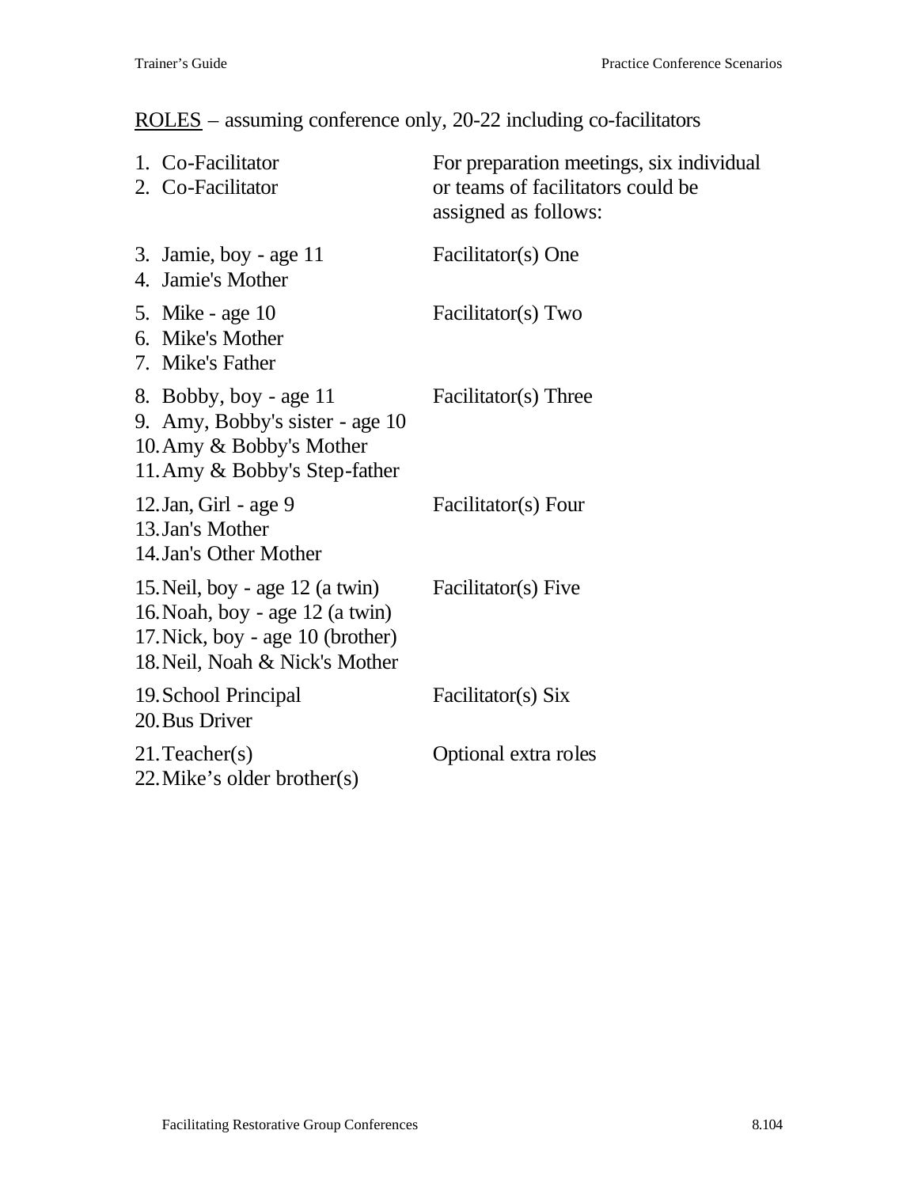<u>ROLES</u> – assuming conference only, 20-22 including co-facilitators

| Roles | Preparation meetings |
|---|---|
| 1. Co-Facilitator<br>2. Co-Facilitator | For preparation meetings, six individual or teams of facilitators could be assigned as follows: |
| 3. Jamie, boy - age 11<br>4. Jamie's Mother | Facilitator(s) One |
| 5. Mike - age 10<br>6. Mike's Mother<br>7. Mike's Father | Facilitator(s) Two |
| 8. Bobby, boy - age 11<br>9. Amy, Bobby's sister - age 10<br>10. Amy & Bobby's Mother<br>11. Amy & Bobby's Step-father | Facilitator(s) Three |
| 12. Jan, Girl - age 9<br>13. Jan's Mother<br>14. Jan's Other Mother | Facilitator(s) Four |
| 15. Neil, boy - age 12 (a twin)<br>16. Noah, boy - age 12 (a twin)<br>17. Nick, boy - age 10 (brother)<br>18. Neil, Noah & Nick's Mother | Facilitator(s) Five |
| 19. School Principal<br>20. Bus Driver | Facilitator(s) Six |
| 21. Teacher(s)<br>22. Mike's older brother(s) | Optional extra roles |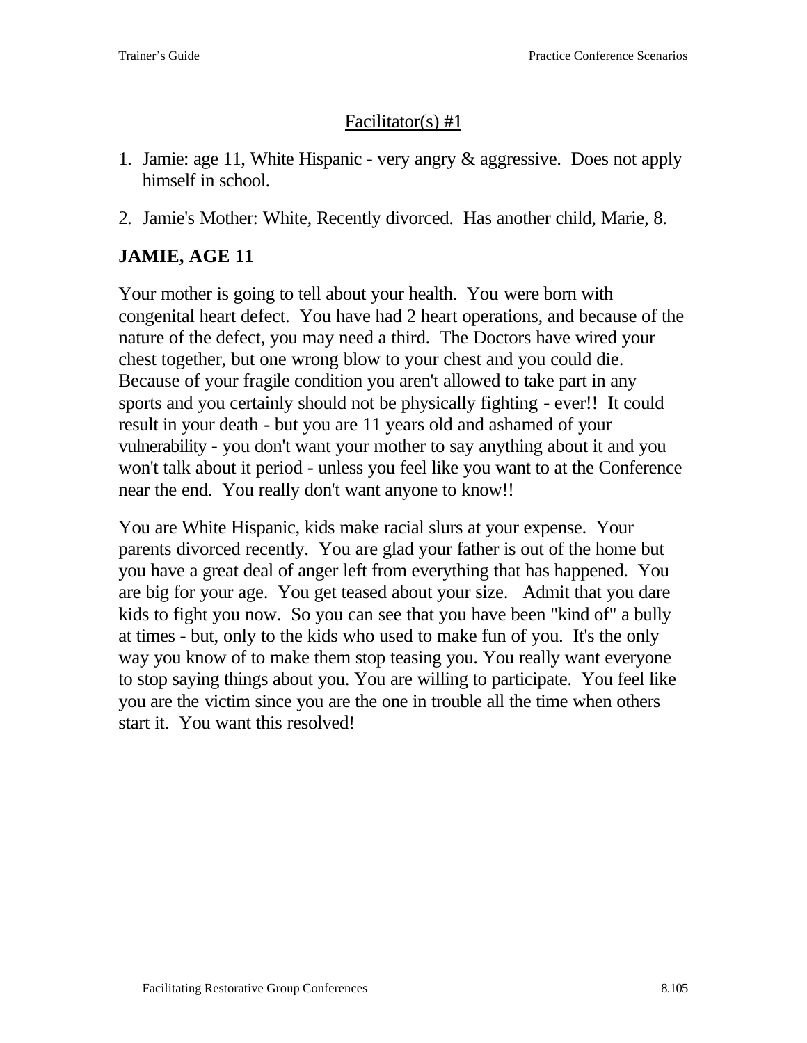Facilitator(s) #1

1. Jamie: age 11, White Hispanic - very angry & aggressive. Does not apply himself in school.
2. Jamie's Mother: White, Recently divorced. Has another child, Marie, 8.

## JAMIE, AGE 11

Your mother is going to tell about your health. You were born with congenital heart defect. You have had 2 heart operations, and because of the nature of the defect, you may need a third. The Doctors have wired your chest together, but one wrong blow to your chest and you could die. Because of your fragile condition you aren't allowed to take part in any sports and you certainly should not be physically fighting - ever!! It could result in your death - but you are 11 years old and ashamed of your vulnerability - you don't want your mother to say anything about it and you won't talk about it period - unless you feel like you want to at the Conference near the end. You really don't want anyone to know!!

You are White Hispanic, kids make racial slurs at your expense. Your parents divorced recently. You are glad your father is out of the home but you have a great deal of anger left from everything that has happened. You are big for your age. You get teased about your size. Admit that you dare kids to fight you now. So you can see that you have been "kind of" a bully at times - but, only to the kids who used to make fun of you. It's the only way you know of to make them stop teasing you. You really want everyone to stop saying things about you. You are willing to participate. You feel like you are the victim since you are the one in trouble all the time when others start it. You want this resolved!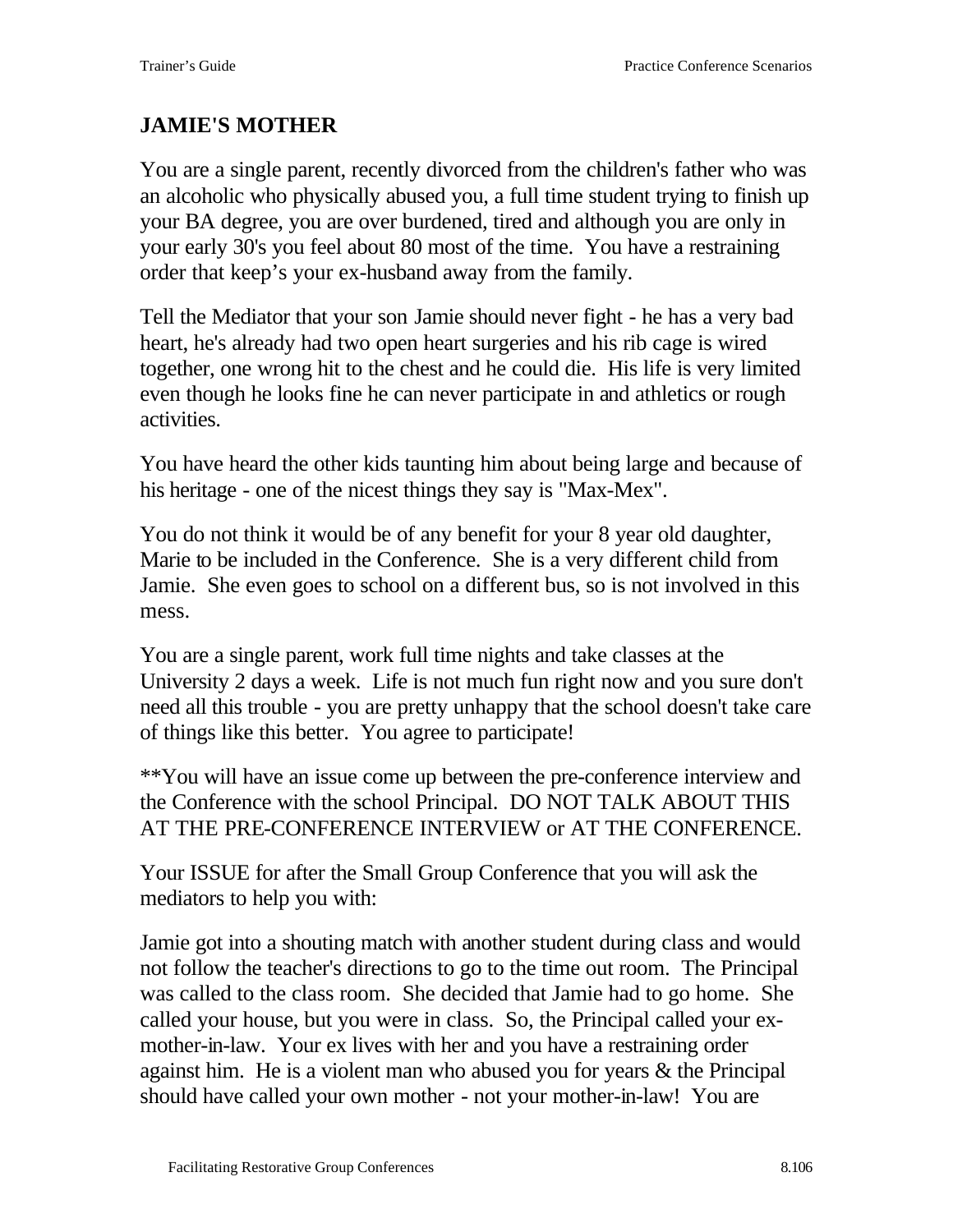## JAMIE'S MOTHER

You are a single parent, recently divorced from the children's father who was an alcoholic who physically abused you, a full time student trying to finish up your BA degree, you are over burdened, tired and although you are only in your early 30's you feel about 80 most of the time. You have a restraining order that keep's your ex-husband away from the family.

Tell the Mediator that your son Jamie should never fight - he has a very bad heart, he's already had two open heart surgeries and his rib cage is wired together, one wrong hit to the chest and he could die. His life is very limited even though he looks fine he can never participate in and athletics or rough activities.

You have heard the other kids taunting him about being large and because of his heritage - one of the nicest things they say is "Max-Mex".

You do not think it would be of any benefit for your 8 year old daughter, Marie to be included in the Conference. She is a very different child from Jamie. She even goes to school on a different bus, so is not involved in this mess.

You are a single parent, work full time nights and take classes at the University 2 days a week. Life is not much fun right now and you sure don't need all this trouble - you are pretty unhappy that the school doesn't take care of things like this better. You agree to participate!

**You will have an issue come up between the pre-conference interview and the Conference with the school Principal. DO NOT TALK ABOUT THIS AT THE PRE-CONFERENCE INTERVIEW or AT THE CONFERENCE.

Your ISSUE for after the Small Group Conference that you will ask the mediators to help you with:

Jamie got into a shouting match with another student during class and would not follow the teacher's directions to go to the time out room. The Principal was called to the class room. She decided that Jamie had to go home. She called your house, but you were in class. So, the Principal called your ex-mother-in-law. Your ex lives with her and you have a restraining order against him. He is a violent man who abused you for years & the Principal should have called your own mother - not your mother-in-law! You are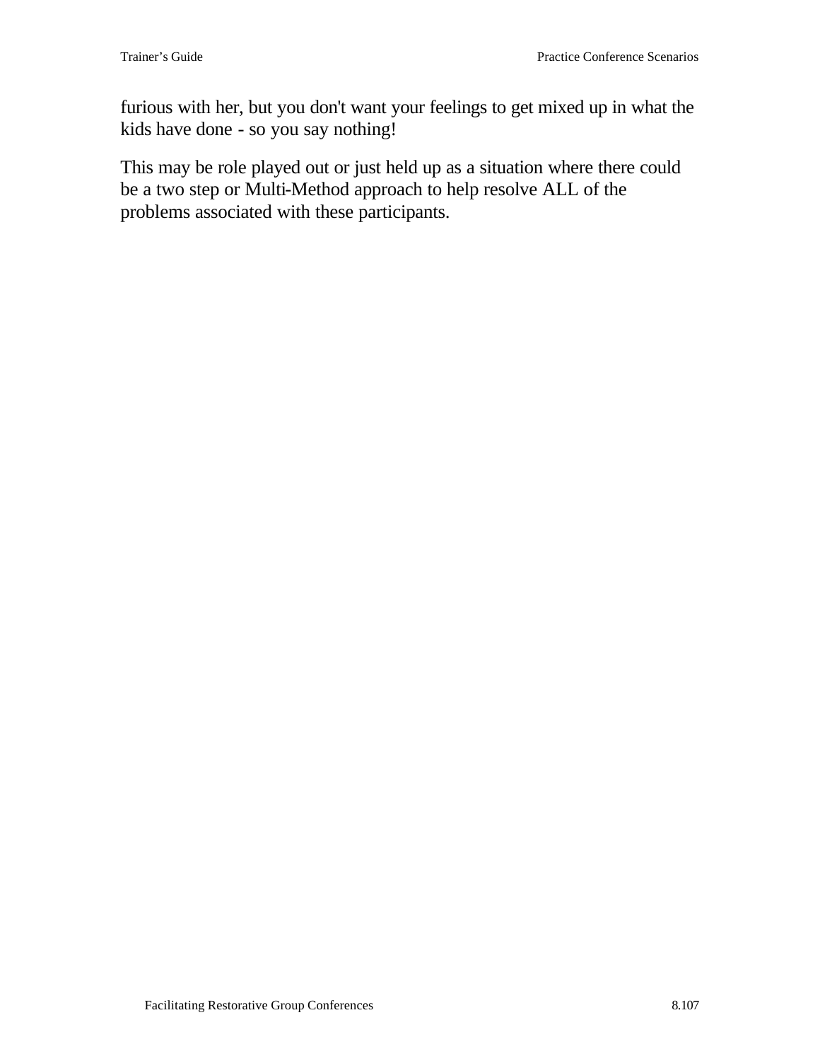furious with her, but you don't want your feelings to get mixed up in what the kids have done - so you say nothing!

This may be role played out or just held up as a situation where there could be a two step or Multi-Method approach to help resolve ALL of the problems associated with these participants.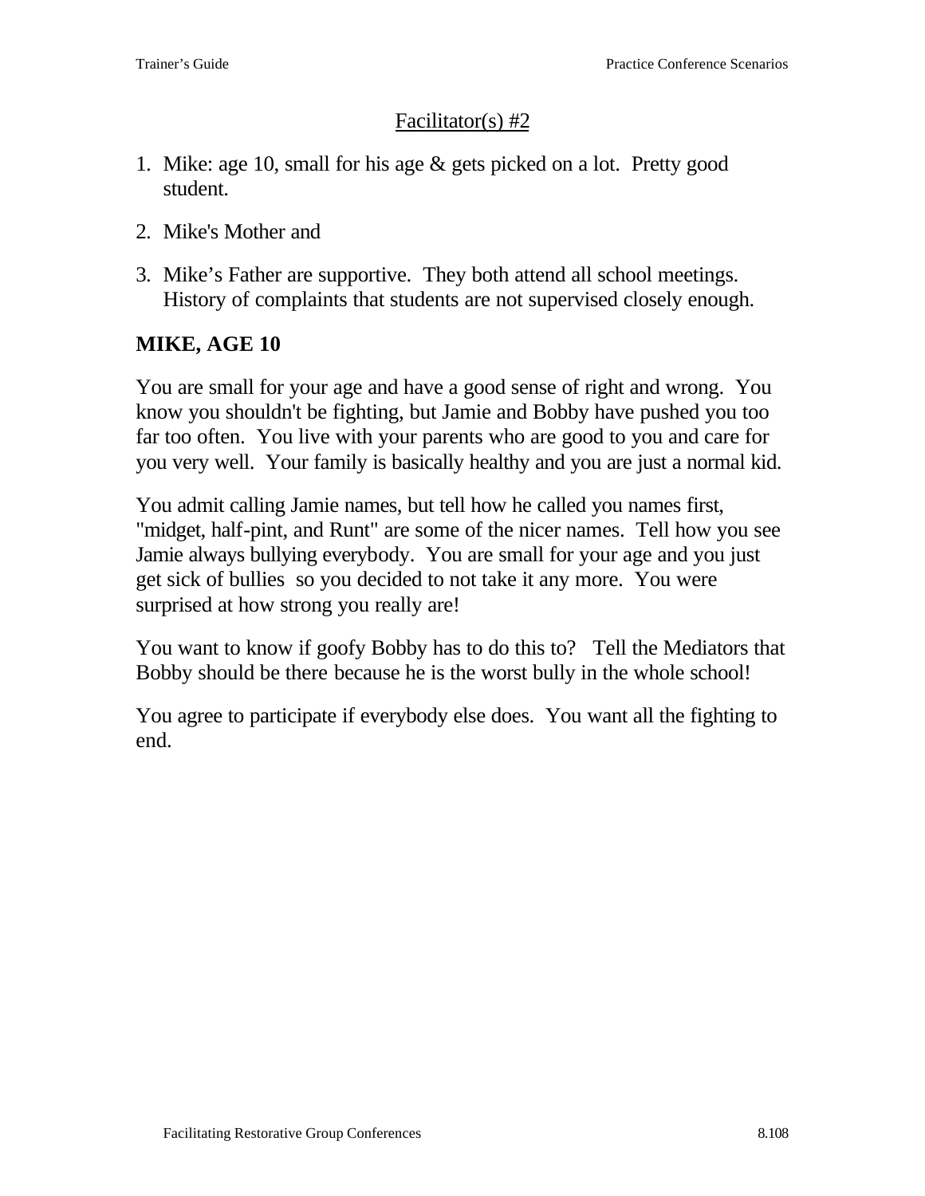Facilitator(s) #2

1. Mike: age 10, small for his age & gets picked on a lot. Pretty good student.
2. Mike's Mother and
3. Mike's Father are supportive. They both attend all school meetings. History of complaints that students are not supervised closely enough.

**MIKE, AGE 10**

You are small for your age and have a good sense of right and wrong. You know you shouldn't be fighting, but Jamie and Bobby have pushed you too far too often. You live with your parents who are good to you and care for you very well. Your family is basically healthy and you are just a normal kid.

You admit calling Jamie names, but tell how he called you names first, "midget, half-pint, and Runt" are some of the nicer names. Tell how you see Jamie always bullying everybody. You are small for your age and you just get sick of bullies so you decided to not take it any more. You were surprised at how strong you really are!

You want to know if goofy Bobby has to do this to? Tell the Mediators that Bobby should be there because he is the worst bully in the whole school!

You agree to participate if everybody else does. You want all the fighting to end.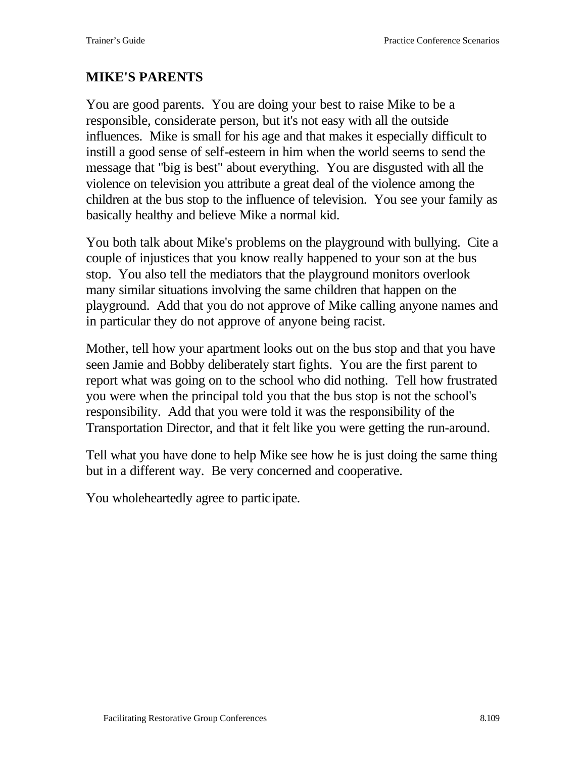## MIKE'S PARENTS

You are good parents. You are doing your best to raise Mike to be a responsible, considerate person, but it's not easy with all the outside influences. Mike is small for his age and that makes it especially difficult to instill a good sense of self-esteem in him when the world seems to send the message that "big is best" about everything. You are disgusted with all the violence on television you attribute a great deal of the violence among the children at the bus stop to the influence of television. You see your family as basically healthy and believe Mike a normal kid.

You both talk about Mike's problems on the playground with bullying. Cite a couple of injustices that you know really happened to your son at the bus stop. You also tell the mediators that the playground monitors overlook many similar situations involving the same children that happen on the playground. Add that you do not approve of Mike calling anyone names and in particular they do not approve of anyone being racist.

Mother, tell how your apartment looks out on the bus stop and that you have seen Jamie and Bobby deliberately start fights. You are the first parent to report what was going on to the school who did nothing. Tell how frustrated you were when the principal told you that the bus stop is not the school's responsibility. Add that you were told it was the responsibility of the Transportation Director, and that it felt like you were getting the run-around.

Tell what you have done to help Mike see how he is just doing the same thing but in a different way. Be very concerned and cooperative.

You wholeheartedly agree to participate.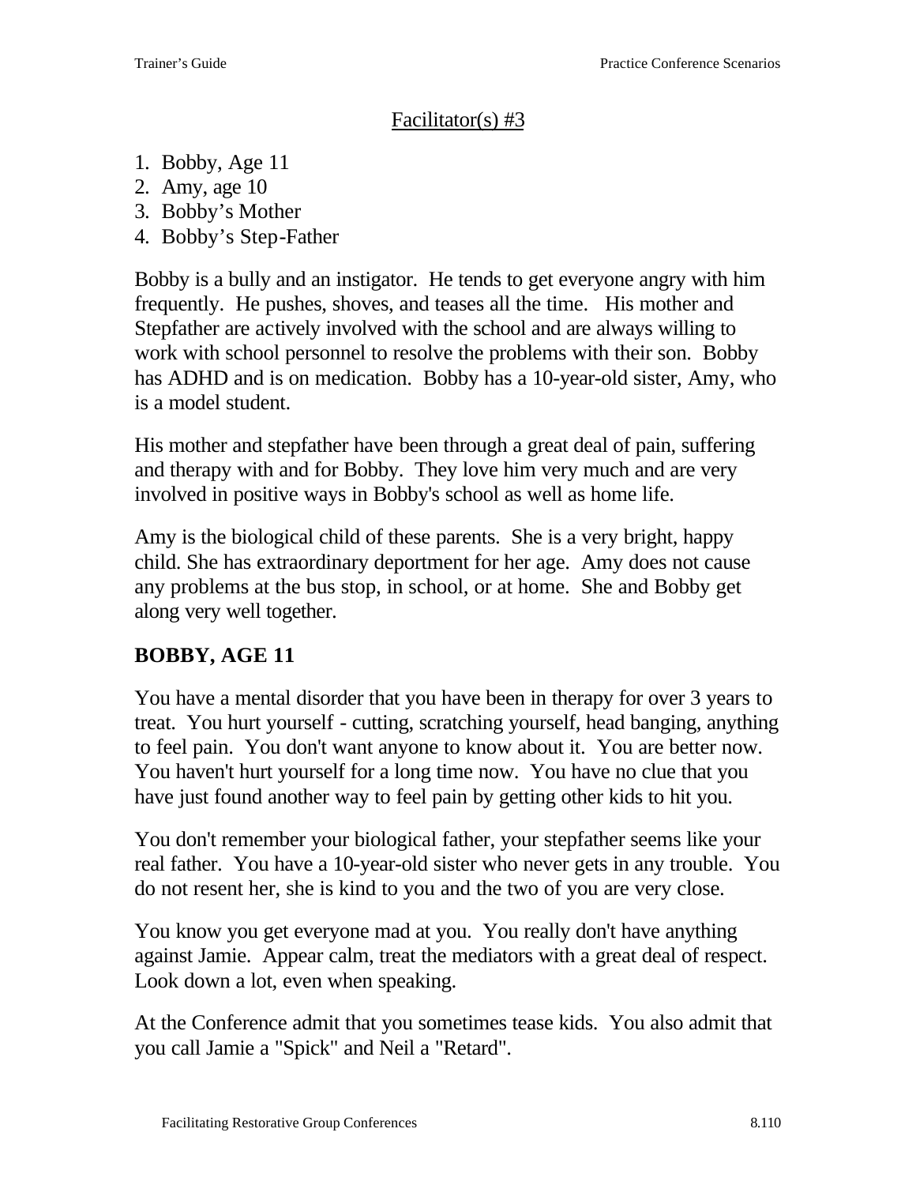## Facilitator(s) #3

1. Bobby, Age 11
2. Amy, age 10
3. Bobby's Mother
4. Bobby's Step-Father

Bobby is a bully and an instigator. He tends to get everyone angry with him frequently. He pushes, shoves, and teases all the time. His mother and Stepfather are actively involved with the school and are always willing to work with school personnel to resolve the problems with their son. Bobby has ADHD and is on medication. Bobby has a 10-year-old sister, Amy, who is a model student.

His mother and stepfather have been through a great deal of pain, suffering and therapy with and for Bobby. They love him very much and are very involved in positive ways in Bobby's school as well as home life.

Amy is the biological child of these parents. She is a very bright, happy child. She has extraordinary deportment for her age. Amy does not cause any problems at the bus stop, in school, or at home. She and Bobby get along very well together.

### BOBBY, AGE 11

You have a mental disorder that you have been in therapy for over 3 years to treat. You hurt yourself - cutting, scratching yourself, head banging, anything to feel pain. You don't want anyone to know about it. You are better now. You haven't hurt yourself for a long time now. You have no clue that you have just found another way to feel pain by getting other kids to hit you.

You don't remember your biological father, your stepfather seems like your real father. You have a 10-year-old sister who never gets in any trouble. You do not resent her, she is kind to you and the two of you are very close.

You know you get everyone mad at you. You really don't have anything against Jamie. Appear calm, treat the mediators with a great deal of respect. Look down a lot, even when speaking.

At the Conference admit that you sometimes tease kids. You also admit that you call Jamie a "Spick" and Neil a "Retard".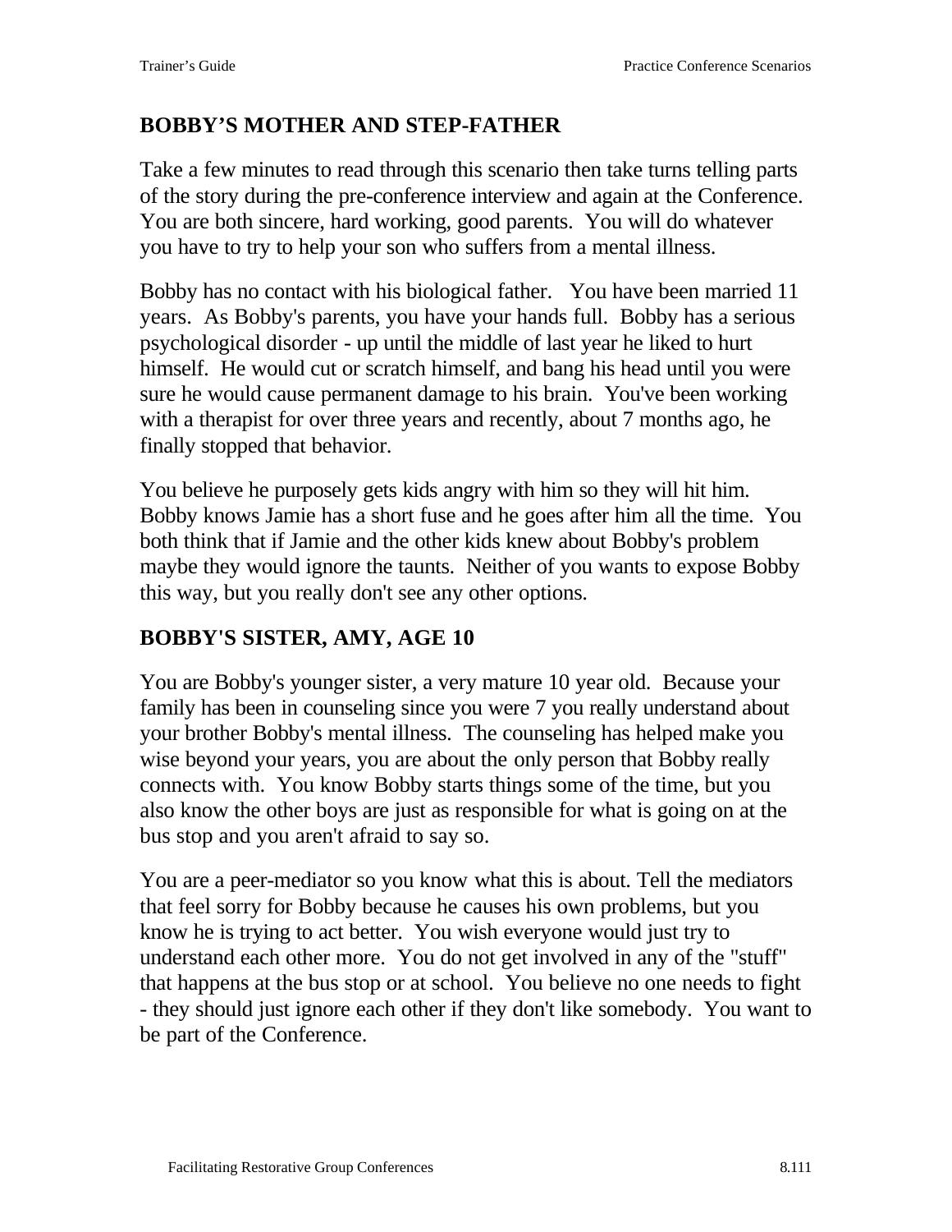## BOBBY'S MOTHER AND STEP-FATHER

Take a few minutes to read through this scenario then take turns telling parts of the story during the pre-conference interview and again at the Conference. You are both sincere, hard working, good parents. You will do whatever you have to try to help your son who suffers from a mental illness.

Bobby has no contact with his biological father. You have been married 11 years. As Bobby's parents, you have your hands full. Bobby has a serious psychological disorder - up until the middle of last year he liked to hurt himself. He would cut or scratch himself, and bang his head until you were sure he would cause permanent damage to his brain. You've been working with a therapist for over three years and recently, about 7 months ago, he finally stopped that behavior.

You believe he purposely gets kids angry with him so they will hit him. Bobby knows Jamie has a short fuse and he goes after him all the time. You both think that if Jamie and the other kids knew about Bobby's problem maybe they would ignore the taunts. Neither of you wants to expose Bobby this way, but you really don't see any other options.

## BOBBY'S SISTER, AMY, AGE 10

You are Bobby's younger sister, a very mature 10 year old. Because your family has been in counseling since you were 7 you really understand about your brother Bobby's mental illness. The counseling has helped make you wise beyond your years, you are about the only person that Bobby really connects with. You know Bobby starts things some of the time, but you also know the other boys are just as responsible for what is going on at the bus stop and you aren't afraid to say so.

You are a peer-mediator so you know what this is about. Tell the mediators that feel sorry for Bobby because he causes his own problems, but you know he is trying to act better. You wish everyone would just try to understand each other more. You do not get involved in any of the "stuff" that happens at the bus stop or at school. You believe no one needs to fight - they should just ignore each other if they don't like somebody. You want to be part of the Conference.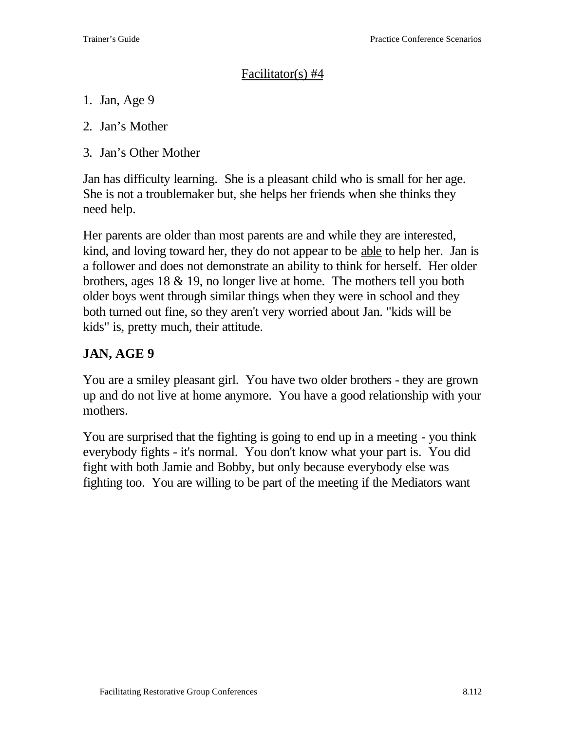Facilitator(s) #4

1. Jan, Age 9
2. Jan's Mother
3. Jan's Other Mother

Jan has difficulty learning. She is a pleasant child who is small for her age. She is not a troublemaker but, she helps her friends when she thinks they need help.

Her parents are older than most parents are and while they are interested, kind, and loving toward her, they do not appear to be able to help her. Jan is a follower and does not demonstrate an ability to think for herself. Her older brothers, ages 18 & 19, no longer live at home. The mothers tell you both older boys went through similar things when they were in school and they both turned out fine, so they aren't very worried about Jan. "kids will be kids" is, pretty much, their attitude.

**JAN, AGE 9**

You are a smiley pleasant girl. You have two older brothers - they are grown up and do not live at home anymore. You have a good relationship with your mothers.

You are surprised that the fighting is going to end up in a meeting - you think everybody fights - it's normal. You don't know what your part is. You did fight with both Jamie and Bobby, but only because everybody else was fighting too. You are willing to be part of the meeting if the Mediators want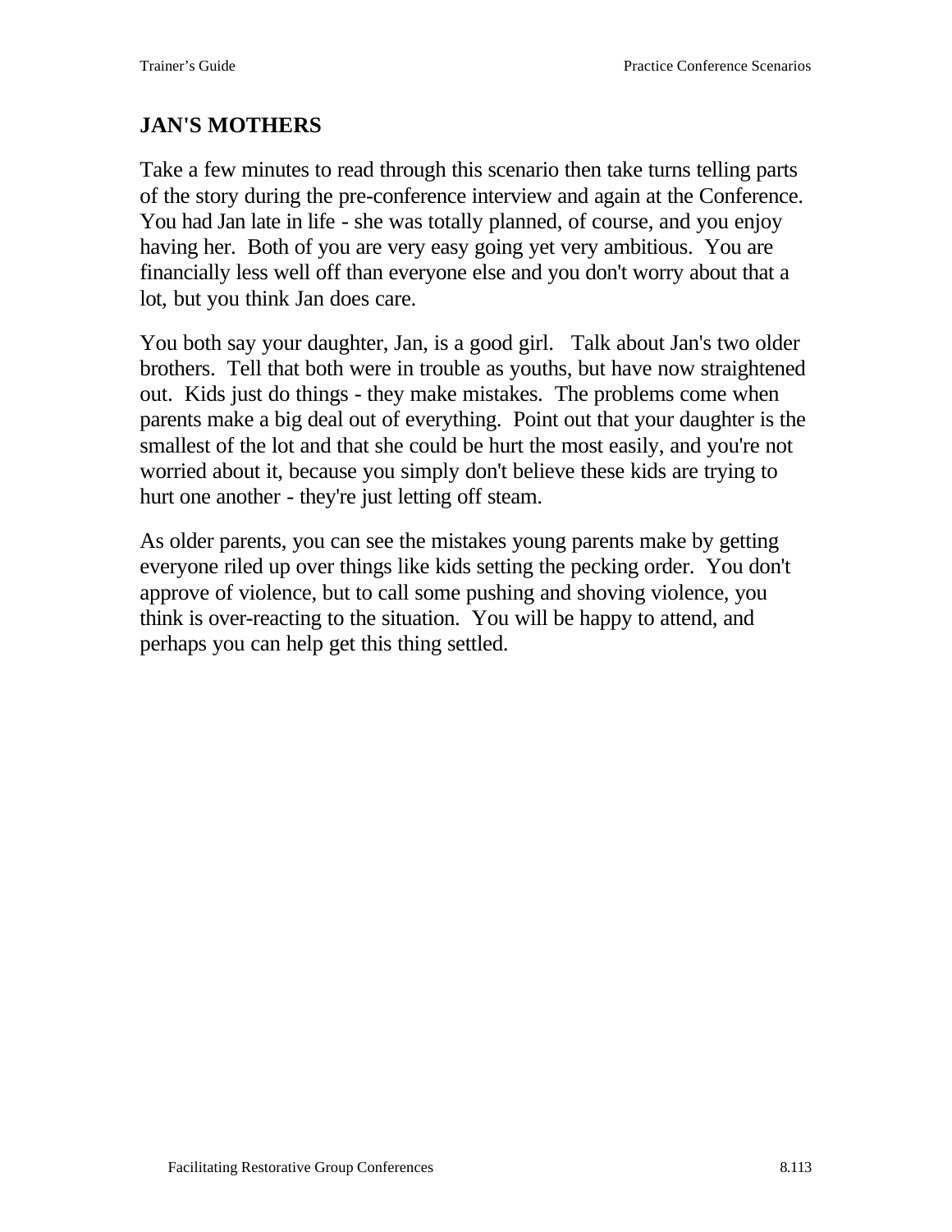## JAN'S MOTHERS

Take a few minutes to read through this scenario then take turns telling parts of the story during the pre-conference interview and again at the Conference. You had Jan late in life - she was totally planned, of course, and you enjoy having her. Both of you are very easy going yet very ambitious. You are financially less well off than everyone else and you don't worry about that a lot, but you think Jan does care.

You both say your daughter, Jan, is a good girl. Talk about Jan's two older brothers. Tell that both were in trouble as youths, but have now straightened out. Kids just do things - they make mistakes. The problems come when parents make a big deal out of everything. Point out that your daughter is the smallest of the lot and that she could be hurt the most easily, and you're not worried about it, because you simply don't believe these kids are trying to hurt one another - they're just letting off steam.

As older parents, you can see the mistakes young parents make by getting everyone riled up over things like kids setting the pecking order. You don't approve of violence, but to call some pushing and shoving violence, you think is over-reacting to the situation. You will be happy to attend, and perhaps you can help get this thing settled.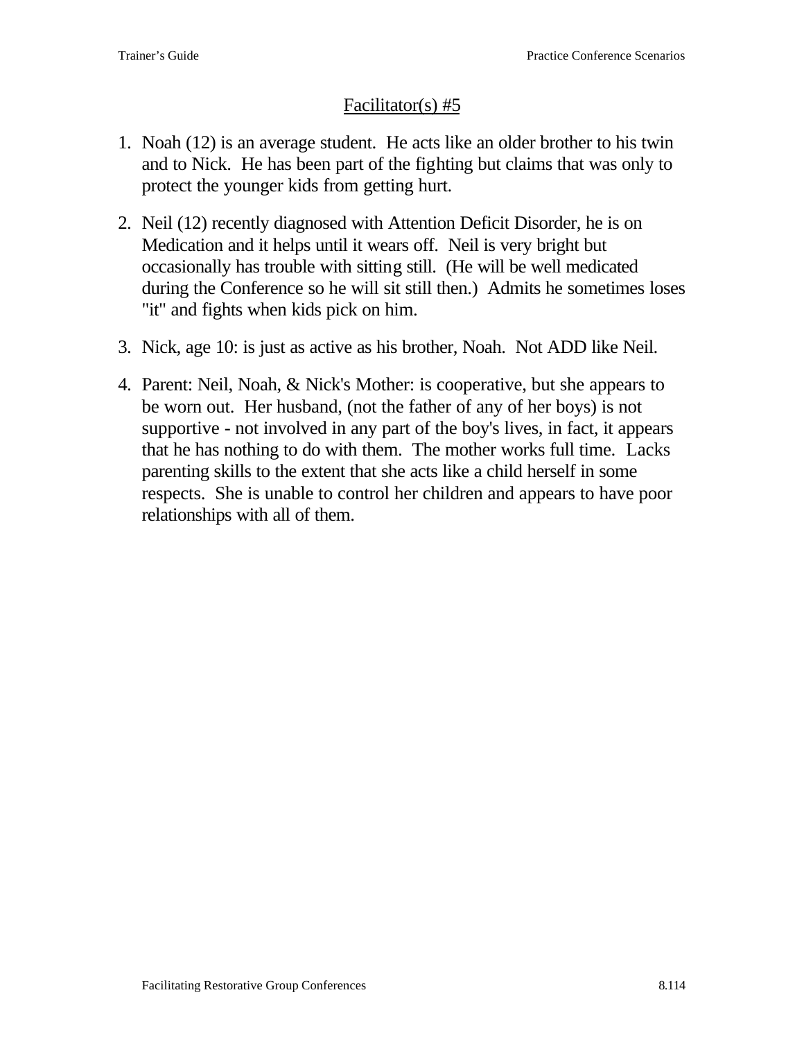## Facilitator(s) #5

1. Noah (12) is an average student. He acts like an older brother to his twin and to Nick. He has been part of the fighting but claims that was only to protect the younger kids from getting hurt.

2. Neil (12) recently diagnosed with Attention Deficit Disorder, he is on Medication and it helps until it wears off. Neil is very bright but occasionally has trouble with sitting still. (He will be well medicated during the Conference so he will sit still then.) Admits he sometimes loses "it" and fights when kids pick on him.

3. Nick, age 10: is just as active as his brother, Noah. Not ADD like Neil.

4. Parent: Neil, Noah, & Nick's Mother: is cooperative, but she appears to be worn out. Her husband, (not the father of any of her boys) is not supportive - not involved in any part of the boy's lives, in fact, it appears that he has nothing to do with them. The mother works full time. Lacks parenting skills to the extent that she acts like a child herself in some respects. She is unable to control her children and appears to have poor relationships with all of them.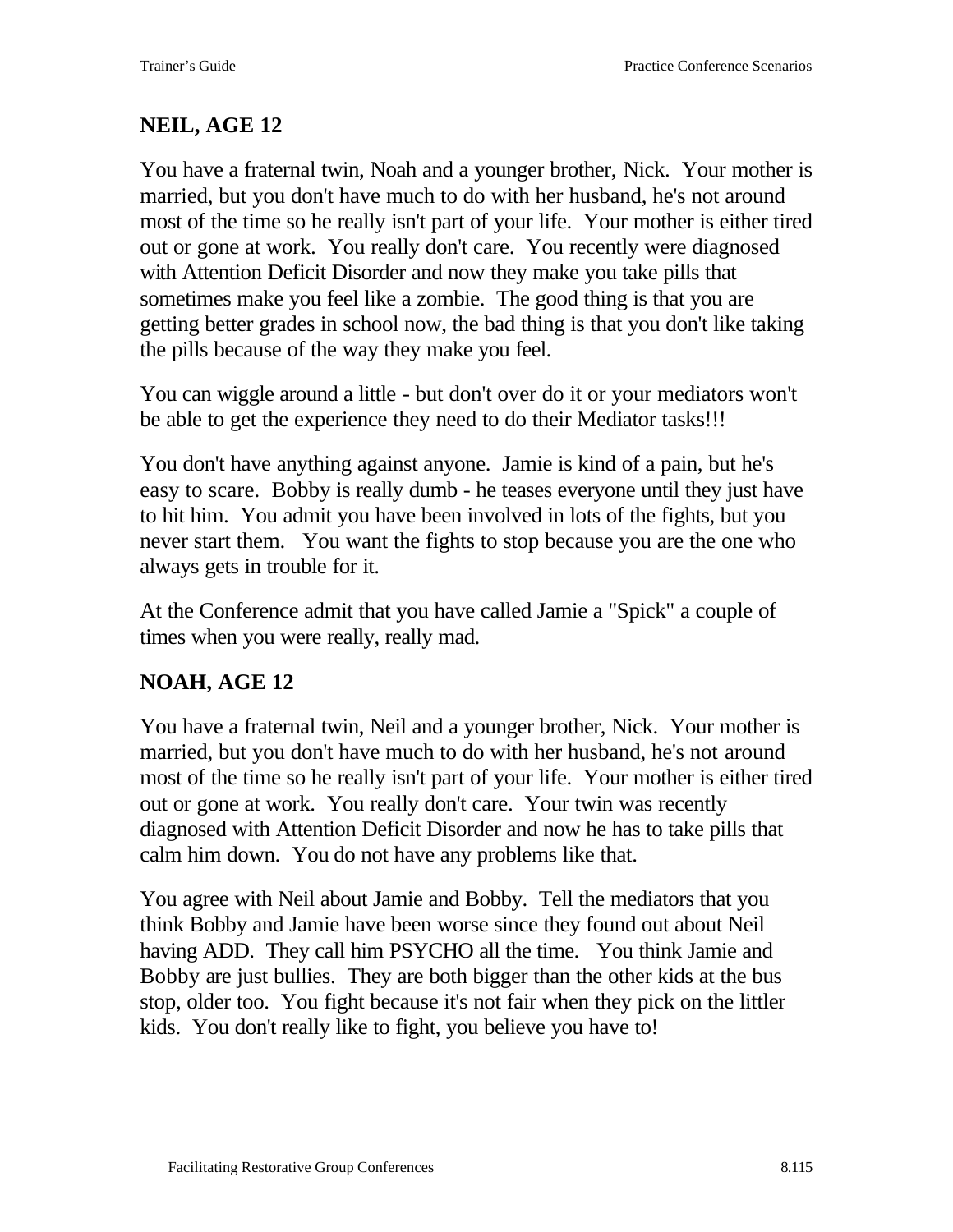## NEIL, AGE 12

You have a fraternal twin, Noah and a younger brother, Nick. Your mother is married, but you don't have much to do with her husband, he's not around most of the time so he really isn't part of your life. Your mother is either tired out or gone at work. You really don't care. You recently were diagnosed with Attention Deficit Disorder and now they make you take pills that sometimes make you feel like a zombie. The good thing is that you are getting better grades in school now, the bad thing is that you don't like taking the pills because of the way they make you feel.

You can wiggle around a little - but don't over do it or your mediators won't be able to get the experience they need to do their Mediator tasks!!!

You don't have anything against anyone. Jamie is kind of a pain, but he's easy to scare. Bobby is really dumb - he teases everyone until they just have to hit him. You admit you have been involved in lots of the fights, but you never start them. You want the fights to stop because you are the one who always gets in trouble for it.

At the Conference admit that you have called Jamie a "Spick" a couple of times when you were really, really mad.

## NOAH, AGE 12

You have a fraternal twin, Neil and a younger brother, Nick. Your mother is married, but you don't have much to do with her husband, he's not around most of the time so he really isn't part of your life. Your mother is either tired out or gone at work. You really don't care. Your twin was recently diagnosed with Attention Deficit Disorder and now he has to take pills that calm him down. You do not have any problems like that.

You agree with Neil about Jamie and Bobby. Tell the mediators that you think Bobby and Jamie have been worse since they found out about Neil having ADD. They call him PSYCHO all the time. You think Jamie and Bobby are just bullies. They are both bigger than the other kids at the bus stop, older too. You fight because it's not fair when they pick on the littler kids. You don't really like to fight, you believe you have to!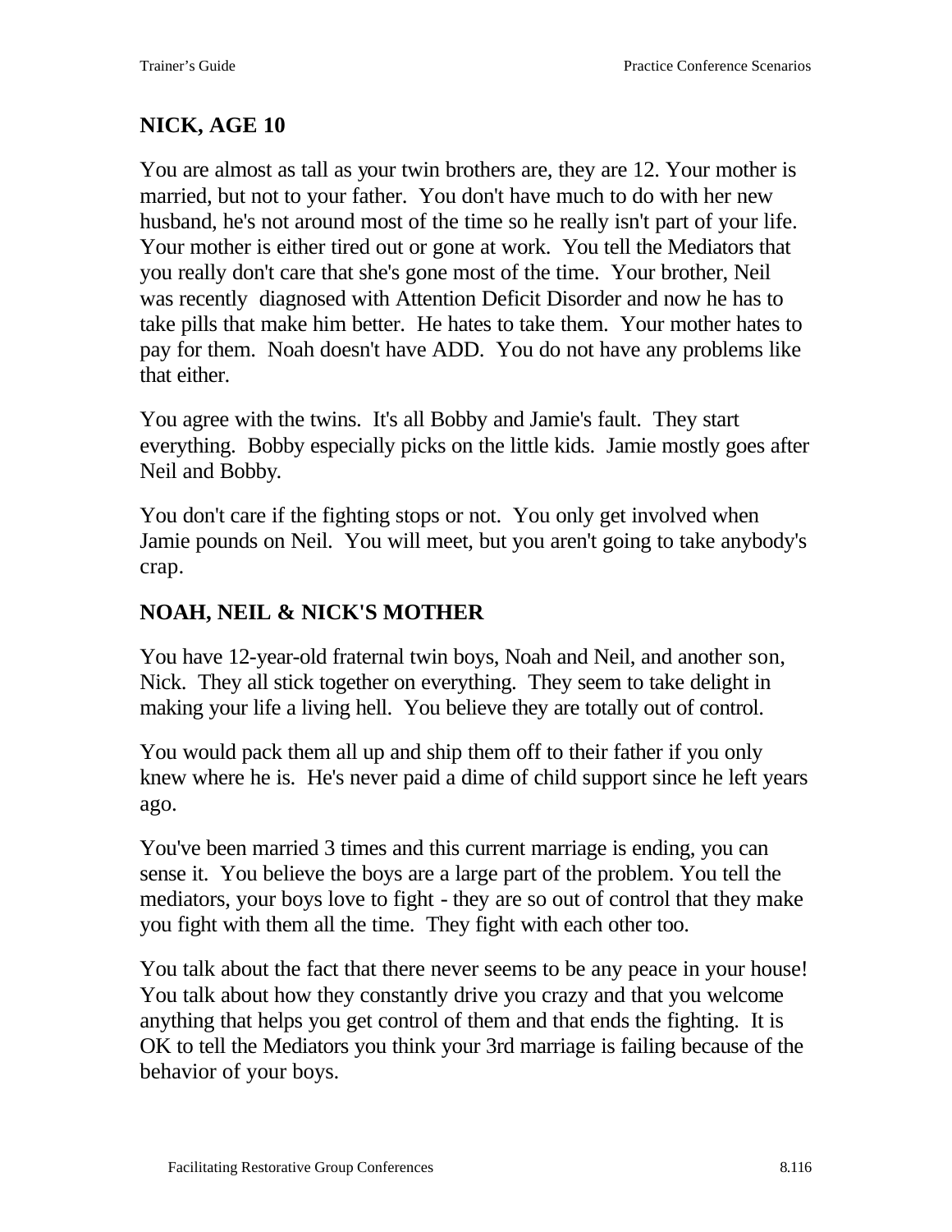## NICK, AGE 10

You are almost as tall as your twin brothers are, they are 12. Your mother is married, but not to your father. You don't have much to do with her new husband, he's not around most of the time so he really isn't part of your life. Your mother is either tired out or gone at work. You tell the Mediators that you really don't care that she's gone most of the time. Your brother, Neil was recently diagnosed with Attention Deficit Disorder and now he has to take pills that make him better. He hates to take them. Your mother hates to pay for them. Noah doesn't have ADD. You do not have any problems like that either.

You agree with the twins. It's all Bobby and Jamie's fault. They start everything. Bobby especially picks on the little kids. Jamie mostly goes after Neil and Bobby.

You don't care if the fighting stops or not. You only get involved when Jamie pounds on Neil. You will meet, but you aren't going to take anybody's crap.

## NOAH, NEIL & NICK'S MOTHER

You have 12-year-old fraternal twin boys, Noah and Neil, and another son, Nick. They all stick together on everything. They seem to take delight in making your life a living hell. You believe they are totally out of control.

You would pack them all up and ship them off to their father if you only knew where he is. He's never paid a dime of child support since he left years ago.

You've been married 3 times and this current marriage is ending, you can sense it. You believe the boys are a large part of the problem. You tell the mediators, your boys love to fight - they are so out of control that they make you fight with them all the time. They fight with each other too.

You talk about the fact that there never seems to be any peace in your house! You talk about how they constantly drive you crazy and that you welcome anything that helps you get control of them and that ends the fighting. It is OK to tell the Mediators you think your 3rd marriage is failing because of the behavior of your boys.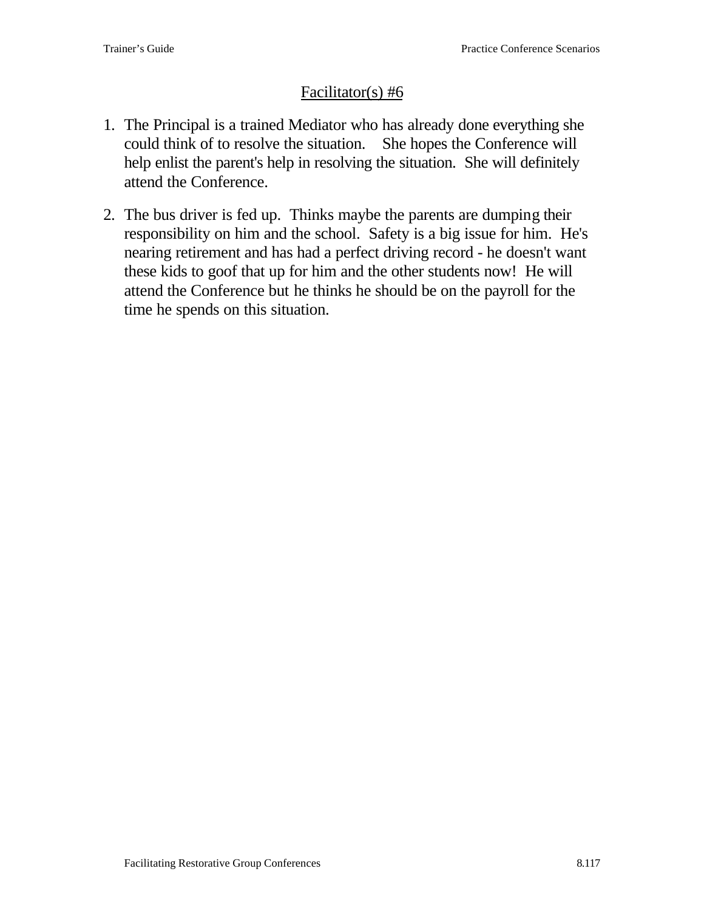## Facilitator(s) #6

1. The Principal is a trained Mediator who has already done everything she could think of to resolve the situation. She hopes the Conference will help enlist the parent's help in resolving the situation. She will definitely attend the Conference.

2. The bus driver is fed up. Thinks maybe the parents are dumping their responsibility on him and the school. Safety is a big issue for him. He's nearing retirement and has had a perfect driving record - he doesn't want these kids to goof that up for him and the other students now! He will attend the Conference but he thinks he should be on the payroll for the time he spends on this situation.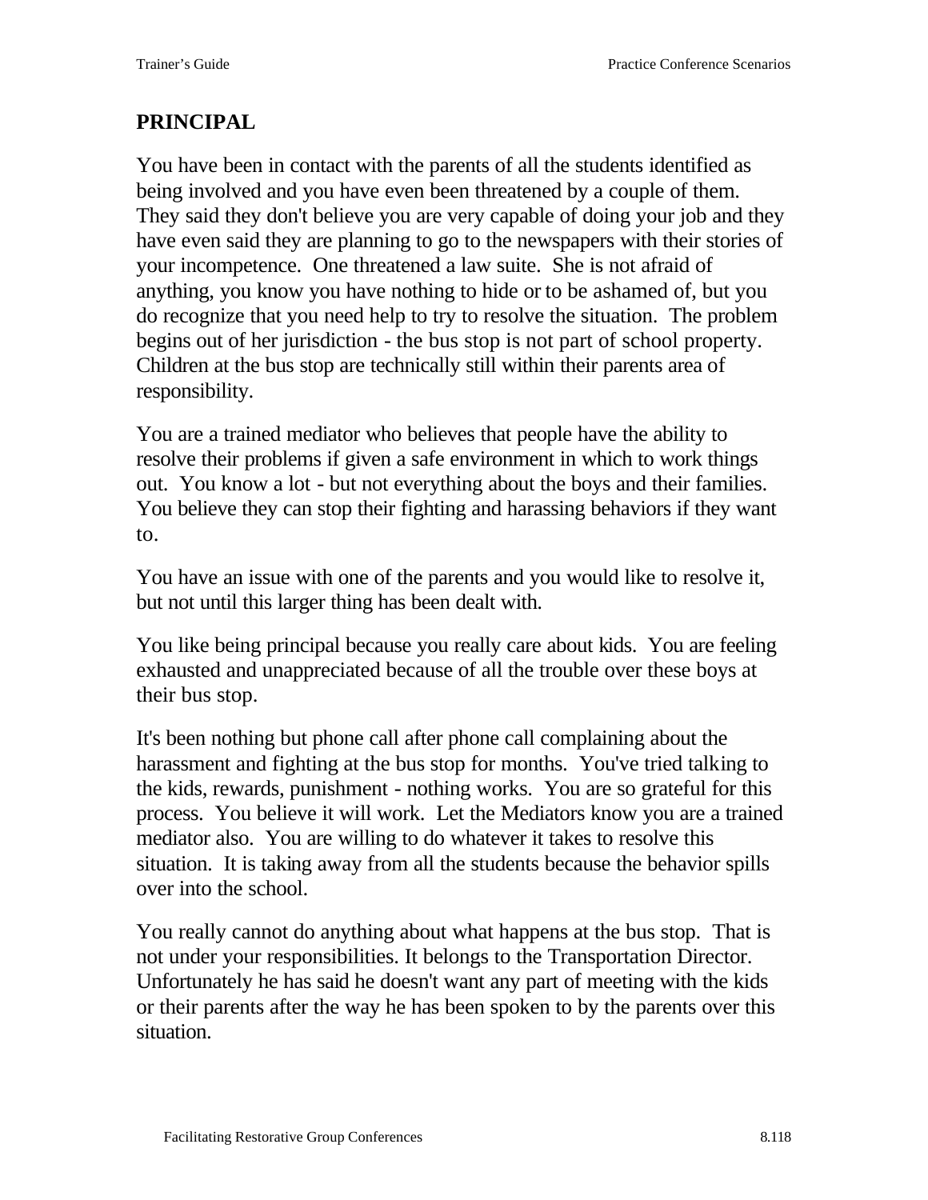## PRINCIPAL

You have been in contact with the parents of all the students identified as being involved and you have even been threatened by a couple of them. They said they don't believe you are very capable of doing your job and they have even said they are planning to go to the newspapers with their stories of your incompetence. One threatened a law suite. She is not afraid of anything, you know you have nothing to hide or to be ashamed of, but you do recognize that you need help to try to resolve the situation. The problem begins out of her jurisdiction - the bus stop is not part of school property. Children at the bus stop are technically still within their parents area of responsibility.

You are a trained mediator who believes that people have the ability to resolve their problems if given a safe environment in which to work things out. You know a lot - but not everything about the boys and their families. You believe they can stop their fighting and harassing behaviors if they want to.

You have an issue with one of the parents and you would like to resolve it, but not until this larger thing has been dealt with.

You like being principal because you really care about kids. You are feeling exhausted and unappreciated because of all the trouble over these boys at their bus stop.

It's been nothing but phone call after phone call complaining about the harassment and fighting at the bus stop for months. You've tried talking to the kids, rewards, punishment - nothing works. You are so grateful for this process. You believe it will work. Let the Mediators know you are a trained mediator also. You are willing to do whatever it takes to resolve this situation. It is taking away from all the students because the behavior spills over into the school.

You really cannot do anything about what happens at the bus stop. That is not under your responsibilities. It belongs to the Transportation Director. Unfortunately he has said he doesn't want any part of meeting with the kids or their parents after the way he has been spoken to by the parents over this situation.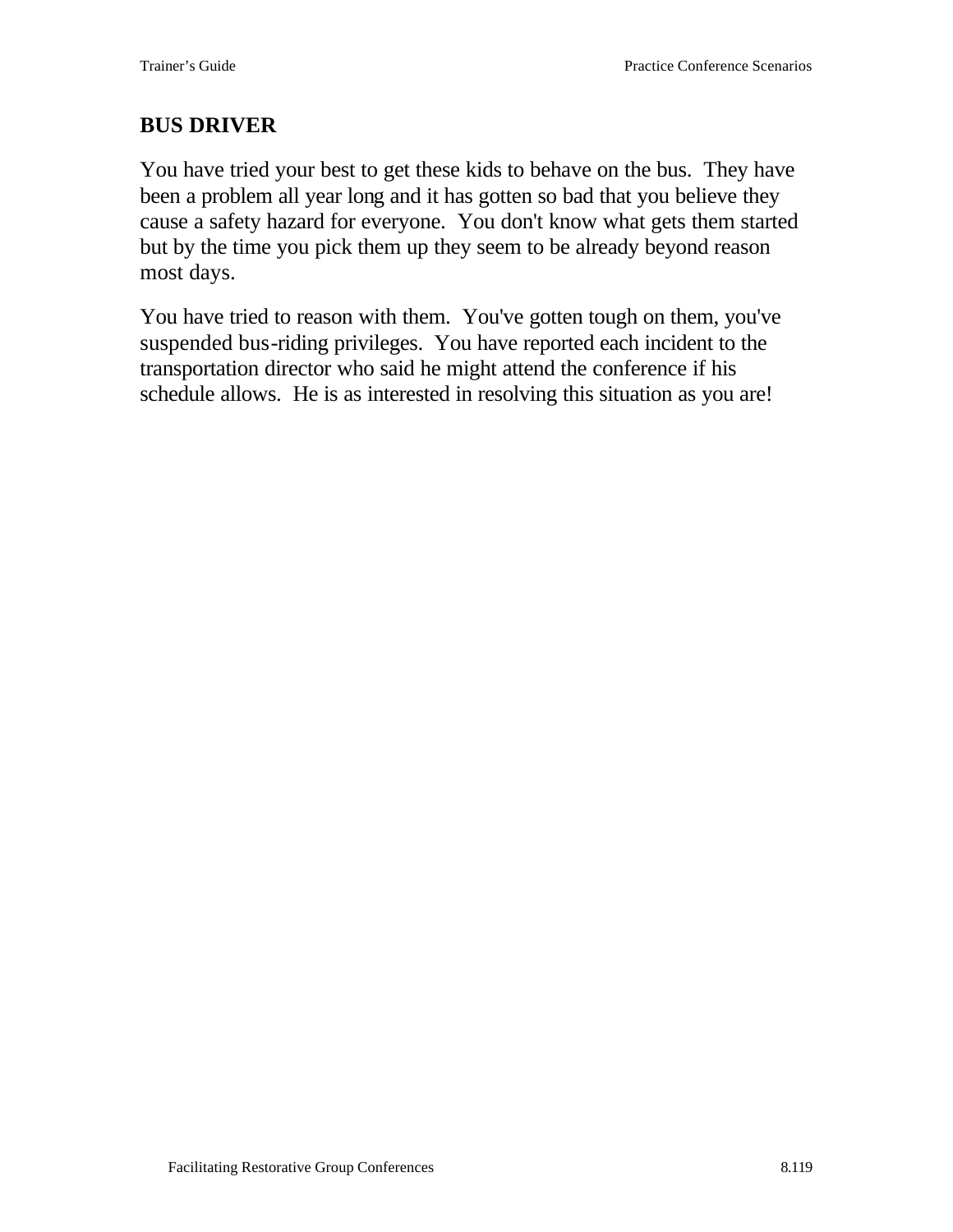## BUS DRIVER

You have tried your best to get these kids to behave on the bus. They have been a problem all year long and it has gotten so bad that you believe they cause a safety hazard for everyone. You don't know what gets them started but by the time you pick them up they seem to be already beyond reason most days.

You have tried to reason with them. You've gotten tough on them, you've suspended bus-riding privileges. You have reported each incident to the transportation director who said he might attend the conference if his schedule allows. He is as interested in resolving this situation as you are!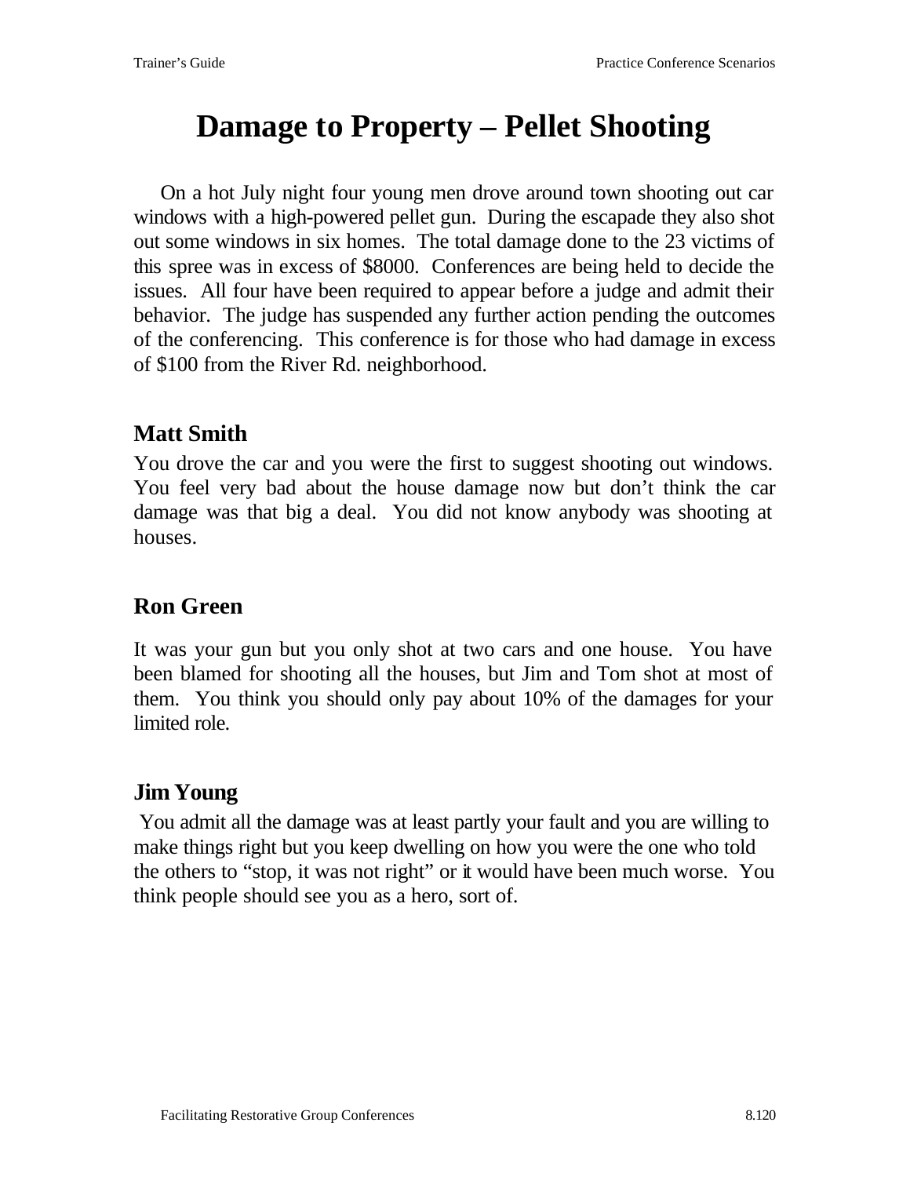# Damage to Property – Pellet Shooting

On a hot July night four young men drove around town shooting out car windows with a high-powered pellet gun. During the escapade they also shot out some windows in six homes. The total damage done to the 23 victims of this spree was in excess of $8000. Conferences are being held to decide the issues. All four have been required to appear before a judge and admit their behavior. The judge has suspended any further action pending the outcomes of the conferencing. This conference is for those who had damage in excess of $100 from the River Rd. neighborhood.

## Matt Smith

You drove the car and you were the first to suggest shooting out windows. You feel very bad about the house damage now but don't think the car damage was that big a deal. You did not know anybody was shooting at houses.

## Ron Green

It was your gun but you only shot at two cars and one house. You have been blamed for shooting all the houses, but Jim and Tom shot at most of them. You think you should only pay about 10% of the damages for your limited role.

## Jim Young

You admit all the damage was at least partly your fault and you are willing to make things right but you keep dwelling on how you were the one who told the others to "stop, it was not right" or it would have been much worse. You think people should see you as a hero, sort of.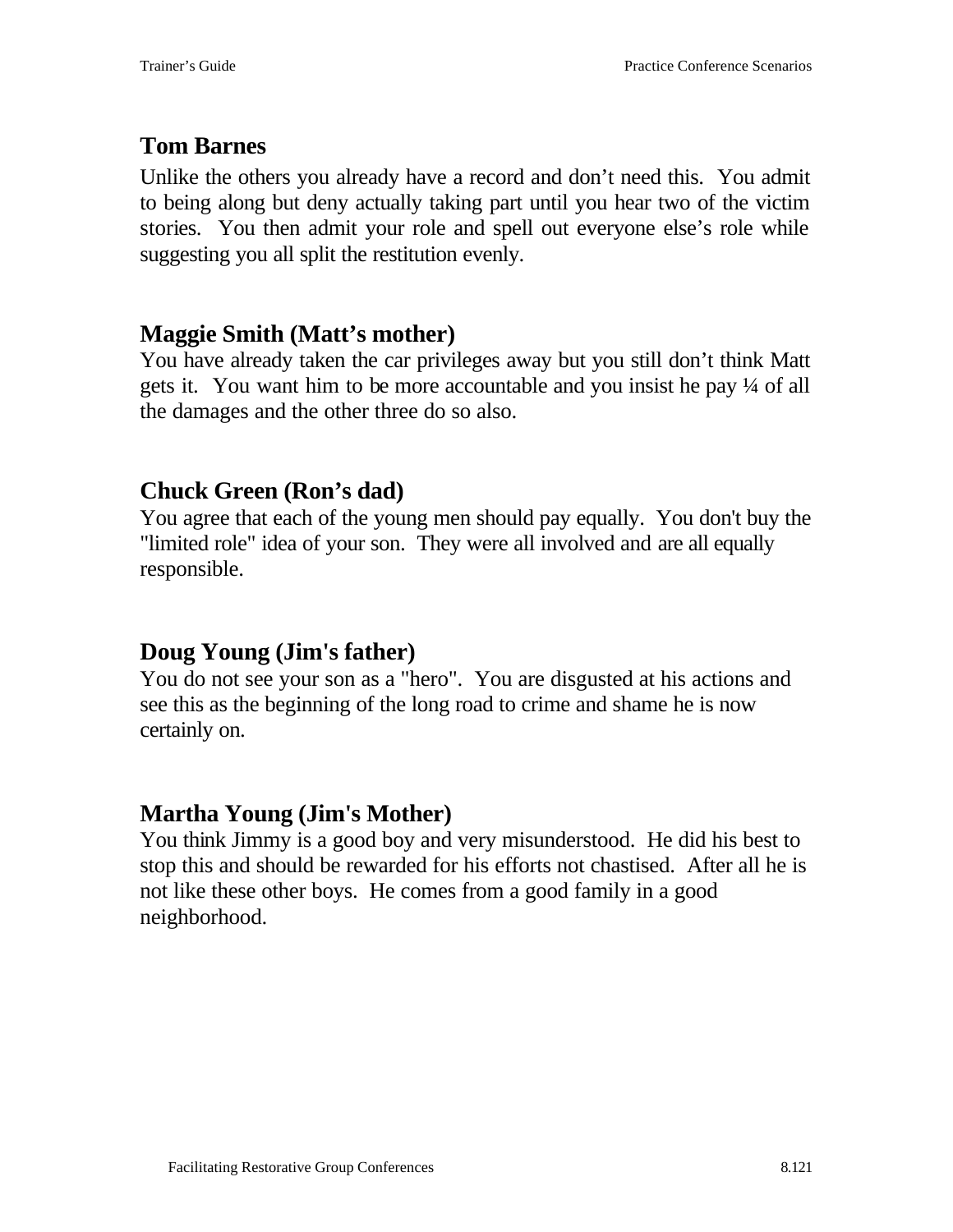## Tom Barnes

Unlike the others you already have a record and don't need this. You admit to being along but deny actually taking part until you hear two of the victim stories. You then admit your role and spell out everyone else's role while suggesting you all split the restitution evenly.

## Maggie Smith (Matt's mother)

You have already taken the car privileges away but you still don't think Matt gets it. You want him to be more accountable and you insist he pay ¼ of all the damages and the other three do so also.

## Chuck Green (Ron's dad)

You agree that each of the young men should pay equally. You don't buy the "limited role" idea of your son. They were all involved and are all equally responsible.

## Doug Young (Jim's father)

You do not see your son as a "hero". You are disgusted at his actions and see this as the beginning of the long road to crime and shame he is now certainly on.

## Martha Young (Jim's Mother)

You think Jimmy is a good boy and very misunderstood. He did his best to stop this and should be rewarded for his efforts not chastised. After all he is not like these other boys. He comes from a good family in a good neighborhood.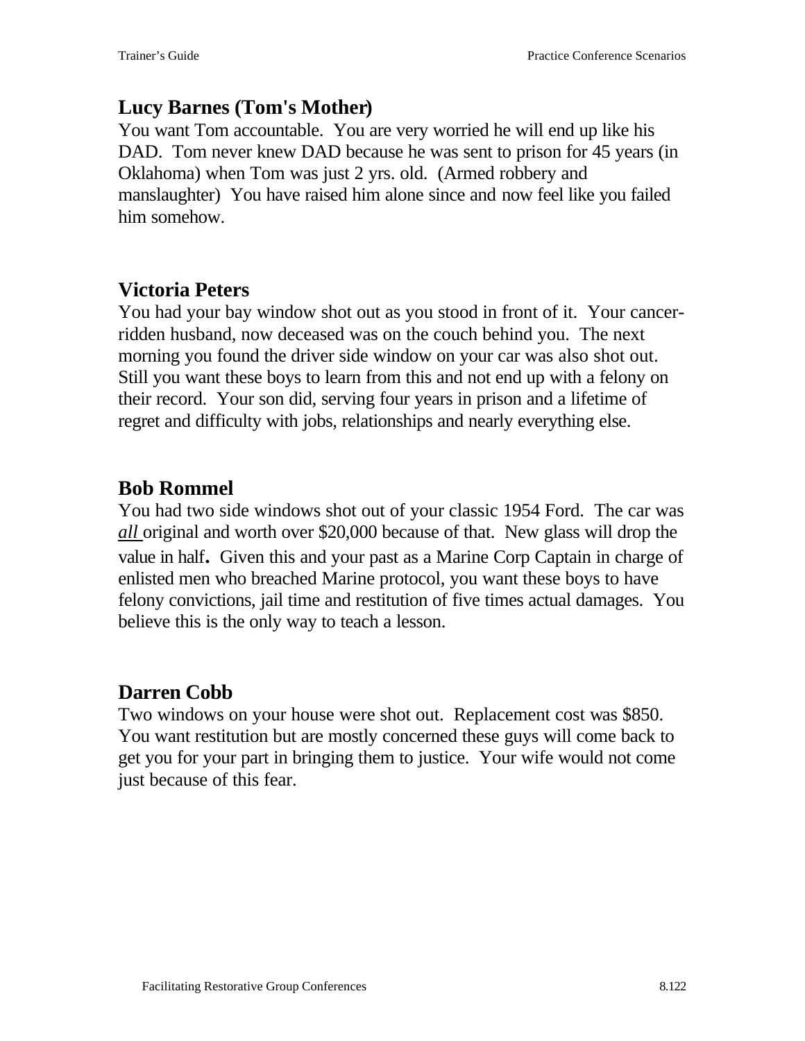## Lucy Barnes (Tom's Mother)

You want Tom accountable. You are very worried he will end up like his DAD. Tom never knew DAD because he was sent to prison for 45 years (in Oklahoma) when Tom was just 2 yrs. old. (Armed robbery and manslaughter) You have raised him alone since and now feel like you failed him somehow.

## Victoria Peters

You had your bay window shot out as you stood in front of it. Your cancer-ridden husband, now deceased was on the couch behind you. The next morning you found the driver side window on your car was also shot out. Still you want these boys to learn from this and not end up with a felony on their record. Your son did, serving four years in prison and a lifetime of regret and difficulty with jobs, relationships and nearly everything else.

## Bob Rommel

You had two side windows shot out of your classic 1954 Ford. The car was *all* original and worth over $20,000 because of that. New glass will drop the value in half**.** Given this and your past as a Marine Corp Captain in charge of enlisted men who breached Marine protocol, you want these boys to have felony convictions, jail time and restitution of five times actual damages. You believe this is the only way to teach a lesson.

## Darren Cobb

Two windows on your house were shot out. Replacement cost was $850. You want restitution but are mostly concerned these guys will come back to get you for your part in bringing them to justice. Your wife would not come just because of this fear.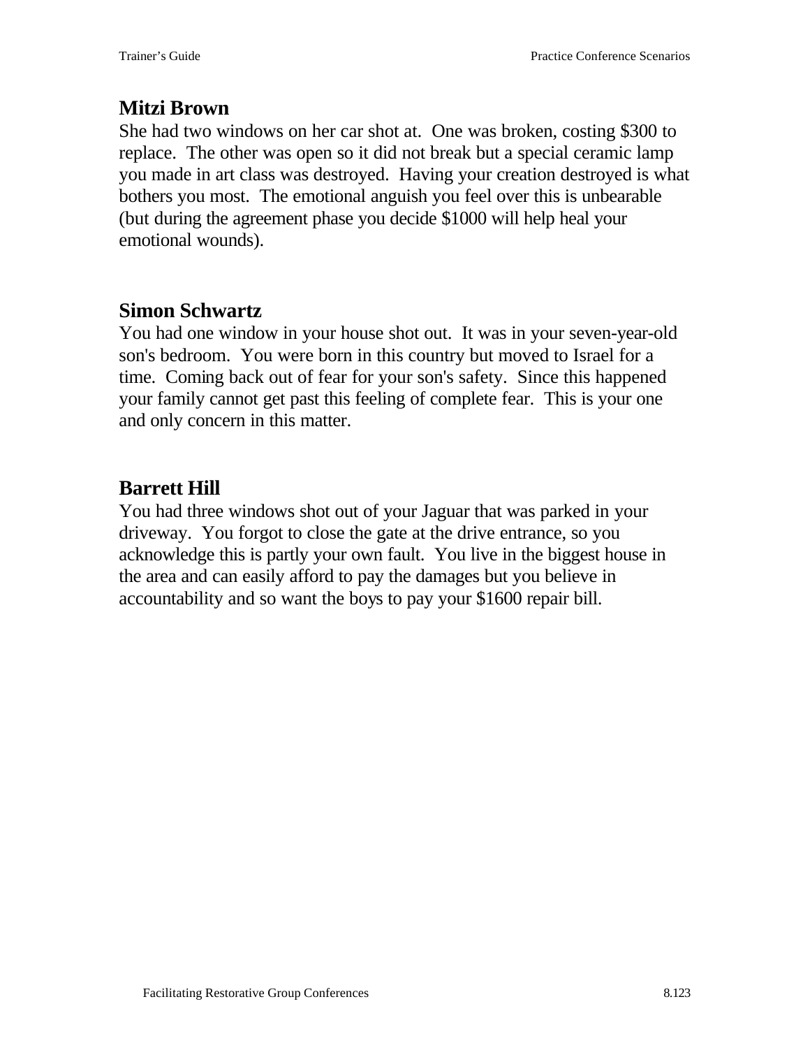## Mitzi Brown

She had two windows on her car shot at. One was broken, costing $300 to replace. The other was open so it did not break but a special ceramic lamp you made in art class was destroyed. Having your creation destroyed is what bothers you most. The emotional anguish you feel over this is unbearable (but during the agreement phase you decide $1000 will help heal your emotional wounds).

## Simon Schwartz

You had one window in your house shot out. It was in your seven-year-old son's bedroom. You were born in this country but moved to Israel for a time. Coming back out of fear for your son's safety. Since this happened your family cannot get past this feeling of complete fear. This is your one and only concern in this matter.

## Barrett Hill

You had three windows shot out of your Jaguar that was parked in your driveway. You forgot to close the gate at the drive entrance, so you acknowledge this is partly your own fault. You live in the biggest house in the area and can easily afford to pay the damages but you believe in accountability and so want the boys to pay your $1600 repair bill.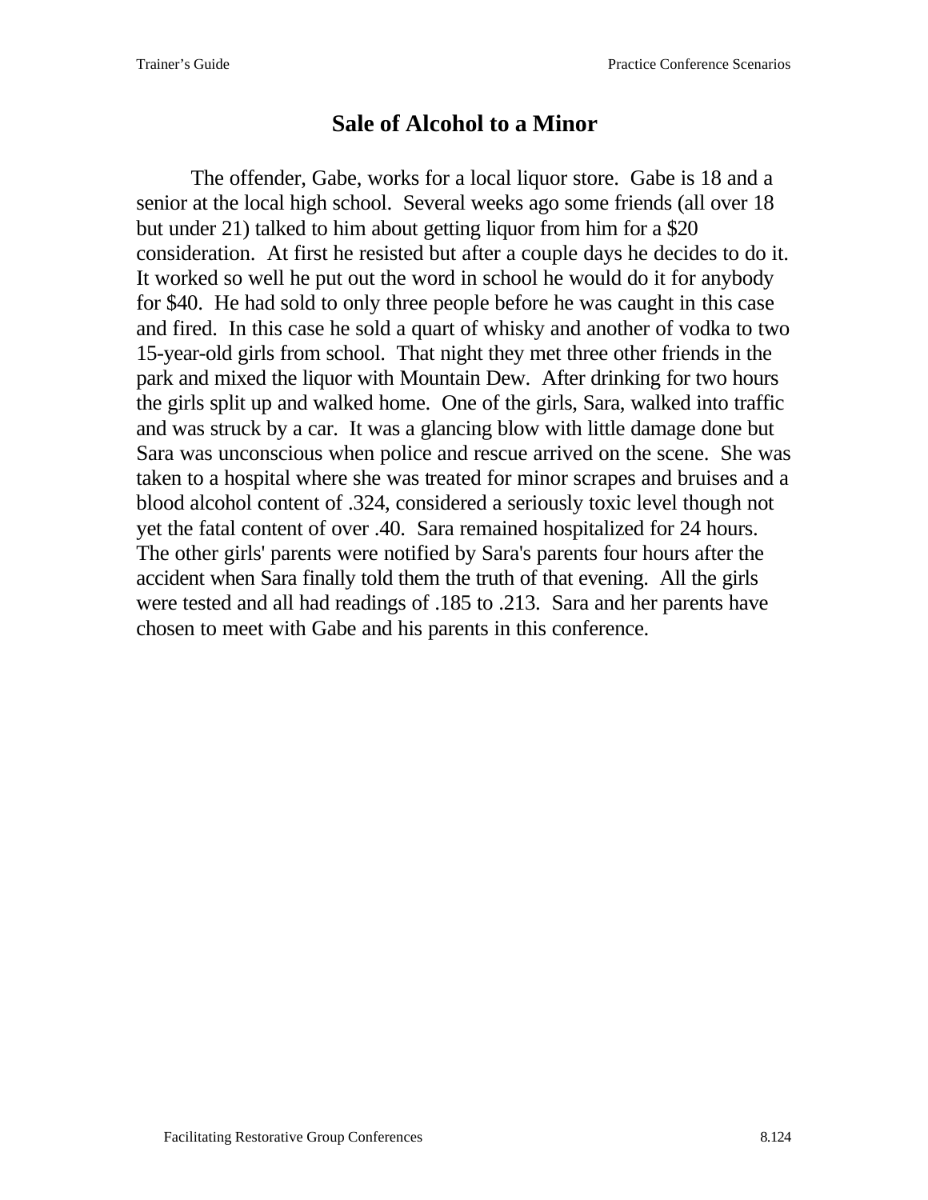# Sale of Alcohol to a Minor

The offender, Gabe, works for a local liquor store. Gabe is 18 and a senior at the local high school. Several weeks ago some friends (all over 18 but under 21) talked to him about getting liquor from him for a $20 consideration. At first he resisted but after a couple days he decides to do it. It worked so well he put out the word in school he would do it for anybody for $40. He had sold to only three people before he was caught in this case and fired. In this case he sold a quart of whisky and another of vodka to two 15-year-old girls from school. That night they met three other friends in the park and mixed the liquor with Mountain Dew. After drinking for two hours the girls split up and walked home. One of the girls, Sara, walked into traffic and was struck by a car. It was a glancing blow with little damage done but Sara was unconscious when police and rescue arrived on the scene. She was taken to a hospital where she was treated for minor scrapes and bruises and a blood alcohol content of .324, considered a seriously toxic level though not yet the fatal content of over .40. Sara remained hospitalized for 24 hours. The other girls' parents were notified by Sara's parents four hours after the accident when Sara finally told them the truth of that evening. All the girls were tested and all had readings of .185 to .213. Sara and her parents have chosen to meet with Gabe and his parents in this conference.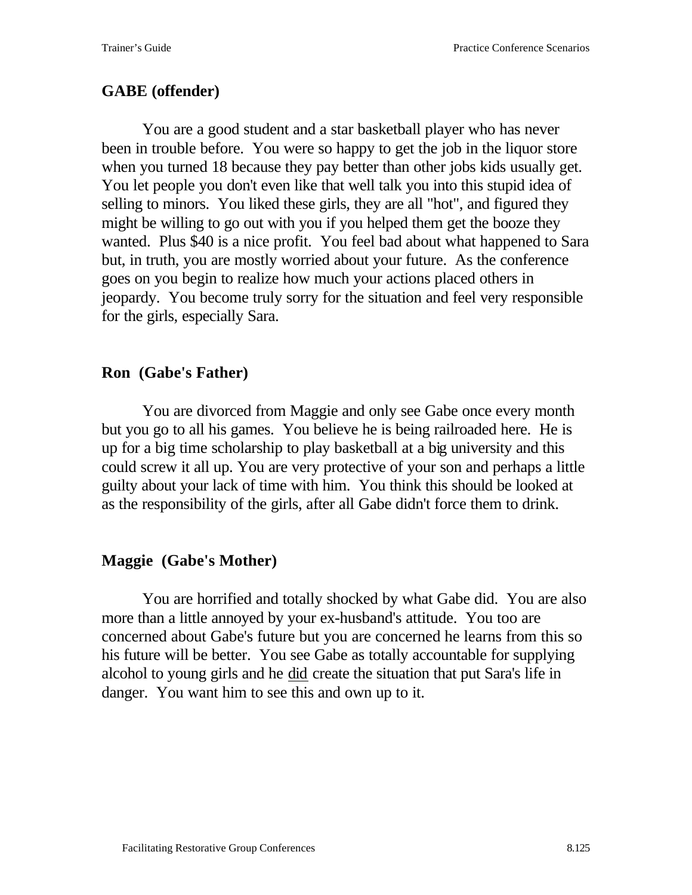## GABE (offender)

You are a good student and a star basketball player who has never been in trouble before. You were so happy to get the job in the liquor store when you turned 18 because they pay better than other jobs kids usually get. You let people you don't even like that well talk you into this stupid idea of selling to minors. You liked these girls, they are all "hot", and figured they might be willing to go out with you if you helped them get the booze they wanted. Plus $40 is a nice profit. You feel bad about what happened to Sara but, in truth, you are mostly worried about your future. As the conference goes on you begin to realize how much your actions placed others in jeopardy. You become truly sorry for the situation and feel very responsible for the girls, especially Sara.

## Ron (Gabe's Father)

You are divorced from Maggie and only see Gabe once every month but you go to all his games. You believe he is being railroaded here. He is up for a big time scholarship to play basketball at a big university and this could screw it all up. You are very protective of your son and perhaps a little guilty about your lack of time with him. You think this should be looked at as the responsibility of the girls, after all Gabe didn't force them to drink.

## Maggie (Gabe's Mother)

You are horrified and totally shocked by what Gabe did. You are also more than a little annoyed by your ex-husband's attitude. You too are concerned about Gabe's future but you are concerned he learns from this so his future will be better. You see Gabe as totally accountable for supplying alcohol to young girls and he <u>did</u> create the situation that put Sara's life in danger. You want him to see this and own up to it.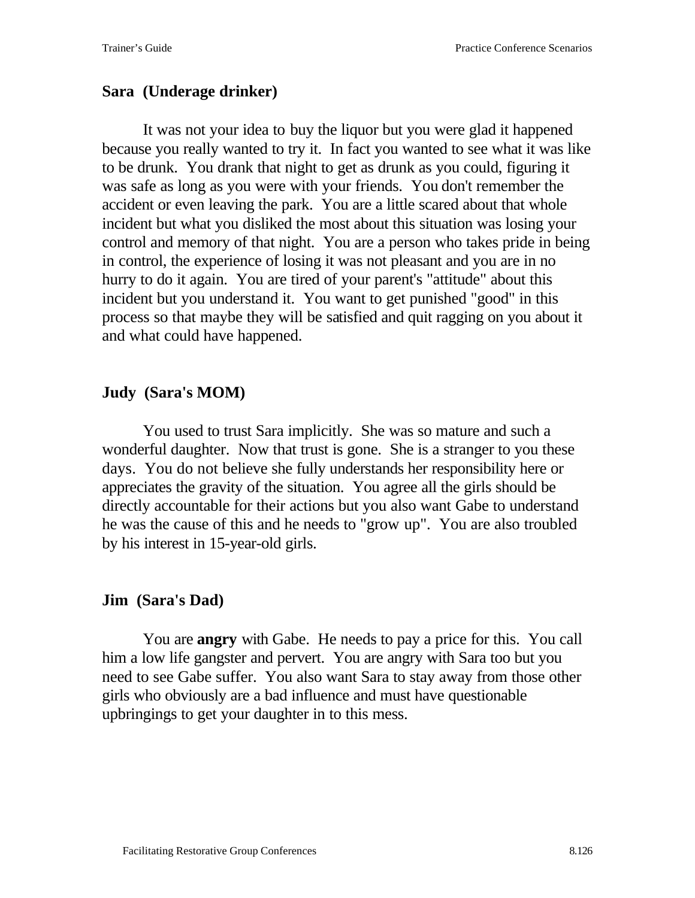**Sara (Underage drinker)**

It was not your idea to buy the liquor but you were glad it happened because you really wanted to try it. In fact you wanted to see what it was like to be drunk. You drank that night to get as drunk as you could, figuring it was safe as long as you were with your friends. You don't remember the accident or even leaving the park. You are a little scared about that whole incident but what you disliked the most about this situation was losing your control and memory of that night. You are a person who takes pride in being in control, the experience of losing it was not pleasant and you are in no hurry to do it again. You are tired of your parent's "attitude" about this incident but you understand it. You want to get punished "good" in this process so that maybe they will be satisfied and quit ragging on you about it and what could have happened.

**Judy (Sara's MOM)**

You used to trust Sara implicitly. She was so mature and such a wonderful daughter. Now that trust is gone. She is a stranger to you these days. You do not believe she fully understands her responsibility here or appreciates the gravity of the situation. You agree all the girls should be directly accountable for their actions but you also want Gabe to understand he was the cause of this and he needs to "grow up". You are also troubled by his interest in 15-year-old girls.

**Jim (Sara's Dad)**

You are **angry** with Gabe. He needs to pay a price for this. You call him a low life gangster and pervert. You are angry with Sara too but you need to see Gabe suffer. You also want Sara to stay away from those other girls who obviously are a bad influence and must have questionable upbringings to get your daughter in to this mess.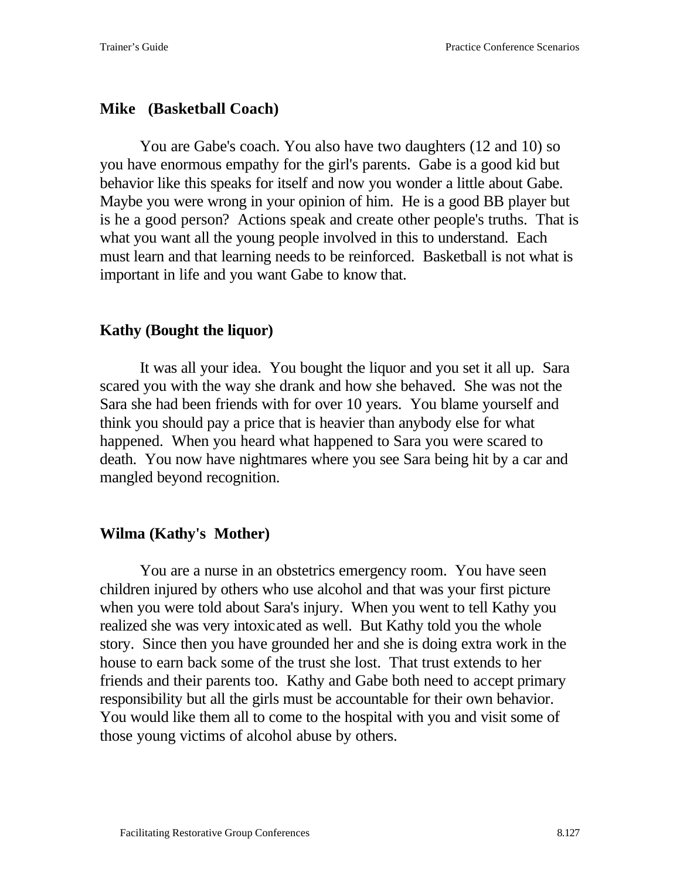**Mike (Basketball Coach)**

You are Gabe's coach. You also have two daughters (12 and 10) so you have enormous empathy for the girl's parents. Gabe is a good kid but behavior like this speaks for itself and now you wonder a little about Gabe. Maybe you were wrong in your opinion of him. He is a good BB player but is he a good person? Actions speak and create other people's truths. That is what you want all the young people involved in this to understand. Each must learn and that learning needs to be reinforced. Basketball is not what is important in life and you want Gabe to know that.

**Kathy (Bought the liquor)**

It was all your idea. You bought the liquor and you set it all up. Sara scared you with the way she drank and how she behaved. She was not the Sara she had been friends with for over 10 years. You blame yourself and think you should pay a price that is heavier than anybody else for what happened. When you heard what happened to Sara you were scared to death. You now have nightmares where you see Sara being hit by a car and mangled beyond recognition.

**Wilma (Kathy's Mother)**

You are a nurse in an obstetrics emergency room. You have seen children injured by others who use alcohol and that was your first picture when you were told about Sara's injury. When you went to tell Kathy you realized she was very intoxicated as well. But Kathy told you the whole story. Since then you have grounded her and she is doing extra work in the house to earn back some of the trust she lost. That trust extends to her friends and their parents too. Kathy and Gabe both need to accept primary responsibility but all the girls must be accountable for their own behavior. You would like them all to come to the hospital with you and visit some of those young victims of alcohol abuse by others.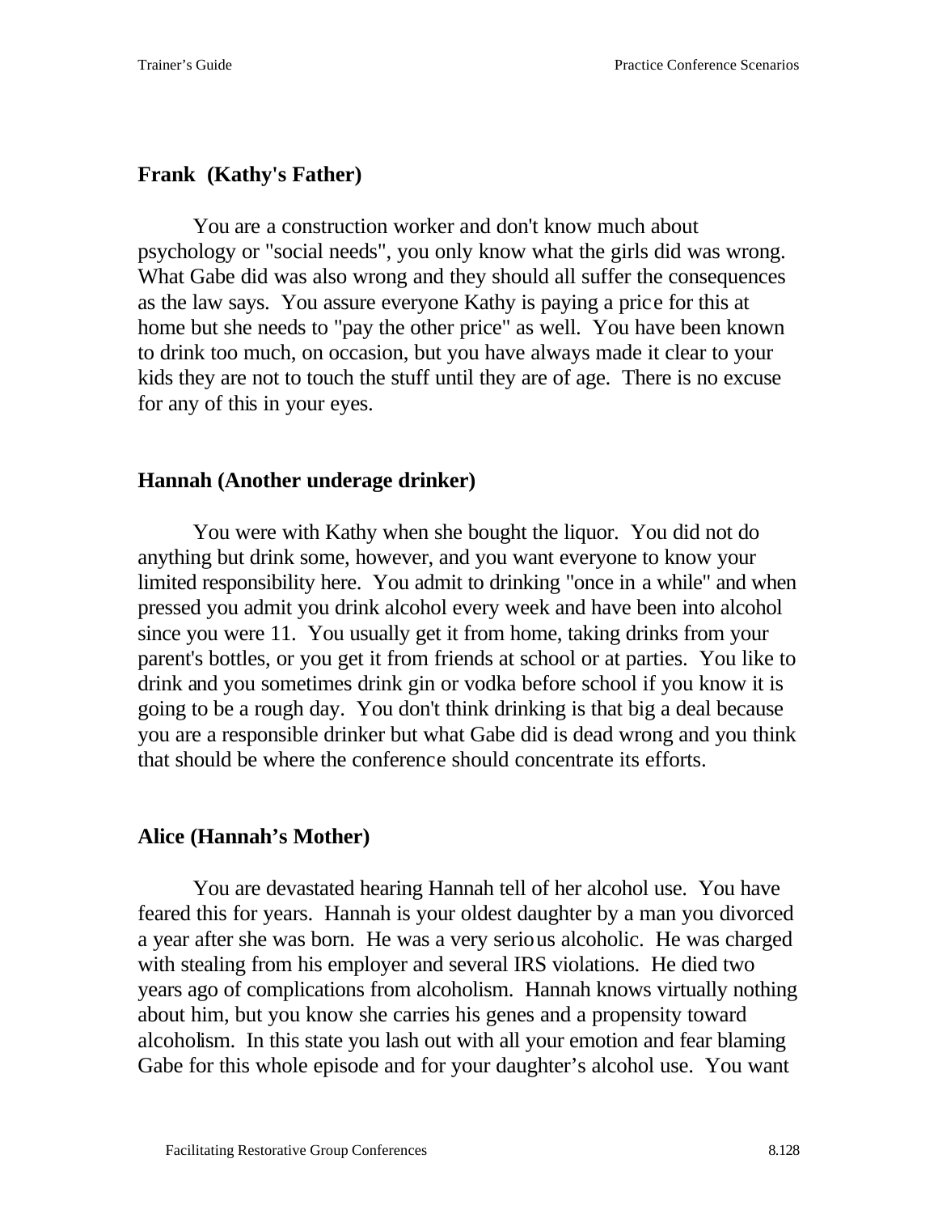**Frank (Kathy's Father)**

You are a construction worker and don't know much about psychology or "social needs", you only know what the girls did was wrong. What Gabe did was also wrong and they should all suffer the consequences as the law says. You assure everyone Kathy is paying a price for this at home but she needs to "pay the other price" as well. You have been known to drink too much, on occasion, but you have always made it clear to your kids they are not to touch the stuff until they are of age. There is no excuse for any of this in your eyes.

**Hannah (Another underage drinker)**

You were with Kathy when she bought the liquor. You did not do anything but drink some, however, and you want everyone to know your limited responsibility here. You admit to drinking "once in a while" and when pressed you admit you drink alcohol every week and have been into alcohol since you were 11. You usually get it from home, taking drinks from your parent's bottles, or you get it from friends at school or at parties. You like to drink and you sometimes drink gin or vodka before school if you know it is going to be a rough day. You don't think drinking is that big a deal because you are a responsible drinker but what Gabe did is dead wrong and you think that should be where the conference should concentrate its efforts.

**Alice (Hannah's Mother)**

You are devastated hearing Hannah tell of her alcohol use. You have feared this for years. Hannah is your oldest daughter by a man you divorced a year after she was born. He was a very serious alcoholic. He was charged with stealing from his employer and several IRS violations. He died two years ago of complications from alcoholism. Hannah knows virtually nothing about him, but you know she carries his genes and a propensity toward alcoholism. In this state you lash out with all your emotion and fear blaming Gabe for this whole episode and for your daughter's alcohol use. You want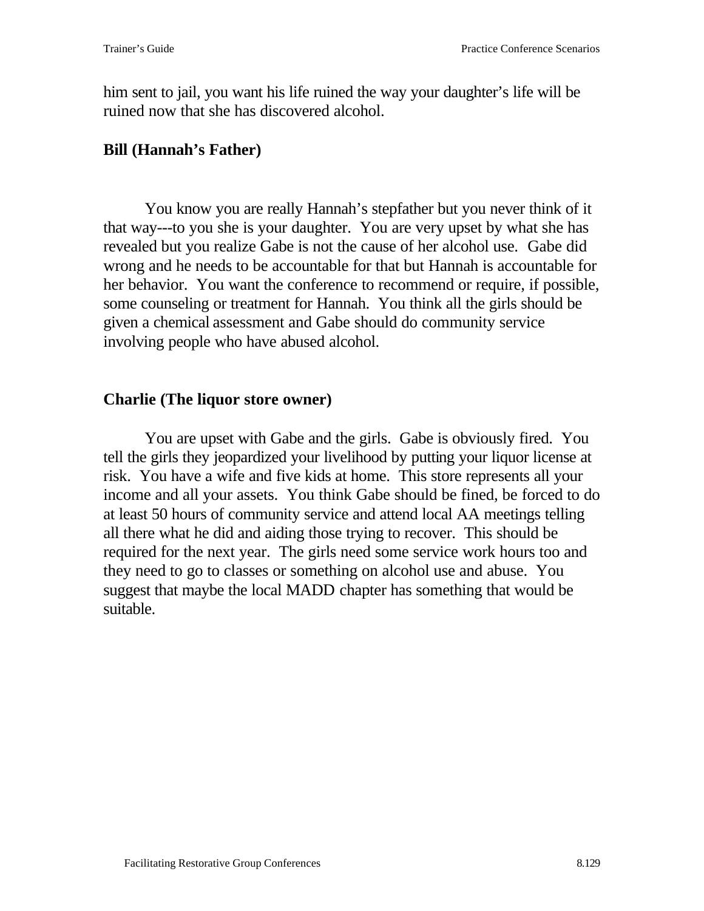him sent to jail, you want his life ruined the way your daughter's life will be ruined now that she has discovered alcohol.

**Bill (Hannah's Father)**

You know you are really Hannah's stepfather but you never think of it that way---to you she is your daughter. You are very upset by what she has revealed but you realize Gabe is not the cause of her alcohol use. Gabe did wrong and he needs to be accountable for that but Hannah is accountable for her behavior. You want the conference to recommend or require, if possible, some counseling or treatment for Hannah. You think all the girls should be given a chemical assessment and Gabe should do community service involving people who have abused alcohol.

**Charlie (The liquor store owner)**

You are upset with Gabe and the girls. Gabe is obviously fired. You tell the girls they jeopardized your livelihood by putting your liquor license at risk. You have a wife and five kids at home. This store represents all your income and all your assets. You think Gabe should be fined, be forced to do at least 50 hours of community service and attend local AA meetings telling all there what he did and aiding those trying to recover. This should be required for the next year. The girls need some service work hours too and they need to go to classes or something on alcohol use and abuse. You suggest that maybe the local MADD chapter has something that would be suitable.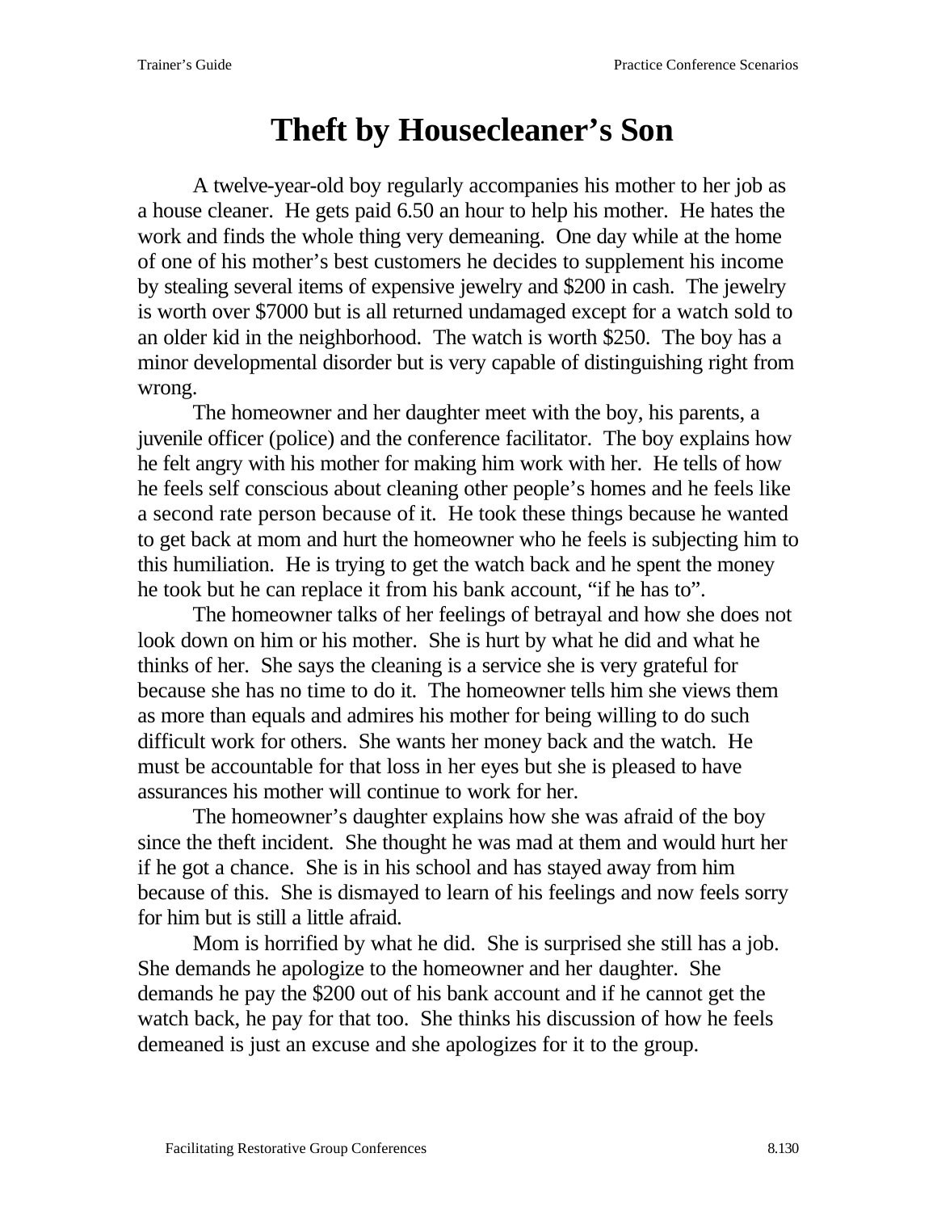# Theft by Housecleaner's Son

A twelve-year-old boy regularly accompanies his mother to her job as a house cleaner. He gets paid 6.50 an hour to help his mother. He hates the work and finds the whole thing very demeaning. One day while at the home of one of his mother's best customers he decides to supplement his income by stealing several items of expensive jewelry and $200 in cash. The jewelry is worth over $7000 but is all returned undamaged except for a watch sold to an older kid in the neighborhood. The watch is worth $250. The boy has a minor developmental disorder but is very capable of distinguishing right from wrong.

The homeowner and her daughter meet with the boy, his parents, a juvenile officer (police) and the conference facilitator. The boy explains how he felt angry with his mother for making him work with her. He tells of how he feels self conscious about cleaning other people's homes and he feels like a second rate person because of it. He took these things because he wanted to get back at mom and hurt the homeowner who he feels is subjecting him to this humiliation. He is trying to get the watch back and he spent the money he took but he can replace it from his bank account, "if he has to".

The homeowner talks of her feelings of betrayal and how she does not look down on him or his mother. She is hurt by what he did and what he thinks of her. She says the cleaning is a service she is very grateful for because she has no time to do it. The homeowner tells him she views them as more than equals and admires his mother for being willing to do such difficult work for others. She wants her money back and the watch. He must be accountable for that loss in her eyes but she is pleased to have assurances his mother will continue to work for her.

The homeowner's daughter explains how she was afraid of the boy since the theft incident. She thought he was mad at them and would hurt her if he got a chance. She is in his school and has stayed away from him because of this. She is dismayed to learn of his feelings and now feels sorry for him but is still a little afraid.

Mom is horrified by what he did. She is surprised she still has a job. She demands he apologize to the homeowner and her daughter. She demands he pay the $200 out of his bank account and if he cannot get the watch back, he pay for that too. She thinks his discussion of how he feels demeaned is just an excuse and she apologizes for it to the group.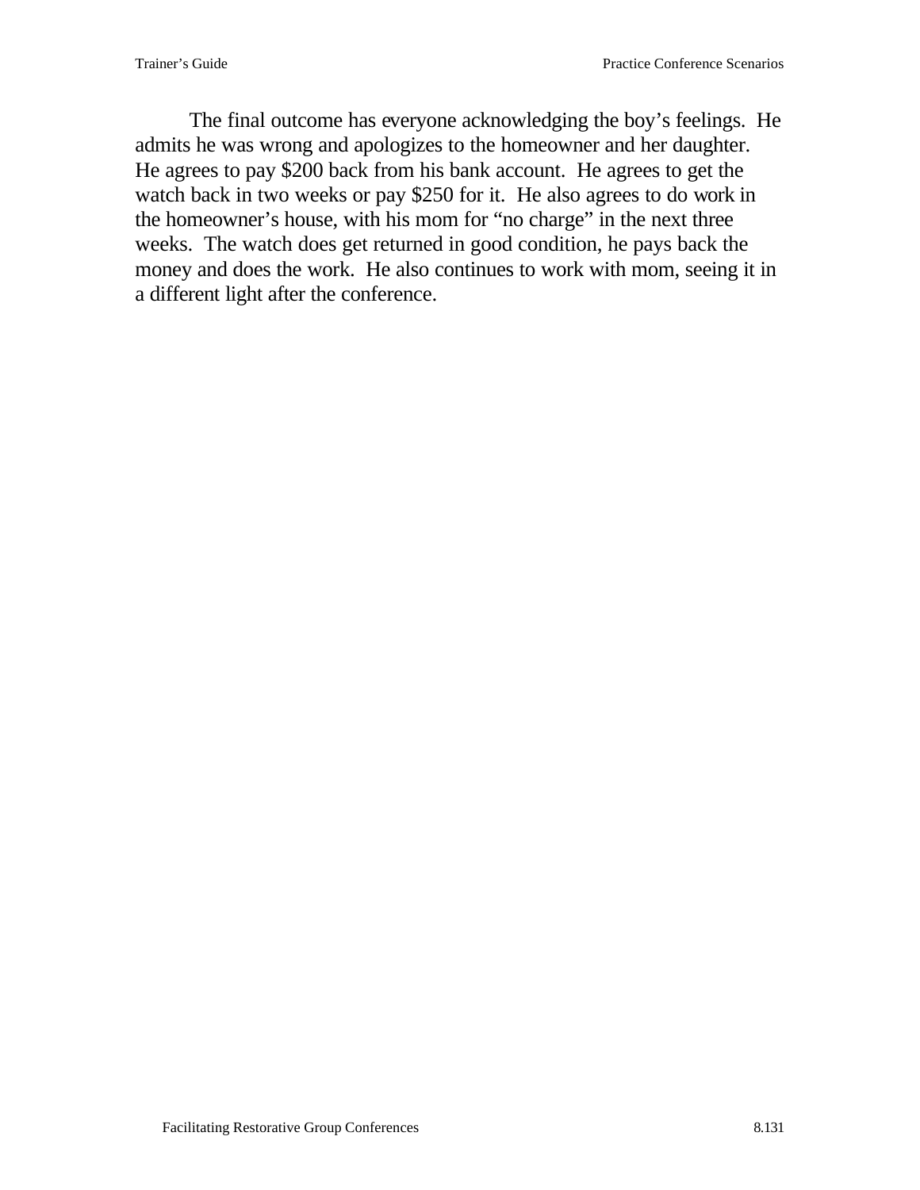The final outcome has everyone acknowledging the boy's feelings. He admits he was wrong and apologizes to the homeowner and her daughter. He agrees to pay $200 back from his bank account. He agrees to get the watch back in two weeks or pay $250 for it. He also agrees to do work in the homeowner's house, with his mom for "no charge" in the next three weeks. The watch does get returned in good condition, he pays back the money and does the work. He also continues to work with mom, seeing it in a different light after the conference.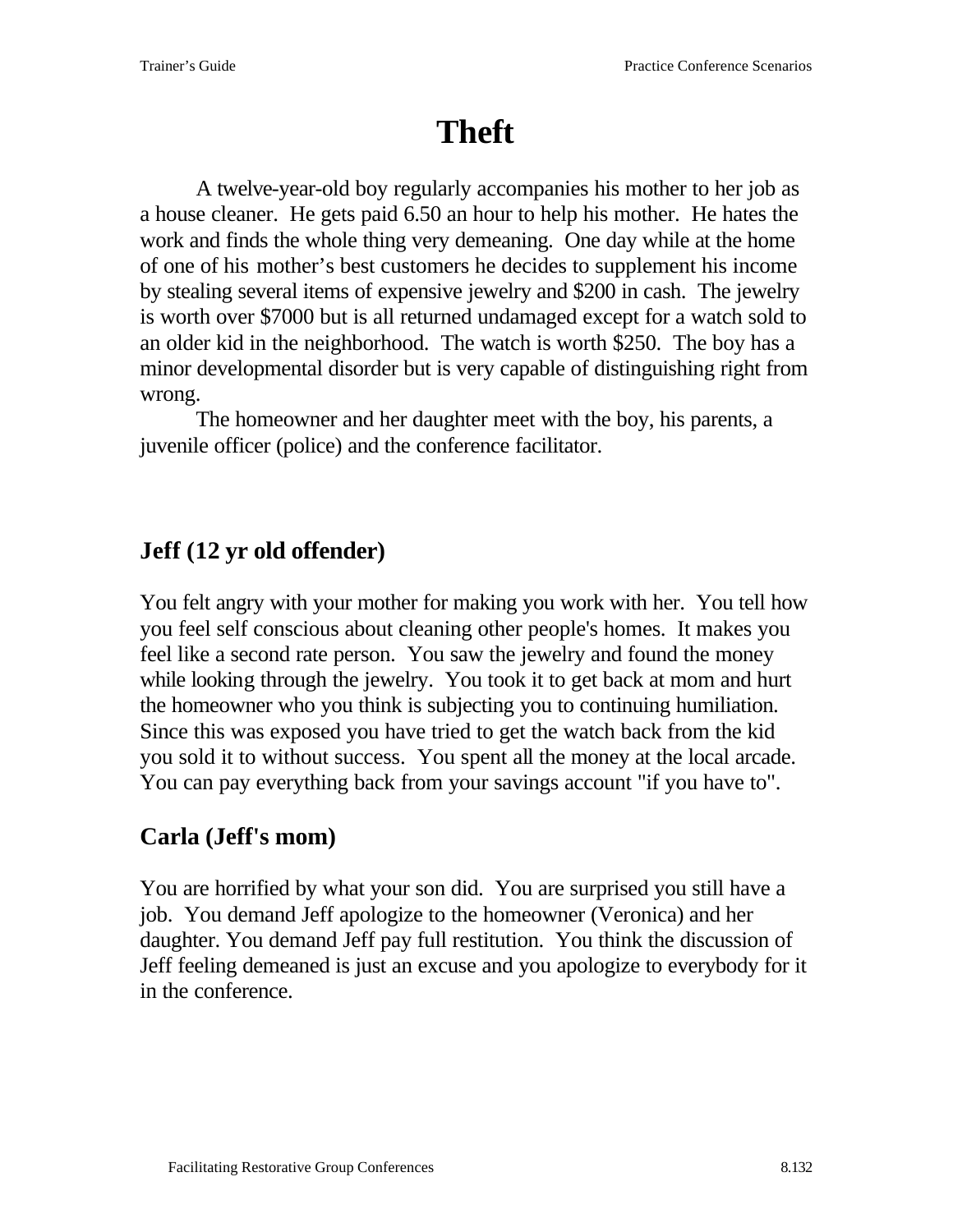# Theft

A twelve-year-old boy regularly accompanies his mother to her job as a house cleaner. He gets paid 6.50 an hour to help his mother. He hates the work and finds the whole thing very demeaning. One day while at the home of one of his mother's best customers he decides to supplement his income by stealing several items of expensive jewelry and $200 in cash. The jewelry is worth over $7000 but is all returned undamaged except for a watch sold to an older kid in the neighborhood. The watch is worth $250. The boy has a minor developmental disorder but is very capable of distinguishing right from wrong.

The homeowner and her daughter meet with the boy, his parents, a juvenile officer (police) and the conference facilitator.

## Jeff (12 yr old offender)

You felt angry with your mother for making you work with her. You tell how you feel self conscious about cleaning other people's homes. It makes you feel like a second rate person. You saw the jewelry and found the money while looking through the jewelry. You took it to get back at mom and hurt the homeowner who you think is subjecting you to continuing humiliation. Since this was exposed you have tried to get the watch back from the kid you sold it to without success. You spent all the money at the local arcade. You can pay everything back from your savings account "if you have to".

## Carla (Jeff's mom)

You are horrified by what your son did. You are surprised you still have a job. You demand Jeff apologize to the homeowner (Veronica) and her daughter. You demand Jeff pay full restitution. You think the discussion of Jeff feeling demeaned is just an excuse and you apologize to everybody for it in the conference.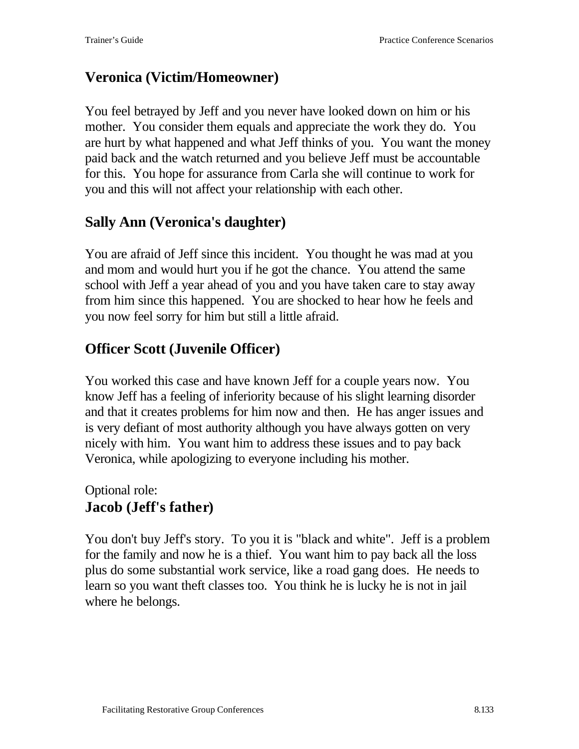## Veronica (Victim/Homeowner)

You feel betrayed by Jeff and you never have looked down on him or his mother. You consider them equals and appreciate the work they do. You are hurt by what happened and what Jeff thinks of you. You want the money paid back and the watch returned and you believe Jeff must be accountable for this. You hope for assurance from Carla she will continue to work for you and this will not affect your relationship with each other.

## Sally Ann (Veronica's daughter)

You are afraid of Jeff since this incident. You thought he was mad at you and mom and would hurt you if he got the chance. You attend the same school with Jeff a year ahead of you and you have taken care to stay away from him since this happened. You are shocked to hear how he feels and you now feel sorry for him but still a little afraid.

## Officer Scott (Juvenile Officer)

You worked this case and have known Jeff for a couple years now. You know Jeff has a feeling of inferiority because of his slight learning disorder and that it creates problems for him now and then. He has anger issues and is very defiant of most authority although you have always gotten on very nicely with him. You want him to address these issues and to pay back Veronica, while apologizing to everyone including his mother.

Optional role:

## Jacob (Jeff's father)

You don't buy Jeff's story. To you it is "black and white". Jeff is a problem for the family and now he is a thief. You want him to pay back all the loss plus do some substantial work service, like a road gang does. He needs to learn so you want theft classes too. You think he is lucky he is not in jail where he belongs.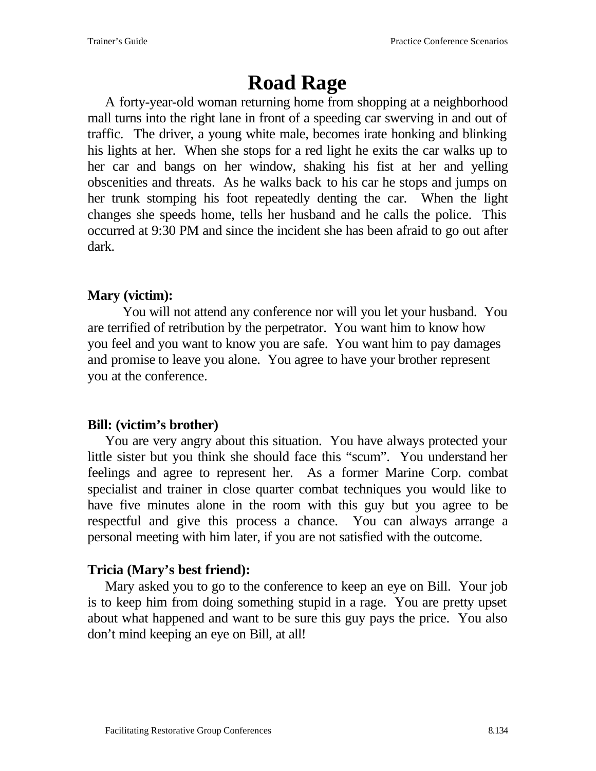# Road Rage

A forty-year-old woman returning home from shopping at a neighborhood mall turns into the right lane in front of a speeding car swerving in and out of traffic. The driver, a young white male, becomes irate honking and blinking his lights at her. When she stops for a red light he exits the car walks up to her car and bangs on her window, shaking his fist at her and yelling obscenities and threats. As he walks back to his car he stops and jumps on her trunk stomping his foot repeatedly denting the car. When the light changes she speeds home, tells her husband and he calls the police. This occurred at 9:30 PM and since the incident she has been afraid to go out after dark.

**Mary (victim):**

You will not attend any conference nor will you let your husband. You are terrified of retribution by the perpetrator. You want him to know how you feel and you want to know you are safe. You want him to pay damages and promise to leave you alone. You agree to have your brother represent you at the conference.

**Bill: (victim's brother)**

You are very angry about this situation. You have always protected your little sister but you think she should face this "scum". You understand her feelings and agree to represent her. As a former Marine Corp. combat specialist and trainer in close quarter combat techniques you would like to have five minutes alone in the room with this guy but you agree to be respectful and give this process a chance. You can always arrange a personal meeting with him later, if you are not satisfied with the outcome.

**Tricia (Mary's best friend):**

Mary asked you to go to the conference to keep an eye on Bill. Your job is to keep him from doing something stupid in a rage. You are pretty upset about what happened and want to be sure this guy pays the price. You also don't mind keeping an eye on Bill, at all!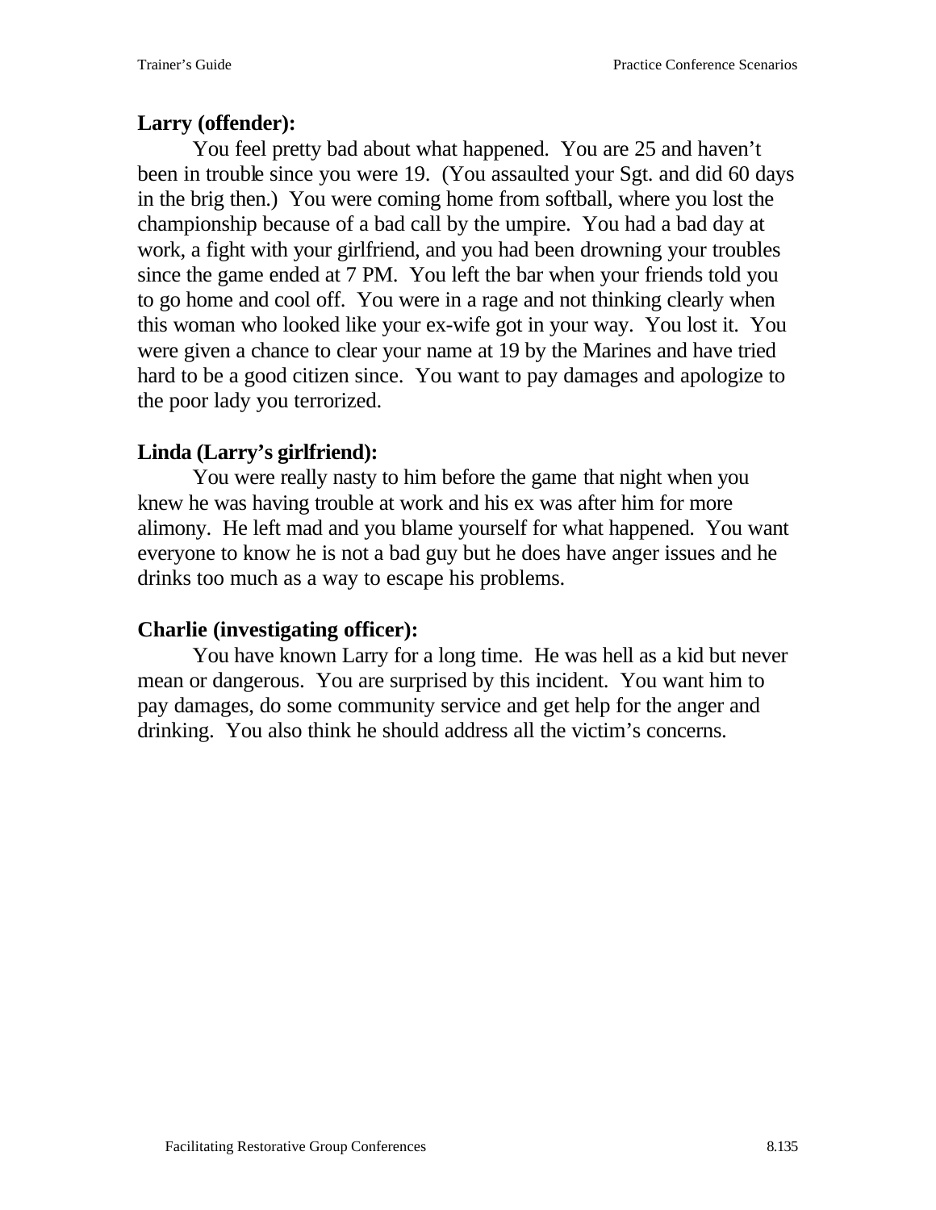**Larry (offender):**

You feel pretty bad about what happened. You are 25 and haven't been in trouble since you were 19. (You assaulted your Sgt. and did 60 days in the brig then.) You were coming home from softball, where you lost the championship because of a bad call by the umpire. You had a bad day at work, a fight with your girlfriend, and you had been drowning your troubles since the game ended at 7 PM. You left the bar when your friends told you to go home and cool off. You were in a rage and not thinking clearly when this woman who looked like your ex-wife got in your way. You lost it. You were given a chance to clear your name at 19 by the Marines and have tried hard to be a good citizen since. You want to pay damages and apologize to the poor lady you terrorized.

**Linda (Larry's girlfriend):**

You were really nasty to him before the game that night when you knew he was having trouble at work and his ex was after him for more alimony. He left mad and you blame yourself for what happened. You want everyone to know he is not a bad guy but he does have anger issues and he drinks too much as a way to escape his problems.

**Charlie (investigating officer):**

You have known Larry for a long time. He was hell as a kid but never mean or dangerous. You are surprised by this incident. You want him to pay damages, do some community service and get help for the anger and drinking. You also think he should address all the victim's concerns.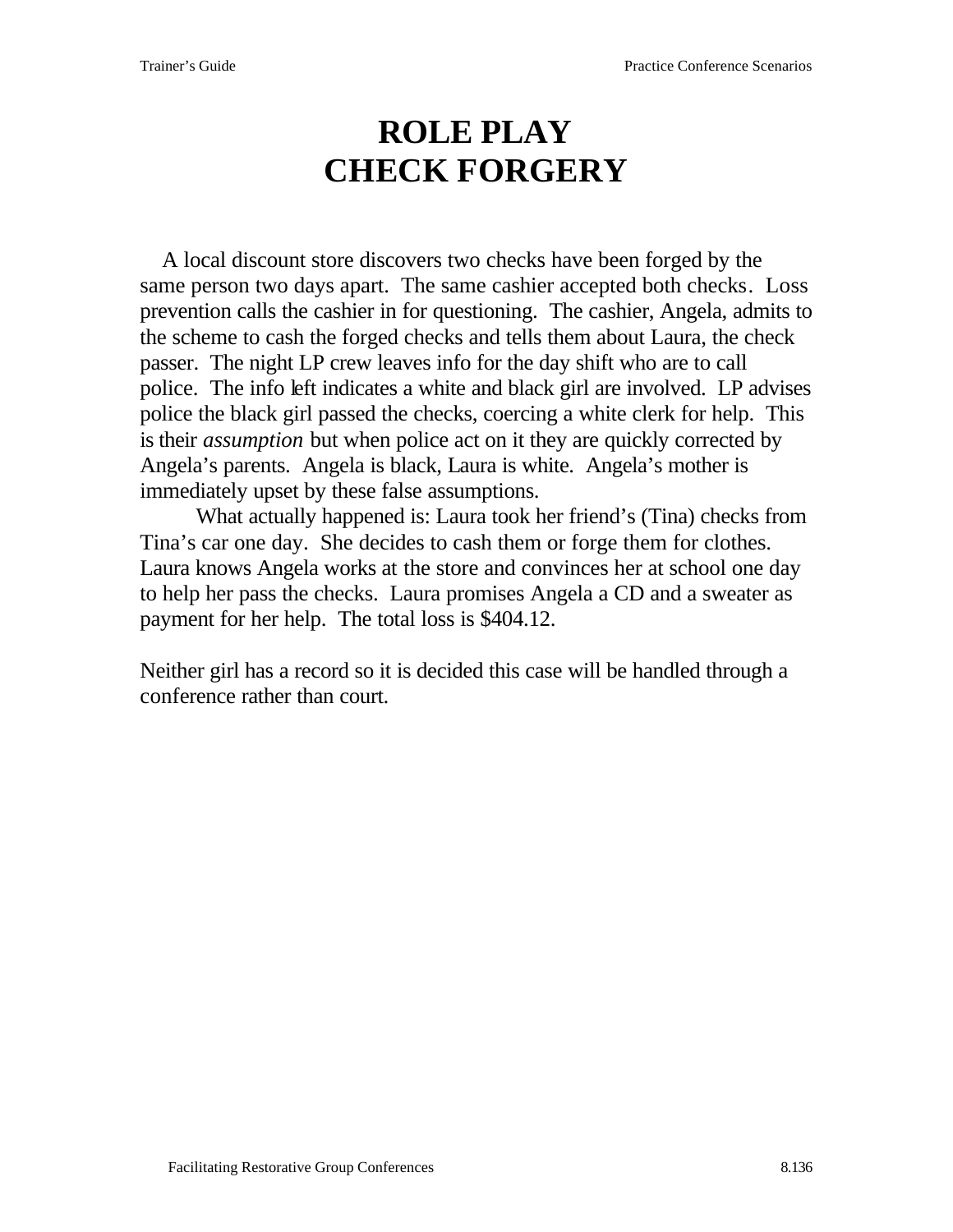# ROLE PLAY
# CHECK FORGERY

A local discount store discovers two checks have been forged by the same person two days apart. The same cashier accepted both checks. Loss prevention calls the cashier in for questioning. The cashier, Angela, admits to the scheme to cash the forged checks and tells them about Laura, the check passer. The night LP crew leaves info for the day shift who are to call police. The info left indicates a white and black girl are involved. LP advises police the black girl passed the checks, coercing a white clerk for help. This is their *assumption* but when police act on it they are quickly corrected by Angela's parents. Angela is black, Laura is white. Angela's mother is immediately upset by these false assumptions.

What actually happened is: Laura took her friend's (Tina) checks from Tina's car one day. She decides to cash them or forge them for clothes. Laura knows Angela works at the store and convinces her at school one day to help her pass the checks. Laura promises Angela a CD and a sweater as payment for her help. The total loss is $404.12.

Neither girl has a record so it is decided this case will be handled through a conference rather than court.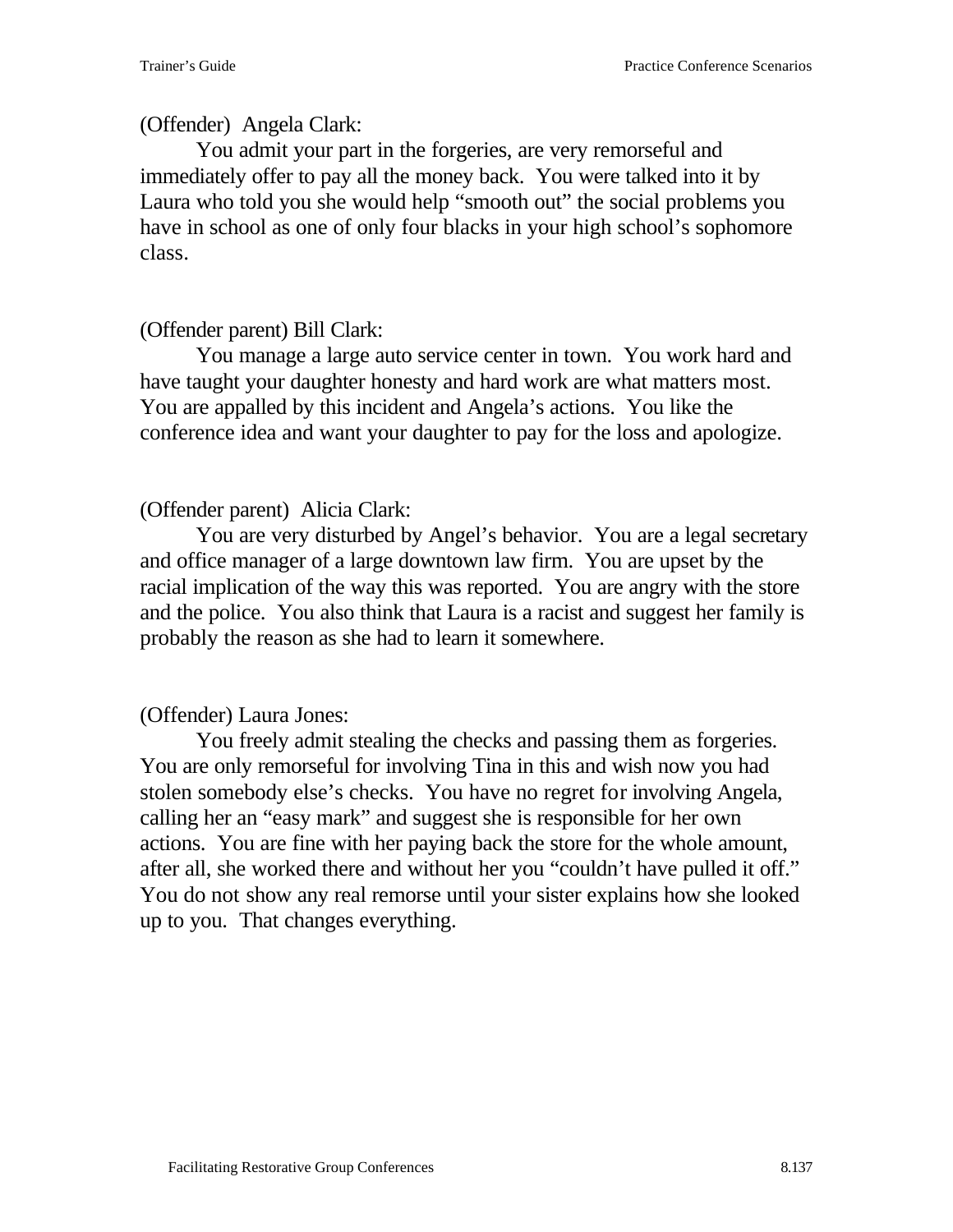(Offender) Angela Clark:

You admit your part in the forgeries, are very remorseful and immediately offer to pay all the money back. You were talked into it by Laura who told you she would help "smooth out" the social problems you have in school as one of only four blacks in your high school's sophomore class.

(Offender parent) Bill Clark:

You manage a large auto service center in town. You work hard and have taught your daughter honesty and hard work are what matters most. You are appalled by this incident and Angela's actions. You like the conference idea and want your daughter to pay for the loss and apologize.

(Offender parent) Alicia Clark:

You are very disturbed by Angel's behavior. You are a legal secretary and office manager of a large downtown law firm. You are upset by the racial implication of the way this was reported. You are angry with the store and the police. You also think that Laura is a racist and suggest her family is probably the reason as she had to learn it somewhere.

(Offender) Laura Jones:

You freely admit stealing the checks and passing them as forgeries. You are only remorseful for involving Tina in this and wish now you had stolen somebody else's checks. You have no regret for involving Angela, calling her an "easy mark" and suggest she is responsible for her own actions. You are fine with her paying back the store for the whole amount, after all, she worked there and without her you "couldn't have pulled it off." You do not show any real remorse until your sister explains how she looked up to you. That changes everything.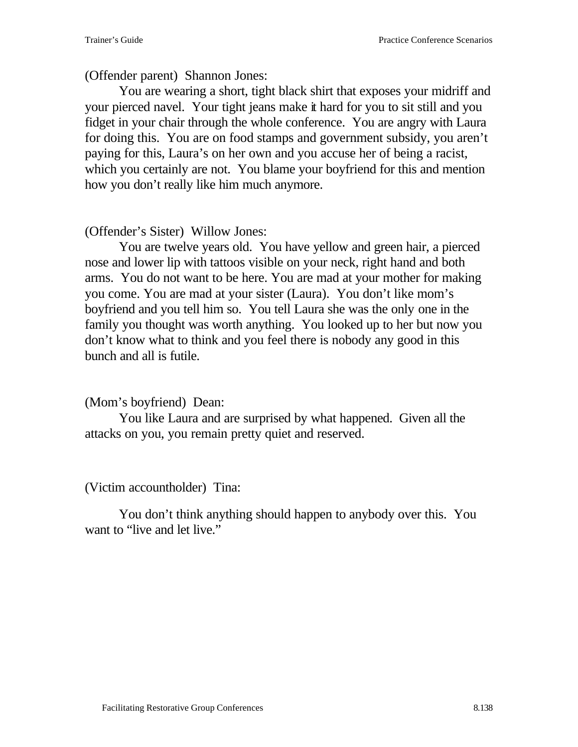(Offender parent) Shannon Jones:

You are wearing a short, tight black shirt that exposes your midriff and your pierced navel. Your tight jeans make it hard for you to sit still and you fidget in your chair through the whole conference. You are angry with Laura for doing this. You are on food stamps and government subsidy, you aren't paying for this, Laura's on her own and you accuse her of being a racist, which you certainly are not. You blame your boyfriend for this and mention how you don't really like him much anymore.

(Offender's Sister) Willow Jones:

You are twelve years old. You have yellow and green hair, a pierced nose and lower lip with tattoos visible on your neck, right hand and both arms. You do not want to be here. You are mad at your mother for making you come. You are mad at your sister (Laura). You don't like mom's boyfriend and you tell him so. You tell Laura she was the only one in the family you thought was worth anything. You looked up to her but now you don't know what to think and you feel there is nobody any good in this bunch and all is futile.

(Mom's boyfriend) Dean:

You like Laura and are surprised by what happened. Given all the attacks on you, you remain pretty quiet and reserved.

(Victim accountholder) Tina:

You don't think anything should happen to anybody over this. You want to "live and let live."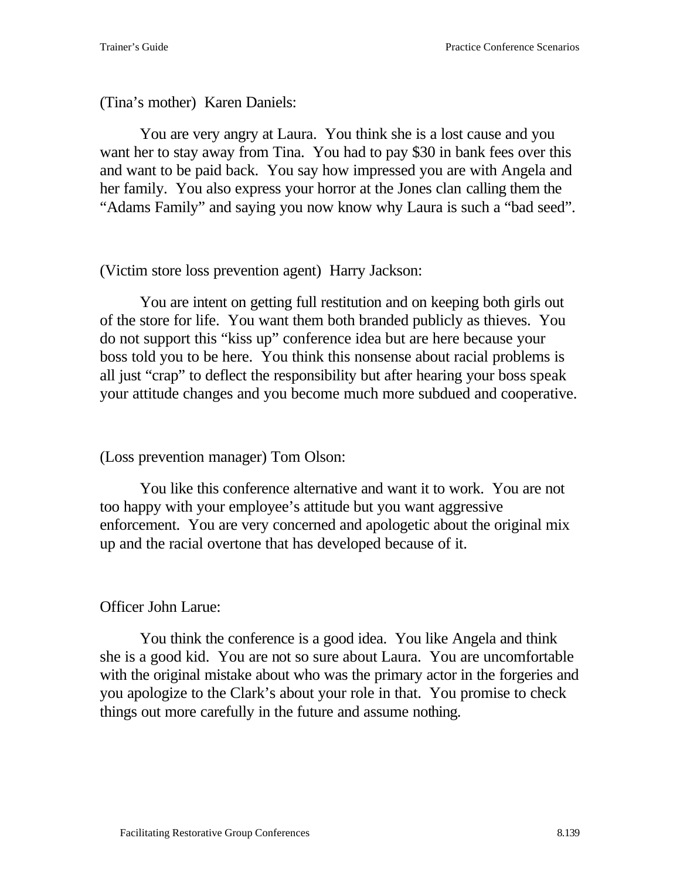(Tina's mother) Karen Daniels:

You are very angry at Laura. You think she is a lost cause and you want her to stay away from Tina. You had to pay $30 in bank fees over this and want to be paid back. You say how impressed you are with Angela and her family. You also express your horror at the Jones clan calling them the "Adams Family" and saying you now know why Laura is such a "bad seed".

(Victim store loss prevention agent) Harry Jackson:

You are intent on getting full restitution and on keeping both girls out of the store for life. You want them both branded publicly as thieves. You do not support this "kiss up" conference idea but are here because your boss told you to be here. You think this nonsense about racial problems is all just "crap" to deflect the responsibility but after hearing your boss speak your attitude changes and you become much more subdued and cooperative.

(Loss prevention manager) Tom Olson:

You like this conference alternative and want it to work. You are not too happy with your employee's attitude but you want aggressive enforcement. You are very concerned and apologetic about the original mix up and the racial overtone that has developed because of it.

Officer John Larue:

You think the conference is a good idea. You like Angela and think she is a good kid. You are not so sure about Laura. You are uncomfortable with the original mistake about who was the primary actor in the forgeries and you apologize to the Clark's about your role in that. You promise to check things out more carefully in the future and assume nothing.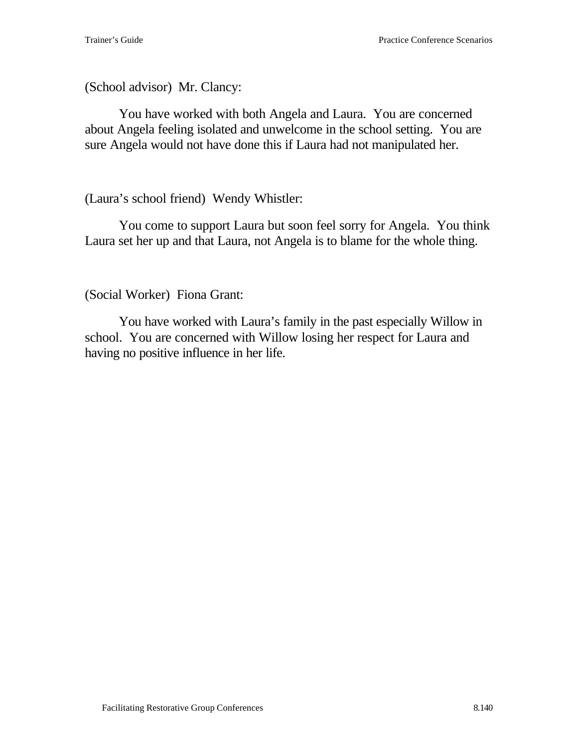(School advisor) Mr. Clancy:

You have worked with both Angela and Laura. You are concerned about Angela feeling isolated and unwelcome in the school setting. You are sure Angela would not have done this if Laura had not manipulated her.

(Laura's school friend) Wendy Whistler:

You come to support Laura but soon feel sorry for Angela. You think Laura set her up and that Laura, not Angela is to blame for the whole thing.

(Social Worker) Fiona Grant:

You have worked with Laura's family in the past especially Willow in school. You are concerned with Willow losing her respect for Laura and having no positive influence in her life.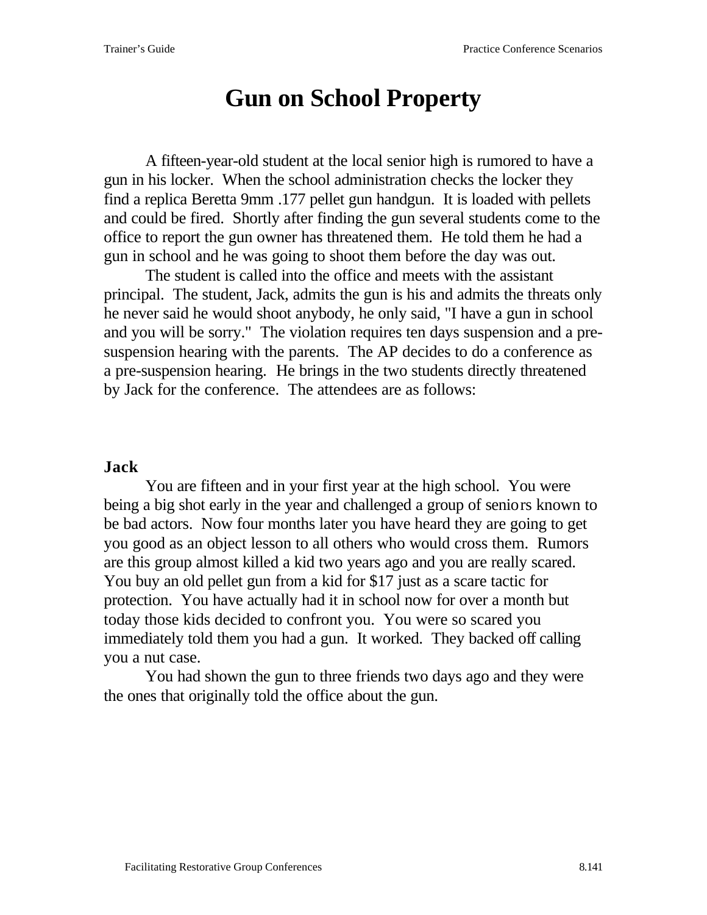# Gun on School Property

A fifteen-year-old student at the local senior high is rumored to have a gun in his locker. When the school administration checks the locker they find a replica Beretta 9mm .177 pellet gun handgun. It is loaded with pellets and could be fired. Shortly after finding the gun several students come to the office to report the gun owner has threatened them. He told them he had a gun in school and he was going to shoot them before the day was out.

The student is called into the office and meets with the assistant principal. The student, Jack, admits the gun is his and admits the threats only he never said he would shoot anybody, he only said, "I have a gun in school and you will be sorry." The violation requires ten days suspension and a pre-suspension hearing with the parents. The AP decides to do a conference as a pre-suspension hearing. He brings in the two students directly threatened by Jack for the conference. The attendees are as follows:

**Jack**

You are fifteen and in your first year at the high school. You were being a big shot early in the year and challenged a group of seniors known to be bad actors. Now four months later you have heard they are going to get you good as an object lesson to all others who would cross them. Rumors are this group almost killed a kid two years ago and you are really scared. You buy an old pellet gun from a kid for $17 just as a scare tactic for protection. You have actually had it in school now for over a month but today those kids decided to confront you. You were so scared you immediately told them you had a gun. It worked. They backed off calling you a nut case.

You had shown the gun to three friends two days ago and they were the ones that originally told the office about the gun.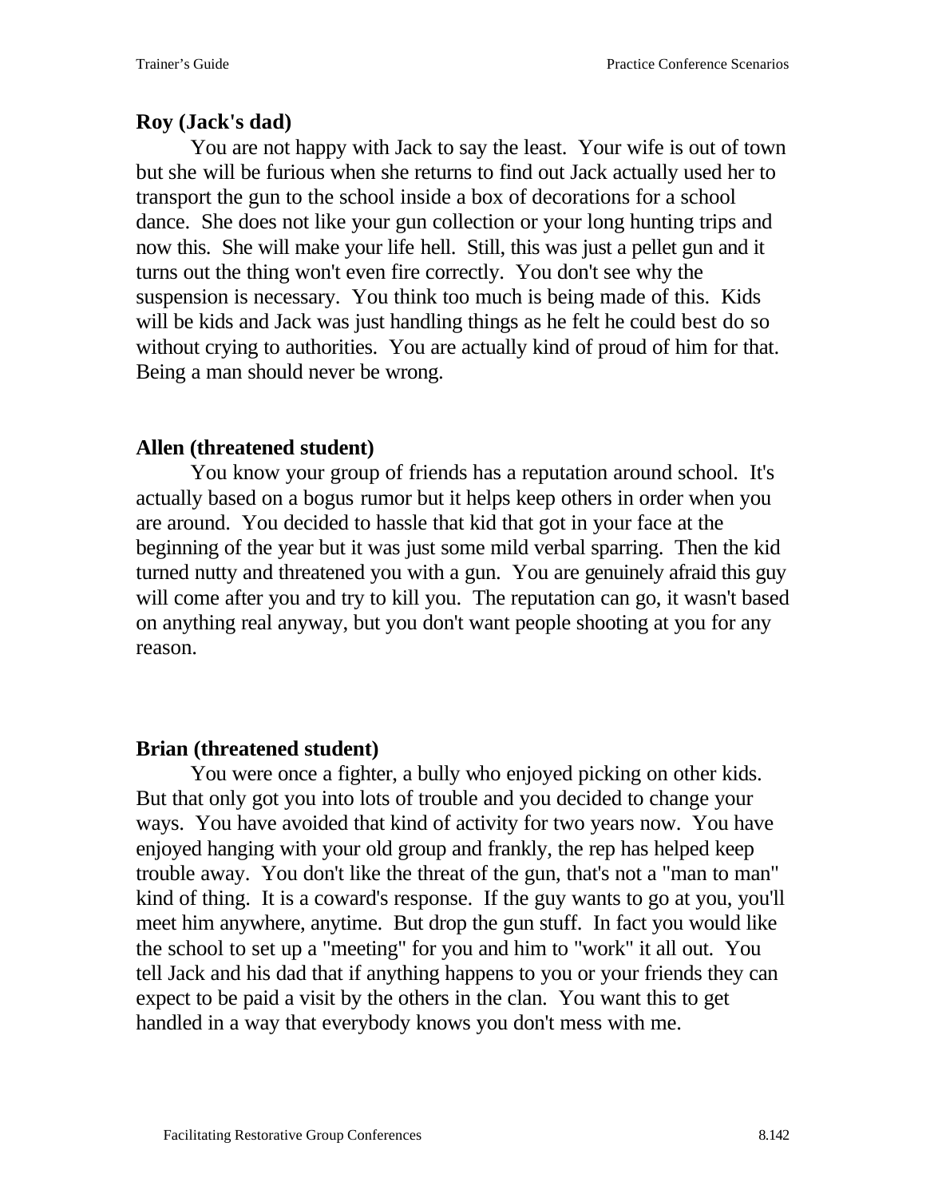**Roy (Jack's dad)**

You are not happy with Jack to say the least. Your wife is out of town but she will be furious when she returns to find out Jack actually used her to transport the gun to the school inside a box of decorations for a school dance. She does not like your gun collection or your long hunting trips and now this. She will make your life hell. Still, this was just a pellet gun and it turns out the thing won't even fire correctly. You don't see why the suspension is necessary. You think too much is being made of this. Kids will be kids and Jack was just handling things as he felt he could best do so without crying to authorities. You are actually kind of proud of him for that. Being a man should never be wrong.

**Allen (threatened student)**

You know your group of friends has a reputation around school. It's actually based on a bogus rumor but it helps keep others in order when you are around. You decided to hassle that kid that got in your face at the beginning of the year but it was just some mild verbal sparring. Then the kid turned nutty and threatened you with a gun. You are genuinely afraid this guy will come after you and try to kill you. The reputation can go, it wasn't based on anything real anyway, but you don't want people shooting at you for any reason.

**Brian (threatened student)**

You were once a fighter, a bully who enjoyed picking on other kids. But that only got you into lots of trouble and you decided to change your ways. You have avoided that kind of activity for two years now. You have enjoyed hanging with your old group and frankly, the rep has helped keep trouble away. You don't like the threat of the gun, that's not a "man to man" kind of thing. It is a coward's response. If the guy wants to go at you, you'll meet him anywhere, anytime. But drop the gun stuff. In fact you would like the school to set up a "meeting" for you and him to "work" it all out. You tell Jack and his dad that if anything happens to you or your friends they can expect to be paid a visit by the others in the clan. You want this to get handled in a way that everybody knows you don't mess with me.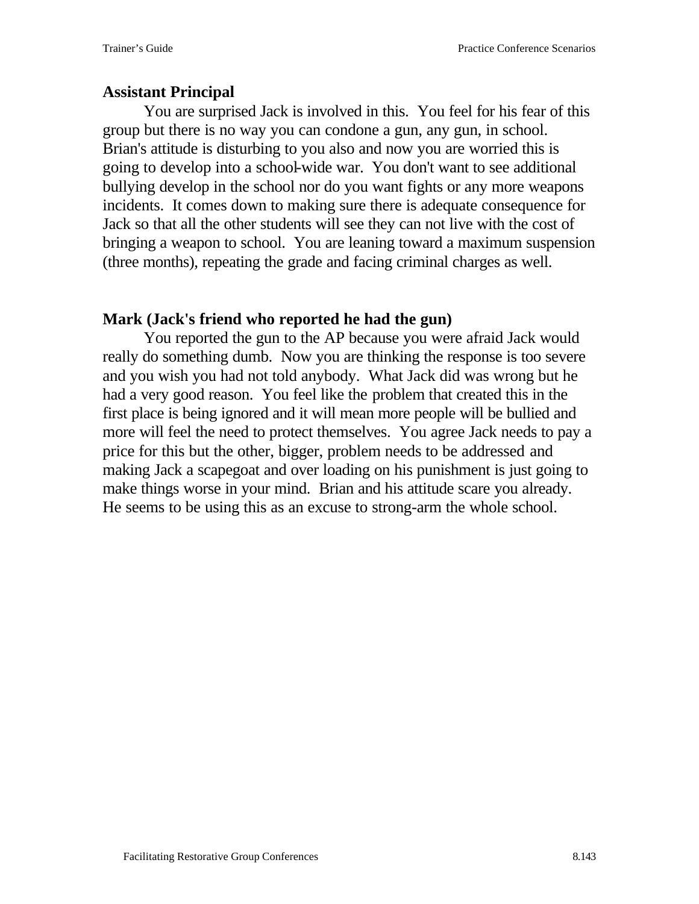**Assistant Principal**

You are surprised Jack is involved in this. You feel for his fear of this group but there is no way you can condone a gun, any gun, in school. Brian's attitude is disturbing to you also and now you are worried this is going to develop into a school-wide war. You don't want to see additional bullying develop in the school nor do you want fights or any more weapons incidents. It comes down to making sure there is adequate consequence for Jack so that all the other students will see they can not live with the cost of bringing a weapon to school. You are leaning toward a maximum suspension (three months), repeating the grade and facing criminal charges as well.

**Mark (Jack's friend who reported he had the gun)**

You reported the gun to the AP because you were afraid Jack would really do something dumb. Now you are thinking the response is too severe and you wish you had not told anybody. What Jack did was wrong but he had a very good reason. You feel like the problem that created this in the first place is being ignored and it will mean more people will be bullied and more will feel the need to protect themselves. You agree Jack needs to pay a price for this but the other, bigger, problem needs to be addressed and making Jack a scapegoat and over loading on his punishment is just going to make things worse in your mind. Brian and his attitude scare you already. He seems to be using this as an excuse to strong-arm the whole school.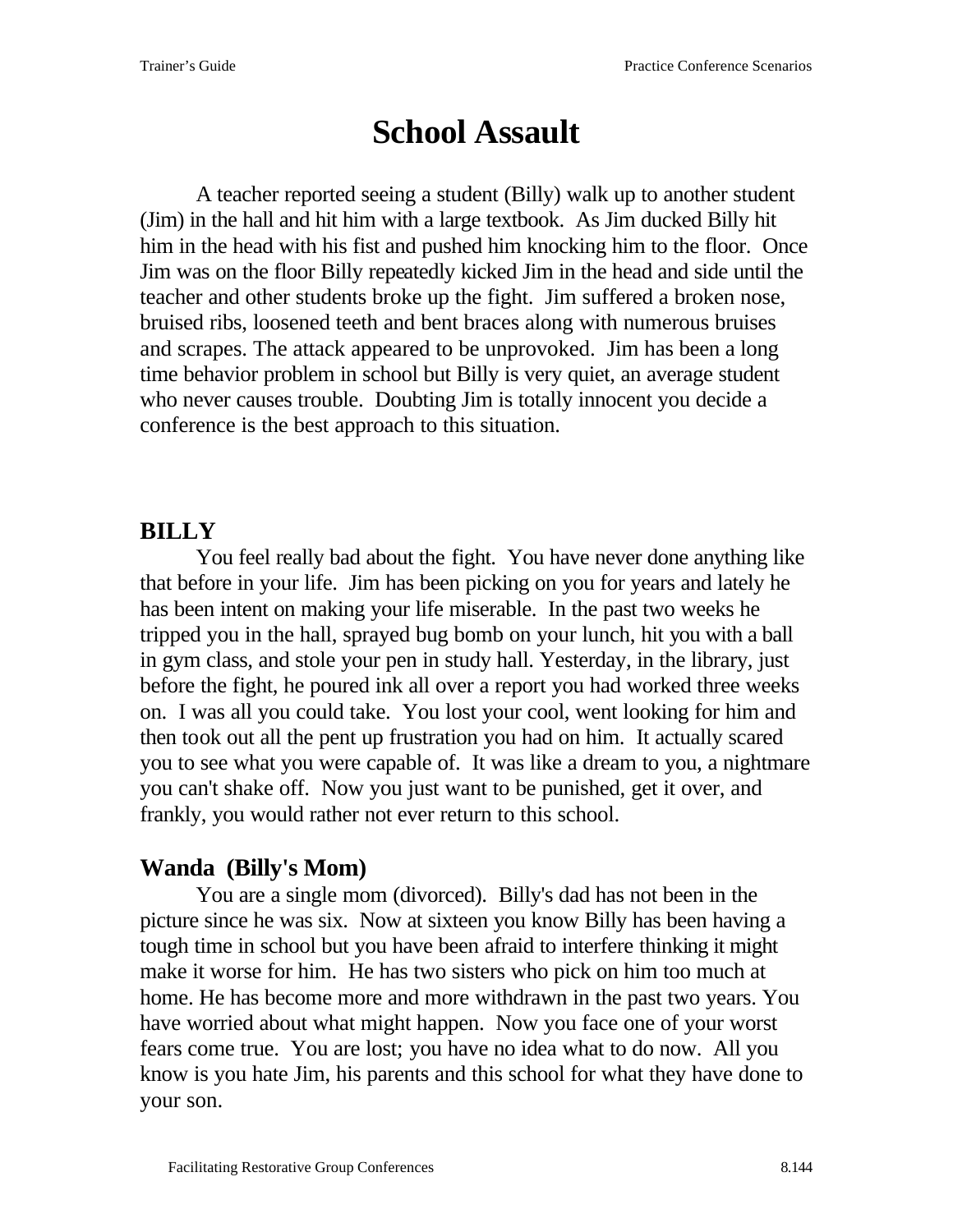# School Assault

A teacher reported seeing a student (Billy) walk up to another student (Jim) in the hall and hit him with a large textbook. As Jim ducked Billy hit him in the head with his fist and pushed him knocking him to the floor. Once Jim was on the floor Billy repeatedly kicked Jim in the head and side until the teacher and other students broke up the fight. Jim suffered a broken nose, bruised ribs, loosened teeth and bent braces along with numerous bruises and scrapes. The attack appeared to be unprovoked. Jim has been a long time behavior problem in school but Billy is very quiet, an average student who never causes trouble. Doubting Jim is totally innocent you decide a conference is the best approach to this situation.

## BILLY

You feel really bad about the fight. You have never done anything like that before in your life. Jim has been picking on you for years and lately he has been intent on making your life miserable. In the past two weeks he tripped you in the hall, sprayed bug bomb on your lunch, hit you with a ball in gym class, and stole your pen in study hall. Yesterday, in the library, just before the fight, he poured ink all over a report you had worked three weeks on. I was all you could take. You lost your cool, went looking for him and then took out all the pent up frustration you had on him. It actually scared you to see what you were capable of. It was like a dream to you, a nightmare you can't shake off. Now you just want to be punished, get it over, and frankly, you would rather not ever return to this school.

## Wanda (Billy's Mom)

You are a single mom (divorced). Billy's dad has not been in the picture since he was six. Now at sixteen you know Billy has been having a tough time in school but you have been afraid to interfere thinking it might make it worse for him. He has two sisters who pick on him too much at home. He has become more and more withdrawn in the past two years. You have worried about what might happen. Now you face one of your worst fears come true. You are lost; you have no idea what to do now. All you know is you hate Jim, his parents and this school for what they have done to your son.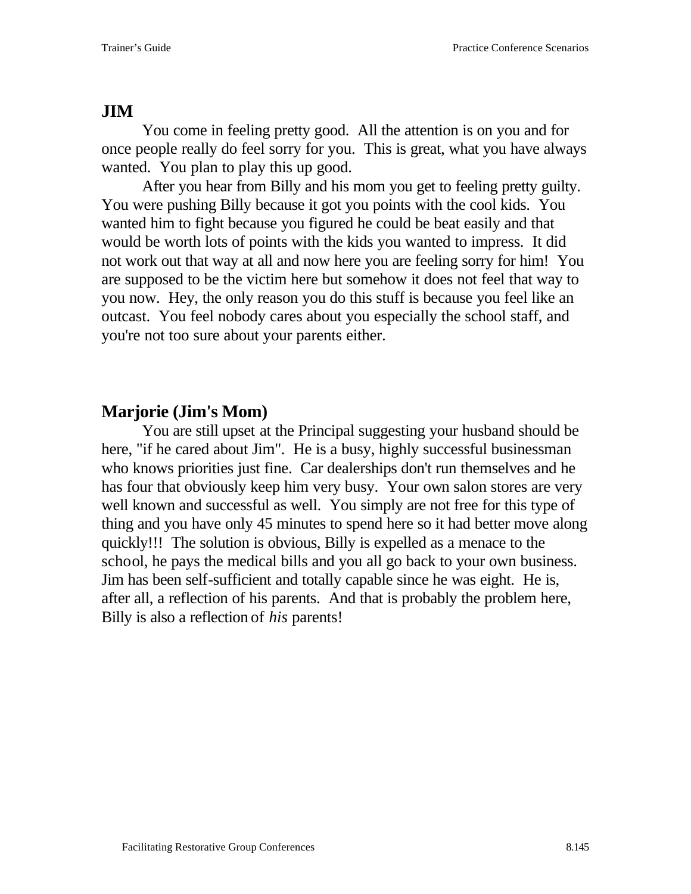## JIM

You come in feeling pretty good. All the attention is on you and for once people really do feel sorry for you. This is great, what you have always wanted. You plan to play this up good.

After you hear from Billy and his mom you get to feeling pretty guilty. You were pushing Billy because it got you points with the cool kids. You wanted him to fight because you figured he could be beat easily and that would be worth lots of points with the kids you wanted to impress. It did not work out that way at all and now here you are feeling sorry for him! You are supposed to be the victim here but somehow it does not feel that way to you now. Hey, the only reason you do this stuff is because you feel like an outcast. You feel nobody cares about you especially the school staff, and you're not too sure about your parents either.

## Marjorie (Jim's Mom)

You are still upset at the Principal suggesting your husband should be here, "if he cared about Jim". He is a busy, highly successful businessman who knows priorities just fine. Car dealerships don't run themselves and he has four that obviously keep him very busy. Your own salon stores are very well known and successful as well. You simply are not free for this type of thing and you have only 45 minutes to spend here so it had better move along quickly!!! The solution is obvious, Billy is expelled as a menace to the school, he pays the medical bills and you all go back to your own business. Jim has been self-sufficient and totally capable since he was eight. He is, after all, a reflection of his parents. And that is probably the problem here, Billy is also a reflection of *his* parents!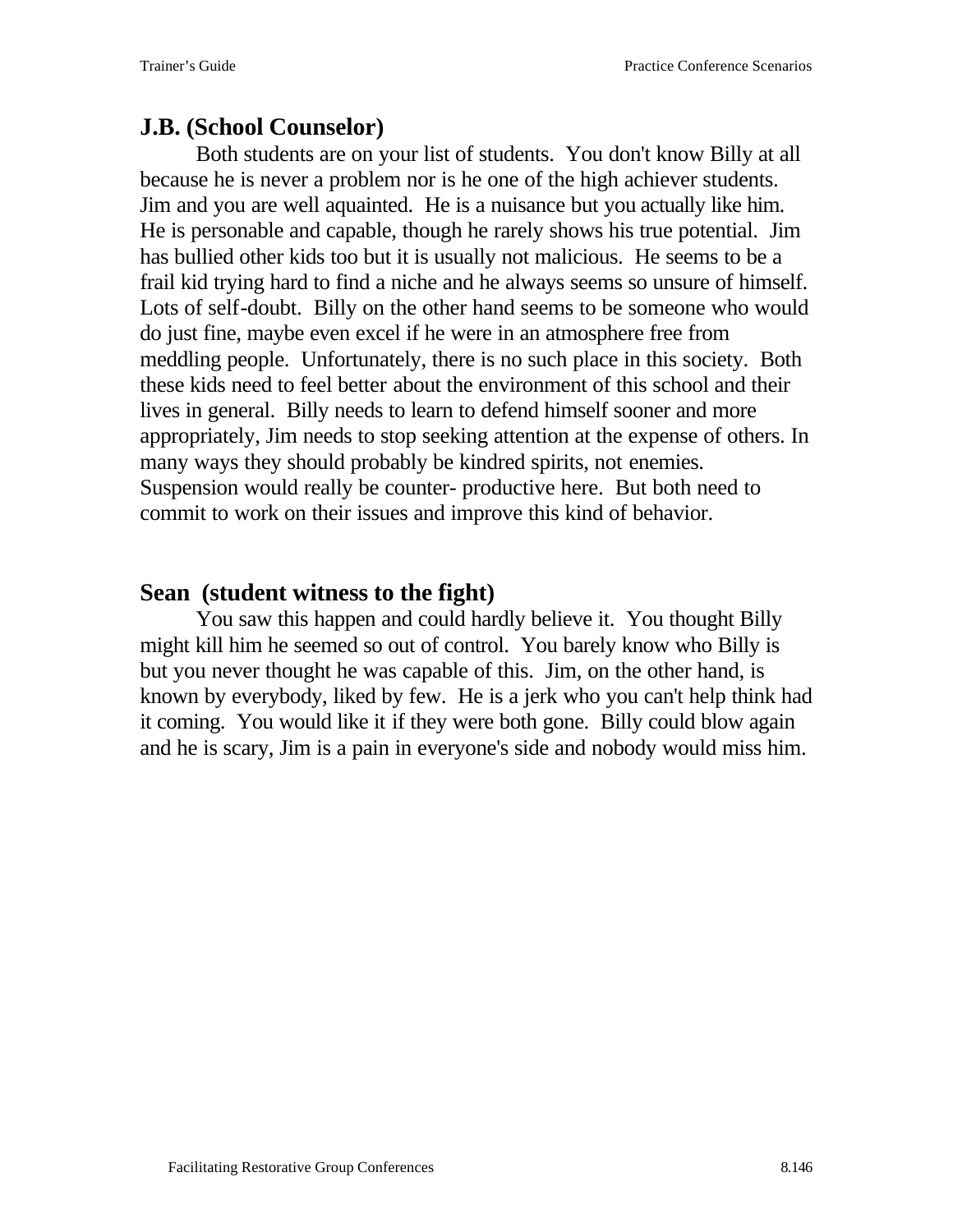## J.B. (School Counselor)

Both students are on your list of students. You don't know Billy at all because he is never a problem nor is he one of the high achiever students. Jim and you are well aquainted. He is a nuisance but you actually like him. He is personable and capable, though he rarely shows his true potential. Jim has bullied other kids too but it is usually not malicious. He seems to be a frail kid trying hard to find a niche and he always seems so unsure of himself. Lots of self-doubt. Billy on the other hand seems to be someone who would do just fine, maybe even excel if he were in an atmosphere free from meddling people. Unfortunately, there is no such place in this society. Both these kids need to feel better about the environment of this school and their lives in general. Billy needs to learn to defend himself sooner and more appropriately, Jim needs to stop seeking attention at the expense of others. In many ways they should probably be kindred spirits, not enemies. Suspension would really be counter- productive here. But both need to commit to work on their issues and improve this kind of behavior.

## Sean (student witness to the fight)

You saw this happen and could hardly believe it. You thought Billy might kill him he seemed so out of control. You barely know who Billy is but you never thought he was capable of this. Jim, on the other hand, is known by everybody, liked by few. He is a jerk who you can't help think had it coming. You would like it if they were both gone. Billy could blow again and he is scary, Jim is a pain in everyone's side and nobody would miss him.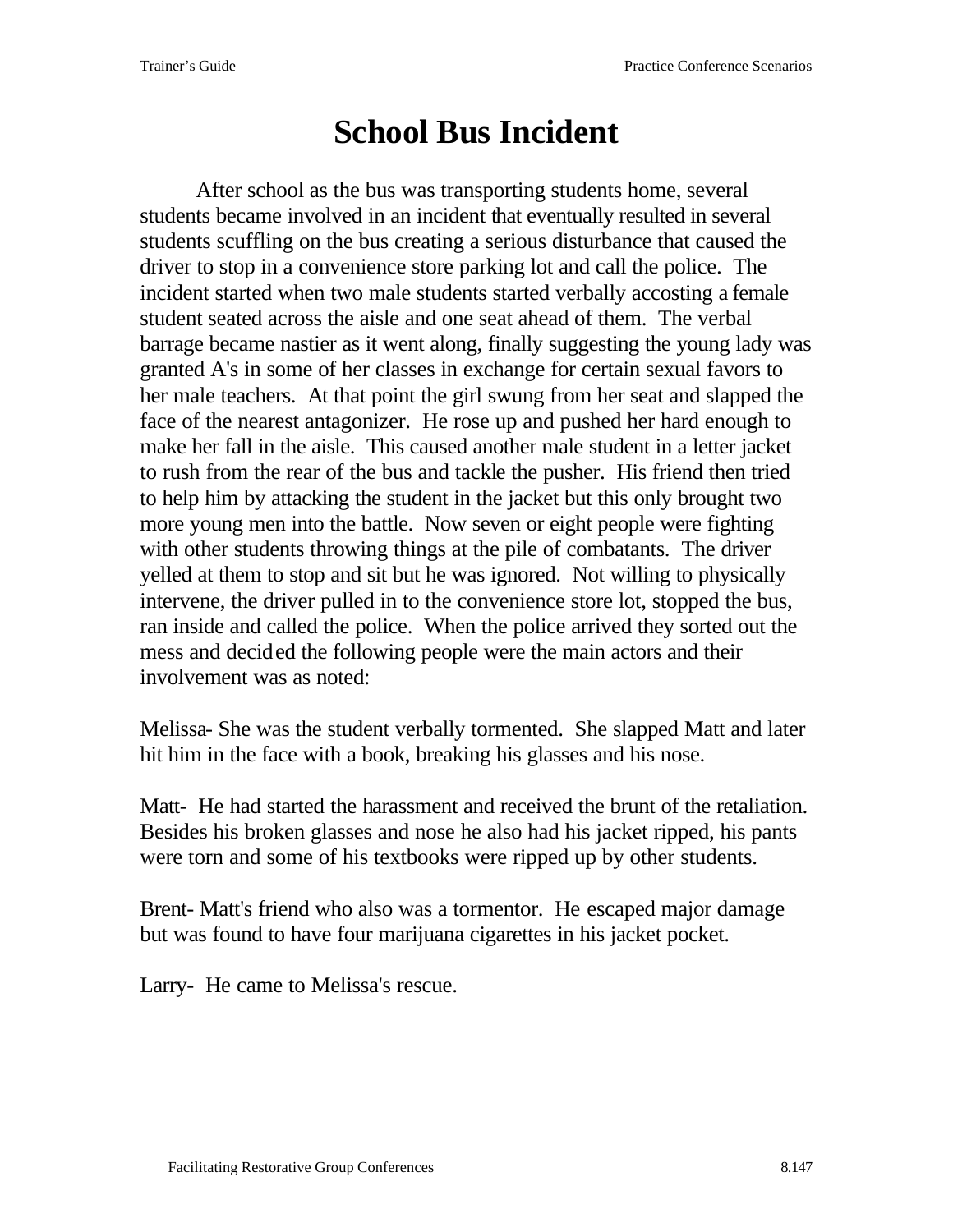# School Bus Incident

After school as the bus was transporting students home, several students became involved in an incident that eventually resulted in several students scuffling on the bus creating a serious disturbance that caused the driver to stop in a convenience store parking lot and call the police. The incident started when two male students started verbally accosting a female student seated across the aisle and one seat ahead of them. The verbal barrage became nastier as it went along, finally suggesting the young lady was granted A's in some of her classes in exchange for certain sexual favors to her male teachers. At that point the girl swung from her seat and slapped the face of the nearest antagonizer. He rose up and pushed her hard enough to make her fall in the aisle. This caused another male student in a letter jacket to rush from the rear of the bus and tackle the pusher. His friend then tried to help him by attacking the student in the jacket but this only brought two more young men into the battle. Now seven or eight people were fighting with other students throwing things at the pile of combatants. The driver yelled at them to stop and sit but he was ignored. Not willing to physically intervene, the driver pulled in to the convenience store lot, stopped the bus, ran inside and called the police. When the police arrived they sorted out the mess and decided the following people were the main actors and their involvement was as noted:

Melissa- She was the student verbally tormented. She slapped Matt and later hit him in the face with a book, breaking his glasses and his nose.

Matt- He had started the harassment and received the brunt of the retaliation. Besides his broken glasses and nose he also had his jacket ripped, his pants were torn and some of his textbooks were ripped up by other students.

Brent- Matt's friend who also was a tormentor. He escaped major damage but was found to have four marijuana cigarettes in his jacket pocket.

Larry- He came to Melissa's rescue.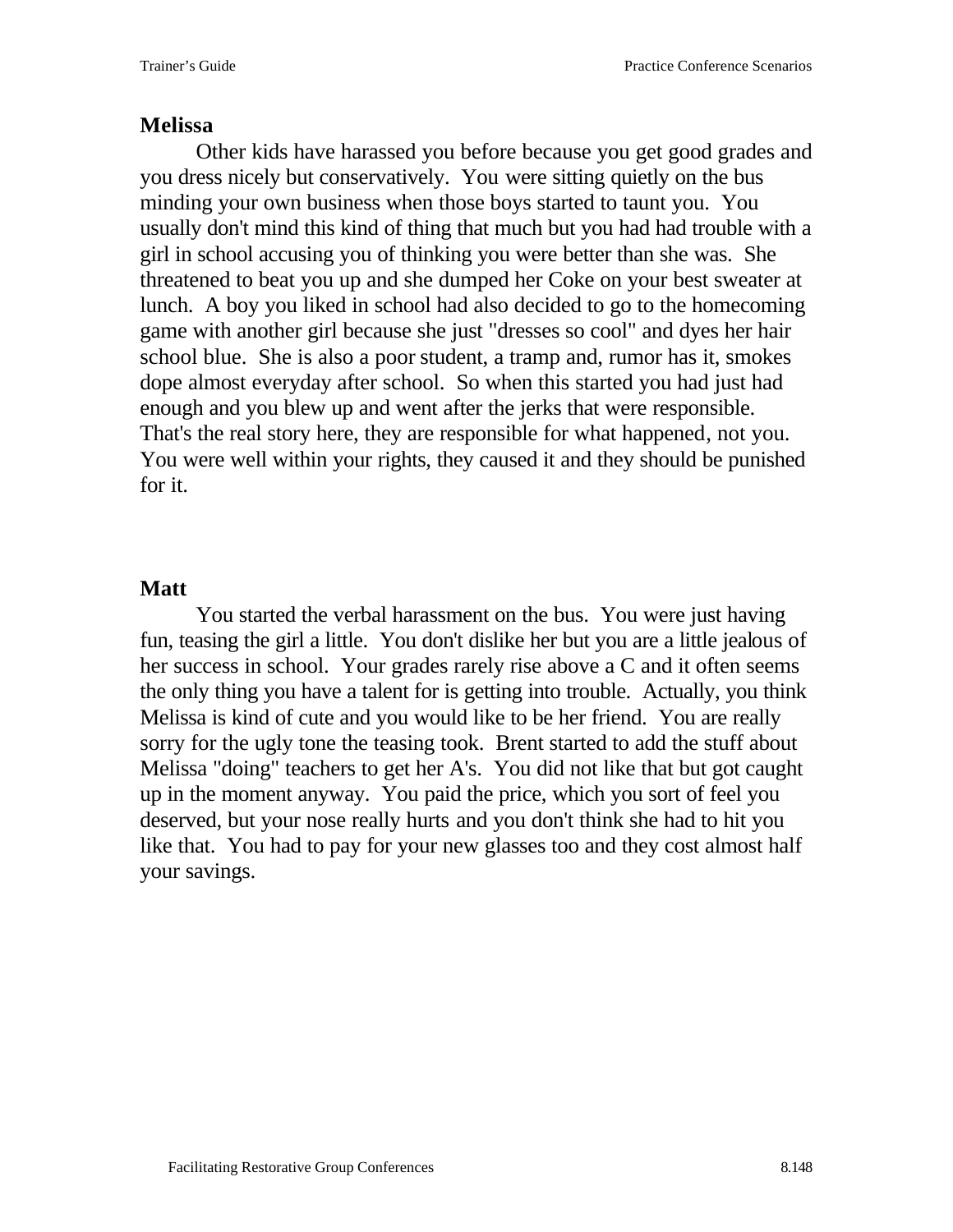**Melissa**

Other kids have harassed you before because you get good grades and you dress nicely but conservatively. You were sitting quietly on the bus minding your own business when those boys started to taunt you. You usually don't mind this kind of thing that much but you had had trouble with a girl in school accusing you of thinking you were better than she was. She threatened to beat you up and she dumped her Coke on your best sweater at lunch. A boy you liked in school had also decided to go to the homecoming game with another girl because she just "dresses so cool" and dyes her hair school blue. She is also a poor student, a tramp and, rumor has it, smokes dope almost everyday after school. So when this started you had just had enough and you blew up and went after the jerks that were responsible. That's the real story here, they are responsible for what happened, not you. You were well within your rights, they caused it and they should be punished for it.

**Matt**

You started the verbal harassment on the bus. You were just having fun, teasing the girl a little. You don't dislike her but you are a little jealous of her success in school. Your grades rarely rise above a C and it often seems the only thing you have a talent for is getting into trouble. Actually, you think Melissa is kind of cute and you would like to be her friend. You are really sorry for the ugly tone the teasing took. Brent started to add the stuff about Melissa "doing" teachers to get her A's. You did not like that but got caught up in the moment anyway. You paid the price, which you sort of feel you deserved, but your nose really hurts and you don't think she had to hit you like that. You had to pay for your new glasses too and they cost almost half your savings.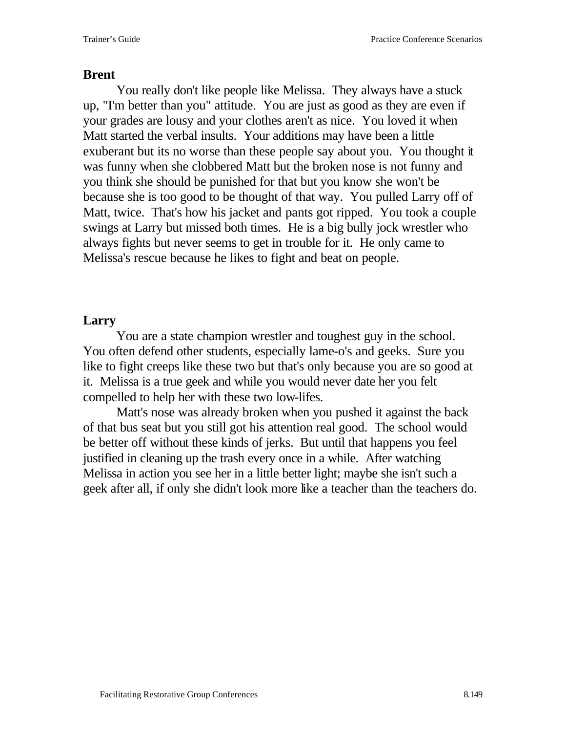**Brent**

You really don't like people like Melissa. They always have a stuck up, "I'm better than you" attitude. You are just as good as they are even if your grades are lousy and your clothes aren't as nice. You loved it when Matt started the verbal insults. Your additions may have been a little exuberant but its no worse than these people say about you. You thought it was funny when she clobbered Matt but the broken nose is not funny and you think she should be punished for that but you know she won't be because she is too good to be thought of that way. You pulled Larry off of Matt, twice. That's how his jacket and pants got ripped. You took a couple swings at Larry but missed both times. He is a big bully jock wrestler who always fights but never seems to get in trouble for it. He only came to Melissa's rescue because he likes to fight and beat on people.

**Larry**

You are a state champion wrestler and toughest guy in the school. You often defend other students, especially lame-o's and geeks. Sure you like to fight creeps like these two but that's only because you are so good at it. Melissa is a true geek and while you would never date her you felt compelled to help her with these two low-lifes.

Matt's nose was already broken when you pushed it against the back of that bus seat but you still got his attention real good. The school would be better off without these kinds of jerks. But until that happens you feel justified in cleaning up the trash every once in a while. After watching Melissa in action you see her in a little better light; maybe she isn't such a geek after all, if only she didn't look more like a teacher than the teachers do.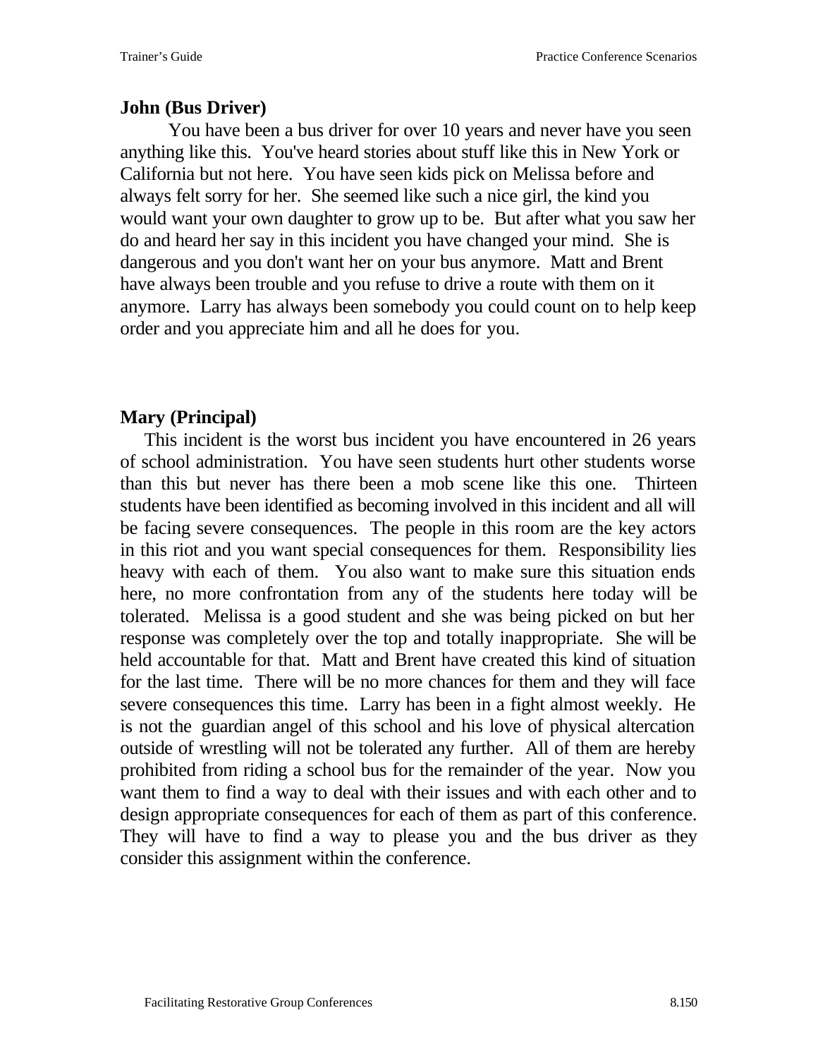**John (Bus Driver)**

You have been a bus driver for over 10 years and never have you seen anything like this. You've heard stories about stuff like this in New York or California but not here. You have seen kids pick on Melissa before and always felt sorry for her. She seemed like such a nice girl, the kind you would want your own daughter to grow up to be. But after what you saw her do and heard her say in this incident you have changed your mind. She is dangerous and you don't want her on your bus anymore. Matt and Brent have always been trouble and you refuse to drive a route with them on it anymore. Larry has always been somebody you could count on to help keep order and you appreciate him and all he does for you.

**Mary (Principal)**

This incident is the worst bus incident you have encountered in 26 years of school administration. You have seen students hurt other students worse than this but never has there been a mob scene like this one. Thirteen students have been identified as becoming involved in this incident and all will be facing severe consequences. The people in this room are the key actors in this riot and you want special consequences for them. Responsibility lies heavy with each of them. You also want to make sure this situation ends here, no more confrontation from any of the students here today will be tolerated. Melissa is a good student and she was being picked on but her response was completely over the top and totally inappropriate. She will be held accountable for that. Matt and Brent have created this kind of situation for the last time. There will be no more chances for them and they will face severe consequences this time. Larry has been in a fight almost weekly. He is not the guardian angel of this school and his love of physical altercation outside of wrestling will not be tolerated any further. All of them are hereby prohibited from riding a school bus for the remainder of the year. Now you want them to find a way to deal with their issues and with each other and to design appropriate consequences for each of them as part of this conference. They will have to find a way to please you and the bus driver as they consider this assignment within the conference.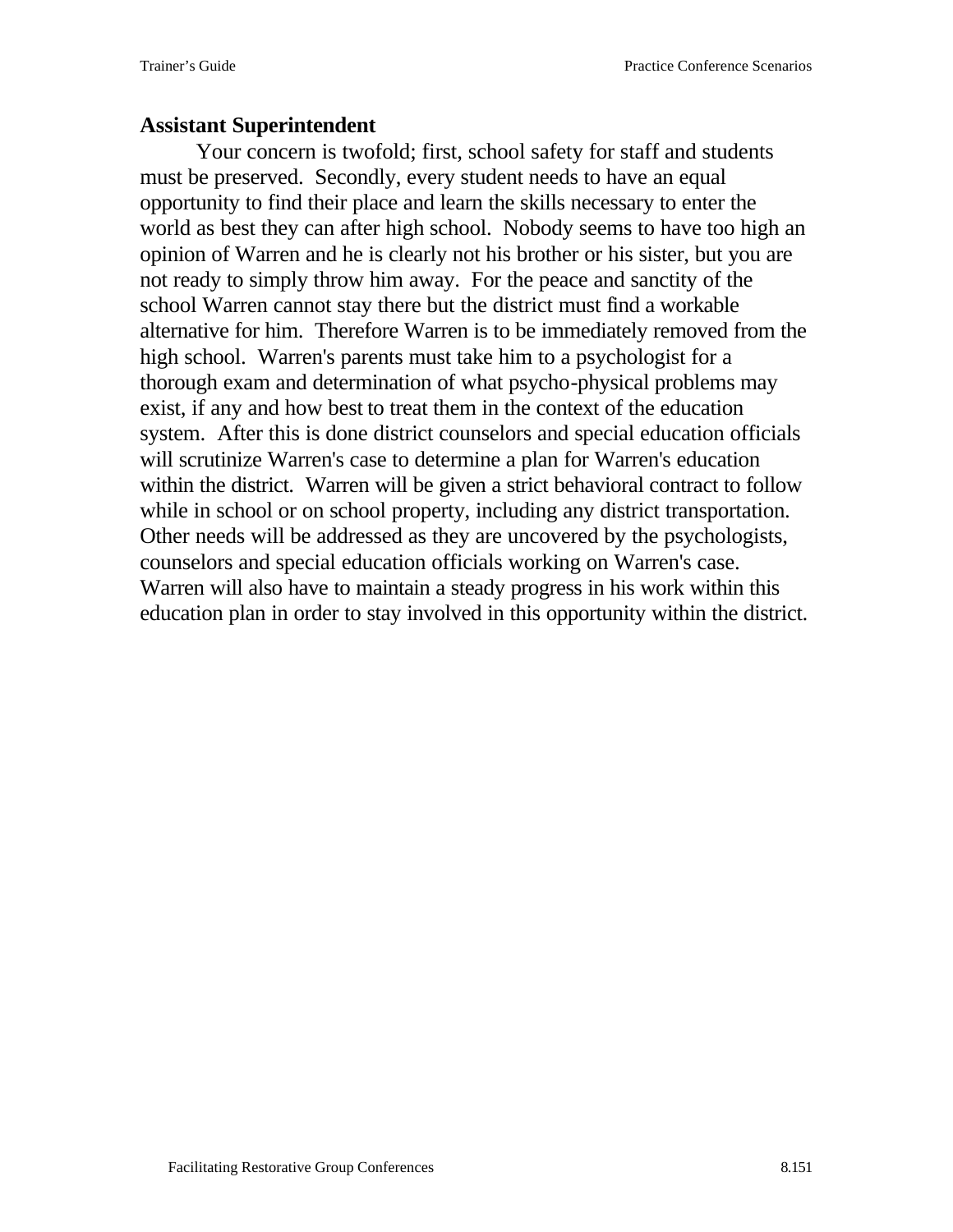**Assistant Superintendent**

Your concern is twofold; first, school safety for staff and students must be preserved. Secondly, every student needs to have an equal opportunity to find their place and learn the skills necessary to enter the world as best they can after high school. Nobody seems to have too high an opinion of Warren and he is clearly not his brother or his sister, but you are not ready to simply throw him away. For the peace and sanctity of the school Warren cannot stay there but the district must find a workable alternative for him. Therefore Warren is to be immediately removed from the high school. Warren's parents must take him to a psychologist for a thorough exam and determination of what psycho-physical problems may exist, if any and how best to treat them in the context of the education system. After this is done district counselors and special education officials will scrutinize Warren's case to determine a plan for Warren's education within the district. Warren will be given a strict behavioral contract to follow while in school or on school property, including any district transportation. Other needs will be addressed as they are uncovered by the psychologists, counselors and special education officials working on Warren's case. Warren will also have to maintain a steady progress in his work within this education plan in order to stay involved in this opportunity within the district.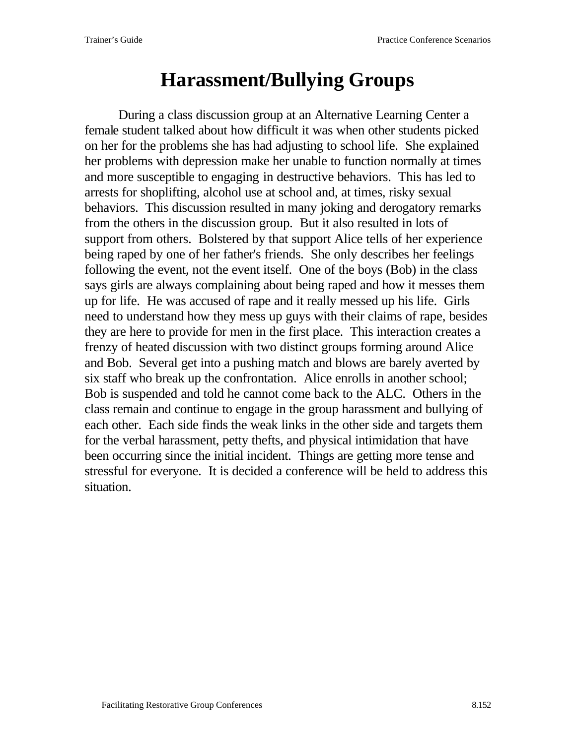# Harassment/Bullying Groups

During a class discussion group at an Alternative Learning Center a female student talked about how difficult it was when other students picked on her for the problems she has had adjusting to school life. She explained her problems with depression make her unable to function normally at times and more susceptible to engaging in destructive behaviors. This has led to arrests for shoplifting, alcohol use at school and, at times, risky sexual behaviors. This discussion resulted in many joking and derogatory remarks from the others in the discussion group. But it also resulted in lots of support from others. Bolstered by that support Alice tells of her experience being raped by one of her father's friends. She only describes her feelings following the event, not the event itself. One of the boys (Bob) in the class says girls are always complaining about being raped and how it messes them up for life. He was accused of rape and it really messed up his life. Girls need to understand how they mess up guys with their claims of rape, besides they are here to provide for men in the first place. This interaction creates a frenzy of heated discussion with two distinct groups forming around Alice and Bob. Several get into a pushing match and blows are barely averted by six staff who break up the confrontation. Alice enrolls in another school; Bob is suspended and told he cannot come back to the ALC. Others in the class remain and continue to engage in the group harassment and bullying of each other. Each side finds the weak links in the other side and targets them for the verbal harassment, petty thefts, and physical intimidation that have been occurring since the initial incident. Things are getting more tense and stressful for everyone. It is decided a conference will be held to address this situation.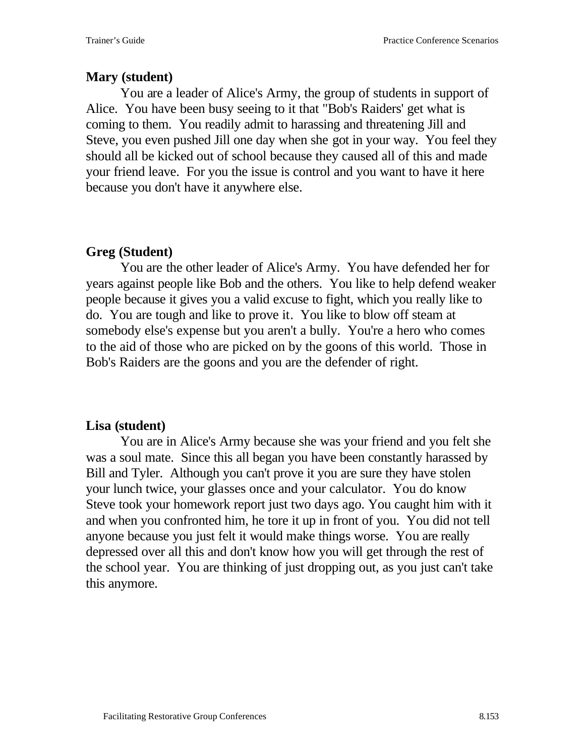**Mary (student)**

You are a leader of Alice's Army, the group of students in support of Alice. You have been busy seeing to it that "Bob's Raiders' get what is coming to them. You readily admit to harassing and threatening Jill and Steve, you even pushed Jill one day when she got in your way. You feel they should all be kicked out of school because they caused all of this and made your friend leave. For you the issue is control and you want to have it here because you don't have it anywhere else.

**Greg (Student)**

You are the other leader of Alice's Army. You have defended her for years against people like Bob and the others. You like to help defend weaker people because it gives you a valid excuse to fight, which you really like to do. You are tough and like to prove it. You like to blow off steam at somebody else's expense but you aren't a bully. You're a hero who comes to the aid of those who are picked on by the goons of this world. Those in Bob's Raiders are the goons and you are the defender of right.

**Lisa (student)**

You are in Alice's Army because she was your friend and you felt she was a soul mate. Since this all began you have been constantly harassed by Bill and Tyler. Although you can't prove it you are sure they have stolen your lunch twice, your glasses once and your calculator. You do know Steve took your homework report just two days ago. You caught him with it and when you confronted him, he tore it up in front of you. You did not tell anyone because you just felt it would make things worse. You are really depressed over all this and don't know how you will get through the rest of the school year. You are thinking of just dropping out, as you just can't take this anymore.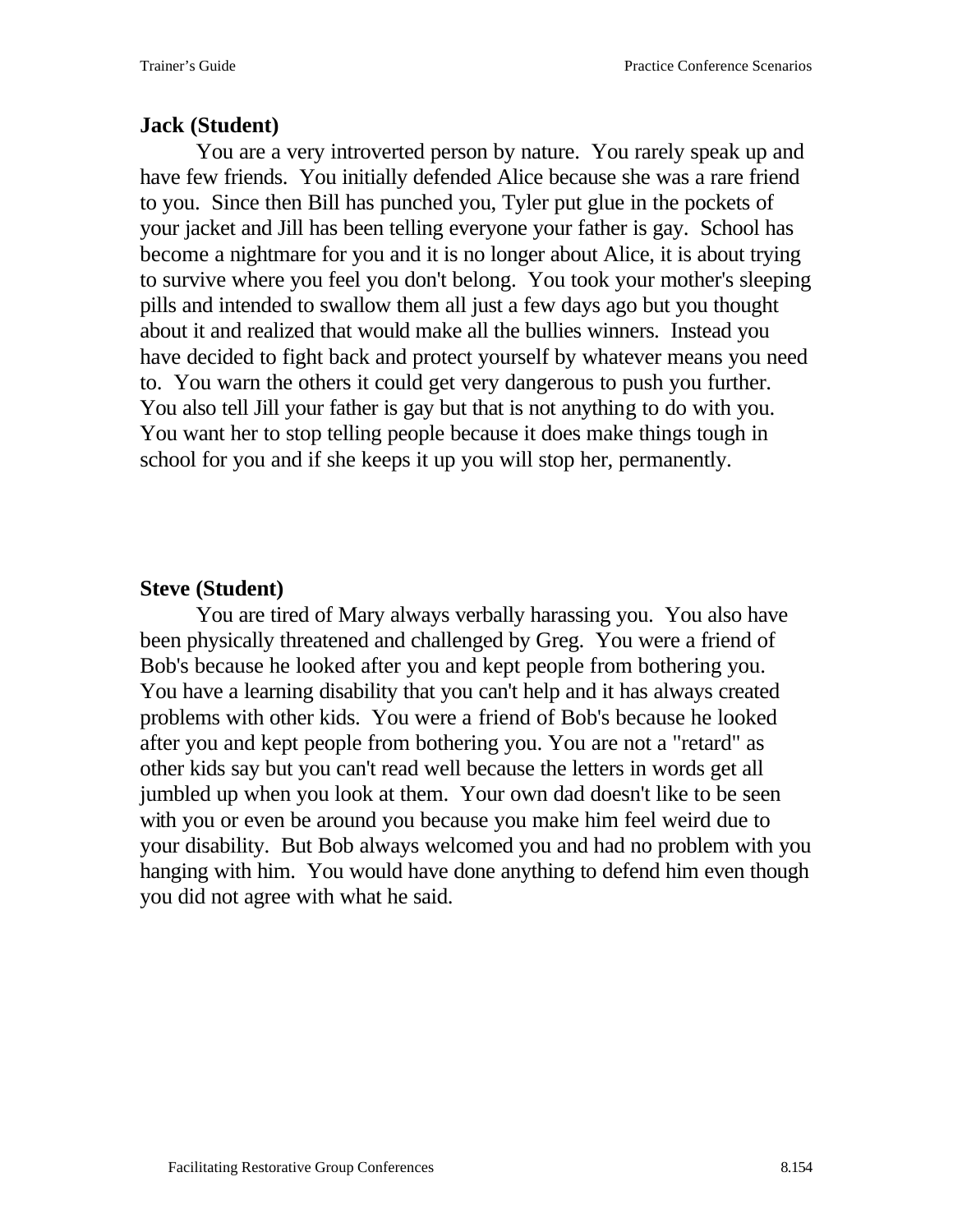**Jack (Student)**

You are a very introverted person by nature. You rarely speak up and have few friends. You initially defended Alice because she was a rare friend to you. Since then Bill has punched you, Tyler put glue in the pockets of your jacket and Jill has been telling everyone your father is gay. School has become a nightmare for you and it is no longer about Alice, it is about trying to survive where you feel you don't belong. You took your mother's sleeping pills and intended to swallow them all just a few days ago but you thought about it and realized that would make all the bullies winners. Instead you have decided to fight back and protect yourself by whatever means you need to. You warn the others it could get very dangerous to push you further. You also tell Jill your father is gay but that is not anything to do with you. You want her to stop telling people because it does make things tough in school for you and if she keeps it up you will stop her, permanently.

**Steve (Student)**

You are tired of Mary always verbally harassing you. You also have been physically threatened and challenged by Greg. You were a friend of Bob's because he looked after you and kept people from bothering you. You have a learning disability that you can't help and it has always created problems with other kids. You were a friend of Bob's because he looked after you and kept people from bothering you. You are not a "retard" as other kids say but you can't read well because the letters in words get all jumbled up when you look at them. Your own dad doesn't like to be seen with you or even be around you because you make him feel weird due to your disability. But Bob always welcomed you and had no problem with you hanging with him. You would have done anything to defend him even though you did not agree with what he said.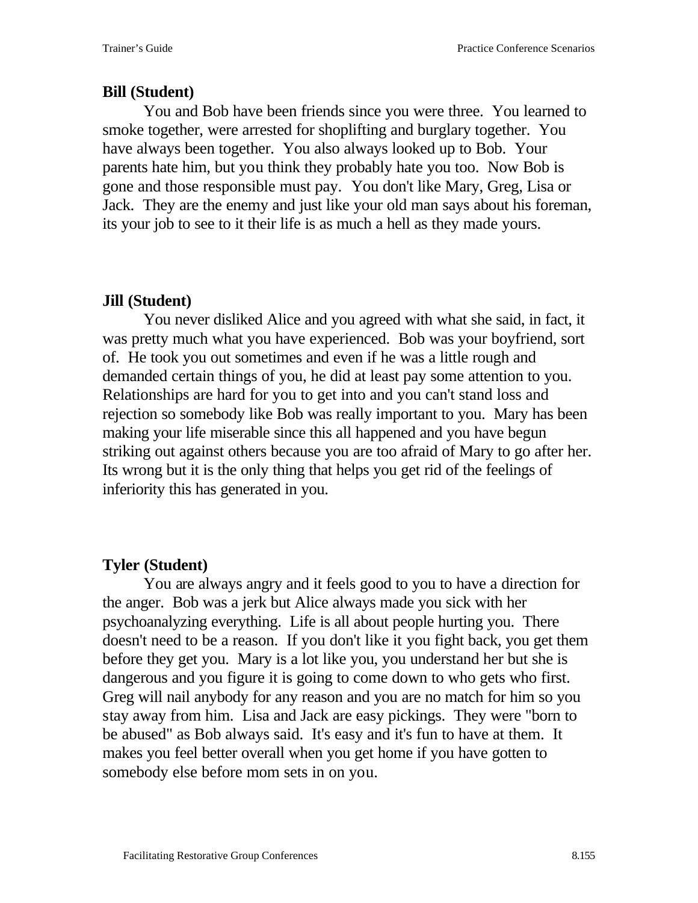**Bill (Student)**

You and Bob have been friends since you were three. You learned to smoke together, were arrested for shoplifting and burglary together. You have always been together. You also always looked up to Bob. Your parents hate him, but you think they probably hate you too. Now Bob is gone and those responsible must pay. You don't like Mary, Greg, Lisa or Jack. They are the enemy and just like your old man says about his foreman, its your job to see to it their life is as much a hell as they made yours.

**Jill (Student)**

You never disliked Alice and you agreed with what she said, in fact, it was pretty much what you have experienced. Bob was your boyfriend, sort of. He took you out sometimes and even if he was a little rough and demanded certain things of you, he did at least pay some attention to you. Relationships are hard for you to get into and you can't stand loss and rejection so somebody like Bob was really important to you. Mary has been making your life miserable since this all happened and you have begun striking out against others because you are too afraid of Mary to go after her. Its wrong but it is the only thing that helps you get rid of the feelings of inferiority this has generated in you.

**Tyler (Student)**

You are always angry and it feels good to you to have a direction for the anger. Bob was a jerk but Alice always made you sick with her psychoanalyzing everything. Life is all about people hurting you. There doesn't need to be a reason. If you don't like it you fight back, you get them before they get you. Mary is a lot like you, you understand her but she is dangerous and you figure it is going to come down to who gets who first. Greg will nail anybody for any reason and you are no match for him so you stay away from him. Lisa and Jack are easy pickings. They were "born to be abused" as Bob always said. It's easy and it's fun to have at them. It makes you feel better overall when you get home if you have gotten to somebody else before mom sets in on you.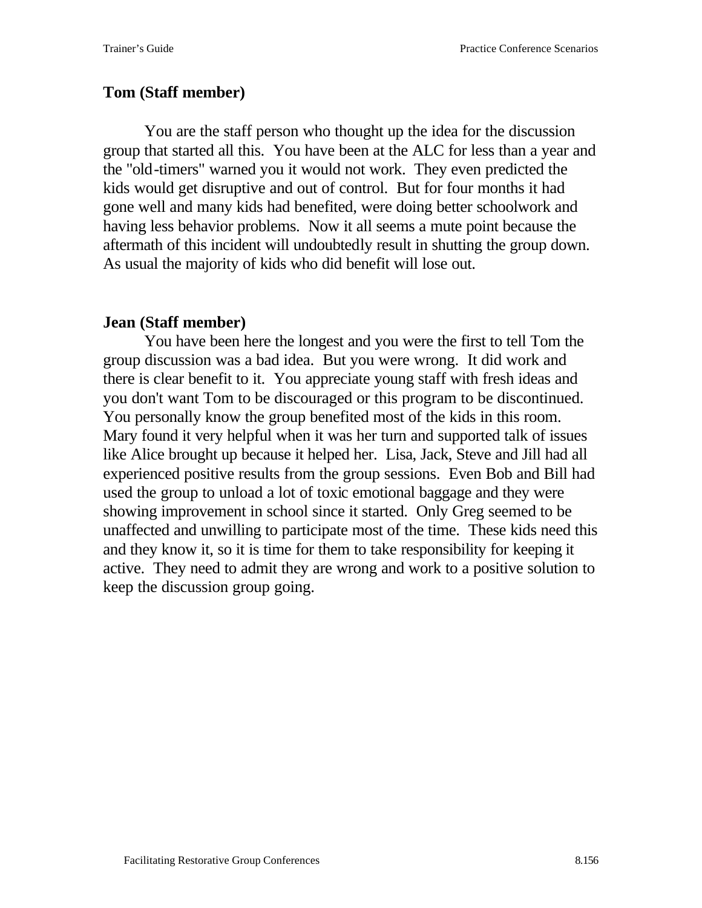**Tom (Staff member)**

You are the staff person who thought up the idea for the discussion group that started all this. You have been at the ALC for less than a year and the "old-timers" warned you it would not work. They even predicted the kids would get disruptive and out of control. But for four months it had gone well and many kids had benefited, were doing better schoolwork and having less behavior problems. Now it all seems a mute point because the aftermath of this incident will undoubtedly result in shutting the group down. As usual the majority of kids who did benefit will lose out.

**Jean (Staff member)**

You have been here the longest and you were the first to tell Tom the group discussion was a bad idea. But you were wrong. It did work and there is clear benefit to it. You appreciate young staff with fresh ideas and you don't want Tom to be discouraged or this program to be discontinued. You personally know the group benefited most of the kids in this room. Mary found it very helpful when it was her turn and supported talk of issues like Alice brought up because it helped her. Lisa, Jack, Steve and Jill had all experienced positive results from the group sessions. Even Bob and Bill had used the group to unload a lot of toxic emotional baggage and they were showing improvement in school since it started. Only Greg seemed to be unaffected and unwilling to participate most of the time. These kids need this and they know it, so it is time for them to take responsibility for keeping it active. They need to admit they are wrong and work to a positive solution to keep the discussion group going.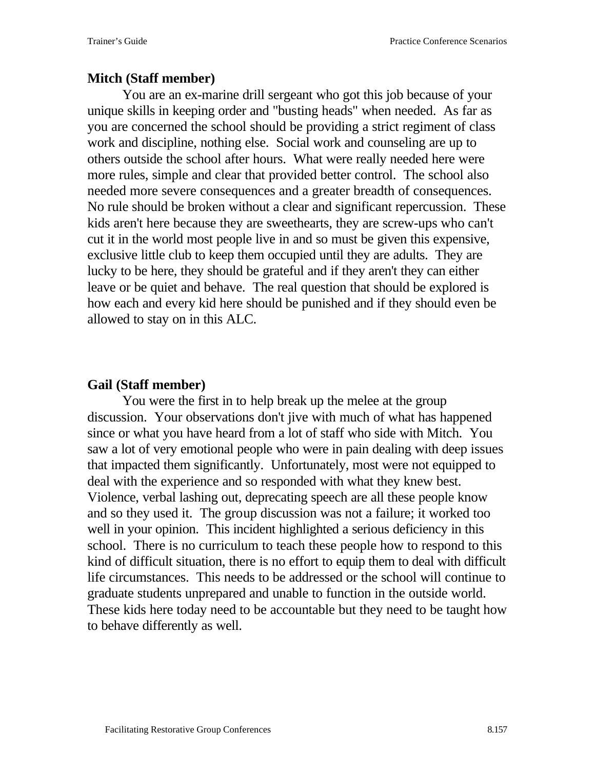**Mitch (Staff member)**

You are an ex-marine drill sergeant who got this job because of your unique skills in keeping order and "busting heads" when needed. As far as you are concerned the school should be providing a strict regiment of class work and discipline, nothing else. Social work and counseling are up to others outside the school after hours. What were really needed here were more rules, simple and clear that provided better control. The school also needed more severe consequences and a greater breadth of consequences. No rule should be broken without a clear and significant repercussion. These kids aren't here because they are sweethearts, they are screw-ups who can't cut it in the world most people live in and so must be given this expensive, exclusive little club to keep them occupied until they are adults. They are lucky to be here, they should be grateful and if they aren't they can either leave or be quiet and behave. The real question that should be explored is how each and every kid here should be punished and if they should even be allowed to stay on in this ALC.

**Gail (Staff member)**

You were the first in to help break up the melee at the group discussion. Your observations don't jive with much of what has happened since or what you have heard from a lot of staff who side with Mitch. You saw a lot of very emotional people who were in pain dealing with deep issues that impacted them significantly. Unfortunately, most were not equipped to deal with the experience and so responded with what they knew best. Violence, verbal lashing out, deprecating speech are all these people know and so they used it. The group discussion was not a failure; it worked too well in your opinion. This incident highlighted a serious deficiency in this school. There is no curriculum to teach these people how to respond to this kind of difficult situation, there is no effort to equip them to deal with difficult life circumstances. This needs to be addressed or the school will continue to graduate students unprepared and unable to function in the outside world. These kids here today need to be accountable but they need to be taught how to behave differently as well.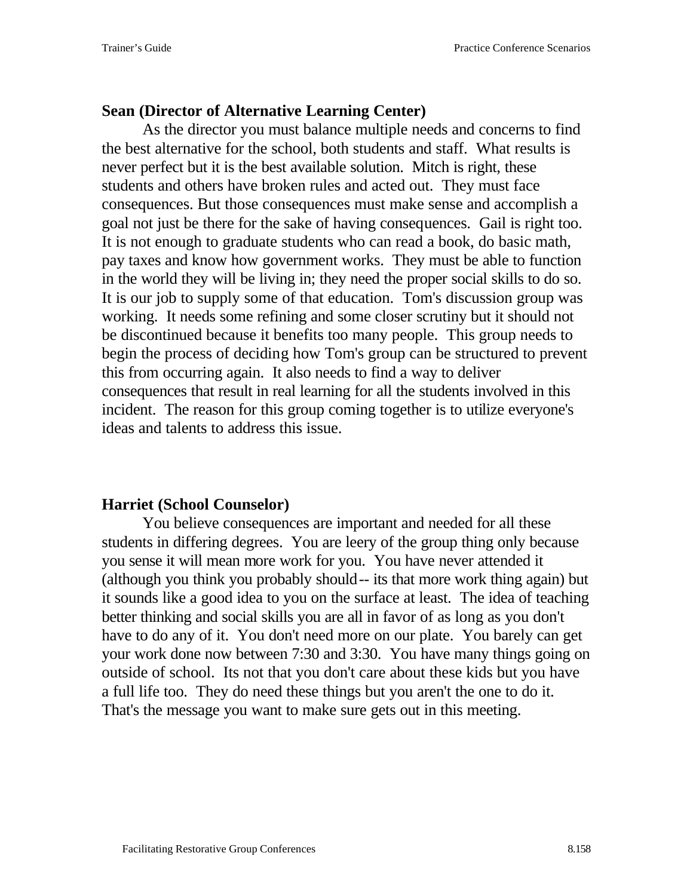**Sean (Director of Alternative Learning Center)**

As the director you must balance multiple needs and concerns to find the best alternative for the school, both students and staff. What results is never perfect but it is the best available solution. Mitch is right, these students and others have broken rules and acted out. They must face consequences. But those consequences must make sense and accomplish a goal not just be there for the sake of having consequences. Gail is right too. It is not enough to graduate students who can read a book, do basic math, pay taxes and know how government works. They must be able to function in the world they will be living in; they need the proper social skills to do so. It is our job to supply some of that education. Tom's discussion group was working. It needs some refining and some closer scrutiny but it should not be discontinued because it benefits too many people. This group needs to begin the process of deciding how Tom's group can be structured to prevent this from occurring again. It also needs to find a way to deliver consequences that result in real learning for all the students involved in this incident. The reason for this group coming together is to utilize everyone's ideas and talents to address this issue.

**Harriet (School Counselor)**

You believe consequences are important and needed for all these students in differing degrees. You are leery of the group thing only because you sense it will mean more work for you. You have never attended it (although you think you probably should-- its that more work thing again) but it sounds like a good idea to you on the surface at least. The idea of teaching better thinking and social skills you are all in favor of as long as you don't have to do any of it. You don't need more on our plate. You barely can get your work done now between 7:30 and 3:30. You have many things going on outside of school. Its not that you don't care about these kids but you have a full life too. They do need these things but you aren't the one to do it. That's the message you want to make sure gets out in this meeting.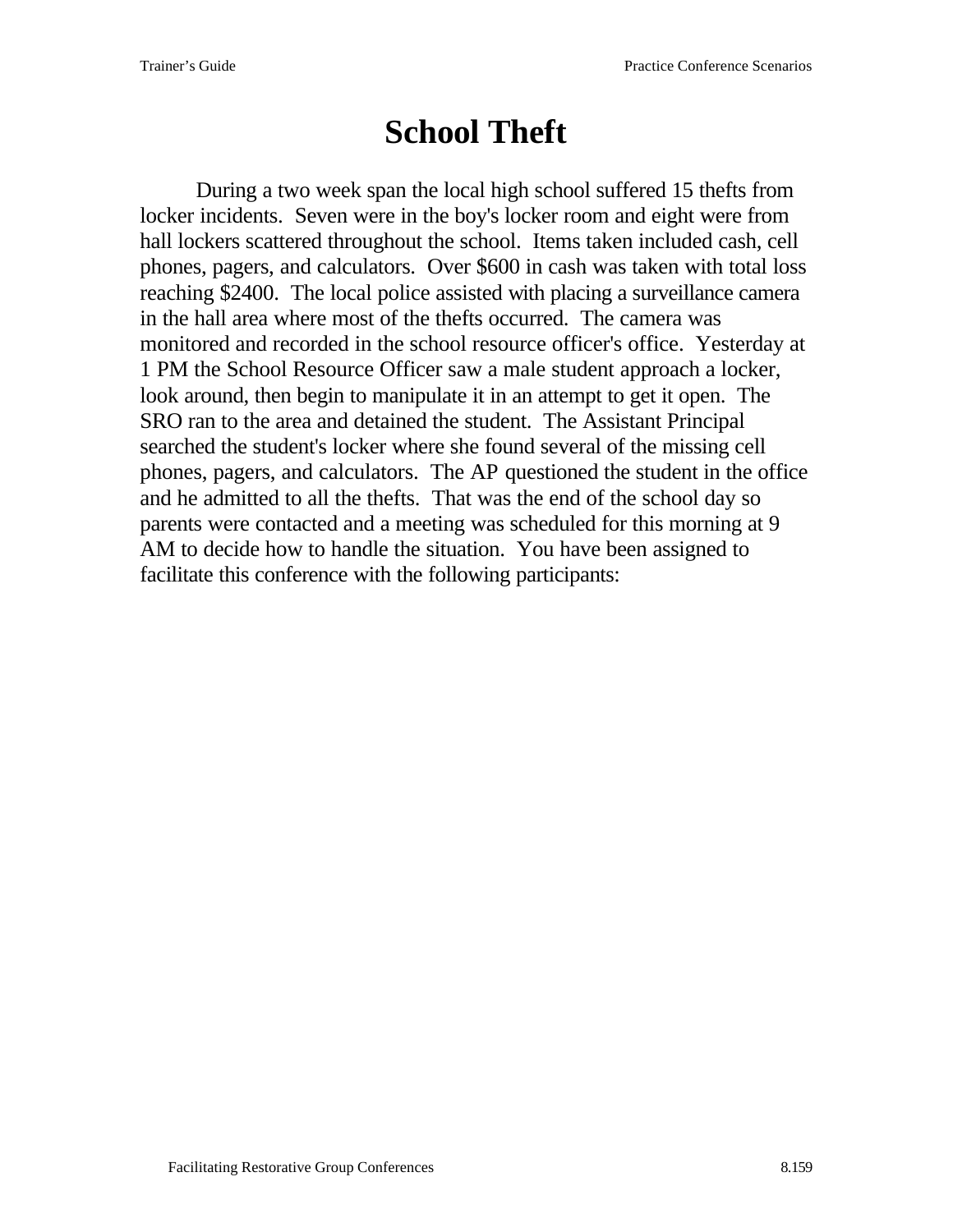# School Theft

During a two week span the local high school suffered 15 thefts from locker incidents. Seven were in the boy's locker room and eight were from hall lockers scattered throughout the school. Items taken included cash, cell phones, pagers, and calculators. Over $600 in cash was taken with total loss reaching $2400. The local police assisted with placing a surveillance camera in the hall area where most of the thefts occurred. The camera was monitored and recorded in the school resource officer's office. Yesterday at 1 PM the School Resource Officer saw a male student approach a locker, look around, then begin to manipulate it in an attempt to get it open. The SRO ran to the area and detained the student. The Assistant Principal searched the student's locker where she found several of the missing cell phones, pagers, and calculators. The AP questioned the student in the office and he admitted to all the thefts. That was the end of the school day so parents were contacted and a meeting was scheduled for this morning at 9 AM to decide how to handle the situation. You have been assigned to facilitate this conference with the following participants: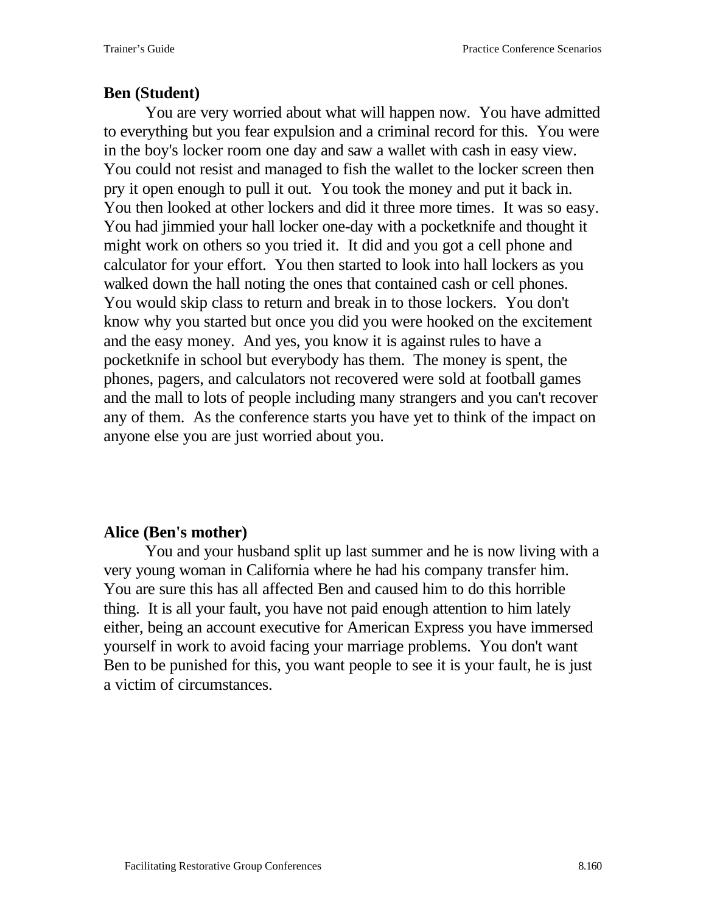**Ben (Student)**

You are very worried about what will happen now. You have admitted to everything but you fear expulsion and a criminal record for this. You were in the boy's locker room one day and saw a wallet with cash in easy view. You could not resist and managed to fish the wallet to the locker screen then pry it open enough to pull it out. You took the money and put it back in. You then looked at other lockers and did it three more times. It was so easy. You had jimmied your hall locker one-day with a pocketknife and thought it might work on others so you tried it. It did and you got a cell phone and calculator for your effort. You then started to look into hall lockers as you walked down the hall noting the ones that contained cash or cell phones. You would skip class to return and break in to those lockers. You don't know why you started but once you did you were hooked on the excitement and the easy money. And yes, you know it is against rules to have a pocketknife in school but everybody has them. The money is spent, the phones, pagers, and calculators not recovered were sold at football games and the mall to lots of people including many strangers and you can't recover any of them. As the conference starts you have yet to think of the impact on anyone else you are just worried about you.

**Alice (Ben's mother)**

You and your husband split up last summer and he is now living with a very young woman in California where he had his company transfer him. You are sure this has all affected Ben and caused him to do this horrible thing. It is all your fault, you have not paid enough attention to him lately either, being an account executive for American Express you have immersed yourself in work to avoid facing your marriage problems. You don't want Ben to be punished for this, you want people to see it is your fault, he is just a victim of circumstances.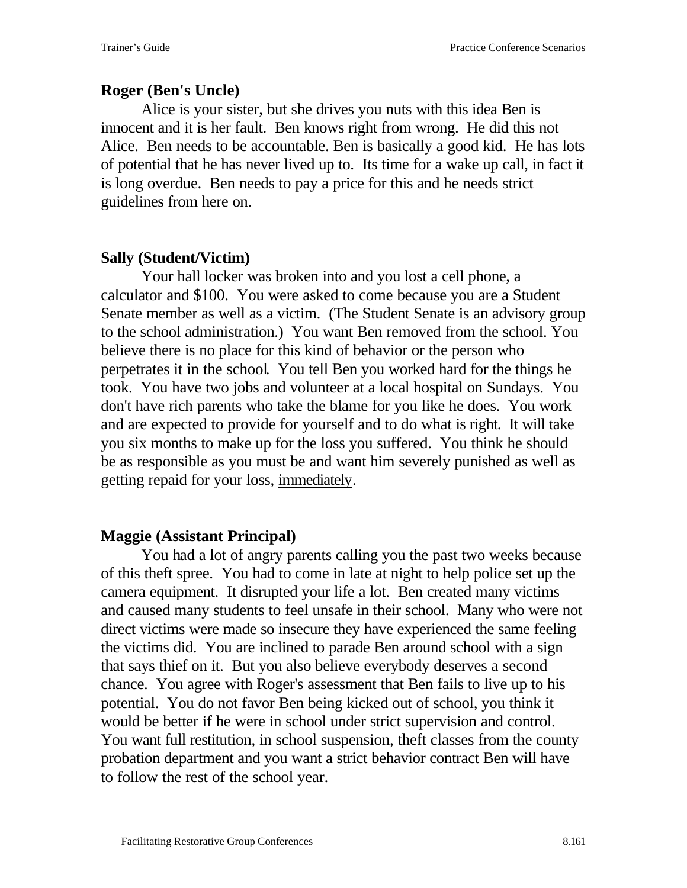**Roger (Ben's Uncle)**

Alice is your sister, but she drives you nuts with this idea Ben is innocent and it is her fault. Ben knows right from wrong. He did this not Alice. Ben needs to be accountable. Ben is basically a good kid. He has lots of potential that he has never lived up to. Its time for a wake up call, in fact it is long overdue. Ben needs to pay a price for this and he needs strict guidelines from here on.

**Sally (Student/Victim)**

Your hall locker was broken into and you lost a cell phone, a calculator and $100. You were asked to come because you are a Student Senate member as well as a victim. (The Student Senate is an advisory group to the school administration.) You want Ben removed from the school. You believe there is no place for this kind of behavior or the person who perpetrates it in the school. You tell Ben you worked hard for the things he took. You have two jobs and volunteer at a local hospital on Sundays. You don't have rich parents who take the blame for you like he does. You work and are expected to provide for yourself and to do what is right. It will take you six months to make up for the loss you suffered. You think he should be as responsible as you must be and want him severely punished as well as getting repaid for your loss, <u>immediately</u>.

**Maggie (Assistant Principal)**

You had a lot of angry parents calling you the past two weeks because of this theft spree. You had to come in late at night to help police set up the camera equipment. It disrupted your life a lot. Ben created many victims and caused many students to feel unsafe in their school. Many who were not direct victims were made so insecure they have experienced the same feeling the victims did. You are inclined to parade Ben around school with a sign that says thief on it. But you also believe everybody deserves a second chance. You agree with Roger's assessment that Ben fails to live up to his potential. You do not favor Ben being kicked out of school, you think it would be better if he were in school under strict supervision and control. You want full restitution, in school suspension, theft classes from the county probation department and you want a strict behavior contract Ben will have to follow the rest of the school year.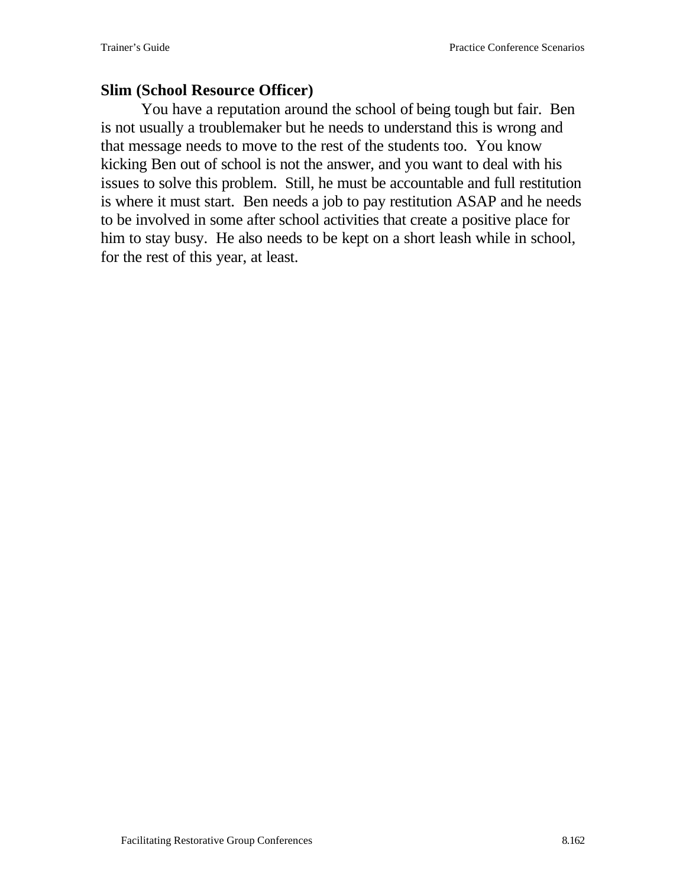**Slim (School Resource Officer)**

You have a reputation around the school of being tough but fair. Ben is not usually a troublemaker but he needs to understand this is wrong and that message needs to move to the rest of the students too. You know kicking Ben out of school is not the answer, and you want to deal with his issues to solve this problem. Still, he must be accountable and full restitution is where it must start. Ben needs a job to pay restitution ASAP and he needs to be involved in some after school activities that create a positive place for him to stay busy. He also needs to be kept on a short leash while in school, for the rest of this year, at least.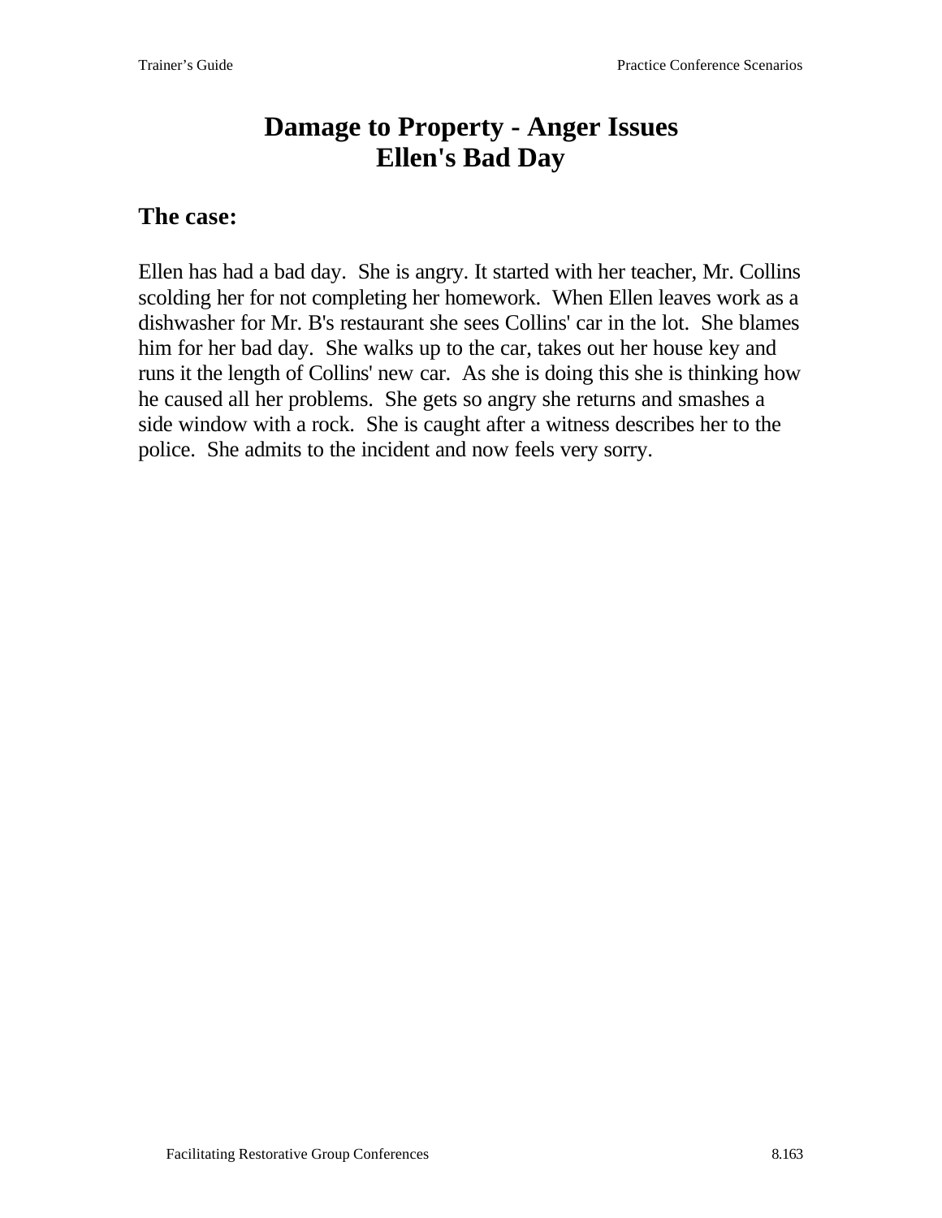# Damage to Property - Anger Issues
# Ellen's Bad Day

## The case:

Ellen has had a bad day. She is angry. It started with her teacher, Mr. Collins scolding her for not completing her homework. When Ellen leaves work as a dishwasher for Mr. B's restaurant she sees Collins' car in the lot. She blames him for her bad day. She walks up to the car, takes out her house key and runs it the length of Collins' new car. As she is doing this she is thinking how he caused all her problems. She gets so angry she returns and smashes a side window with a rock. She is caught after a witness describes her to the police. She admits to the incident and now feels very sorry.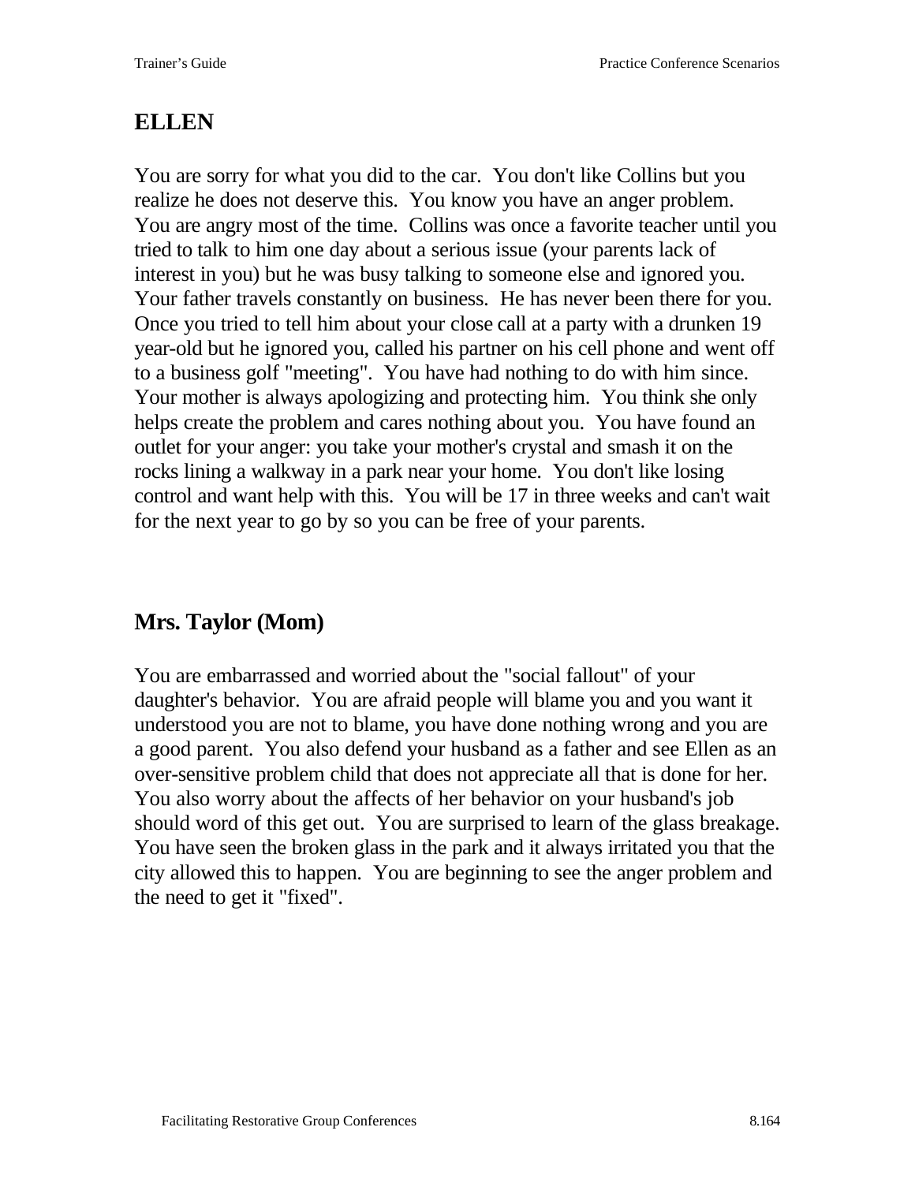## ELLEN

You are sorry for what you did to the car. You don't like Collins but you realize he does not deserve this. You know you have an anger problem. You are angry most of the time. Collins was once a favorite teacher until you tried to talk to him one day about a serious issue (your parents lack of interest in you) but he was busy talking to someone else and ignored you. Your father travels constantly on business. He has never been there for you. Once you tried to tell him about your close call at a party with a drunken 19 year-old but he ignored you, called his partner on his cell phone and went off to a business golf "meeting". You have had nothing to do with him since. Your mother is always apologizing and protecting him. You think she only helps create the problem and cares nothing about you. You have found an outlet for your anger: you take your mother's crystal and smash it on the rocks lining a walkway in a park near your home. You don't like losing control and want help with this. You will be 17 in three weeks and can't wait for the next year to go by so you can be free of your parents.

## Mrs. Taylor (Mom)

You are embarrassed and worried about the "social fallout" of your daughter's behavior. You are afraid people will blame you and you want it understood you are not to blame, you have done nothing wrong and you are a good parent. You also defend your husband as a father and see Ellen as an over-sensitive problem child that does not appreciate all that is done for her. You also worry about the affects of her behavior on your husband's job should word of this get out. You are surprised to learn of the glass breakage. You have seen the broken glass in the park and it always irritated you that the city allowed this to happen. You are beginning to see the anger problem and the need to get it "fixed".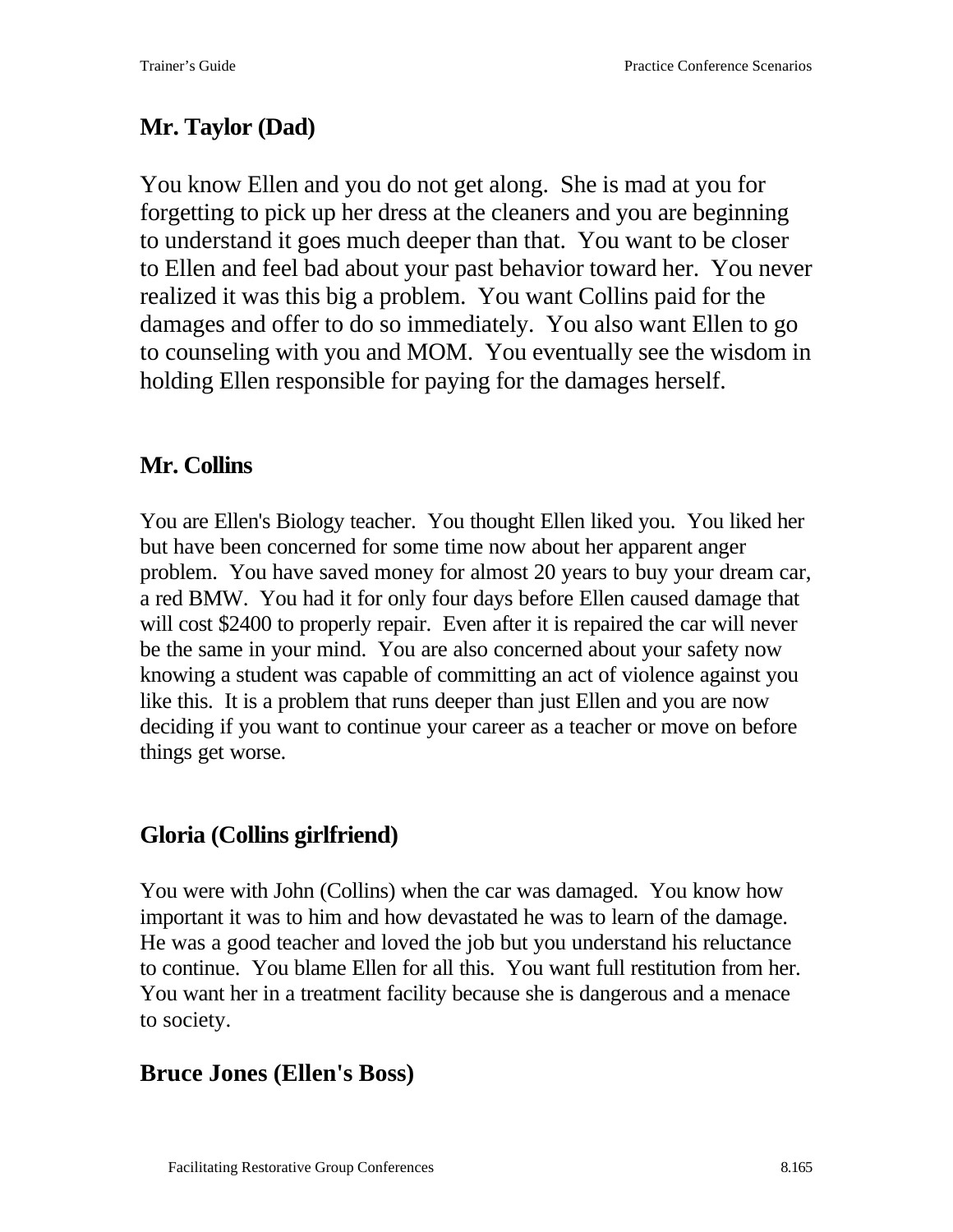## Mr. Taylor (Dad)

You know Ellen and you do not get along. She is mad at you for forgetting to pick up her dress at the cleaners and you are beginning to understand it goes much deeper than that. You want to be closer to Ellen and feel bad about your past behavior toward her. You never realized it was this big a problem. You want Collins paid for the damages and offer to do so immediately. You also want Ellen to go to counseling with you and MOM. You eventually see the wisdom in holding Ellen responsible for paying for the damages herself.

## Mr. Collins

You are Ellen's Biology teacher. You thought Ellen liked you. You liked her but have been concerned for some time now about her apparent anger problem. You have saved money for almost 20 years to buy your dream car, a red BMW. You had it for only four days before Ellen caused damage that will cost $2400 to properly repair. Even after it is repaired the car will never be the same in your mind. You are also concerned about your safety now knowing a student was capable of committing an act of violence against you like this. It is a problem that runs deeper than just Ellen and you are now deciding if you want to continue your career as a teacher or move on before things get worse.

## Gloria (Collins girlfriend)

You were with John (Collins) when the car was damaged. You know how important it was to him and how devastated he was to learn of the damage. He was a good teacher and loved the job but you understand his reluctance to continue. You blame Ellen for all this. You want full restitution from her. You want her in a treatment facility because she is dangerous and a menace to society.

## Bruce Jones (Ellen's Boss)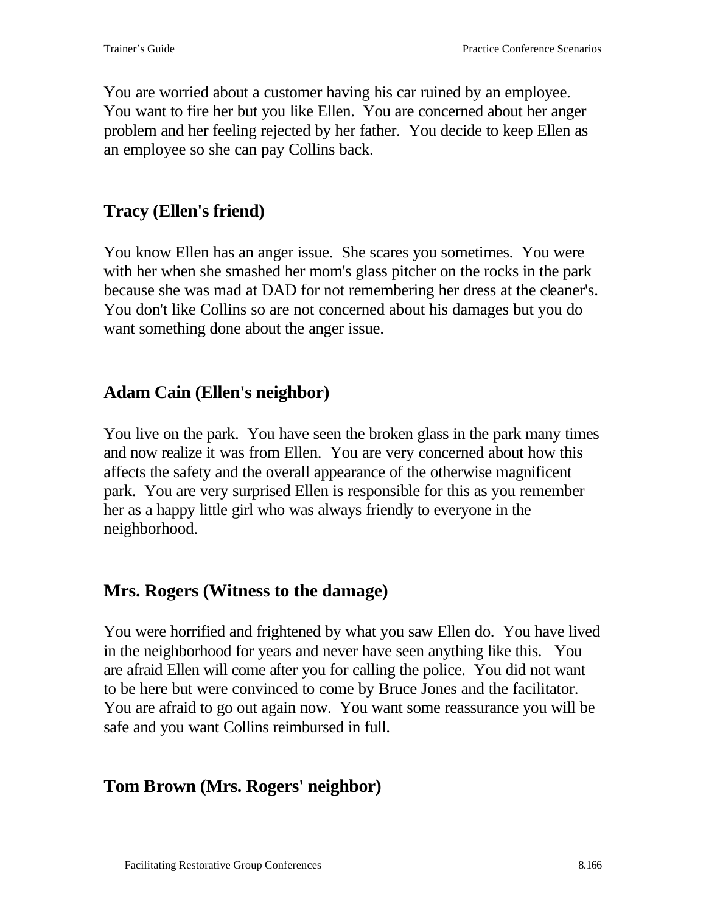You are worried about a customer having his car ruined by an employee. You want to fire her but you like Ellen. You are concerned about her anger problem and her feeling rejected by her father. You decide to keep Ellen as an employee so she can pay Collins back.

## Tracy (Ellen's friend)

You know Ellen has an anger issue. She scares you sometimes. You were with her when she smashed her mom's glass pitcher on the rocks in the park because she was mad at DAD for not remembering her dress at the cleaner's. You don't like Collins so are not concerned about his damages but you do want something done about the anger issue.

## Adam Cain (Ellen's neighbor)

You live on the park. You have seen the broken glass in the park many times and now realize it was from Ellen. You are very concerned about how this affects the safety and the overall appearance of the otherwise magnificent park. You are very surprised Ellen is responsible for this as you remember her as a happy little girl who was always friendly to everyone in the neighborhood.

## Mrs. Rogers (Witness to the damage)

You were horrified and frightened by what you saw Ellen do. You have lived in the neighborhood for years and never have seen anything like this. You are afraid Ellen will come after you for calling the police. You did not want to be here but were convinced to come by Bruce Jones and the facilitator. You are afraid to go out again now. You want some reassurance you will be safe and you want Collins reimbursed in full.

## Tom Brown (Mrs. Rogers' neighbor)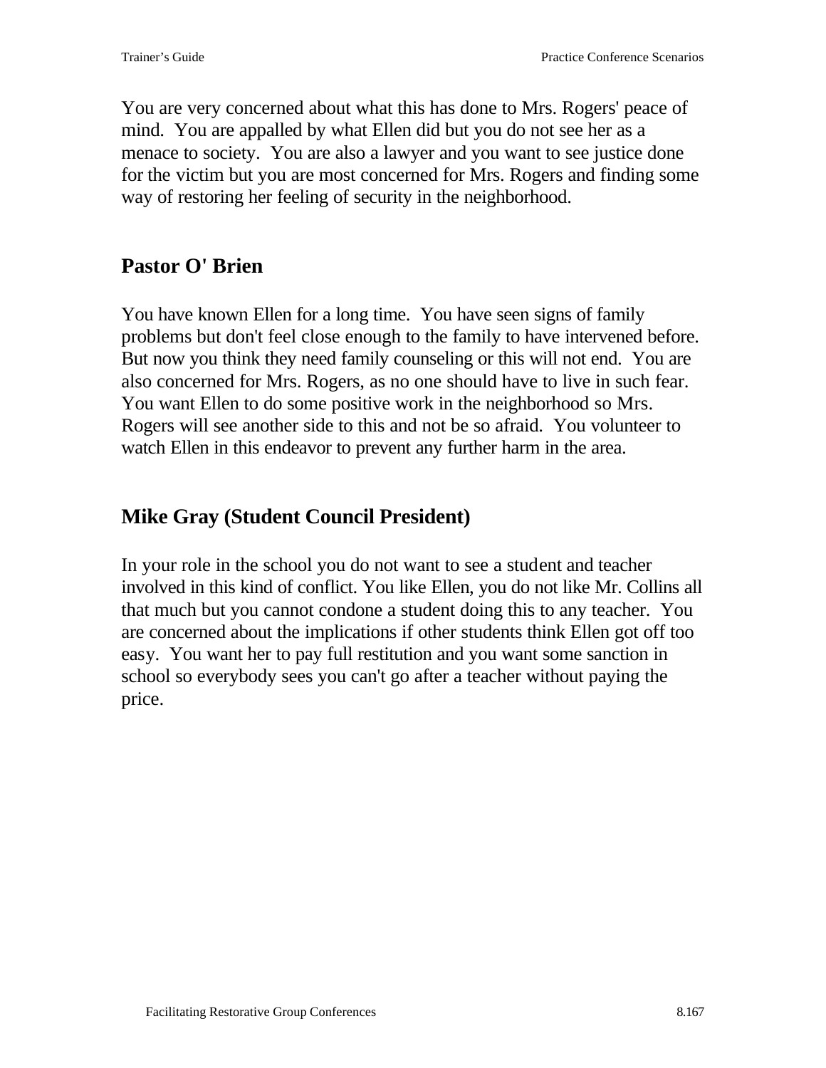You are very concerned about what this has done to Mrs. Rogers' peace of mind. You are appalled by what Ellen did but you do not see her as a menace to society. You are also a lawyer and you want to see justice done for the victim but you are most concerned for Mrs. Rogers and finding some way of restoring her feeling of security in the neighborhood.

## Pastor O' Brien

You have known Ellen for a long time. You have seen signs of family problems but don't feel close enough to the family to have intervened before. But now you think they need family counseling or this will not end. You are also concerned for Mrs. Rogers, as no one should have to live in such fear. You want Ellen to do some positive work in the neighborhood so Mrs. Rogers will see another side to this and not be so afraid. You volunteer to watch Ellen in this endeavor to prevent any further harm in the area.

## Mike Gray (Student Council President)

In your role in the school you do not want to see a student and teacher involved in this kind of conflict. You like Ellen, you do not like Mr. Collins all that much but you cannot condone a student doing this to any teacher. You are concerned about the implications if other students think Ellen got off too easy. You want her to pay full restitution and you want some sanction in school so everybody sees you can't go after a teacher without paying the price.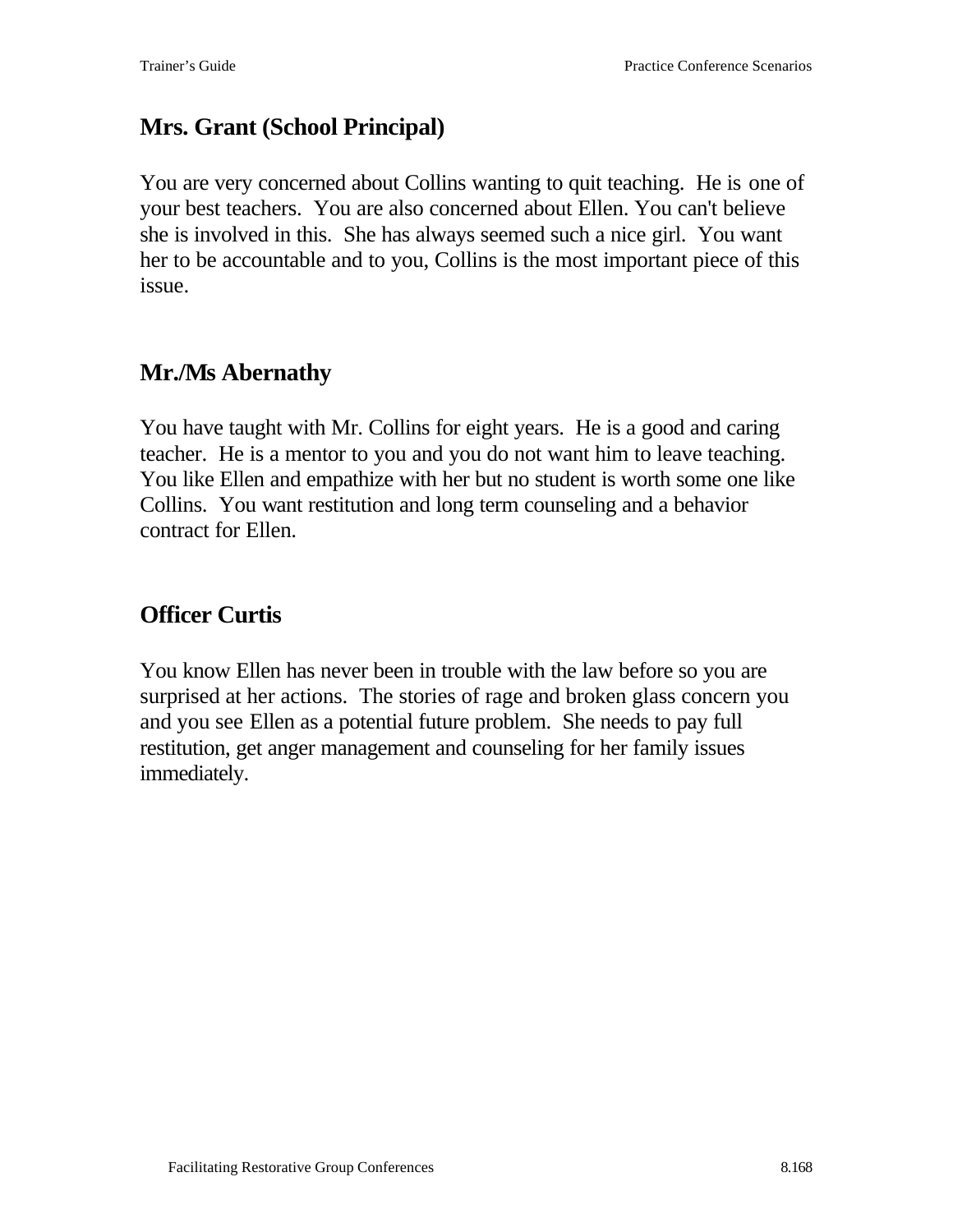## Mrs. Grant (School Principal)

You are very concerned about Collins wanting to quit teaching. He is one of your best teachers. You are also concerned about Ellen. You can't believe she is involved in this. She has always seemed such a nice girl. You want her to be accountable and to you, Collins is the most important piece of this issue.

## Mr./Ms Abernathy

You have taught with Mr. Collins for eight years. He is a good and caring teacher. He is a mentor to you and you do not want him to leave teaching. You like Ellen and empathize with her but no student is worth some one like Collins. You want restitution and long term counseling and a behavior contract for Ellen.

## Officer Curtis

You know Ellen has never been in trouble with the law before so you are surprised at her actions. The stories of rage and broken glass concern you and you see Ellen as a potential future problem. She needs to pay full restitution, get anger management and counseling for her family issues immediately.